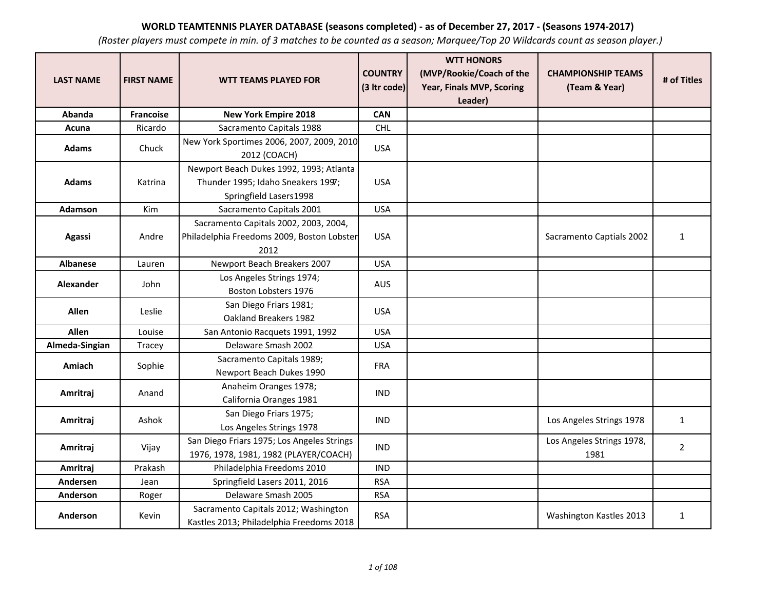**WORLD TEAMTENNIS PLAYER DATABASE (seasons completed) - as of December 27, 2017 - (Seasons 1974-2017)**

*(Roster players must compete in min. of 3 matches to be counted as a season; Marquee/Top 20 Wildcards count as season player.)*

| LAST NAME | FIRST NAME | WTT TEAMS PLAYED FOR | COUNTRY (3 ltr code) | WTT HONORS (MVP/Rookie/Coach of the Year, Finals MVP, Scoring Leader) | CHAMPIONSHIP TEAMS (Team & Year) | # of Titles |
|---|---|---|---|---|---|---|
| **Abanda** | **Francoise** | **New York Empire 2018** | **CAN** | | | |
| **Acuna** | Ricardo | Sacramento Capitals 1988 | CHL | | | |
| **Adams** | Chuck | New York Sportimes 2006, 2007, 2009, 2010 2012 (COACH) | USA | | | |
| **Adams** | Katrina | Newport Beach Dukes 1992, 1993; Atlanta Thunder 1995; Idaho Sneakers 1997; Springfield Lasers1998 | USA | | | |
| **Adamson** | Kim | Sacramento Capitals 2001 | USA | | | |
| **Agassi** | Andre | Sacramento Capitals 2002, 2003, 2004, Philadelphia Freedoms 2009, Boston Lobster 2012 | USA | | Sacramento Captials 2002 | 1 |
| **Albanese** | Lauren | Newport Beach Breakers 2007 | USA | | | |
| **Alexander** | John | Los Angeles Strings 1974; Boston Lobsters 1976 | AUS | | | |
| **Allen** | Leslie | San Diego Friars 1981; Oakland Breakers 1982 | USA | | | |
| **Allen** | Louise | San Antonio Racquets 1991, 1992 | USA | | | |
| **Almeda-Singian** | Tracey | Delaware Smash 2002 | USA | | | |
| **Amiach** | Sophie | Sacramento Capitals 1989; Newport Beach Dukes 1990 | FRA | | | |
| **Amritraj** | Anand | Anaheim Oranges 1978; California Oranges 1981 | IND | | | |
| **Amritraj** | Ashok | San Diego Friars 1975; Los Angeles Strings 1978 | IND | | Los Angeles Strings 1978 | 1 |
| **Amritraj** | Vijay | San Diego Friars 1975; Los Angeles Strings 1976, 1978, 1981, 1982 (PLAYER/COACH) | IND | | Los Angeles Strings 1978, 1981 | 2 |
| **Amritraj** | Prakash | Philadelphia Freedoms 2010 | IND | | | |
| **Andersen** | Jean | Springfield Lasers 2011, 2016 | RSA | | | |
| **Anderson** | Roger | Delaware Smash 2005 | RSA | | | |
| **Anderson** | Kevin | Sacramento Capitals 2012; Washington Kastles 2013; Philadelphia Freedoms 2018 | RSA | | Washington Kastles 2013 | 1 |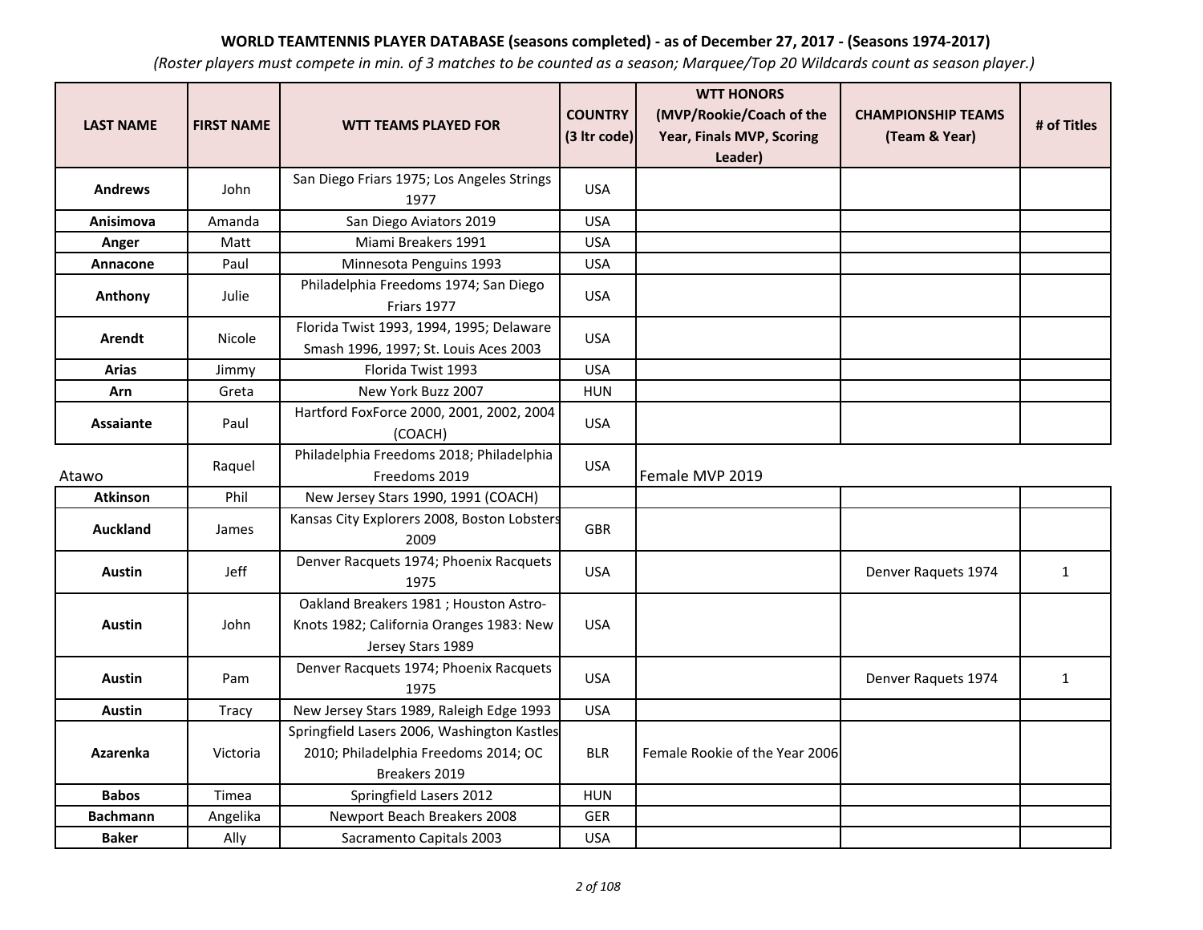**WORLD TEAMTENNIS PLAYER DATABASE (seasons completed) - as of December 27, 2017 - (Seasons 1974-2017)**

*(Roster players must compete in min. of 3 matches to be counted as a season; Marquee/Top 20 Wildcards count as season player.)*

| LAST NAME | FIRST NAME | WTT TEAMS PLAYED FOR | COUNTRY (3 ltr code) | WTT HONORS (MVP/Rookie/Coach of the Year, Finals MVP, Scoring Leader) | CHAMPIONSHIP TEAMS (Team & Year) | # of Titles |
|---|---|---|---|---|---|---|
| **Andrews** | John | San Diego Friars 1975; Los Angeles Strings 1977 | USA | | | |
| **Anisimova** | Amanda | San Diego Aviators 2019 | USA | | | |
| **Anger** | Matt | Miami Breakers 1991 | USA | | | |
| **Annacone** | Paul | Minnesota Penguins 1993 | USA | | | |
| **Anthony** | Julie | Philadelphia Freedoms 1974; San Diego Friars 1977 | USA | | | |
| **Arendt** | Nicole | Florida Twist 1993, 1994, 1995; Delaware Smash 1996, 1997; St. Louis Aces 2003 | USA | | | |
| **Arias** | Jimmy | Florida Twist 1993 | USA | | | |
| **Arn** | Greta | New York Buzz 2007 | HUN | | | |
| **Assaiante** | Paul | Hartford FoxForce 2000, 2001, 2002, 2004 (COACH) | USA | | | |
| Atawo | Raquel | Philadelphia Freedoms 2018; Philadelphia Freedoms 2019 | USA | Female MVP 2019 | | |
| **Atkinson** | Phil | New Jersey Stars 1990, 1991 (COACH) | | | | |
| **Auckland** | James | Kansas City Explorers 2008, Boston Lobsters 2009 | GBR | | | |
| **Austin** | Jeff | Denver Racquets 1974; Phoenix Racquets 1975 | USA | | Denver Raquets 1974 | 1 |
| **Austin** | John | Oakland Breakers 1981 ; Houston Astro-Knots 1982; California Oranges 1983: New Jersey Stars 1989 | USA | | | |
| **Austin** | Pam | Denver Racquets 1974; Phoenix Racquets 1975 | USA | | Denver Raquets 1974 | 1 |
| **Austin** | Tracy | New Jersey Stars 1989, Raleigh Edge 1993 | USA | | | |
| **Azarenka** | Victoria | Springfield Lasers 2006, Washington Kastles 2010; Philadelphia Freedoms 2014; OC Breakers 2019 | BLR | Female Rookie of the Year 2006 | | |
| **Babos** | Timea | Springfield Lasers 2012 | HUN | | | |
| **Bachmann** | Angelika | Newport Beach Breakers 2008 | GER | | | |
| **Baker** | Ally | Sacramento Capitals 2003 | USA | | | |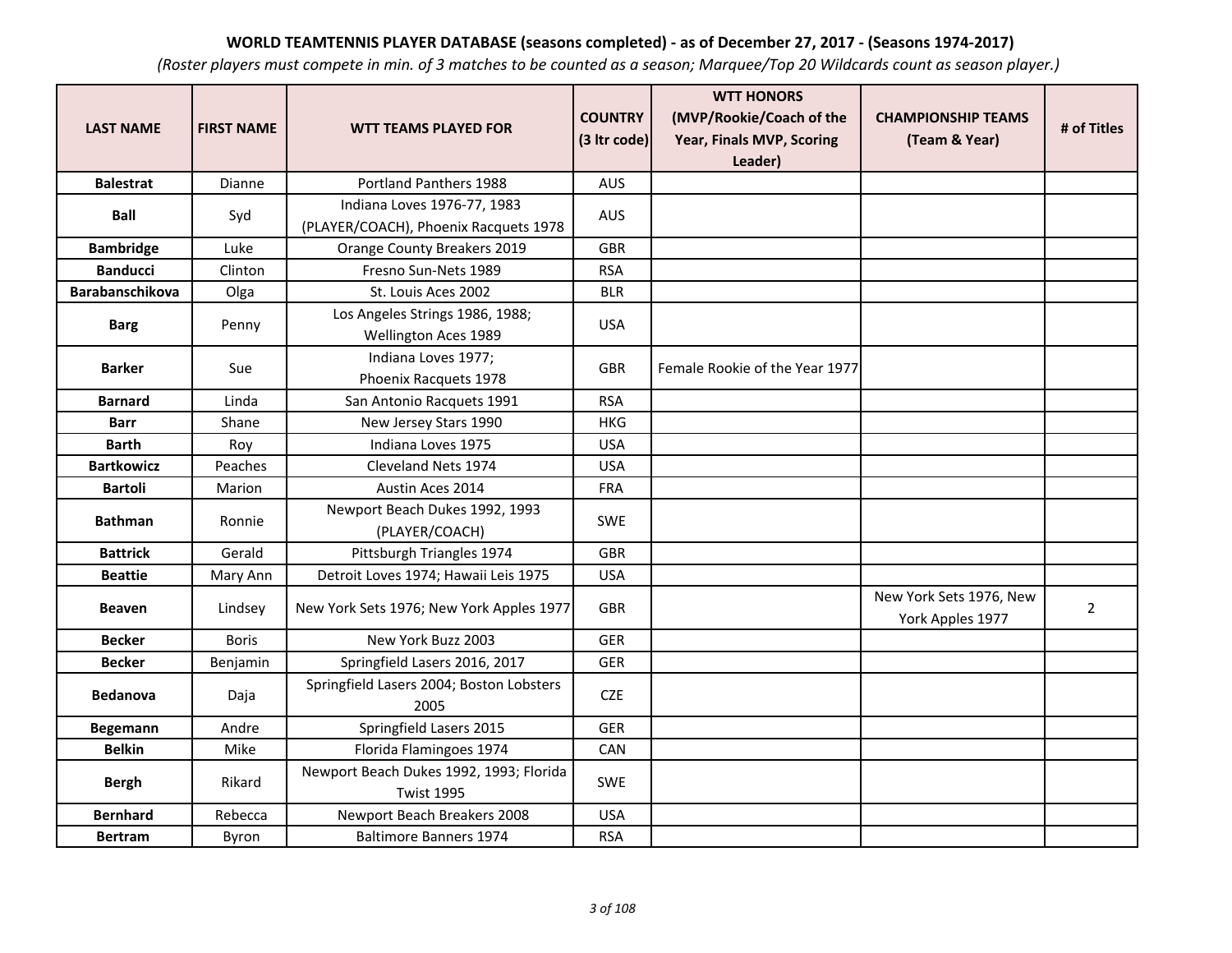**WORLD TEAMTENNIS PLAYER DATABASE (seasons completed) - as of December 27, 2017 - (Seasons 1974-2017)**

*(Roster players must compete in min. of 3 matches to be counted as a season; Marquee/Top 20 Wildcards count as season player.)*

| LAST NAME | FIRST NAME | WTT TEAMS PLAYED FOR | COUNTRY (3 ltr code) | WTT HONORS (MVP/Rookie/Coach of the Year, Finals MVP, Scoring Leader) | CHAMPIONSHIP TEAMS (Team & Year) | # of Titles |
|---|---|---|---|---|---|---|
| **Balestrat** | Dianne | Portland Panthers 1988 | AUS | | | |
| **Ball** | Syd | Indiana Loves 1976-77, 1983 (PLAYER/COACH), Phoenix Racquets 1978 | AUS | | | |
| **Bambridge** | Luke | Orange County Breakers 2019 | GBR | | | |
| **Banducci** | Clinton | Fresno Sun-Nets 1989 | RSA | | | |
| **Barabanschikova** | Olga | St. Louis Aces 2002 | BLR | | | |
| **Barg** | Penny | Los Angeles Strings 1986, 1988; Wellington Aces 1989 | USA | | | |
| **Barker** | Sue | Indiana Loves 1977; Phoenix Racquets 1978 | GBR | Female Rookie of the Year 1977 | | |
| **Barnard** | Linda | San Antonio Racquets 1991 | RSA | | | |
| **Barr** | Shane | New Jersey Stars 1990 | HKG | | | |
| **Barth** | Roy | Indiana Loves 1975 | USA | | | |
| **Bartkowicz** | Peaches | Cleveland Nets 1974 | USA | | | |
| **Bartoli** | Marion | Austin Aces 2014 | FRA | | | |
| **Bathman** | Ronnie | Newport Beach Dukes 1992, 1993 (PLAYER/COACH) | SWE | | | |
| **Battrick** | Gerald | Pittsburgh Triangles 1974 | GBR | | | |
| **Beattie** | Mary Ann | Detroit Loves 1974; Hawaii Leis 1975 | USA | | | |
| **Beaven** | Lindsey | New York Sets 1976; New York Apples 1977 | GBR | | New York Sets 1976, New York Apples 1977 | 2 |
| **Becker** | Boris | New York Buzz 2003 | GER | | | |
| **Becker** | Benjamin | Springfield Lasers 2016, 2017 | GER | | | |
| **Bedanova** | Daja | Springfield Lasers 2004; Boston Lobsters 2005 | CZE | | | |
| **Begemann** | Andre | Springfield Lasers 2015 | GER | | | |
| **Belkin** | Mike | Florida Flamingoes 1974 | CAN | | | |
| **Bergh** | Rikard | Newport Beach Dukes 1992, 1993; Florida Twist 1995 | SWE | | | |
| **Bernhard** | Rebecca | Newport Beach Breakers 2008 | USA | | | |
| **Bertram** | Byron | Baltimore Banners 1974 | RSA | | | |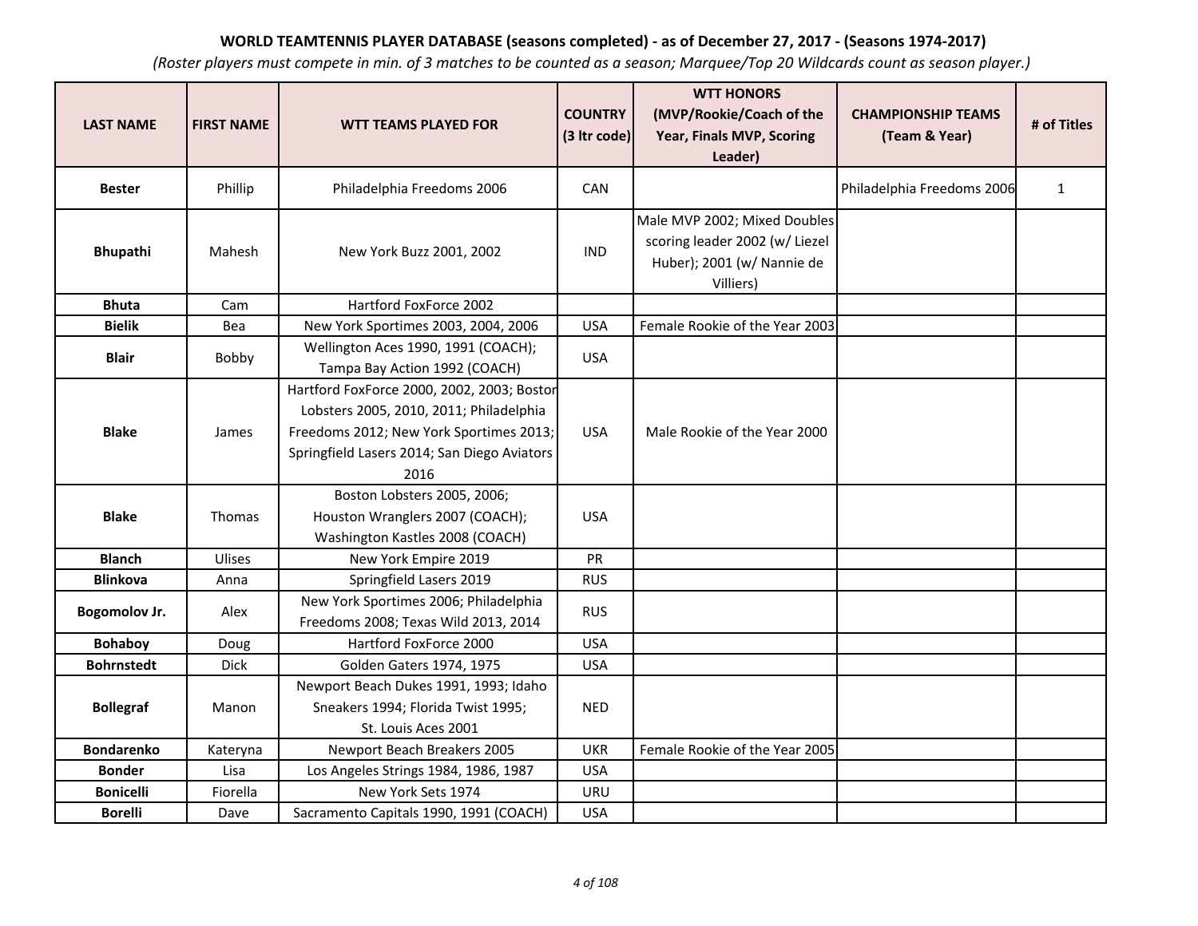**WORLD TEAMTENNIS PLAYER DATABASE (seasons completed) - as of December 27, 2017 - (Seasons 1974-2017)**

*(Roster players must compete in min. of 3 matches to be counted as a season; Marquee/Top 20 Wildcards count as season player.)*

| LAST NAME | FIRST NAME | WTT TEAMS PLAYED FOR | COUNTRY (3 ltr code) | WTT HONORS (MVP/Rookie/Coach of the Year, Finals MVP, Scoring Leader) | CHAMPIONSHIP TEAMS (Team & Year) | # of Titles |
|---|---|---|---|---|---|---|
| **Bester** | Phillip | Philadelphia Freedoms 2006 | CAN | | Philadelphia Freedoms 2006 | 1 |
| **Bhupathi** | Mahesh | New York Buzz 2001, 2002 | IND | Male MVP 2002; Mixed Doubles scoring leader 2002 (w/ Liezel Huber); 2001 (w/ Nannie de Villiers) | | |
| **Bhuta** | Cam | Hartford FoxForce 2002 | | | | |
| **Bielik** | Bea | New York Sportimes 2003, 2004, 2006 | USA | Female Rookie of the Year 2003 | | |
| **Blair** | Bobby | Wellington Aces 1990, 1991 (COACH); Tampa Bay Action 1992 (COACH) | USA | | | |
| **Blake** | James | Hartford FoxForce 2000, 2002, 2003; Boston Lobsters 2005, 2010, 2011; Philadelphia Freedoms 2012; New York Sportimes 2013; Springfield Lasers 2014; San Diego Aviators 2016 | USA | Male Rookie of the Year 2000 | | |
| **Blake** | Thomas | Boston Lobsters 2005, 2006; Houston Wranglers 2007 (COACH); Washington Kastles 2008 (COACH) | USA | | | |
| **Blanch** | Ulises | New York Empire 2019 | PR | | | |
| **Blinkova** | Anna | Springfield Lasers 2019 | RUS | | | |
| **Bogomolov Jr.** | Alex | New York Sportimes 2006; Philadelphia Freedoms 2008; Texas Wild 2013, 2014 | RUS | | | |
| **Bohaboy** | Doug | Hartford FoxForce 2000 | USA | | | |
| **Bohrnstedt** | Dick | Golden Gaters 1974, 1975 | USA | | | |
| **Bollegraf** | Manon | Newport Beach Dukes 1991, 1993; Idaho Sneakers 1994; Florida Twist 1995; St. Louis Aces 2001 | NED | | | |
| **Bondarenko** | Kateryna | Newport Beach Breakers 2005 | UKR | Female Rookie of the Year 2005 | | |
| **Bonder** | Lisa | Los Angeles Strings 1984, 1986, 1987 | USA | | | |
| **Bonicelli** | Fiorella | New York Sets 1974 | URU | | | |
| **Borelli** | Dave | Sacramento Capitals 1990, 1991 (COACH) | USA | | | |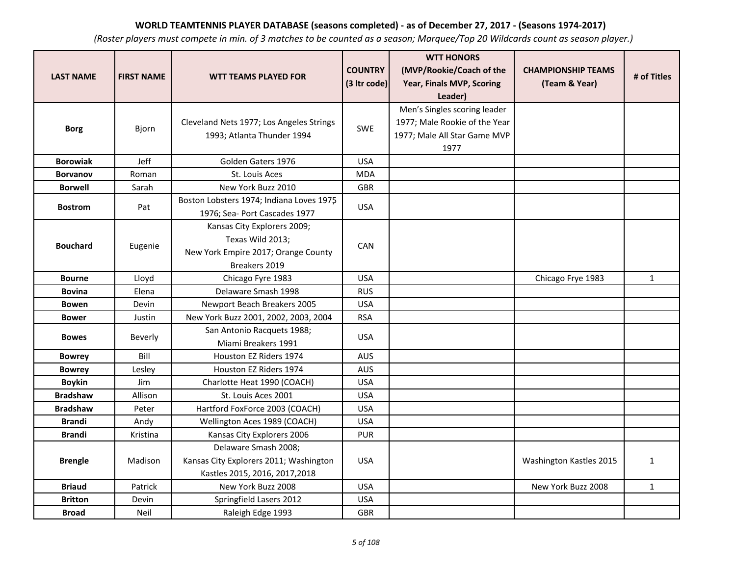**WORLD TEAMTENNIS PLAYER DATABASE (seasons completed) - as of December 27, 2017 - (Seasons 1974-2017)**

*(Roster players must compete in min. of 3 matches to be counted as a season; Marquee/Top 20 Wildcards count as season player.)*

| LAST NAME | FIRST NAME | WTT TEAMS PLAYED FOR | COUNTRY (3 ltr code) | WTT HONORS (MVP/Rookie/Coach of the Year, Finals MVP, Scoring Leader) | CHAMPIONSHIP TEAMS (Team & Year) | # of Titles |
|---|---|---|---|---|---|---|
| **Borg** | Bjorn | Cleveland Nets 1977; Los Angeles Strings 1993; Atlanta Thunder 1994 | SWE | Men's Singles scoring leader 1977; Male Rookie of the Year 1977; Male All Star Game MVP 1977 | | |
| **Borowiak** | Jeff | Golden Gaters 1976 | USA | | | |
| **Borvanov** | Roman | St. Louis Aces | MDA | | | |
| **Borwell** | Sarah | New York Buzz 2010 | GBR | | | |
| **Bostrom** | Pat | Boston Lobsters 1974; Indiana Loves 1975, 1976; Sea- Port Cascades 1977 | USA | | | |
| **Bouchard** | Eugenie | Kansas City Explorers 2009; Texas Wild 2013; New York Empire 2017; Orange County Breakers 2019 | CAN | | | |
| **Bourne** | Lloyd | Chicago Fyre 1983 | USA | | Chicago Frye 1983 | 1 |
| **Bovina** | Elena | Delaware Smash 1998 | RUS | | | |
| **Bowen** | Devin | Newport Beach Breakers 2005 | USA | | | |
| **Bower** | Justin | New York Buzz 2001, 2002, 2003, 2004 | RSA | | | |
| **Bowes** | Beverly | San Antonio Racquets 1988; Miami Breakers 1991 | USA | | | |
| **Bowrey** | Bill | Houston EZ Riders 1974 | AUS | | | |
| **Bowrey** | Lesley | Houston EZ Riders 1974 | AUS | | | |
| **Boykin** | Jim | Charlotte Heat 1990 (COACH) | USA | | | |
| **Bradshaw** | Allison | St. Louis Aces 2001 | USA | | | |
| **Bradshaw** | Peter | Hartford FoxForce 2003 (COACH) | USA | | | |
| **Brandi** | Andy | Wellington Aces 1989 (COACH) | USA | | | |
| **Brandi** | Kristina | Kansas City Explorers 2006 | PUR | | | |
| **Brengle** | Madison | Delaware Smash 2008; Kansas City Explorers 2011; Washington Kastles 2015, 2016, 2017,2018 | USA | | Washington Kastles 2015 | 1 |
| **Briaud** | Patrick | New York Buzz 2008 | USA | | New York Buzz 2008 | 1 |
| **Britton** | Devin | Springfield Lasers 2012 | USA | | | |
| **Broad** | Neil | Raleigh Edge 1993 | GBR | | | |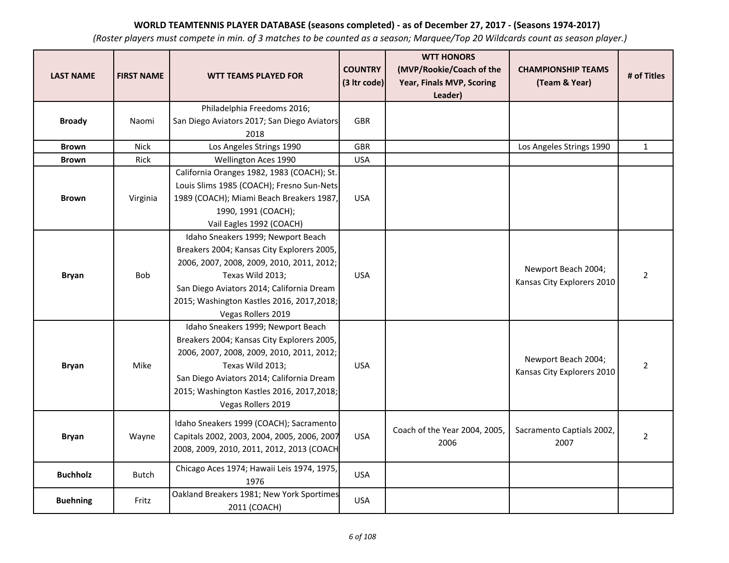**WORLD TEAMTENNIS PLAYER DATABASE (seasons completed) - as of December 27, 2017 - (Seasons 1974-2017)**

*(Roster players must compete in min. of 3 matches to be counted as a season; Marquee/Top 20 Wildcards count as season player.)*

| LAST NAME | FIRST NAME | WTT TEAMS PLAYED FOR | COUNTRY (3 ltr code) | WTT HONORS (MVP/Rookie/Coach of the Year, Finals MVP, Scoring Leader) | CHAMPIONSHIP TEAMS (Team & Year) | # of Titles |
|---|---|---|---|---|---|---|
| **Broady** | Naomi | Philadelphia Freedoms 2016; San Diego Aviators 2017; San Diego Aviators 2018 | GBR | | | |
| **Brown** | Nick | Los Angeles Strings 1990 | GBR | | Los Angeles Strings 1990 | 1 |
| **Brown** | Rick | Wellington Aces 1990 | USA | | | |
| **Brown** | Virginia | California Oranges 1982, 1983 (COACH); St. Louis Slims 1985 (COACH); Fresno Sun-Nets 1989 (COACH); Miami Beach Breakers 1987, 1990, 1991 (COACH); Vail Eagles 1992 (COACH) | USA | | | |
| **Bryan** | Bob | Idaho Sneakers 1999; Newport Beach Breakers 2004; Kansas City Explorers 2005, 2006, 2007, 2008, 2009, 2010, 2011, 2012; Texas Wild 2013; San Diego Aviators 2014; California Dream 2015; Washington Kastles 2016, 2017,2018; Vegas Rollers 2019 | USA | | Newport Beach 2004; Kansas City Explorers 2010 | 2 |
| **Bryan** | Mike | Idaho Sneakers 1999; Newport Beach Breakers 2004; Kansas City Explorers 2005, 2006, 2007, 2008, 2009, 2010, 2011, 2012; Texas Wild 2013; San Diego Aviators 2014; California Dream 2015; Washington Kastles 2016, 2017,2018; Vegas Rollers 2019 | USA | | Newport Beach 2004; Kansas City Explorers 2010 | 2 |
| **Bryan** | Wayne | Idaho Sneakers 1999 (COACH); Sacramento Capitals 2002, 2003, 2004, 2005, 2006, 2007 2008, 2009, 2010, 2011, 2012, 2013 (COACH | USA | Coach of the Year 2004, 2005, 2006 | Sacramento Captials 2002, 2007 | 2 |
| **Buchholz** | Butch | Chicago Aces 1974; Hawaii Leis 1974, 1975, 1976 | USA | | | |
| **Buehning** | Fritz | Oakland Breakers 1981; New York Sportimes 2011 (COACH) | USA | | | |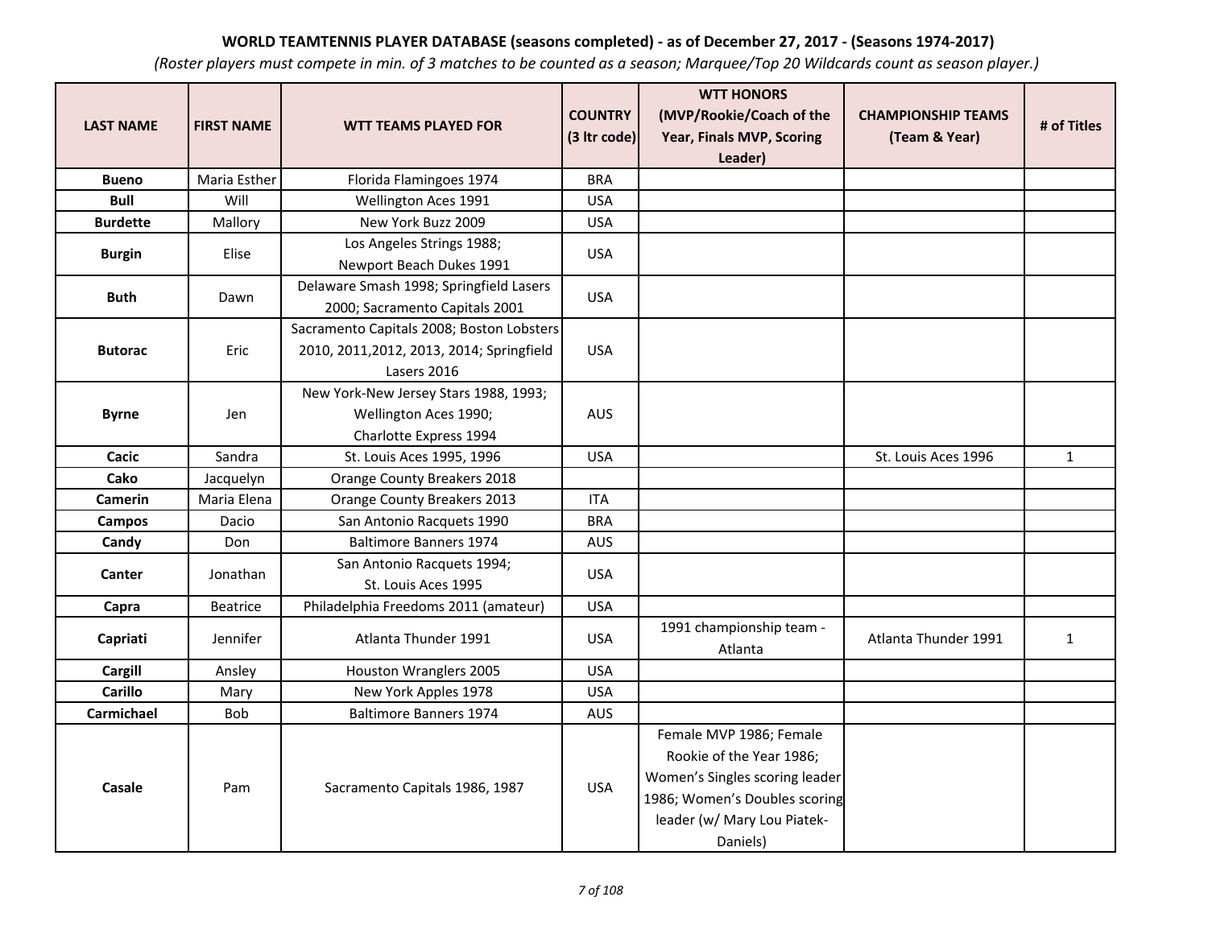**WORLD TEAMTENNIS PLAYER DATABASE (seasons completed) - as of December 27, 2017 - (Seasons 1974-2017)**

*(Roster players must compete in min. of 3 matches to be counted as a season; Marquee/Top 20 Wildcards count as season player.)*

| LAST NAME | FIRST NAME | WTT TEAMS PLAYED FOR | COUNTRY (3 ltr code) | WTT HONORS (MVP/Rookie/Coach of the Year, Finals MVP, Scoring Leader) | CHAMPIONSHIP TEAMS (Team & Year) | # of Titles |
|---|---|---|---|---|---|---|
| **Bueno** | Maria Esther | Florida Flamingoes 1974 | BRA | | | |
| **Bull** | Will | Wellington Aces 1991 | USA | | | |
| **Burdette** | Mallory | New York Buzz 2009 | USA | | | |
| **Burgin** | Elise | Los Angeles Strings 1988; Newport Beach Dukes 1991 | USA | | | |
| **Buth** | Dawn | Delaware Smash 1998; Springfield Lasers 2000; Sacramento Capitals 2001 | USA | | | |
| **Butorac** | Eric | Sacramento Capitals 2008; Boston Lobsters 2010, 2011,2012, 2013, 2014; Springfield Lasers 2016 | USA | | | |
| **Byrne** | Jen | New York-New Jersey Stars 1988, 1993; Wellington Aces 1990; Charlotte Express 1994 | AUS | | | |
| **Cacic** | Sandra | St. Louis Aces 1995, 1996 | USA | | St. Louis Aces 1996 | 1 |
| **Cako** | Jacquelyn | Orange County Breakers 2018 | | | | |
| **Camerin** | Maria Elena | Orange County Breakers 2013 | ITA | | | |
| **Campos** | Dacio | San Antonio Racquets 1990 | BRA | | | |
| **Candy** | Don | Baltimore Banners 1974 | AUS | | | |
| **Canter** | Jonathan | San Antonio Racquets 1994; St. Louis Aces 1995 | USA | | | |
| **Capra** | Beatrice | Philadelphia Freedoms 2011 (amateur) | USA | | | |
| **Capriati** | Jennifer | Atlanta Thunder 1991 | USA | 1991 championship team - Atlanta | Atlanta Thunder 1991 | 1 |
| **Cargill** | Ansley | Houston Wranglers 2005 | USA | | | |
| **Carillo** | Mary | New York Apples 1978 | USA | | | |
| **Carmichael** | Bob | Baltimore Banners 1974 | AUS | | | |
| **Casale** | Pam | Sacramento Capitals 1986, 1987 | USA | Female MVP 1986; Female Rookie of the Year 1986; Women's Singles scoring leader 1986; Women's Doubles scoring leader (w/ Mary Lou Piatek-Daniels) | | |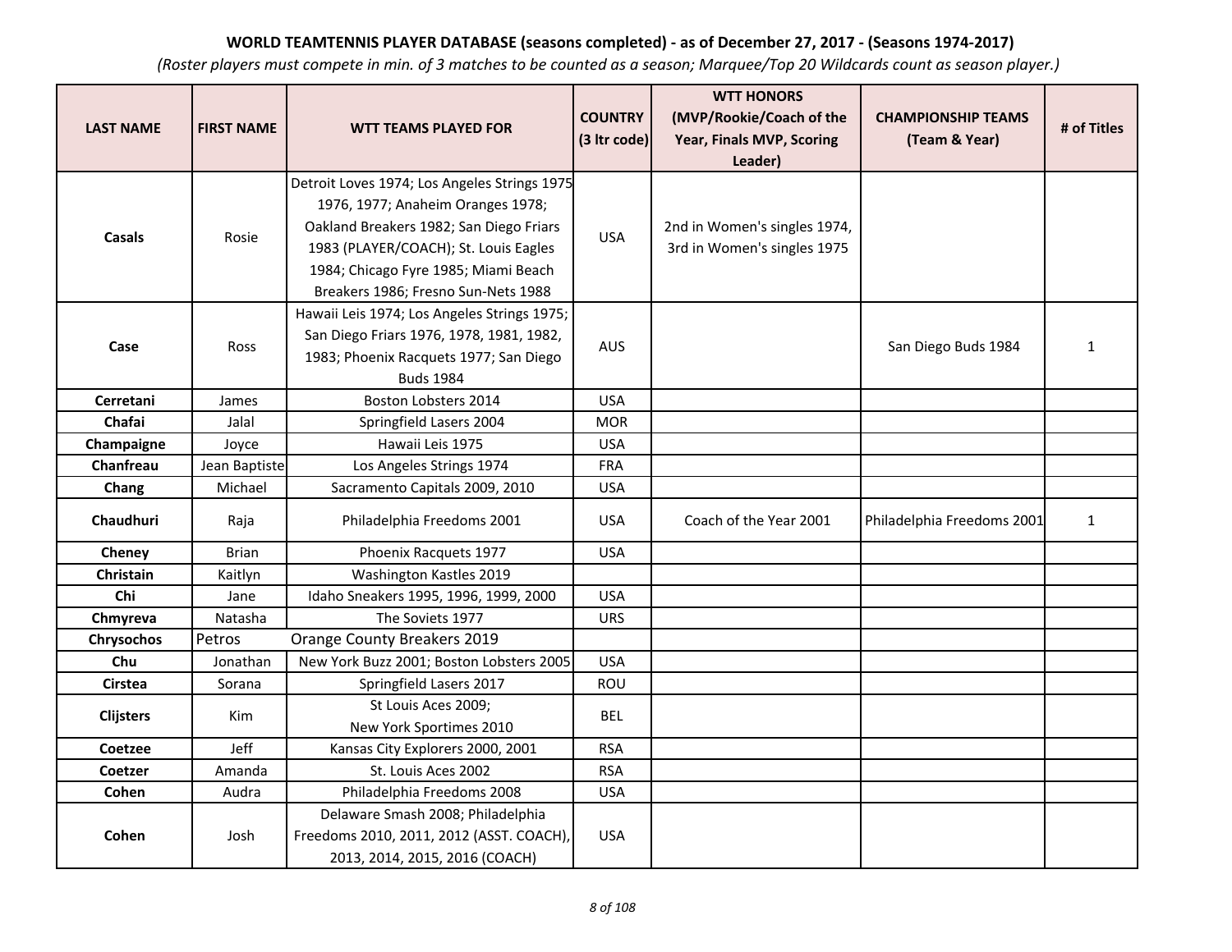**WORLD TEAMTENNIS PLAYER DATABASE (seasons completed) - as of December 27, 2017 - (Seasons 1974-2017)**

*(Roster players must compete in min. of 3 matches to be counted as a season; Marquee/Top 20 Wildcards count as season player.)*

| LAST NAME | FIRST NAME | WTT TEAMS PLAYED FOR | COUNTRY (3 ltr code) | WTT HONORS (MVP/Rookie/Coach of the Year, Finals MVP, Scoring Leader) | CHAMPIONSHIP TEAMS (Team & Year) | # of Titles |
|---|---|---|---|---|---|---|
| **Casals** | Rosie | Detroit Loves 1974; Los Angeles Strings 1975 1976, 1977; Anaheim Oranges 1978; Oakland Breakers 1982; San Diego Friars 1983 (PLAYER/COACH); St. Louis Eagles 1984; Chicago Fyre 1985; Miami Beach Breakers 1986; Fresno Sun-Nets 1988 | USA | 2nd in Women's singles 1974, 3rd in Women's singles 1975 | | |
| **Case** | Ross | Hawaii Leis 1974; Los Angeles Strings 1975; San Diego Friars 1976, 1978, 1981, 1982, 1983; Phoenix Racquets 1977; San Diego Buds 1984 | AUS | | San Diego Buds 1984 | 1 |
| **Cerretani** | James | Boston Lobsters 2014 | USA | | | |
| **Chafai** | Jalal | Springfield Lasers 2004 | MOR | | | |
| **Champaigne** | Joyce | Hawaii Leis 1975 | USA | | | |
| **Chanfreau** | Jean Baptiste | Los Angeles Strings 1974 | FRA | | | |
| **Chang** | Michael | Sacramento Capitals 2009, 2010 | USA | | | |
| **Chaudhuri** | Raja | Philadelphia Freedoms 2001 | USA | Coach of the Year 2001 | Philadelphia Freedoms 2001 | 1 |
| **Cheney** | Brian | Phoenix Racquets 1977 | USA | | | |
| **Christain** | Kaitlyn | Washington Kastles 2019 | | | | |
| **Chi** | Jane | Idaho Sneakers 1995, 1996, 1999, 2000 | USA | | | |
| **Chmyreva** | Natasha | The Soviets 1977 | URS | | | |
| **Chrysochos** | Petros | Orange County Breakers 2019 | | | | |
| **Chu** | Jonathan | New York Buzz 2001; Boston Lobsters 2005 | USA | | | |
| **Cirstea** | Sorana | Springfield Lasers 2017 | ROU | | | |
| **Clijsters** | Kim | St Louis Aces 2009; New York Sportimes 2010 | BEL | | | |
| **Coetzee** | Jeff | Kansas City Explorers 2000, 2001 | RSA | | | |
| **Coetzer** | Amanda | St. Louis Aces 2002 | RSA | | | |
| **Cohen** | Audra | Philadelphia Freedoms 2008 | USA | | | |
| **Cohen** | Josh | Delaware Smash 2008; Philadelphia Freedoms 2010, 2011, 2012 (ASST. COACH), 2013, 2014, 2015, 2016 (COACH) | USA | | | |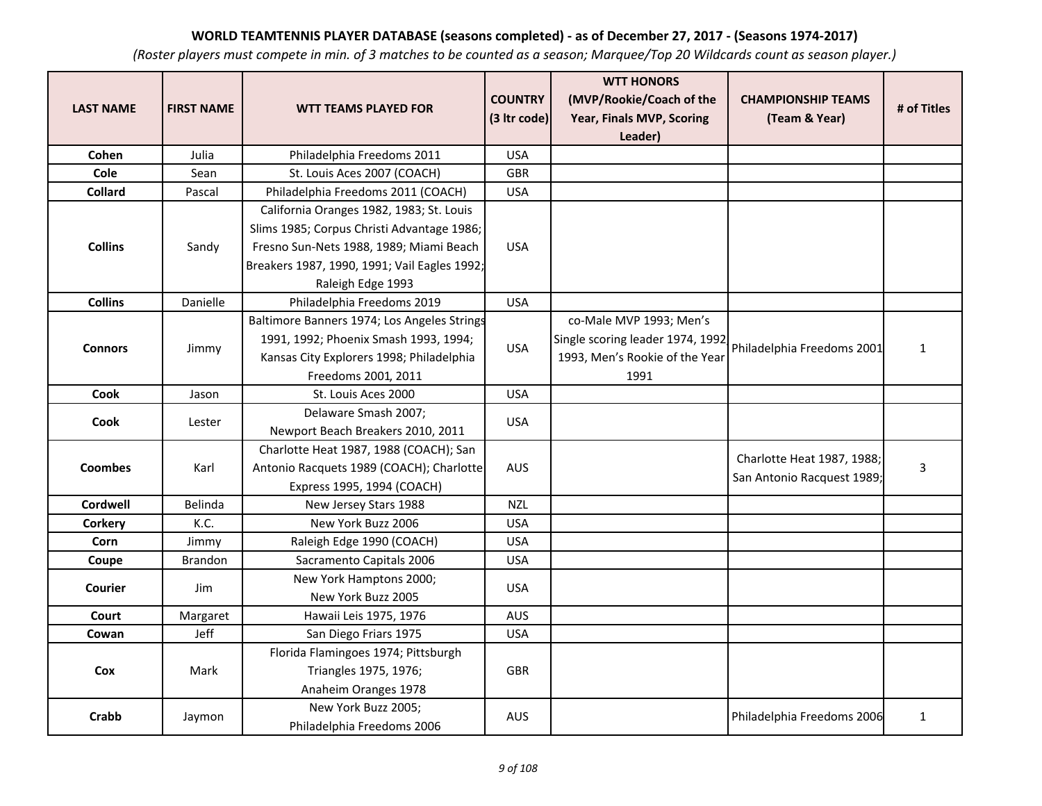**WORLD TEAMTENNIS PLAYER DATABASE (seasons completed) - as of December 27, 2017 - (Seasons 1974-2017)**

*(Roster players must compete in min. of 3 matches to be counted as a season; Marquee/Top 20 Wildcards count as season player.)*

| LAST NAME | FIRST NAME | WTT TEAMS PLAYED FOR | COUNTRY (3 ltr code) | WTT HONORS (MVP/Rookie/Coach of the Year, Finals MVP, Scoring Leader) | CHAMPIONSHIP TEAMS (Team & Year) | # of Titles |
|---|---|---|---|---|---|---|
| **Cohen** | Julia | Philadelphia Freedoms 2011 | USA | | | |
| **Cole** | Sean | St. Louis Aces 2007 (COACH) | GBR | | | |
| **Collard** | Pascal | Philadelphia Freedoms 2011 (COACH) | USA | | | |
| **Collins** | Sandy | California Oranges 1982, 1983; St. Louis Slims 1985; Corpus Christi Advantage 1986; Fresno Sun-Nets 1988, 1989; Miami Beach Breakers 1987, 1990, 1991; Vail Eagles 1992; Raleigh Edge 1993 | USA | | | |
| **Collins** | Danielle | Philadelphia Freedoms 2019 | USA | | | |
| **Connors** | Jimmy | Baltimore Banners 1974; Los Angeles Strings 1991, 1992; Phoenix Smash 1993, 1994; Kansas City Explorers 1998; Philadelphia Freedoms 2001, 2011 | USA | co-Male MVP 1993; Men's Single scoring leader 1974, 1992, 1993, Men's Rookie of the Year 1991 | Philadelphia Freedoms 2001 | 1 |
| **Cook** | Jason | St. Louis Aces 2000 | USA | | | |
| **Cook** | Lester | Delaware Smash 2007; Newport Beach Breakers 2010, 2011 | USA | | | |
| **Coombes** | Karl | Charlotte Heat 1987, 1988 (COACH); San Antonio Racquets 1989 (COACH); Charlotte Express 1995, 1994 (COACH) | AUS | | Charlotte Heat 1987, 1988; San Antonio Racquest 1989; | 3 |
| **Cordwell** | Belinda | New Jersey Stars 1988 | NZL | | | |
| **Corkery** | K.C. | New York Buzz 2006 | USA | | | |
| **Corn** | Jimmy | Raleigh Edge 1990 (COACH) | USA | | | |
| **Coupe** | Brandon | Sacramento Capitals 2006 | USA | | | |
| **Courier** | Jim | New York Hamptons 2000; New York Buzz 2005 | USA | | | |
| **Court** | Margaret | Hawaii Leis 1975, 1976 | AUS | | | |
| **Cowan** | Jeff | San Diego Friars 1975 | USA | | | |
| **Cox** | Mark | Florida Flamingoes 1974; Pittsburgh Triangles 1975, 1976; Anaheim Oranges 1978 | GBR | | | |
| **Crabb** | Jaymon | New York Buzz 2005; Philadelphia Freedoms 2006 | AUS | | Philadelphia Freedoms 2006 | 1 |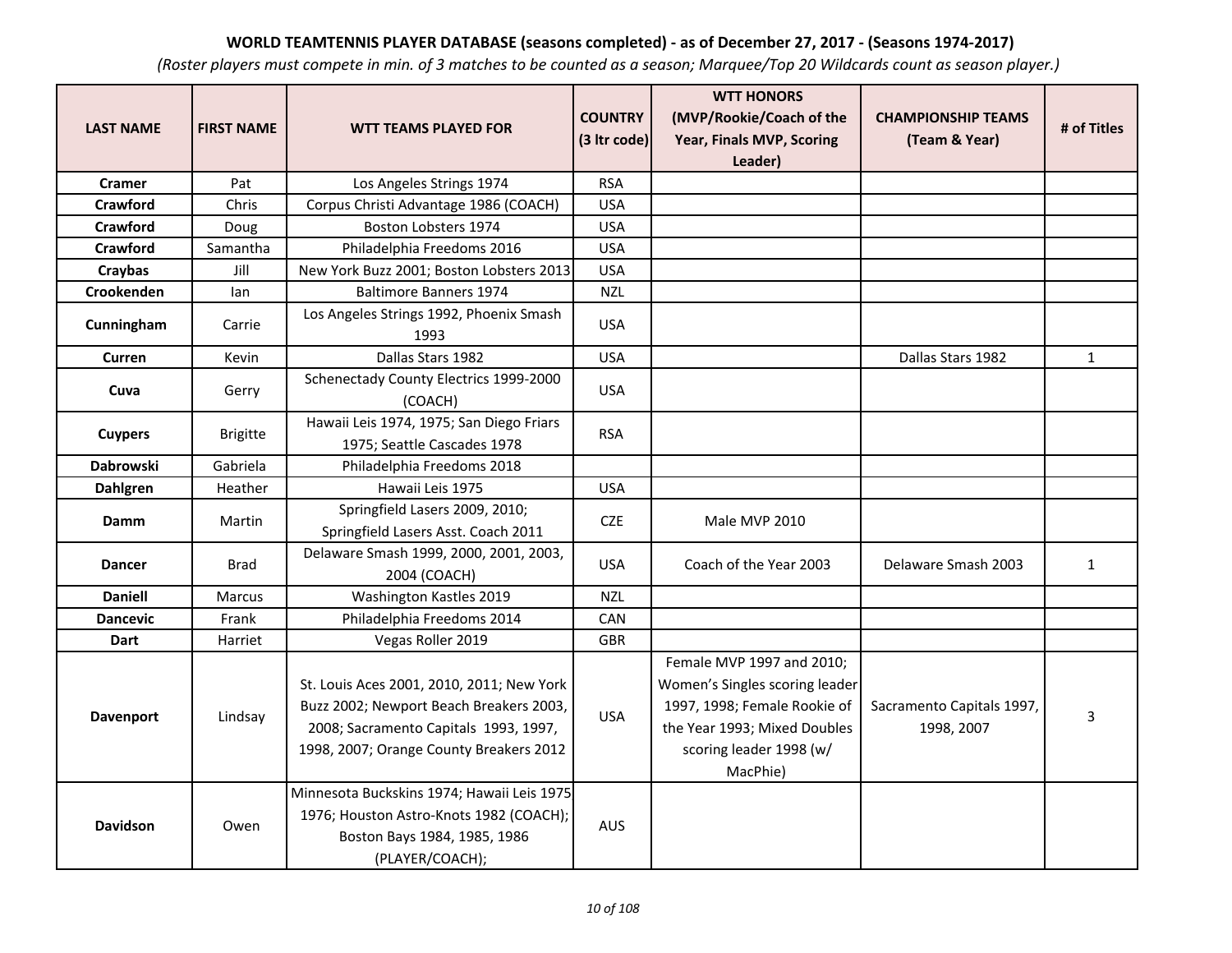**WORLD TEAMTENNIS PLAYER DATABASE (seasons completed) - as of December 27, 2017 - (Seasons 1974-2017)**

*(Roster players must compete in min. of 3 matches to be counted as a season; Marquee/Top 20 Wildcards count as season player.)*

| LAST NAME | FIRST NAME | WTT TEAMS PLAYED FOR | COUNTRY (3 ltr code) | WTT HONORS (MVP/Rookie/Coach of the Year, Finals MVP, Scoring Leader) | CHAMPIONSHIP TEAMS (Team & Year) | # of Titles |
|---|---|---|---|---|---|---|
| **Cramer** | Pat | Los Angeles Strings 1974 | RSA | | | |
| **Crawford** | Chris | Corpus Christi Advantage 1986 (COACH) | USA | | | |
| **Crawford** | Doug | Boston Lobsters 1974 | USA | | | |
| **Crawford** | Samantha | Philadelphia Freedoms 2016 | USA | | | |
| **Craybas** | Jill | New York Buzz 2001; Boston Lobsters 2013 | USA | | | |
| **Crookenden** | Ian | Baltimore Banners 1974 | NZL | | | |
| **Cunningham** | Carrie | Los Angeles Strings 1992, Phoenix Smash 1993 | USA | | | |
| **Curren** | Kevin | Dallas Stars 1982 | USA | | Dallas Stars 1982 | 1 |
| **Cuva** | Gerry | Schenectady County Electrics 1999-2000 (COACH) | USA | | | |
| **Cuypers** | Brigitte | Hawaii Leis 1974, 1975; San Diego Friars 1975; Seattle Cascades 1978 | RSA | | | |
| **Dabrowski** | Gabriela | Philadelphia Freedoms 2018 | | | | |
| **Dahlgren** | Heather | Hawaii Leis 1975 | USA | | | |
| **Damm** | Martin | Springfield Lasers 2009, 2010; Springfield Lasers Asst. Coach 2011 | CZE | Male MVP 2010 | | |
| **Dancer** | Brad | Delaware Smash 1999, 2000, 2001, 2003, 2004 (COACH) | USA | Coach of the Year 2003 | Delaware Smash 2003 | 1 |
| **Daniell** | Marcus | Washington Kastles 2019 | NZL | | | |
| **Dancevic** | Frank | Philadelphia Freedoms 2014 | CAN | | | |
| **Dart** | Harriet | Vegas Roller 2019 | GBR | | | |
| **Davenport** | Lindsay | St. Louis Aces 2001, 2010, 2011; New York Buzz 2002; Newport Beach Breakers 2003, 2008; Sacramento Capitals 1993, 1997, 1998, 2007; Orange County Breakers 2012 | USA | Female MVP 1997 and 2010; Women's Singles scoring leader 1997, 1998; Female Rookie of the Year 1993; Mixed Doubles scoring leader 1998 (w/ MacPhie) | Sacramento Capitals 1997, 1998, 2007 | 3 |
| **Davidson** | Owen | Minnesota Buckskins 1974; Hawaii Leis 1975 1976; Houston Astro-Knots 1982 (COACH); Boston Bays 1984, 1985, 1986 (PLAYER/COACH); | AUS | | | |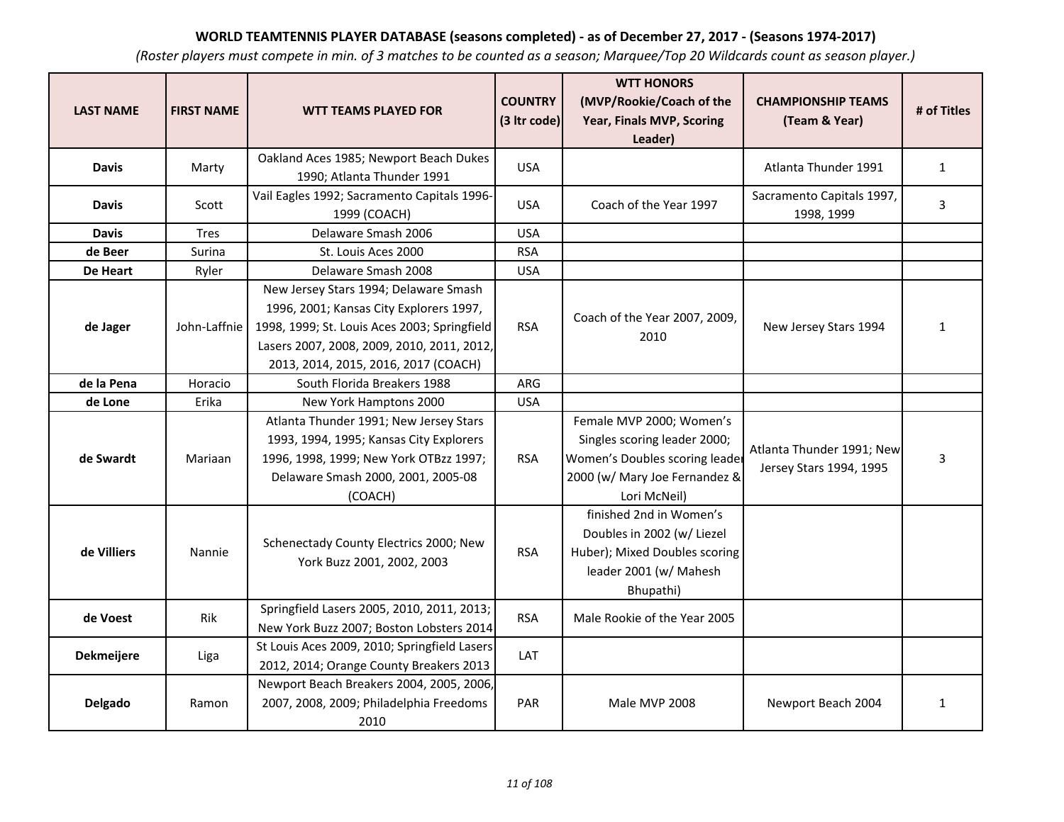**WORLD TEAMTENNIS PLAYER DATABASE (seasons completed) - as of December 27, 2017 - (Seasons 1974-2017)**

*(Roster players must compete in min. of 3 matches to be counted as a season; Marquee/Top 20 Wildcards count as season player.)*

| LAST NAME | FIRST NAME | WTT TEAMS PLAYED FOR | COUNTRY (3 ltr code) | WTT HONORS (MVP/Rookie/Coach of the Year, Finals MVP, Scoring Leader) | CHAMPIONSHIP TEAMS (Team & Year) | # of Titles |
|---|---|---|---|---|---|---|
| **Davis** | Marty | Oakland Aces 1985; Newport Beach Dukes 1990; Atlanta Thunder 1991 | USA | | Atlanta Thunder 1991 | 1 |
| **Davis** | Scott | Vail Eagles 1992; Sacramento Capitals 1996-1999 (COACH) | USA | Coach of the Year 1997 | Sacramento Capitals 1997, 1998, 1999 | 3 |
| **Davis** | Tres | Delaware Smash 2006 | USA | | | |
| **de Beer** | Surina | St. Louis Aces 2000 | RSA | | | |
| **De Heart** | Ryler | Delaware Smash 2008 | USA | | | |
| **de Jager** | John-Laffnie | New Jersey Stars 1994; Delaware Smash 1996, 2001; Kansas City Explorers 1997, 1998, 1999; St. Louis Aces 2003; Springfield Lasers 2007, 2008, 2009, 2010, 2011, 2012, 2013, 2014, 2015, 2016, 2017 (COACH) | RSA | Coach of the Year 2007, 2009, 2010 | New Jersey Stars 1994 | 1 |
| **de la Pena** | Horacio | South Florida Breakers 1988 | ARG | | | |
| **de Lone** | Erika | New York Hamptons 2000 | USA | | | |
| **de Swardt** | Mariaan | Atlanta Thunder 1991; New Jersey Stars 1993, 1994, 1995; Kansas City Explorers 1996, 1998, 1999; New York OTBzz 1997; Delaware Smash 2000, 2001, 2005-08 (COACH) | RSA | Female MVP 2000; Women's Singles scoring leader 2000; Women's Doubles scoring leader 2000 (w/ Mary Joe Fernandez & Lori McNeil) | Atlanta Thunder 1991; New Jersey Stars 1994, 1995 | 3 |
| **de Villiers** | Nannie | Schenectady County Electrics 2000; New York Buzz 2001, 2002, 2003 | RSA | finished 2nd in Women's Doubles in 2002 (w/ Liezel Huber); Mixed Doubles scoring leader 2001 (w/ Mahesh Bhupathi) | | |
| **de Voest** | Rik | Springfield Lasers 2005, 2010, 2011, 2013; New York Buzz 2007; Boston Lobsters 2014 | RSA | Male Rookie of the Year 2005 | | |
| **Dekmeijere** | Liga | St Louis Aces 2009, 2010; Springfield Lasers 2012, 2014; Orange County Breakers 2013 | LAT | | | |
| **Delgado** | Ramon | Newport Beach Breakers 2004, 2005, 2006, 2007, 2008, 2009; Philadelphia Freedoms 2010 | PAR | Male MVP 2008 | Newport Beach 2004 | 1 |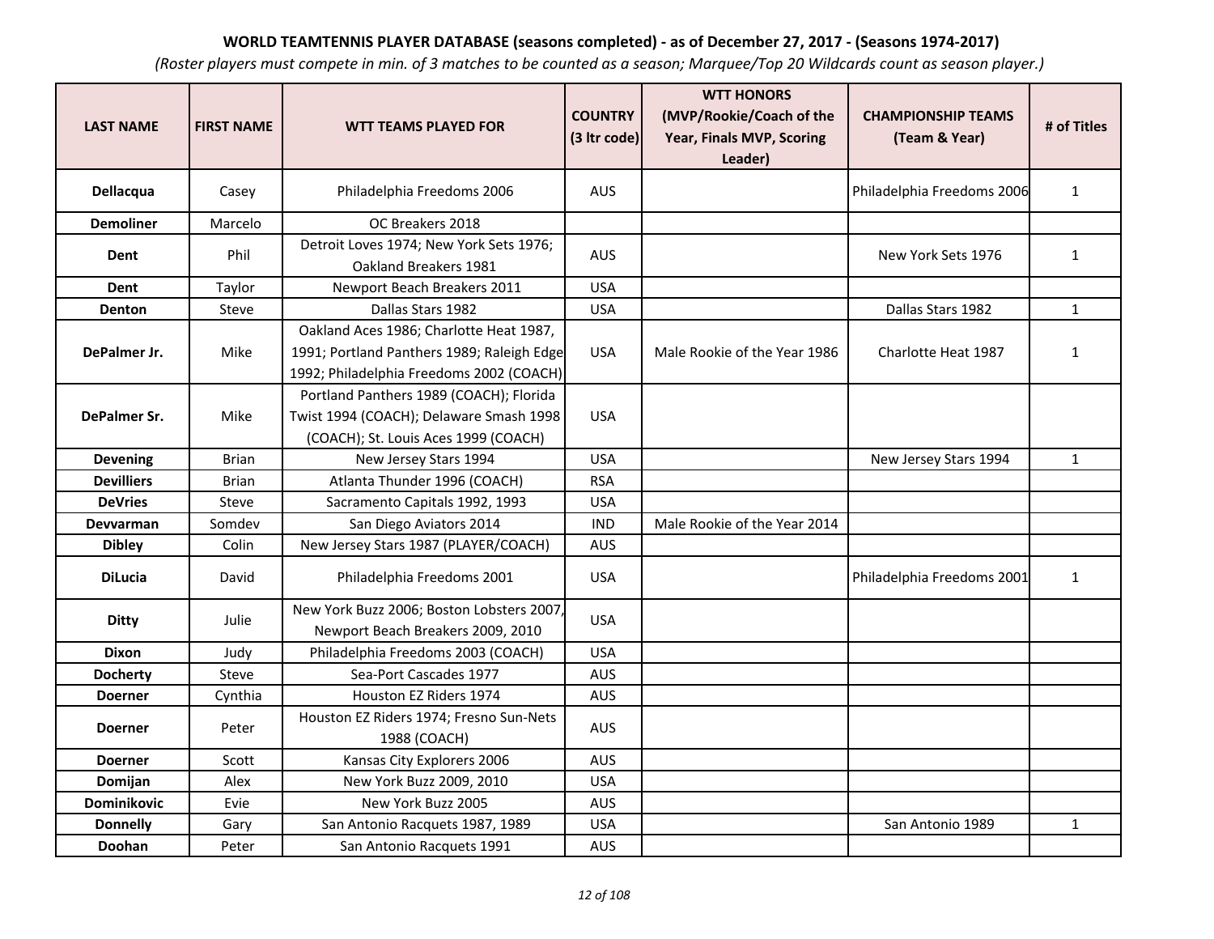**WORLD TEAMTENNIS PLAYER DATABASE (seasons completed) - as of December 27, 2017 - (Seasons 1974-2017)**

*(Roster players must compete in min. of 3 matches to be counted as a season; Marquee/Top 20 Wildcards count as season player.)*

| LAST NAME | FIRST NAME | WTT TEAMS PLAYED FOR | COUNTRY (3 ltr code) | WTT HONORS (MVP/Rookie/Coach of the Year, Finals MVP, Scoring Leader) | CHAMPIONSHIP TEAMS (Team & Year) | # of Titles |
|---|---|---|---|---|---|---|
| **Dellacqua** | Casey | Philadelphia Freedoms 2006 | AUS | | Philadelphia Freedoms 2006 | 1 |
| **Demoliner** | Marcelo | OC Breakers 2018 | | | | |
| **Dent** | Phil | Detroit Loves 1974; New York Sets 1976; Oakland Breakers 1981 | AUS | | New York Sets 1976 | 1 |
| **Dent** | Taylor | Newport Beach Breakers 2011 | USA | | | |
| **Denton** | Steve | Dallas Stars 1982 | USA | | Dallas Stars 1982 | 1 |
| **DePalmer Jr.** | Mike | Oakland Aces 1986; Charlotte Heat 1987, 1991; Portland Panthers 1989; Raleigh Edge 1992; Philadelphia Freedoms 2002 (COACH) | USA | Male Rookie of the Year 1986 | Charlotte Heat 1987 | 1 |
| **DePalmer Sr.** | Mike | Portland Panthers 1989 (COACH); Florida Twist 1994 (COACH); Delaware Smash 1998 (COACH); St. Louis Aces 1999 (COACH) | USA | | | |
| **Devening** | Brian | New Jersey Stars 1994 | USA | | New Jersey Stars 1994 | 1 |
| **Devilliers** | Brian | Atlanta Thunder 1996 (COACH) | RSA | | | |
| **DeVries** | Steve | Sacramento Capitals 1992, 1993 | USA | | | |
| **Devvarman** | Somdev | San Diego Aviators 2014 | IND | Male Rookie of the Year 2014 | | |
| **Dibley** | Colin | New Jersey Stars 1987 (PLAYER/COACH) | AUS | | | |
| **DiLucia** | David | Philadelphia Freedoms 2001 | USA | | Philadelphia Freedoms 2001 | 1 |
| **Ditty** | Julie | New York Buzz 2006; Boston Lobsters 2007, Newport Beach Breakers 2009, 2010 | USA | | | |
| **Dixon** | Judy | Philadelphia Freedoms 2003 (COACH) | USA | | | |
| **Docherty** | Steve | Sea-Port Cascades 1977 | AUS | | | |
| **Doerner** | Cynthia | Houston EZ Riders 1974 | AUS | | | |
| **Doerner** | Peter | Houston EZ Riders 1974; Fresno Sun-Nets 1988 (COACH) | AUS | | | |
| **Doerner** | Scott | Kansas City Explorers 2006 | AUS | | | |
| **Domijan** | Alex | New York Buzz 2009, 2010 | USA | | | |
| **Dominikovic** | Evie | New York Buzz 2005 | AUS | | | |
| **Donnelly** | Gary | San Antonio Racquets 1987, 1989 | USA | | San Antonio 1989 | 1 |
| **Doohan** | Peter | San Antonio Racquets 1991 | AUS | | | |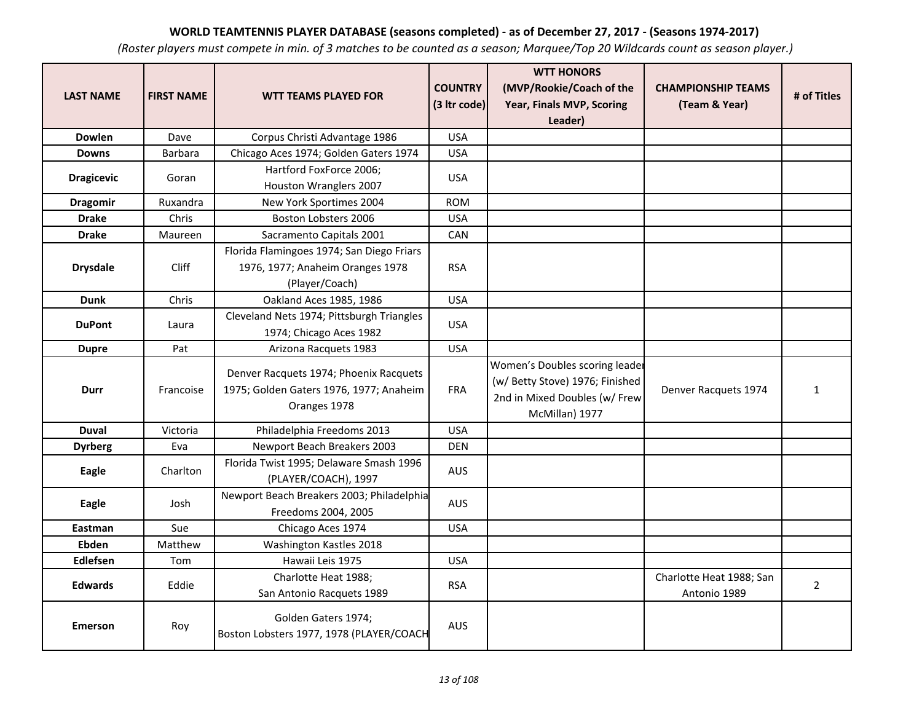**WORLD TEAMTENNIS PLAYER DATABASE (seasons completed) - as of December 27, 2017 - (Seasons 1974-2017)**

*(Roster players must compete in min. of 3 matches to be counted as a season; Marquee/Top 20 Wildcards count as season player.)*

| LAST NAME | FIRST NAME | WTT TEAMS PLAYED FOR | COUNTRY (3 ltr code) | WTT HONORS (MVP/Rookie/Coach of the Year, Finals MVP, Scoring Leader) | CHAMPIONSHIP TEAMS (Team & Year) | # of Titles |
|---|---|---|---|---|---|---|
| **Dowlen** | Dave | Corpus Christi Advantage 1986 | USA | | | |
| **Downs** | Barbara | Chicago Aces 1974; Golden Gaters 1974 | USA | | | |
| **Dragicevic** | Goran | Hartford FoxForce 2006; Houston Wranglers 2007 | USA | | | |
| **Dragomir** | Ruxandra | New York Sportimes 2004 | ROM | | | |
| **Drake** | Chris | Boston Lobsters 2006 | USA | | | |
| **Drake** | Maureen | Sacramento Capitals 2001 | CAN | | | |
| **Drysdale** | Cliff | Florida Flamingoes 1974; San Diego Friars 1976, 1977; Anaheim Oranges 1978 (Player/Coach) | RSA | | | |
| **Dunk** | Chris | Oakland Aces 1985, 1986 | USA | | | |
| **DuPont** | Laura | Cleveland Nets 1974; Pittsburgh Triangles 1974; Chicago Aces 1982 | USA | | | |
| **Dupre** | Pat | Arizona Racquets 1983 | USA | | | |
| **Durr** | Francoise | Denver Racquets 1974; Phoenix Racquets 1975; Golden Gaters 1976, 1977; Anaheim Oranges 1978 | FRA | Women's Doubles scoring leader (w/ Betty Stove) 1976; Finished 2nd in Mixed Doubles (w/ Frew McMillan) 1977 | Denver Racquets 1974 | 1 |
| **Duval** | Victoria | Philadelphia Freedoms 2013 | USA | | | |
| **Dyrberg** | Eva | Newport Beach Breakers 2003 | DEN | | | |
| **Eagle** | Charlton | Florida Twist 1995; Delaware Smash 1996 (PLAYER/COACH), 1997 | AUS | | | |
| **Eagle** | Josh | Newport Beach Breakers 2003; Philadelphia Freedoms 2004, 2005 | AUS | | | |
| **Eastman** | Sue | Chicago Aces 1974 | USA | | | |
| **Ebden** | Matthew | Washington Kastles 2018 | | | | |
| **Edlefsen** | Tom | Hawaii Leis 1975 | USA | | | |
| **Edwards** | Eddie | Charlotte Heat 1988; San Antonio Racquets 1989 | RSA | | Charlotte Heat 1988; San Antonio 1989 | 2 |
| **Emerson** | Roy | Golden Gaters 1974; Boston Lobsters 1977, 1978 (PLAYER/COACH | AUS | | | |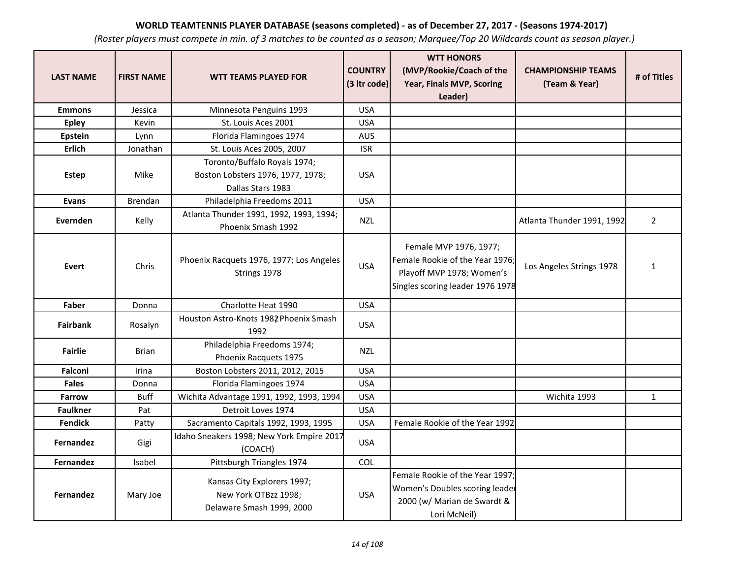**WORLD TEAMTENNIS PLAYER DATABASE (seasons completed) - as of December 27, 2017 - (Seasons 1974-2017)**

*(Roster players must compete in min. of 3 matches to be counted as a season; Marquee/Top 20 Wildcards count as season player.)*

| LAST NAME | FIRST NAME | WTT TEAMS PLAYED FOR | COUNTRY (3 ltr code) | WTT HONORS (MVP/Rookie/Coach of the Year, Finals MVP, Scoring Leader) | CHAMPIONSHIP TEAMS (Team & Year) | # of Titles |
|---|---|---|---|---|---|---|
| **Emmons** | Jessica | Minnesota Penguins 1993 | USA | | | |
| **Epley** | Kevin | St. Louis Aces 2001 | USA | | | |
| **Epstein** | Lynn | Florida Flamingoes 1974 | AUS | | | |
| **Erlich** | Jonathan | St. Louis Aces 2005, 2007 | ISR | | | |
| **Estep** | Mike | Toronto/Buffalo Royals 1974; Boston Lobsters 1976, 1977, 1978; Dallas Stars 1983 | USA | | | |
| **Evans** | Brendan | Philadelphia Freedoms 2011 | USA | | | |
| **Evernden** | Kelly | Atlanta Thunder 1991, 1992, 1993, 1994; Phoenix Smash 1992 | NZL | | Atlanta Thunder 1991, 1992 | 2 |
| **Evert** | Chris | Phoenix Racquets 1976, 1977; Los Angeles Strings 1978 | USA | Female MVP 1976, 1977; Female Rookie of the Year 1976; Playoff MVP 1978; Women's Singles scoring leader 1976 1978 | Los Angeles Strings 1978 | 1 |
| **Faber** | Donna | Charlotte Heat 1990 | USA | | | |
| **Fairbank** | Rosalyn | Houston Astro-Knots 1982; Phoenix Smash 1992 | USA | | | |
| **Fairlie** | Brian | Philadelphia Freedoms 1974; Phoenix Racquets 1975 | NZL | | | |
| **Falconi** | Irina | Boston Lobsters 2011, 2012, 2015 | USA | | | |
| **Fales** | Donna | Florida Flamingoes 1974 | USA | | | |
| **Farrow** | Buff | Wichita Advantage 1991, 1992, 1993, 1994 | USA | | Wichita 1993 | 1 |
| **Faulkner** | Pat | Detroit Loves 1974 | USA | | | |
| **Fendick** | Patty | Sacramento Capitals 1992, 1993, 1995 | USA | Female Rookie of the Year 1992 | | |
| **Fernandez** | Gigi | Idaho Sneakers 1998; New York Empire 2017 (COACH) | USA | | | |
| **Fernandez** | Isabel | Pittsburgh Triangles 1974 | COL | | | |
| **Fernandez** | Mary Joe | Kansas City Explorers 1997; New York OTBzz 1998; Delaware Smash 1999, 2000 | USA | Female Rookie of the Year 1997; Women's Doubles scoring leader 2000 (w/ Marian de Swardt & Lori McNeil) | | |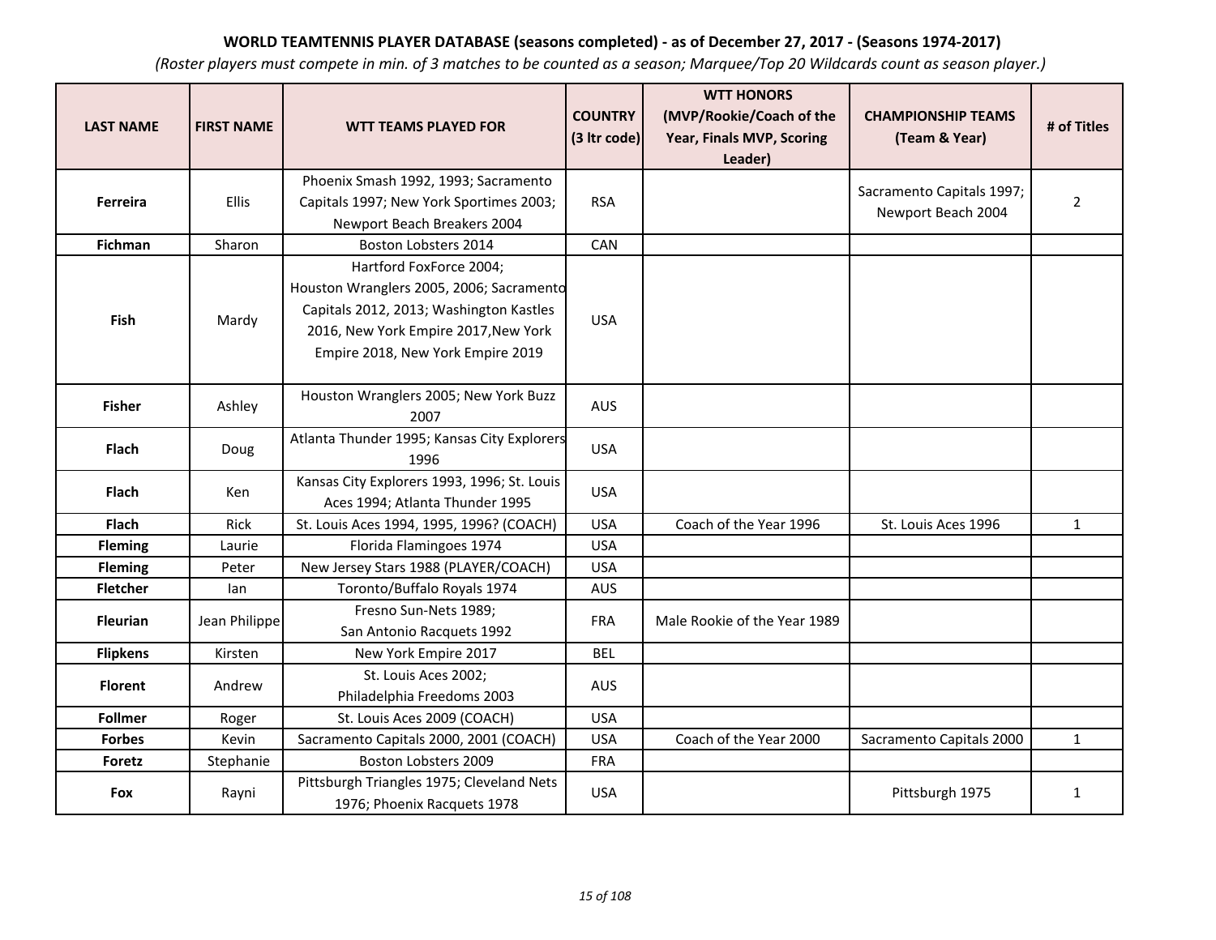**WORLD TEAMTENNIS PLAYER DATABASE (seasons completed) - as of December 27, 2017 - (Seasons 1974-2017)**

*(Roster players must compete in min. of 3 matches to be counted as a season; Marquee/Top 20 Wildcards count as season player.)*

| LAST NAME | FIRST NAME | WTT TEAMS PLAYED FOR | COUNTRY (3 ltr code) | WTT HONORS (MVP/Rookie/Coach of the Year, Finals MVP, Scoring Leader) | CHAMPIONSHIP TEAMS (Team & Year) | # of Titles |
|---|---|---|---|---|---|---|
| **Ferreira** | Ellis | Phoenix Smash 1992, 1993; Sacramento Capitals 1997; New York Sportimes 2003; Newport Beach Breakers 2004 | RSA | | Sacramento Capitals 1997; Newport Beach 2004 | 2 |
| **Fichman** | Sharon | Boston Lobsters 2014 | CAN | | | |
| **Fish** | Mardy | Hartford FoxForce 2004; Houston Wranglers 2005, 2006; Sacramento Capitals 2012, 2013; Washington Kastles 2016, New York Empire 2017,New York Empire 2018, New York Empire 2019 | USA | | | |
| **Fisher** | Ashley | Houston Wranglers 2005; New York Buzz 2007 | AUS | | | |
| **Flach** | Doug | Atlanta Thunder 1995; Kansas City Explorers 1996 | USA | | | |
| **Flach** | Ken | Kansas City Explorers 1993, 1996; St. Louis Aces 1994; Atlanta Thunder 1995 | USA | | | |
| **Flach** | Rick | St. Louis Aces 1994, 1995, 1996? (COACH) | USA | Coach of the Year 1996 | St. Louis Aces 1996 | 1 |
| **Fleming** | Laurie | Florida Flamingoes 1974 | USA | | | |
| **Fleming** | Peter | New Jersey Stars 1988 (PLAYER/COACH) | USA | | | |
| **Fletcher** | Ian | Toronto/Buffalo Royals 1974 | AUS | | | |
| **Fleurian** | Jean Philippe | Fresno Sun-Nets 1989; San Antonio Racquets 1992 | FRA | Male Rookie of the Year 1989 | | |
| **Flipkens** | Kirsten | New York Empire 2017 | BEL | | | |
| **Florent** | Andrew | St. Louis Aces 2002; Philadelphia Freedoms 2003 | AUS | | | |
| **Follmer** | Roger | St. Louis Aces 2009 (COACH) | USA | | | |
| **Forbes** | Kevin | Sacramento Capitals 2000, 2001 (COACH) | USA | Coach of the Year 2000 | Sacramento Capitals 2000 | 1 |
| **Foretz** | Stephanie | Boston Lobsters 2009 | FRA | | | |
| **Fox** | Rayni | Pittsburgh Triangles 1975; Cleveland Nets 1976; Phoenix Racquets 1978 | USA | | Pittsburgh 1975 | 1 |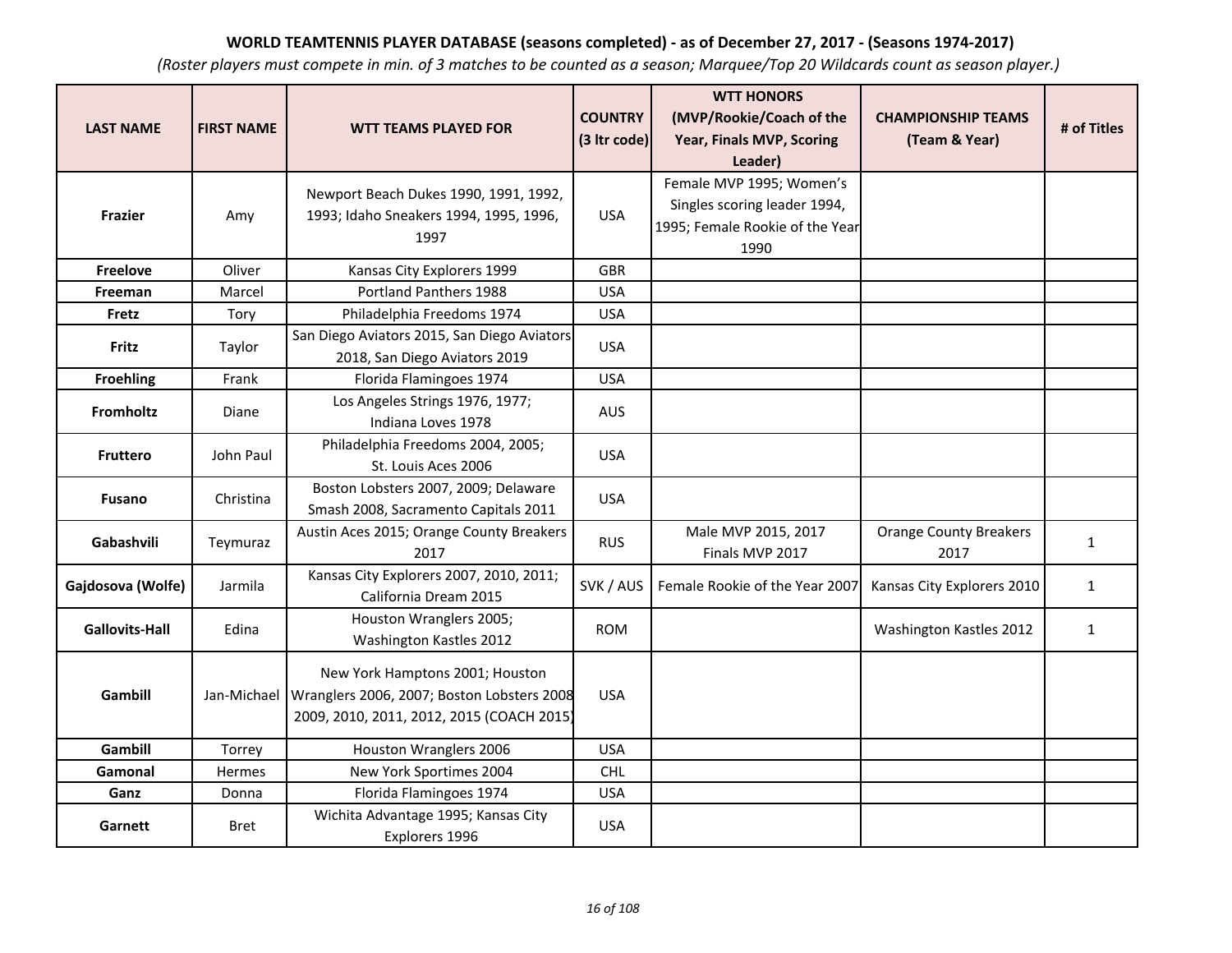**WORLD TEAMTENNIS PLAYER DATABASE (seasons completed) - as of December 27, 2017 - (Seasons 1974-2017)**

*(Roster players must compete in min. of 3 matches to be counted as a season; Marquee/Top 20 Wildcards count as season player.)*

| LAST NAME | FIRST NAME | WTT TEAMS PLAYED FOR | COUNTRY (3 ltr code) | WTT HONORS (MVP/Rookie/Coach of the Year, Finals MVP, Scoring Leader) | CHAMPIONSHIP TEAMS (Team & Year) | # of Titles |
|---|---|---|---|---|---|---|
| **Frazier** | Amy | Newport Beach Dukes 1990, 1991, 1992, 1993; Idaho Sneakers 1994, 1995, 1996, 1997 | USA | Female MVP 1995; Women's Singles scoring leader 1994, 1995; Female Rookie of the Year 1990 | | |
| **Freelove** | Oliver | Kansas City Explorers 1999 | GBR | | | |
| **Freeman** | Marcel | Portland Panthers 1988 | USA | | | |
| **Fretz** | Tory | Philadelphia Freedoms 1974 | USA | | | |
| **Fritz** | Taylor | San Diego Aviators 2015, San Diego Aviators 2018, San Diego Aviators 2019 | USA | | | |
| **Froehling** | Frank | Florida Flamingoes 1974 | USA | | | |
| **Fromholtz** | Diane | Los Angeles Strings 1976, 1977; Indiana Loves 1978 | AUS | | | |
| **Fruttero** | John Paul | Philadelphia Freedoms 2004, 2005; St. Louis Aces 2006 | USA | | | |
| **Fusano** | Christina | Boston Lobsters 2007, 2009; Delaware Smash 2008, Sacramento Capitals 2011 | USA | | | |
| **Gabashvili** | Teymuraz | Austin Aces 2015; Orange County Breakers 2017 | RUS | Male MVP 2015, 2017 Finals MVP 2017 | Orange County Breakers 2017 | 1 |
| **Gajdosova (Wolfe)** | Jarmila | Kansas City Explorers 2007, 2010, 2011; California Dream 2015 | SVK / AUS | Female Rookie of the Year 2007 | Kansas City Explorers 2010 | 1 |
| **Gallovits-Hall** | Edina | Houston Wranglers 2005; Washington Kastles 2012 | ROM | | Washington Kastles 2012 | 1 |
| **Gambill** | Jan-Michael | New York Hamptons 2001; Houston Wranglers 2006, 2007; Boston Lobsters 2008 2009, 2010, 2011, 2012, 2015 (COACH 2015) | USA | | | |
| **Gambill** | Torrey | Houston Wranglers 2006 | USA | | | |
| **Gamonal** | Hermes | New York Sportimes 2004 | CHL | | | |
| **Ganz** | Donna | Florida Flamingoes 1974 | USA | | | |
| **Garnett** | Bret | Wichita Advantage 1995; Kansas City Explorers 1996 | USA | | | |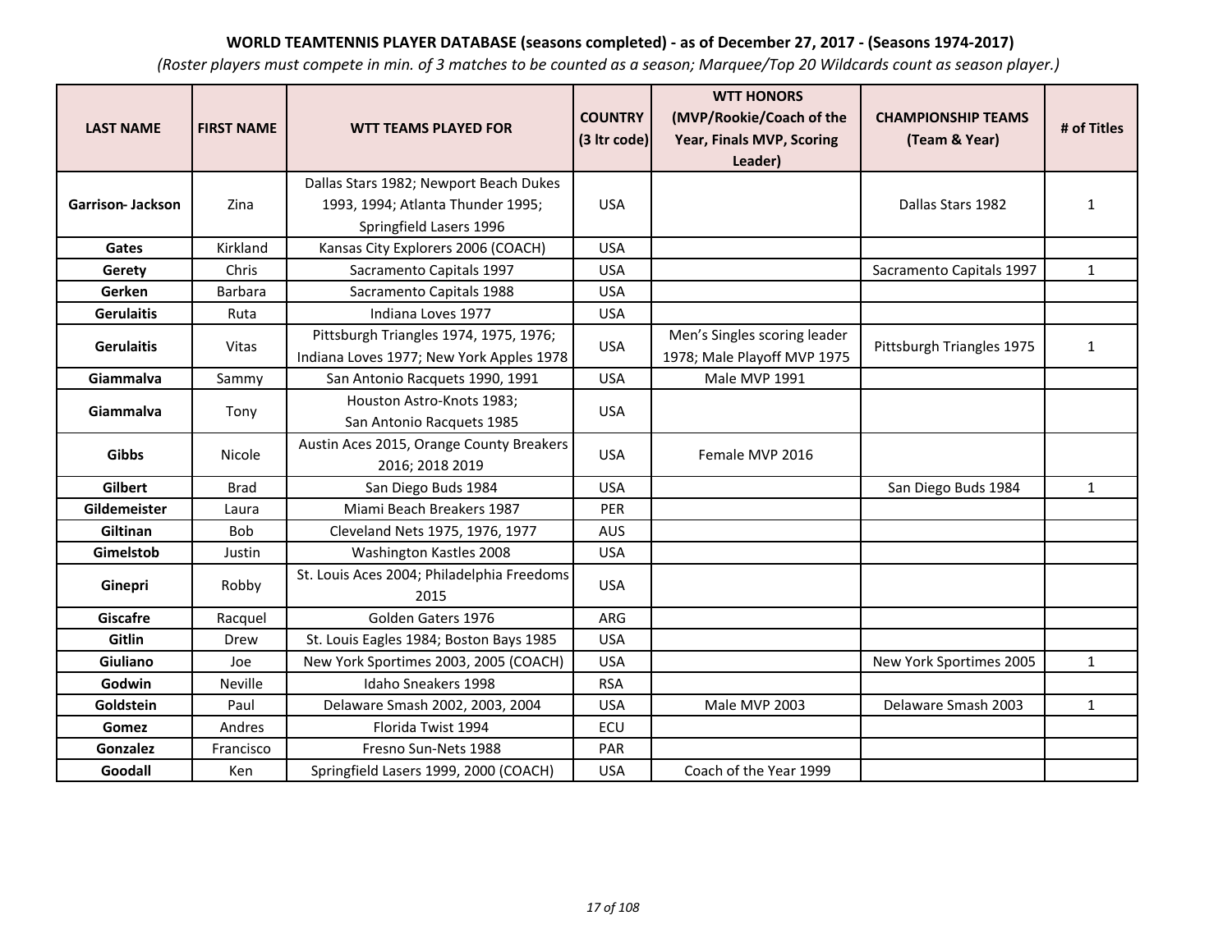**WORLD TEAMTENNIS PLAYER DATABASE (seasons completed) - as of December 27, 2017 - (Seasons 1974-2017)**

*(Roster players must compete in min. of 3 matches to be counted as a season; Marquee/Top 20 Wildcards count as season player.)*

| LAST NAME | FIRST NAME | WTT TEAMS PLAYED FOR | COUNTRY (3 ltr code) | WTT HONORS (MVP/Rookie/Coach of the Year, Finals MVP, Scoring Leader) | CHAMPIONSHIP TEAMS (Team & Year) | # of Titles |
|---|---|---|---|---|---|---|
| **Garrison- Jackson** | Zina | Dallas Stars 1982; Newport Beach Dukes 1993, 1994; Atlanta Thunder 1995; Springfield Lasers 1996 | USA | | Dallas Stars 1982 | 1 |
| **Gates** | Kirkland | Kansas City Explorers 2006 (COACH) | USA | | | |
| **Gerety** | Chris | Sacramento Capitals 1997 | USA | | Sacramento Capitals 1997 | 1 |
| **Gerken** | Barbara | Sacramento Capitals 1988 | USA | | | |
| **Gerulaitis** | Ruta | Indiana Loves 1977 | USA | | | |
| **Gerulaitis** | Vitas | Pittsburgh Triangles 1974, 1975, 1976; Indiana Loves 1977; New York Apples 1978 | USA | Men's Singles scoring leader 1978; Male Playoff MVP 1975 | Pittsburgh Triangles 1975 | 1 |
| **Giammalva** | Sammy | San Antonio Racquets 1990, 1991 | USA | Male MVP 1991 | | |
| **Giammalva** | Tony | Houston Astro-Knots 1983; San Antonio Racquets 1985 | USA | | | |
| **Gibbs** | Nicole | Austin Aces 2015, Orange County Breakers 2016; 2018 2019 | USA | Female MVP 2016 | | |
| **Gilbert** | Brad | San Diego Buds 1984 | USA | | San Diego Buds 1984 | 1 |
| **Gildemeister** | Laura | Miami Beach Breakers 1987 | PER | | | |
| **Giltinan** | Bob | Cleveland Nets 1975, 1976, 1977 | AUS | | | |
| **Gimelstob** | Justin | Washington Kastles 2008 | USA | | | |
| **Ginepri** | Robby | St. Louis Aces 2004; Philadelphia Freedoms 2015 | USA | | | |
| **Giscafre** | Racquel | Golden Gaters 1976 | ARG | | | |
| **Gitlin** | Drew | St. Louis Eagles 1984; Boston Bays 1985 | USA | | | |
| **Giuliano** | Joe | New York Sportimes 2003, 2005 (COACH) | USA | | New York Sportimes 2005 | 1 |
| **Godwin** | Neville | Idaho Sneakers 1998 | RSA | | | |
| **Goldstein** | Paul | Delaware Smash 2002, 2003, 2004 | USA | Male MVP 2003 | Delaware Smash 2003 | 1 |
| **Gomez** | Andres | Florida Twist 1994 | ECU | | | |
| **Gonzalez** | Francisco | Fresno Sun-Nets 1988 | PAR | | | |
| **Goodall** | Ken | Springfield Lasers 1999, 2000 (COACH) | USA | Coach of the Year 1999 | | |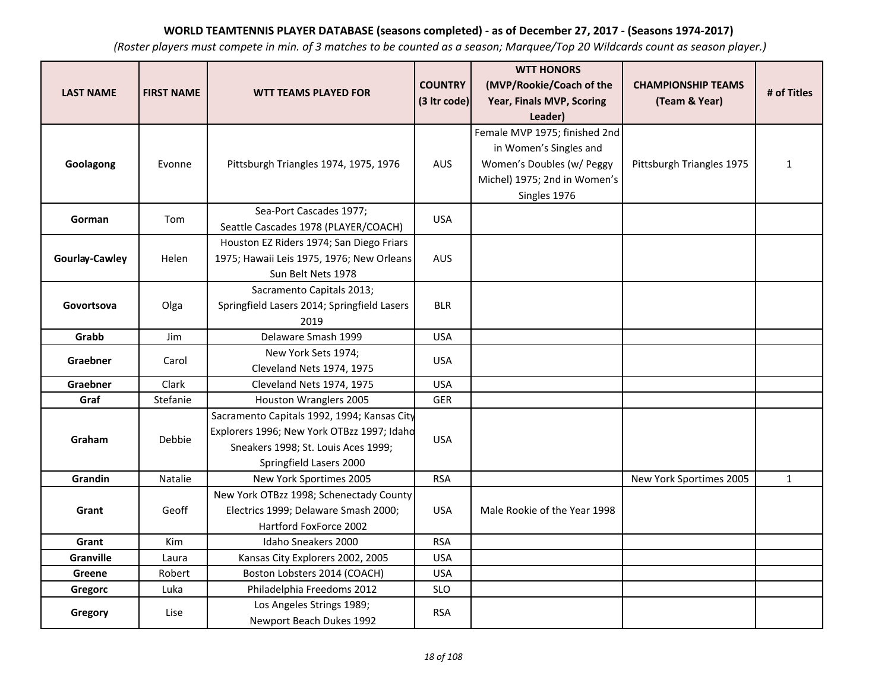**WORLD TEAMTENNIS PLAYER DATABASE (seasons completed) - as of December 27, 2017 - (Seasons 1974-2017)**

*(Roster players must compete in min. of 3 matches to be counted as a season; Marquee/Top 20 Wildcards count as season player.)*

| LAST NAME | FIRST NAME | WTT TEAMS PLAYED FOR | COUNTRY (3 ltr code) | WTT HONORS (MVP/Rookie/Coach of the Year, Finals MVP, Scoring Leader) | CHAMPIONSHIP TEAMS (Team & Year) | # of Titles |
|---|---|---|---|---|---|---|
| **Goolagong** | Evonne | Pittsburgh Triangles 1974, 1975, 1976 | AUS | Female MVP 1975; finished 2nd in Women's Singles and Women's Doubles (w/ Peggy Michel) 1975; 2nd in Women's Singles 1976 | Pittsburgh Triangles 1975 | 1 |
| **Gorman** | Tom | Sea-Port Cascades 1977; Seattle Cascades 1978 (PLAYER/COACH) | USA | | | |
| **Gourlay-Cawley** | Helen | Houston EZ Riders 1974; San Diego Friars 1975; Hawaii Leis 1975, 1976; New Orleans Sun Belt Nets 1978 | AUS | | | |
| **Govortsova** | Olga | Sacramento Capitals 2013; Springfield Lasers 2014; Springfield Lasers 2019 | BLR | | | |
| **Grabb** | Jim | Delaware Smash 1999 | USA | | | |
| **Graebner** | Carol | New York Sets 1974; Cleveland Nets 1974, 1975 | USA | | | |
| **Graebner** | Clark | Cleveland Nets 1974, 1975 | USA | | | |
| **Graf** | Stefanie | Houston Wranglers 2005 | GER | | | |
| **Graham** | Debbie | Sacramento Capitals 1992, 1994; Kansas City Explorers 1996; New York OTBzz 1997; Idaho Sneakers 1998; St. Louis Aces 1999; Springfield Lasers 2000 | USA | | | |
| **Grandin** | Natalie | New York Sportimes 2005 | RSA | | New York Sportimes 2005 | 1 |
| **Grant** | Geoff | New York OTBzz 1998; Schenectady County Electrics 1999; Delaware Smash 2000; Hartford FoxForce 2002 | USA | Male Rookie of the Year 1998 | | |
| **Grant** | Kim | Idaho Sneakers 2000 | RSA | | | |
| **Granville** | Laura | Kansas City Explorers 2002, 2005 | USA | | | |
| **Greene** | Robert | Boston Lobsters 2014 (COACH) | USA | | | |
| **Gregorc** | Luka | Philadelphia Freedoms 2012 | SLO | | | |
| **Gregory** | Lise | Los Angeles Strings 1989; Newport Beach Dukes 1992 | RSA | | | |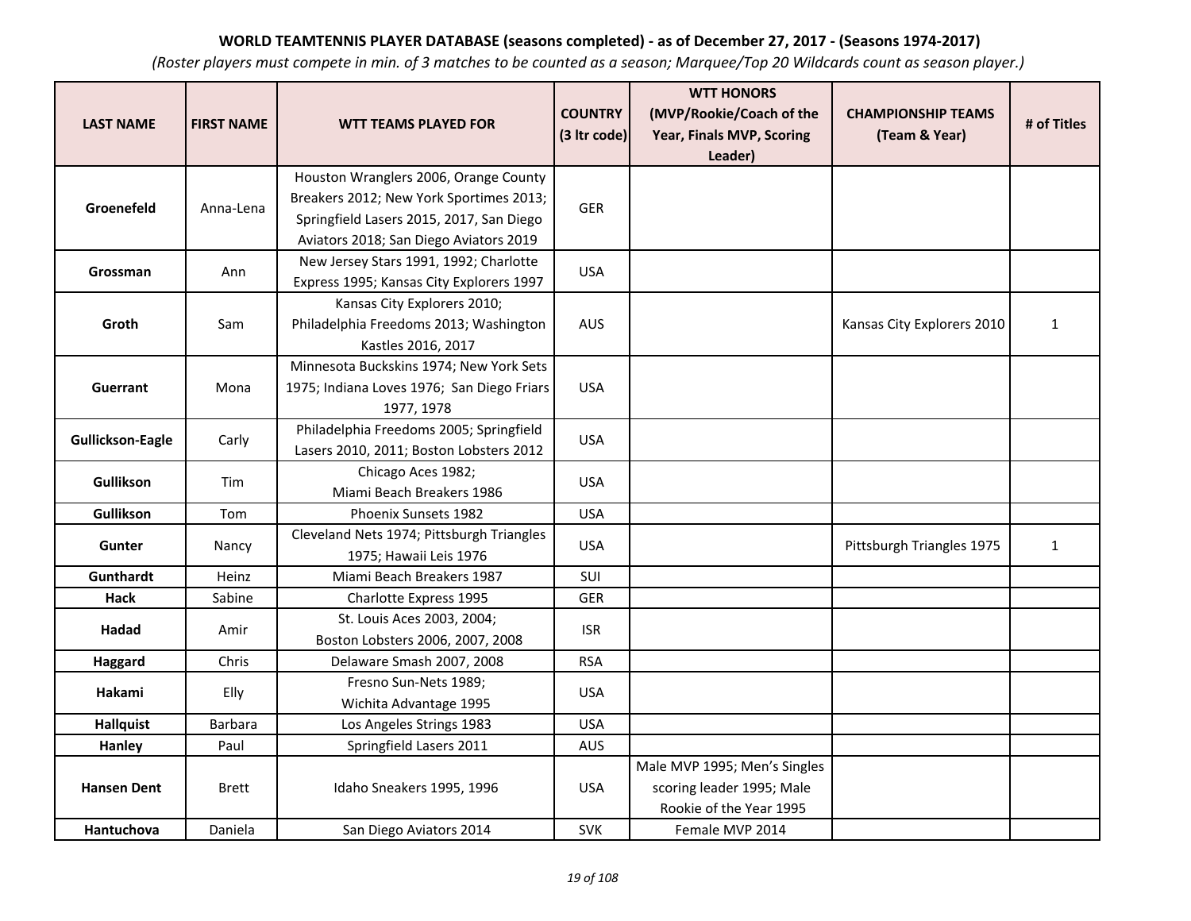**WORLD TEAMTENNIS PLAYER DATABASE (seasons completed) - as of December 27, 2017 - (Seasons 1974-2017)**

*(Roster players must compete in min. of 3 matches to be counted as a season; Marquee/Top 20 Wildcards count as season player.)*

| LAST NAME | FIRST NAME | WTT TEAMS PLAYED FOR | COUNTRY (3 ltr code) | WTT HONORS (MVP/Rookie/Coach of the Year, Finals MVP, Scoring Leader) | CHAMPIONSHIP TEAMS (Team & Year) | # of Titles |
|---|---|---|---|---|---|---|
| **Groenefeld** | Anna-Lena | Houston Wranglers 2006, Orange County Breakers 2012; New York Sportimes 2013; Springfield Lasers 2015, 2017, San Diego Aviators 2018; San Diego Aviators 2019 | GER | | | |
| **Grossman** | Ann | New Jersey Stars 1991, 1992; Charlotte Express 1995; Kansas City Explorers 1997 | USA | | | |
| **Groth** | Sam | Kansas City Explorers 2010; Philadelphia Freedoms 2013; Washington Kastles 2016, 2017 | AUS | | Kansas City Explorers 2010 | 1 |
| **Guerrant** | Mona | Minnesota Buckskins 1974; New York Sets 1975; Indiana Loves 1976; San Diego Friars 1977, 1978 | USA | | | |
| **Gullickson-Eagle** | Carly | Philadelphia Freedoms 2005; Springfield Lasers 2010, 2011; Boston Lobsters 2012 | USA | | | |
| **Gullikson** | Tim | Chicago Aces 1982; Miami Beach Breakers 1986 | USA | | | |
| **Gullikson** | Tom | Phoenix Sunsets 1982 | USA | | | |
| **Gunter** | Nancy | Cleveland Nets 1974; Pittsburgh Triangles 1975; Hawaii Leis 1976 | USA | | Pittsburgh Triangles 1975 | 1 |
| **Gunthardt** | Heinz | Miami Beach Breakers 1987 | SUI | | | |
| **Hack** | Sabine | Charlotte Express 1995 | GER | | | |
| **Hadad** | Amir | St. Louis Aces 2003, 2004; Boston Lobsters 2006, 2007, 2008 | ISR | | | |
| **Haggard** | Chris | Delaware Smash 2007, 2008 | RSA | | | |
| **Hakami** | Elly | Fresno Sun-Nets 1989; Wichita Advantage 1995 | USA | | | |
| **Hallquist** | Barbara | Los Angeles Strings 1983 | USA | | | |
| **Hanley** | Paul | Springfield Lasers 2011 | AUS | | | |
| **Hansen Dent** | Brett | Idaho Sneakers 1995, 1996 | USA | Male MVP 1995; Men's Singles scoring leader 1995; Male Rookie of the Year 1995 | | |
| **Hantuchova** | Daniela | San Diego Aviators 2014 | SVK | Female MVP 2014 | | |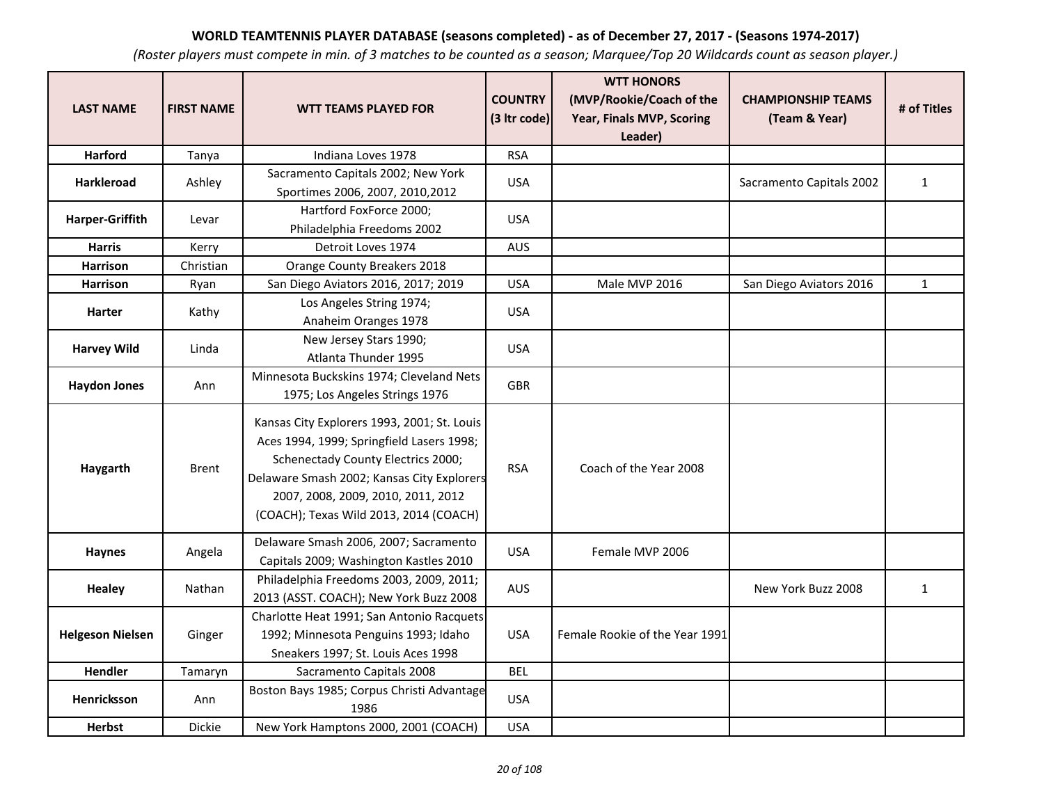**WORLD TEAMTENNIS PLAYER DATABASE (seasons completed) - as of December 27, 2017 - (Seasons 1974-2017)**

*(Roster players must compete in min. of 3 matches to be counted as a season; Marquee/Top 20 Wildcards count as season player.)*

| LAST NAME | FIRST NAME | WTT TEAMS PLAYED FOR | COUNTRY (3 ltr code) | WTT HONORS (MVP/Rookie/Coach of the Year, Finals MVP, Scoring Leader) | CHAMPIONSHIP TEAMS (Team & Year) | # of Titles |
|---|---|---|---|---|---|---|
| **Harford** | Tanya | Indiana Loves 1978 | RSA | | | |
| **Harkleroad** | Ashley | Sacramento Capitals 2002; New York Sportimes 2006, 2007, 2010,2012 | USA | | Sacramento Capitals 2002 | 1 |
| **Harper-Griffith** | Levar | Hartford FoxForce 2000; Philadelphia Freedoms 2002 | USA | | | |
| **Harris** | Kerry | Detroit Loves 1974 | AUS | | | |
| **Harrison** | Christian | Orange County Breakers 2018 | | | | |
| **Harrison** | Ryan | San Diego Aviators 2016, 2017; 2019 | USA | Male MVP 2016 | San Diego Aviators 2016 | 1 |
| **Harter** | Kathy | Los Angeles String 1974; Anaheim Oranges 1978 | USA | | | |
| **Harvey Wild** | Linda | New Jersey Stars 1990; Atlanta Thunder 1995 | USA | | | |
| **Haydon Jones** | Ann | Minnesota Buckskins 1974; Cleveland Nets 1975; Los Angeles Strings 1976 | GBR | | | |
| **Haygarth** | Brent | Kansas City Explorers 1993, 2001; St. Louis Aces 1994, 1999; Springfield Lasers 1998; Schenectady County Electrics 2000; Delaware Smash 2002; Kansas City Explorers 2007, 2008, 2009, 2010, 2011, 2012 (COACH); Texas Wild 2013, 2014 (COACH) | RSA | Coach of the Year 2008 | | |
| **Haynes** | Angela | Delaware Smash 2006, 2007; Sacramento Capitals 2009; Washington Kastles 2010 | USA | Female MVP 2006 | | |
| **Healey** | Nathan | Philadelphia Freedoms 2003, 2009, 2011; 2013 (ASST. COACH); New York Buzz 2008 | AUS | | New York Buzz 2008 | 1 |
| **Helgeson Nielsen** | Ginger | Charlotte Heat 1991; San Antonio Racquets 1992; Minnesota Penguins 1993; Idaho Sneakers 1997; St. Louis Aces 1998 | USA | Female Rookie of the Year 1991 | | |
| **Hendler** | Tamaryn | Sacramento Capitals 2008 | BEL | | | |
| **Henricksson** | Ann | Boston Bays 1985; Corpus Christi Advantage 1986 | USA | | | |
| **Herbst** | Dickie | New York Hamptons 2000, 2001 (COACH) | USA | | | |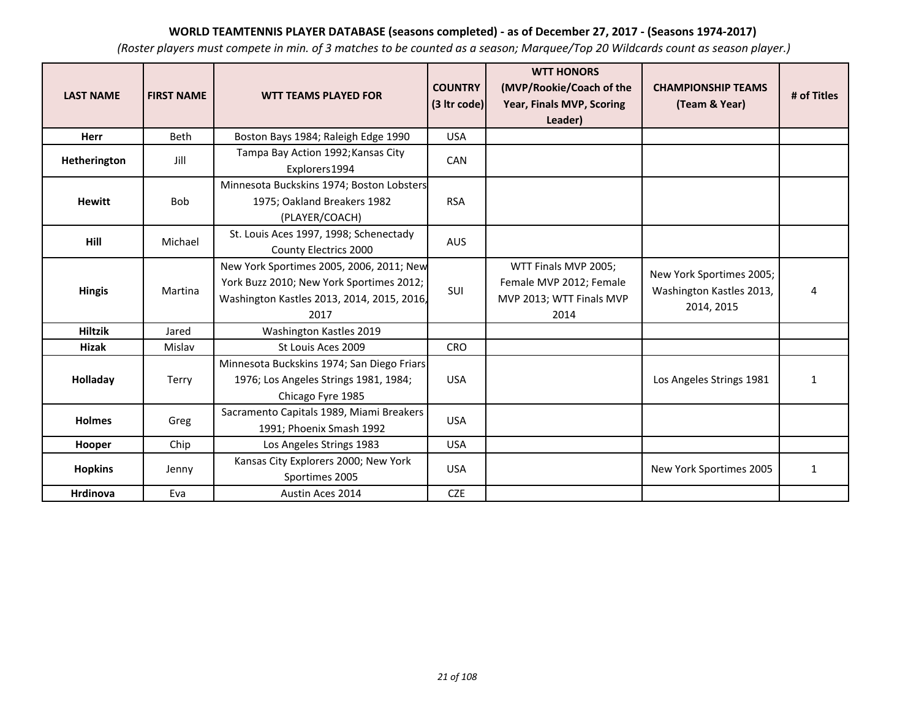**WORLD TEAMTENNIS PLAYER DATABASE (seasons completed) - as of December 27, 2017 - (Seasons 1974-2017)**

*(Roster players must compete in min. of 3 matches to be counted as a season; Marquee/Top 20 Wildcards count as season player.)*

| LAST NAME | FIRST NAME | WTT TEAMS PLAYED FOR | COUNTRY (3 ltr code) | WTT HONORS (MVP/Rookie/Coach of the Year, Finals MVP, Scoring Leader) | CHAMPIONSHIP TEAMS (Team & Year) | # of Titles |
|---|---|---|---|---|---|---|
| **Herr** | Beth | Boston Bays 1984; Raleigh Edge 1990 | USA | | | |
| **Hetherington** | Jill | Tampa Bay Action 1992;Kansas City Explorers1994 | CAN | | | |
| **Hewitt** | Bob | Minnesota Buckskins 1974; Boston Lobsters 1975; Oakland Breakers 1982 (PLAYER/COACH) | RSA | | | |
| **Hill** | Michael | St. Louis Aces 1997, 1998; Schenectady County Electrics 2000 | AUS | | | |
| **Hingis** | Martina | New York Sportimes 2005, 2006, 2011; New York Buzz 2010; New York Sportimes 2012; Washington Kastles 2013, 2014, 2015, 2016, 2017 | SUI | WTT Finals MVP 2005; Female MVP 2012; Female MVP 2013; WTT Finals MVP 2014 | New York Sportimes 2005; Washington Kastles 2013, 2014, 2015 | 4 |
| **Hiltzik** | Jared | Washington Kastles 2019 | | | | |
| **Hizak** | Mislav | St Louis Aces 2009 | CRO | | | |
| **Holladay** | Terry | Minnesota Buckskins 1974; San Diego Friars 1976; Los Angeles Strings 1981, 1984; Chicago Fyre 1985 | USA | | Los Angeles Strings 1981 | 1 |
| **Holmes** | Greg | Sacramento Capitals 1989, Miami Breakers 1991; Phoenix Smash 1992 | USA | | | |
| **Hooper** | Chip | Los Angeles Strings 1983 | USA | | | |
| **Hopkins** | Jenny | Kansas City Explorers 2000; New York Sportimes 2005 | USA | | New York Sportimes 2005 | 1 |
| **Hrdinova** | Eva | Austin Aces 2014 | CZE | | | |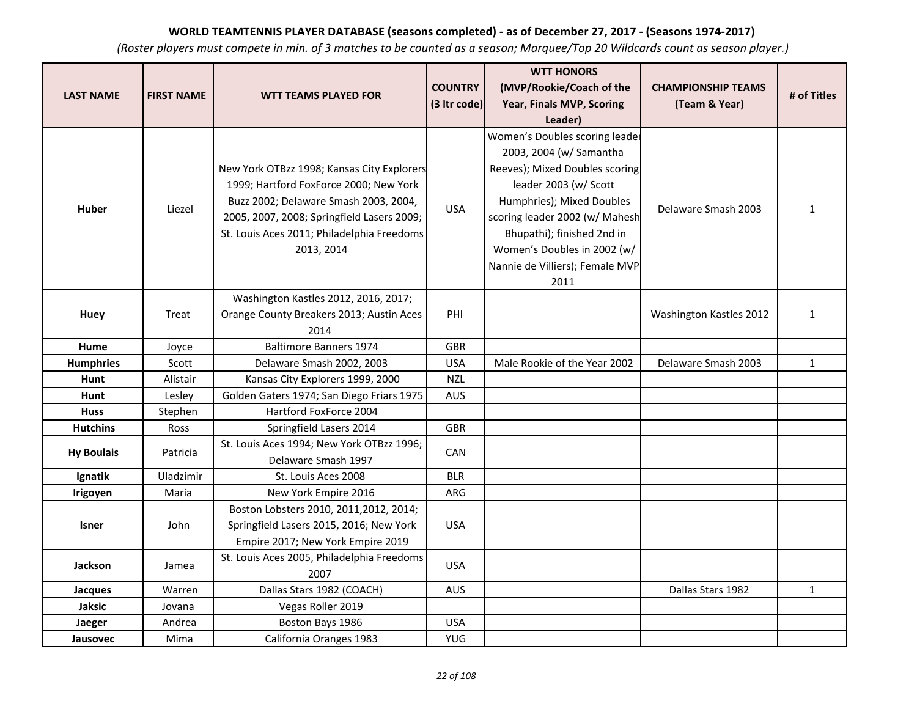**WORLD TEAMTENNIS PLAYER DATABASE (seasons completed) - as of December 27, 2017 - (Seasons 1974-2017)**

*(Roster players must compete in min. of 3 matches to be counted as a season; Marquee/Top 20 Wildcards count as season player.)*

| LAST NAME | FIRST NAME | WTT TEAMS PLAYED FOR | COUNTRY (3 ltr code) | WTT HONORS (MVP/Rookie/Coach of the Year, Finals MVP, Scoring Leader) | CHAMPIONSHIP TEAMS (Team & Year) | # of Titles |
|---|---|---|---|---|---|---|
| **Huber** | Liezel | New York OTBzz 1998; Kansas City Explorers 1999; Hartford FoxForce 2000; New York Buzz 2002; Delaware Smash 2003, 2004, 2005, 2007, 2008; Springfield Lasers 2009; St. Louis Aces 2011; Philadelphia Freedoms 2013, 2014 | USA | Women's Doubles scoring leader 2003, 2004 (w/ Samantha Reeves); Mixed Doubles scoring leader 2003 (w/ Scott Humphries); Mixed Doubles scoring leader 2002 (w/ Mahesh Bhupathi); finished 2nd in Women's Doubles in 2002 (w/ Nannie de Villiers); Female MVP 2011 | Delaware Smash 2003 | 1 |
| **Huey** | Treat | Washington Kastles 2012, 2016, 2017; Orange County Breakers 2013; Austin Aces 2014 | PHI | | Washington Kastles 2012 | 1 |
| **Hume** | Joyce | Baltimore Banners 1974 | GBR | | | |
| **Humphries** | Scott | Delaware Smash 2002, 2003 | USA | Male Rookie of the Year 2002 | Delaware Smash 2003 | 1 |
| **Hunt** | Alistair | Kansas City Explorers 1999, 2000 | NZL | | | |
| **Hunt** | Lesley | Golden Gaters 1974; San Diego Friars 1975 | AUS | | | |
| **Huss** | Stephen | Hartford FoxForce 2004 | | | | |
| **Hutchins** | Ross | Springfield Lasers 2014 | GBR | | | |
| **Hy Boulais** | Patricia | St. Louis Aces 1994; New York OTBzz 1996; Delaware Smash 1997 | CAN | | | |
| **Ignatik** | Uladzimir | St. Louis Aces 2008 | BLR | | | |
| **Irigoyen** | Maria | New York Empire 2016 | ARG | | | |
| **Isner** | John | Boston Lobsters 2010, 2011,2012, 2014; Springfield Lasers 2015, 2016; New York Empire 2017; New York Empire 2019 | USA | | | |
| **Jackson** | Jamea | St. Louis Aces 2005, Philadelphia Freedoms 2007 | USA | | | |
| **Jacques** | Warren | Dallas Stars 1982 (COACH) | AUS | | Dallas Stars 1982 | 1 |
| **Jaksic** | Jovana | Vegas Roller 2019 | | | | |
| **Jaeger** | Andrea | Boston Bays 1986 | USA | | | |
| **Jausovec** | Mima | California Oranges 1983 | YUG | | | |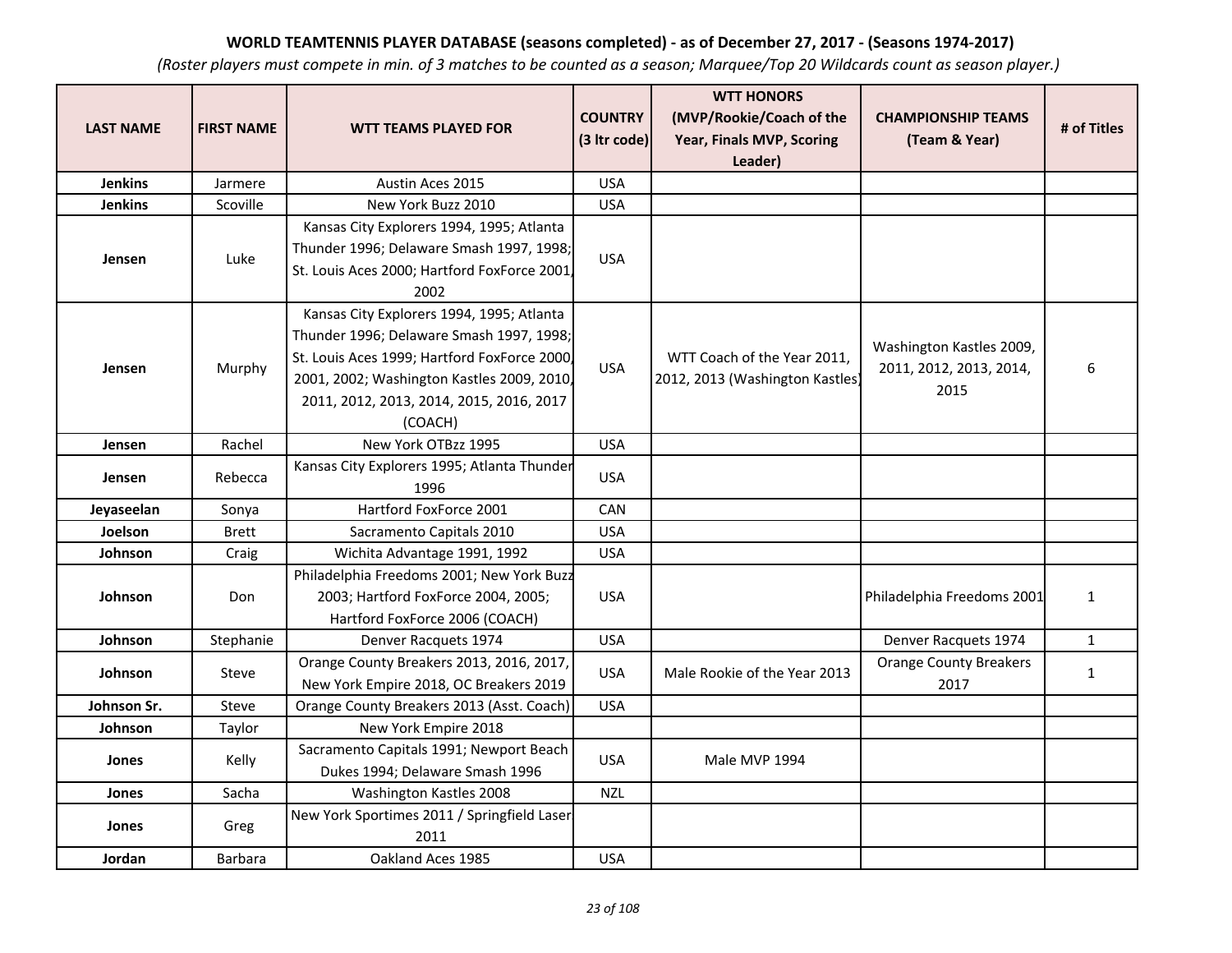**WORLD TEAMTENNIS PLAYER DATABASE (seasons completed) - as of December 27, 2017 - (Seasons 1974-2017)**

*(Roster players must compete in min. of 3 matches to be counted as a season; Marquee/Top 20 Wildcards count as season player.)*

| LAST NAME | FIRST NAME | WTT TEAMS PLAYED FOR | COUNTRY (3 ltr code) | WTT HONORS (MVP/Rookie/Coach of the Year, Finals MVP, Scoring Leader) | CHAMPIONSHIP TEAMS (Team & Year) | # of Titles |
|---|---|---|---|---|---|---|
| **Jenkins** | Jarmere | Austin Aces 2015 | USA | | | |
| **Jenkins** | Scoville | New York Buzz 2010 | USA | | | |
| **Jensen** | Luke | Kansas City Explorers 1994, 1995; Atlanta Thunder 1996; Delaware Smash 1997, 1998; St. Louis Aces 2000; Hartford FoxForce 2001, 2002 | USA | | | |
| **Jensen** | Murphy | Kansas City Explorers 1994, 1995; Atlanta Thunder 1996; Delaware Smash 1997, 1998; St. Louis Aces 1999; Hartford FoxForce 2000, 2001, 2002; Washington Kastles 2009, 2010, 2011, 2012, 2013, 2014, 2015, 2016, 2017 (COACH) | USA | WTT Coach of the Year 2011, 2012, 2013 (Washington Kastles) | Washington Kastles 2009, 2011, 2012, 2013, 2014, 2015 | 6 |
| **Jensen** | Rachel | New York OTBzz 1995 | USA | | | |
| **Jensen** | Rebecca | Kansas City Explorers 1995; Atlanta Thunder 1996 | USA | | | |
| **Jeyaseelan** | Sonya | Hartford FoxForce 2001 | CAN | | | |
| **Joelson** | Brett | Sacramento Capitals 2010 | USA | | | |
| **Johnson** | Craig | Wichita Advantage 1991, 1992 | USA | | | |
| **Johnson** | Don | Philadelphia Freedoms 2001; New York Buzz 2003; Hartford FoxForce 2004, 2005; Hartford FoxForce 2006 (COACH) | USA | | Philadelphia Freedoms 2001 | 1 |
| **Johnson** | Stephanie | Denver Racquets 1974 | USA | | Denver Racquets 1974 | 1 |
| **Johnson** | Steve | Orange County Breakers 2013, 2016, 2017, New York Empire 2018, OC Breakers 2019 | USA | Male Rookie of the Year 2013 | Orange County Breakers 2017 | 1 |
| **Johnson Sr.** | Steve | Orange County Breakers 2013 (Asst. Coach) | USA | | | |
| **Johnson** | Taylor | New York Empire 2018 | | | | |
| **Jones** | Kelly | Sacramento Capitals 1991; Newport Beach Dukes 1994; Delaware Smash 1996 | USA | Male MVP 1994 | | |
| **Jones** | Sacha | Washington Kastles 2008 | NZL | | | |
| **Jones** | Greg | New York Sportimes 2011 / Springfield Lasers 2011 | | | | |
| **Jordan** | Barbara | Oakland Aces 1985 | USA | | | |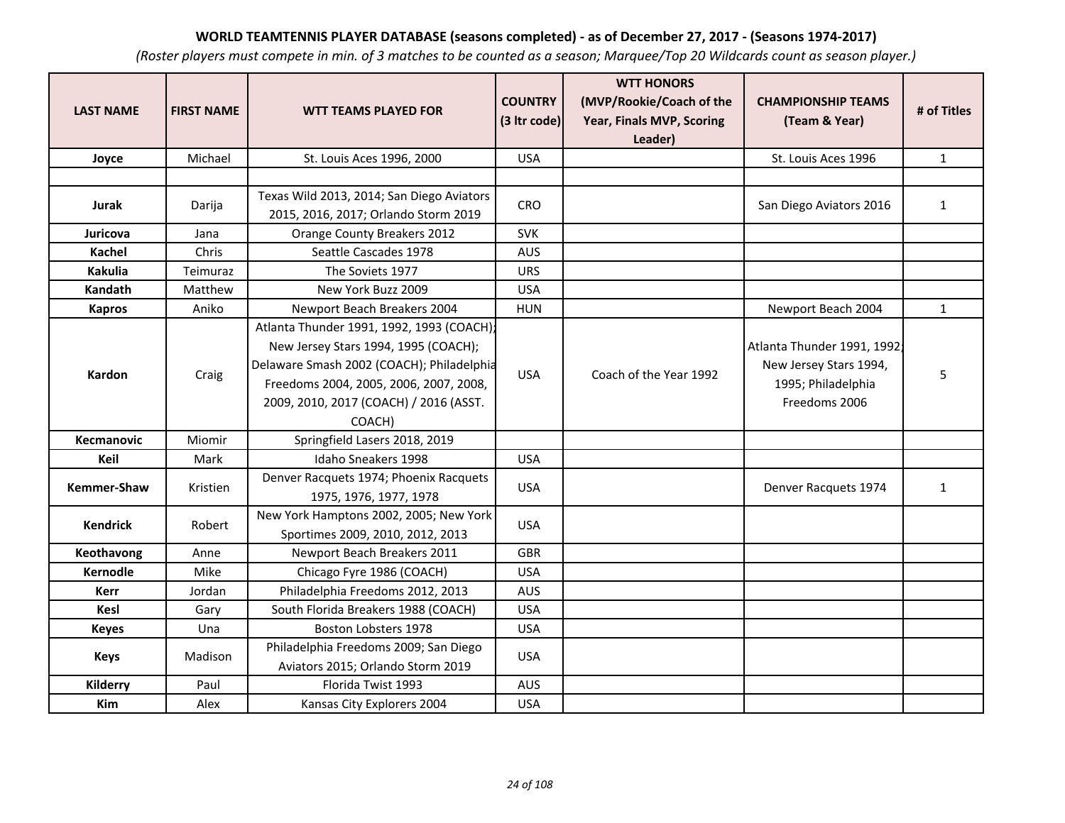**WORLD TEAMTENNIS PLAYER DATABASE (seasons completed) - as of December 27, 2017 - (Seasons 1974-2017)**

*(Roster players must compete in min. of 3 matches to be counted as a season; Marquee/Top 20 Wildcards count as season player.)*

| LAST NAME | FIRST NAME | WTT TEAMS PLAYED FOR | COUNTRY (3 ltr code) | WTT HONORS (MVP/Rookie/Coach of the Year, Finals MVP, Scoring Leader) | CHAMPIONSHIP TEAMS (Team & Year) | # of Titles |
|---|---|---|---|---|---|---|
| **Joyce** | Michael | St. Louis Aces 1996, 2000 | USA | | St. Louis Aces 1996 | 1 |
| | | | | | | |
| **Jurak** | Darija | Texas Wild 2013, 2014; San Diego Aviators 2015, 2016, 2017; Orlando Storm 2019 | CRO | | San Diego Aviators 2016 | 1 |
| **Juricova** | Jana | Orange County Breakers 2012 | SVK | | | |
| **Kachel** | Chris | Seattle Cascades 1978 | AUS | | | |
| **Kakulia** | Teimuraz | The Soviets 1977 | URS | | | |
| **Kandath** | Matthew | New York Buzz 2009 | USA | | | |
| **Kapros** | Aniko | Newport Beach Breakers 2004 | HUN | | Newport Beach 2004 | 1 |
| **Kardon** | Craig | Atlanta Thunder 1991, 1992, 1993 (COACH); New Jersey Stars 1994, 1995 (COACH); Delaware Smash 2002 (COACH); Philadelphia Freedoms 2004, 2005, 2006, 2007, 2008, 2009, 2010, 2017 (COACH) / 2016 (ASST. COACH) | USA | Coach of the Year 1992 | Atlanta Thunder 1991, 1992; New Jersey Stars 1994, 1995; Philadelphia Freedoms 2006 | 5 |
| **Kecmanovic** | Miomir | Springfield Lasers 2018, 2019 | | | | |
| **Keil** | Mark | Idaho Sneakers 1998 | USA | | | |
| **Kemmer-Shaw** | Kristien | Denver Racquets 1974; Phoenix Racquets 1975, 1976, 1977, 1978 | USA | | Denver Racquets 1974 | 1 |
| **Kendrick** | Robert | New York Hamptons 2002, 2005; New York Sportimes 2009, 2010, 2012, 2013 | USA | | | |
| **Keothavong** | Anne | Newport Beach Breakers 2011 | GBR | | | |
| **Kernodle** | Mike | Chicago Fyre 1986 (COACH) | USA | | | |
| **Kerr** | Jordan | Philadelphia Freedoms 2012, 2013 | AUS | | | |
| **Kesl** | Gary | South Florida Breakers 1988 (COACH) | USA | | | |
| **Keyes** | Una | Boston Lobsters 1978 | USA | | | |
| **Keys** | Madison | Philadelphia Freedoms 2009; San Diego Aviators 2015; Orlando Storm 2019 | USA | | | |
| **Kilderry** | Paul | Florida Twist 1993 | AUS | | | |
| **Kim** | Alex | Kansas City Explorers 2004 | USA | | | |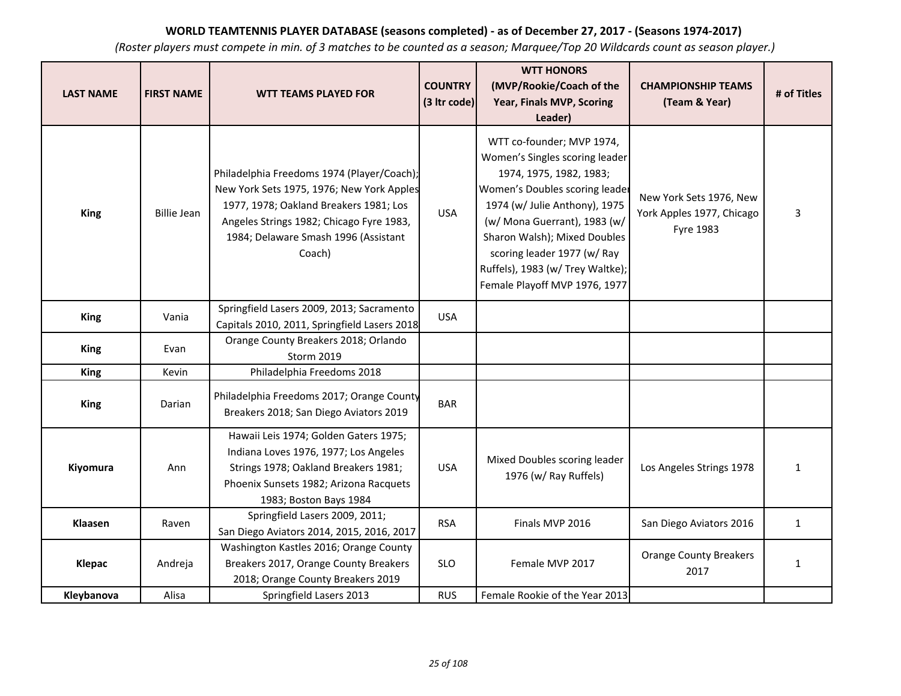**WORLD TEAMTENNIS PLAYER DATABASE (seasons completed) - as of December 27, 2017 - (Seasons 1974-2017)**

*(Roster players must compete in min. of 3 matches to be counted as a season; Marquee/Top 20 Wildcards count as season player.)*

| LAST NAME | FIRST NAME | WTT TEAMS PLAYED FOR | COUNTRY (3 ltr code) | WTT HONORS (MVP/Rookie/Coach of the Year, Finals MVP, Scoring Leader) | CHAMPIONSHIP TEAMS (Team & Year) | # of Titles |
|---|---|---|---|---|---|---|
| **King** | Billie Jean | Philadelphia Freedoms 1974 (Player/Coach); New York Sets 1975, 1976; New York Apples 1977, 1978; Oakland Breakers 1981; Los Angeles Strings 1982; Chicago Fyre 1983, 1984; Delaware Smash 1996 (Assistant Coach) | USA | WTT co-founder; MVP 1974, Women's Singles scoring leader 1974, 1975, 1982, 1983; Women's Doubles scoring leader 1974 (w/ Julie Anthony), 1975 (w/ Mona Guerrant), 1983 (w/ Sharon Walsh); Mixed Doubles scoring leader 1977 (w/ Ray Ruffels), 1983 (w/ Trey Waltke); Female Playoff MVP 1976, 1977 | New York Sets 1976, New York Apples 1977, Chicago Fyre 1983 | 3 |
| **King** | Vania | Springfield Lasers 2009, 2013; Sacramento Capitals 2010, 2011, Springfield Lasers 2018 | USA | | | |
| **King** | Evan | Orange County Breakers 2018; Orlando Storm 2019 | | | | |
| **King** | Kevin | Philadelphia Freedoms 2018 | | | | |
| **King** | Darian | Philadelphia Freedoms 2017; Orange County Breakers 2018; San Diego Aviators 2019 | BAR | | | |
| **Kiyomura** | Ann | Hawaii Leis 1974; Golden Gaters 1975; Indiana Loves 1976, 1977; Los Angeles Strings 1978; Oakland Breakers 1981; Phoenix Sunsets 1982; Arizona Racquets 1983; Boston Bays 1984 | USA | Mixed Doubles scoring leader 1976 (w/ Ray Ruffels) | Los Angeles Strings 1978 | 1 |
| **Klaasen** | Raven | Springfield Lasers 2009, 2011; San Diego Aviators 2014, 2015, 2016, 2017 | RSA | Finals MVP 2016 | San Diego Aviators 2016 | 1 |
| **Klepac** | Andreja | Washington Kastles 2016; Orange County Breakers 2017, Orange County Breakers 2018; Orange County Breakers 2019 | SLO | Female MVP 2017 | Orange County Breakers 2017 | 1 |
| **Kleybanova** | Alisa | Springfield Lasers 2013 | RUS | Female Rookie of the Year 2013 | | |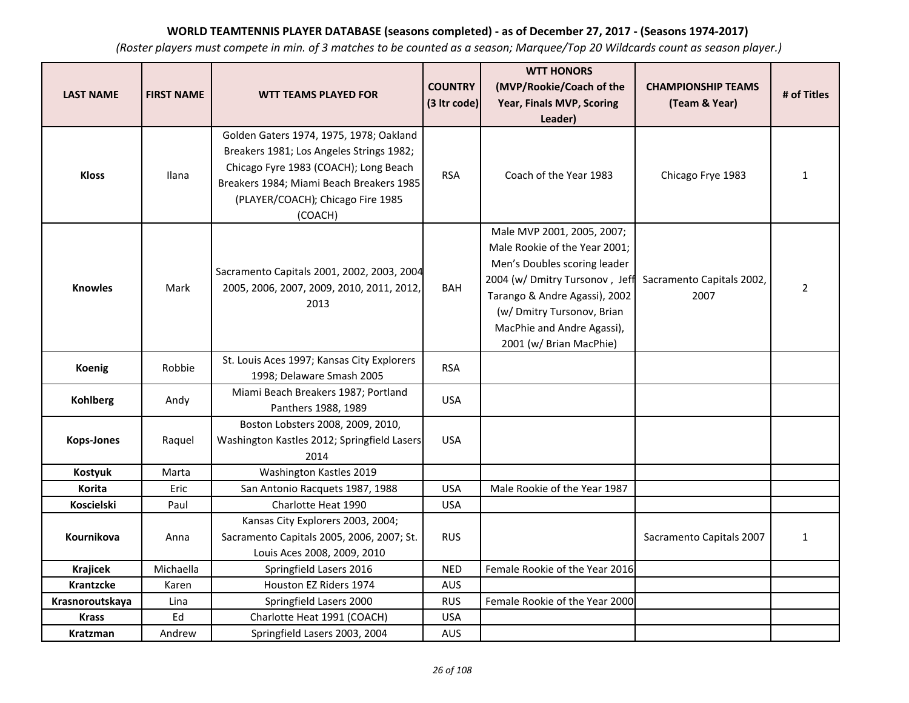**WORLD TEAMTENNIS PLAYER DATABASE (seasons completed) - as of December 27, 2017 - (Seasons 1974-2017)**

*(Roster players must compete in min. of 3 matches to be counted as a season; Marquee/Top 20 Wildcards count as season player.)*

| LAST NAME | FIRST NAME | WTT TEAMS PLAYED FOR | COUNTRY (3 ltr code) | WTT HONORS (MVP/Rookie/Coach of the Year, Finals MVP, Scoring Leader) | CHAMPIONSHIP TEAMS (Team & Year) | # of Titles |
|---|---|---|---|---|---|---|
| **Kloss** | Ilana | Golden Gaters 1974, 1975, 1978; Oakland Breakers 1981; Los Angeles Strings 1982; Chicago Fyre 1983 (COACH); Long Beach Breakers 1984; Miami Beach Breakers 1985 (PLAYER/COACH); Chicago Fire 1985 (COACH) | RSA | Coach of the Year 1983 | Chicago Frye 1983 | 1 |
| **Knowles** | Mark | Sacramento Capitals 2001, 2002, 2003, 2004 2005, 2006, 2007, 2009, 2010, 2011, 2012, 2013 | BAH | Male MVP 2001, 2005, 2007; Male Rookie of the Year 2001; Men's Doubles scoring leader 2004 (w/ Dmitry Tursonov , Jeff Tarango & Andre Agassi), 2002 (w/ Dmitry Tursonov, Brian MacPhie and Andre Agassi), 2001 (w/ Brian MacPhie) | Sacramento Capitals 2002, 2007 | 2 |
| **Koenig** | Robbie | St. Louis Aces 1997; Kansas City Explorers 1998; Delaware Smash 2005 | RSA | | | |
| **Kohlberg** | Andy | Miami Beach Breakers 1987; Portland Panthers 1988, 1989 | USA | | | |
| **Kops-Jones** | Raquel | Boston Lobsters 2008, 2009, 2010, Washington Kastles 2012; Springfield Lasers 2014 | USA | | | |
| **Kostyuk** | Marta | Washington Kastles 2019 | | | | |
| **Korita** | Eric | San Antonio Racquets 1987, 1988 | USA | Male Rookie of the Year 1987 | | |
| **Koscielski** | Paul | Charlotte Heat 1990 | USA | | | |
| **Kournikova** | Anna | Kansas City Explorers 2003, 2004; Sacramento Capitals 2005, 2006, 2007; St. Louis Aces 2008, 2009, 2010 | RUS | | Sacramento Capitals 2007 | 1 |
| **Krajicek** | Michaella | Springfield Lasers 2016 | NED | Female Rookie of the Year 2016 | | |
| **Krantzcke** | Karen | Houston EZ Riders 1974 | AUS | | | |
| **Krasnoroutskaya** | Lina | Springfield Lasers 2000 | RUS | Female Rookie of the Year 2000 | | |
| **Krass** | Ed | Charlotte Heat 1991 (COACH) | USA | | | |
| **Kratzman** | Andrew | Springfield Lasers 2003, 2004 | AUS | | | |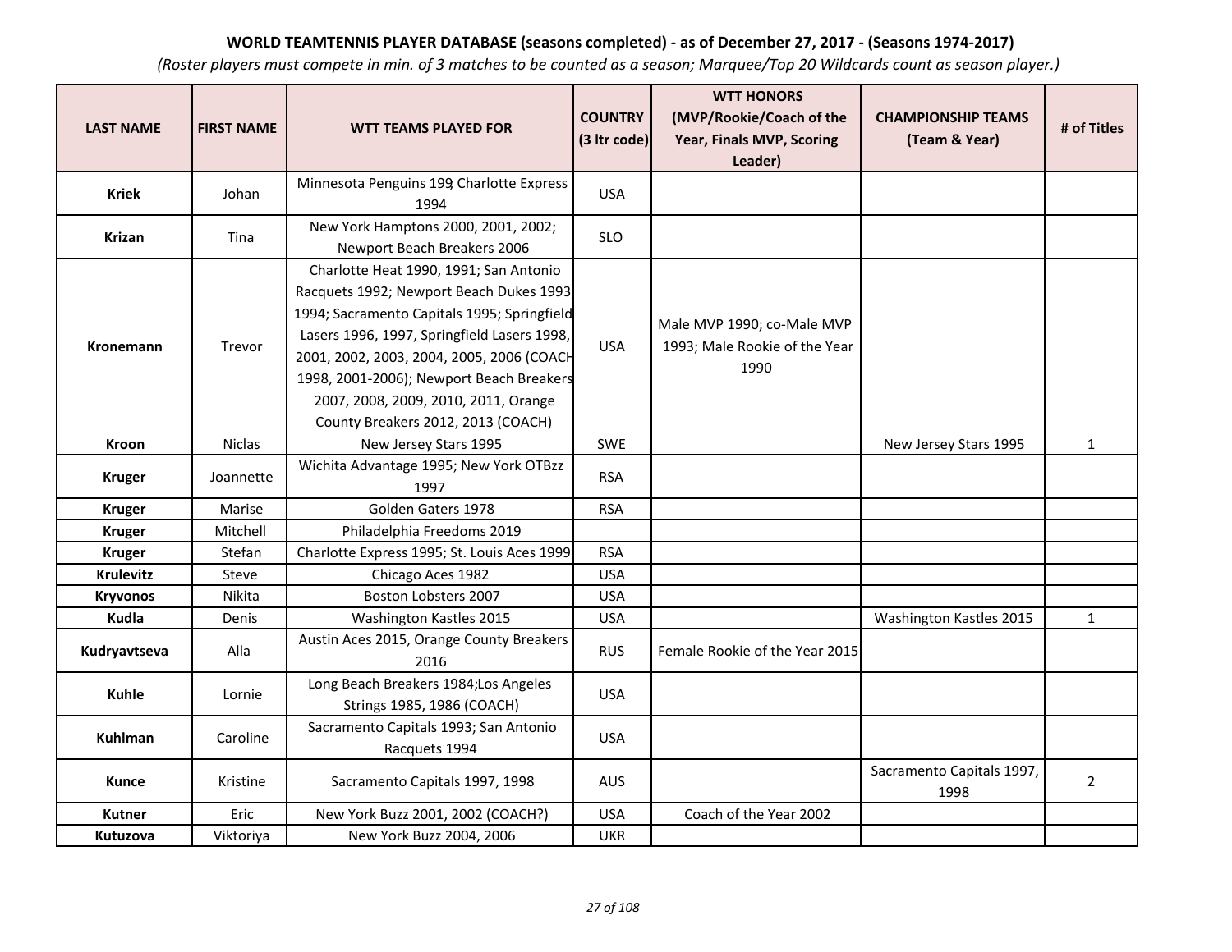**WORLD TEAMTENNIS PLAYER DATABASE (seasons completed) - as of December 27, 2017 - (Seasons 1974-2017)**

*(Roster players must compete in min. of 3 matches to be counted as a season; Marquee/Top 20 Wildcards count as season player.)*

| LAST NAME | FIRST NAME | WTT TEAMS PLAYED FOR | COUNTRY (3 ltr code) | WTT HONORS (MVP/Rookie/Coach of the Year, Finals MVP, Scoring Leader) | CHAMPIONSHIP TEAMS (Team & Year) | # of Titles |
|---|---|---|---|---|---|---|
| **Kriek** | Johan | Minnesota Penguins 199; Charlotte Express 1994 | USA | | | |
| **Krizan** | Tina | New York Hamptons 2000, 2001, 2002; Newport Beach Breakers 2006 | SLO | | | |
| **Kronemann** | Trevor | Charlotte Heat 1990, 1991; San Antonio Racquets 1992; Newport Beach Dukes 1993, 1994; Sacramento Capitals 1995; Springfield Lasers 1996, 1997, Springfield Lasers 1998, 2001, 2002, 2003, 2004, 2005, 2006 (COACH 1998, 2001-2006); Newport Beach Breakers 2007, 2008, 2009, 2010, 2011, Orange County Breakers 2012, 2013 (COACH) | USA | Male MVP 1990; co-Male MVP 1993; Male Rookie of the Year 1990 | | |
| **Kroon** | Niclas | New Jersey Stars 1995 | SWE | | New Jersey Stars 1995 | 1 |
| **Kruger** | Joannette | Wichita Advantage 1995; New York OTBzz 1997 | RSA | | | |
| **Kruger** | Marise | Golden Gaters 1978 | RSA | | | |
| **Kruger** | Mitchell | Philadelphia Freedoms 2019 | | | | |
| **Kruger** | Stefan | Charlotte Express 1995; St. Louis Aces 1999 | RSA | | | |
| **Krulevitz** | Steve | Chicago Aces 1982 | USA | | | |
| **Kryvonos** | Nikita | Boston Lobsters 2007 | USA | | | |
| **Kudla** | Denis | Washington Kastles 2015 | USA | | Washington Kastles 2015 | 1 |
| **Kudryavtseva** | Alla | Austin Aces 2015, Orange County Breakers 2016 | RUS | Female Rookie of the Year 2015 | | |
| **Kuhle** | Lornie | Long Beach Breakers 1984;Los Angeles Strings 1985, 1986 (COACH) | USA | | | |
| **Kuhlman** | Caroline | Sacramento Capitals 1993; San Antonio Racquets 1994 | USA | | | |
| **Kunce** | Kristine | Sacramento Capitals 1997, 1998 | AUS | | Sacramento Capitals 1997, 1998 | 2 |
| **Kutner** | Eric | New York Buzz 2001, 2002 (COACH?) | USA | Coach of the Year 2002 | | |
| **Kutuzova** | Viktoriya | New York Buzz 2004, 2006 | UKR | | | |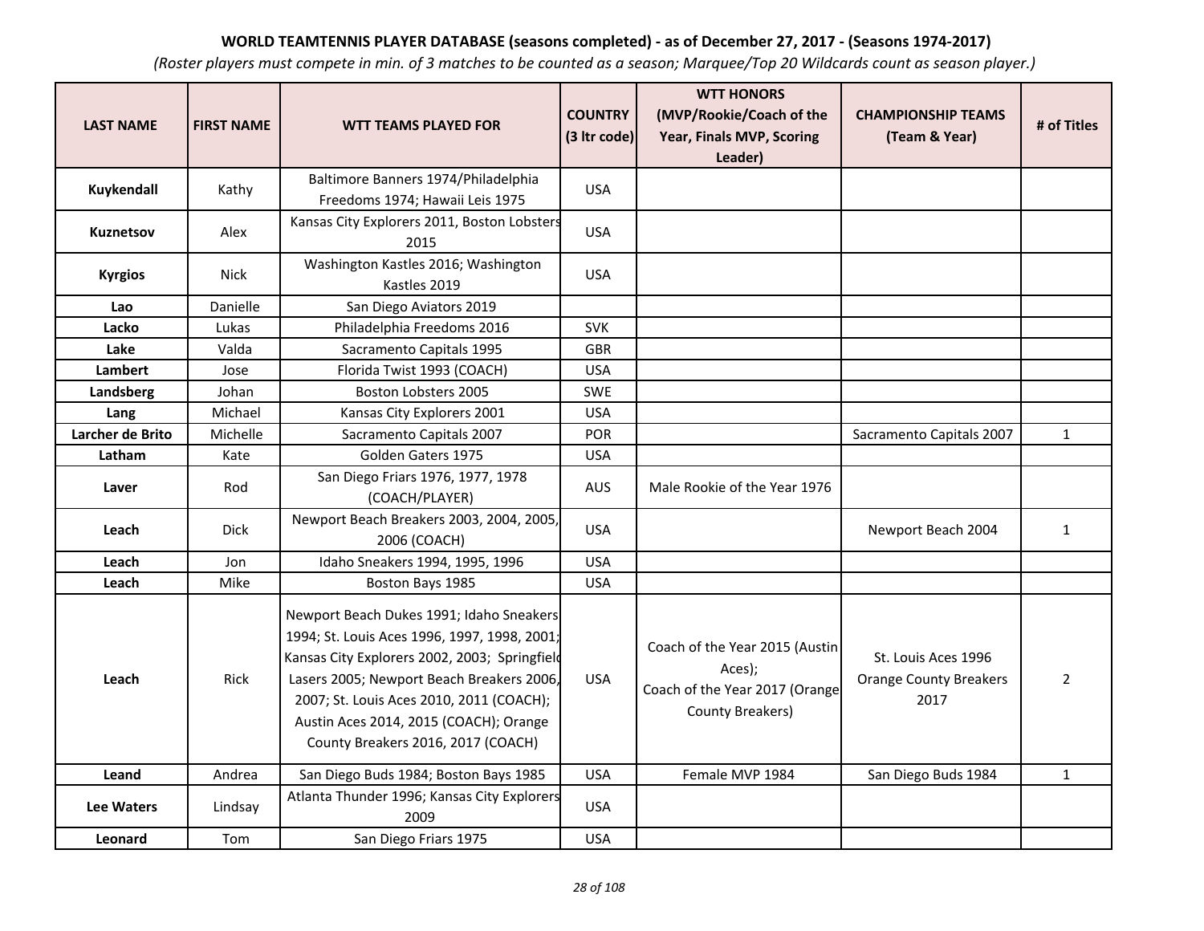**WORLD TEAMTENNIS PLAYER DATABASE (seasons completed) - as of December 27, 2017 - (Seasons 1974-2017)**

*(Roster players must compete in min. of 3 matches to be counted as a season; Marquee/Top 20 Wildcards count as season player.)*

| LAST NAME | FIRST NAME | WTT TEAMS PLAYED FOR | COUNTRY (3 ltr code) | WTT HONORS (MVP/Rookie/Coach of the Year, Finals MVP, Scoring Leader) | CHAMPIONSHIP TEAMS (Team & Year) | # of Titles |
|---|---|---|---|---|---|---|
| **Kuykendall** | Kathy | Baltimore Banners 1974/Philadelphia Freedoms 1974; Hawaii Leis 1975 | USA | | | |
| **Kuznetsov** | Alex | Kansas City Explorers 2011, Boston Lobsters 2015 | USA | | | |
| **Kyrgios** | Nick | Washington Kastles 2016; Washington Kastles 2019 | USA | | | |
| **Lao** | Danielle | San Diego Aviators 2019 | | | | |
| **Lacko** | Lukas | Philadelphia Freedoms 2016 | SVK | | | |
| **Lake** | Valda | Sacramento Capitals 1995 | GBR | | | |
| **Lambert** | Jose | Florida Twist 1993 (COACH) | USA | | | |
| **Landsberg** | Johan | Boston Lobsters 2005 | SWE | | | |
| **Lang** | Michael | Kansas City Explorers 2001 | USA | | | |
| **Larcher de Brito** | Michelle | Sacramento Capitals 2007 | POR | | Sacramento Capitals 2007 | 1 |
| **Latham** | Kate | Golden Gaters 1975 | USA | | | |
| **Laver** | Rod | San Diego Friars 1976, 1977, 1978 (COACH/PLAYER) | AUS | Male Rookie of the Year 1976 | | |
| **Leach** | Dick | Newport Beach Breakers 2003, 2004, 2005, 2006 (COACH) | USA | | Newport Beach 2004 | 1 |
| **Leach** | Jon | Idaho Sneakers 1994, 1995, 1996 | USA | | | |
| **Leach** | Mike | Boston Bays 1985 | USA | | | |
| **Leach** | Rick | Newport Beach Dukes 1991; Idaho Sneakers 1994; St. Louis Aces 1996, 1997, 1998, 2001; Kansas City Explorers 2002, 2003; Springfield Lasers 2005; Newport Beach Breakers 2006, 2007; St. Louis Aces 2010, 2011 (COACH); Austin Aces 2014, 2015 (COACH); Orange County Breakers 2016, 2017 (COACH) | USA | Coach of the Year 2015 (Austin Aces); Coach of the Year 2017 (Orange County Breakers) | St. Louis Aces 1996 Orange County Breakers 2017 | 2 |
| **Leand** | Andrea | San Diego Buds 1984; Boston Bays 1985 | USA | Female MVP 1984 | San Diego Buds 1984 | 1 |
| **Lee Waters** | Lindsay | Atlanta Thunder 1996; Kansas City Explorers 2009 | USA | | | |
| **Leonard** | Tom | San Diego Friars 1975 | USA | | | |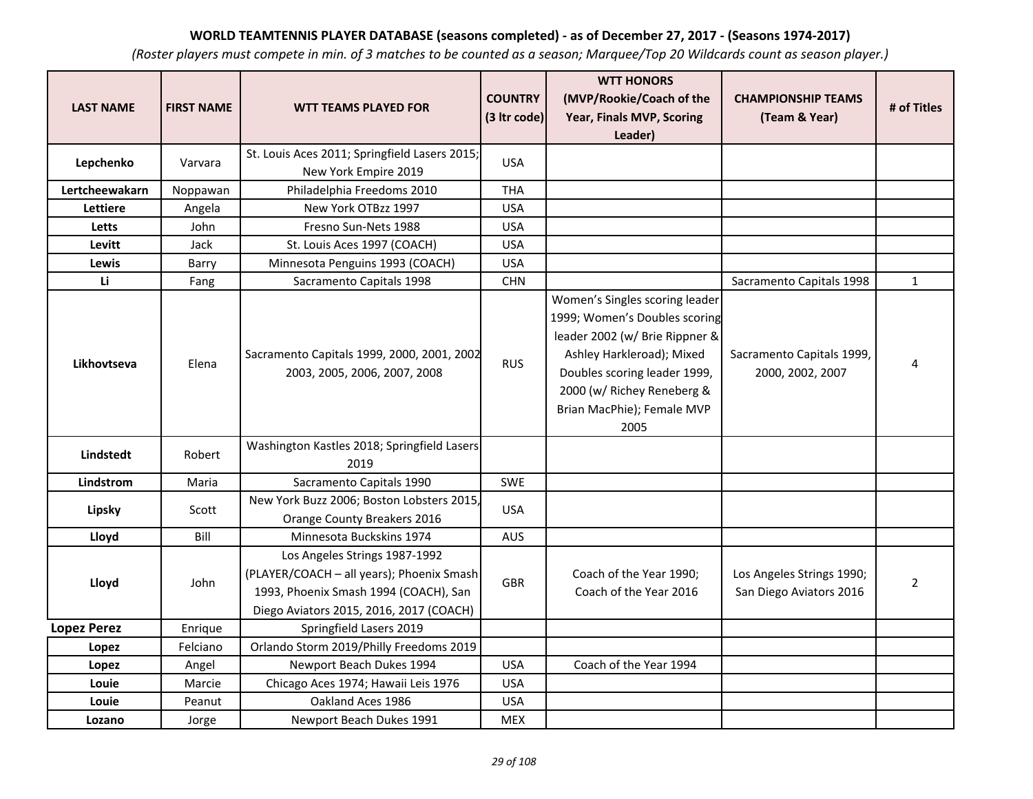**WORLD TEAMTENNIS PLAYER DATABASE (seasons completed) - as of December 27, 2017 - (Seasons 1974-2017)**

*(Roster players must compete in min. of 3 matches to be counted as a season; Marquee/Top 20 Wildcards count as season player.)*

| LAST NAME | FIRST NAME | WTT TEAMS PLAYED FOR | COUNTRY (3 ltr code) | WTT HONORS (MVP/Rookie/Coach of the Year, Finals MVP, Scoring Leader) | CHAMPIONSHIP TEAMS (Team & Year) | # of Titles |
|---|---|---|---|---|---|---|
| **Lepchenko** | Varvara | St. Louis Aces 2011; Springfield Lasers 2015; New York Empire 2019 | USA | | | |
| **Lertcheewakarn** | Noppawan | Philadelphia Freedoms 2010 | THA | | | |
| **Lettiere** | Angela | New York OTBzz 1997 | USA | | | |
| **Letts** | John | Fresno Sun-Nets 1988 | USA | | | |
| **Levitt** | Jack | St. Louis Aces 1997 (COACH) | USA | | | |
| **Lewis** | Barry | Minnesota Penguins 1993 (COACH) | USA | | | |
| **Li** | Fang | Sacramento Capitals 1998 | CHN | | Sacramento Capitals 1998 | 1 |
| **Likhovtseva** | Elena | Sacramento Capitals 1999, 2000, 2001, 2002 2003, 2005, 2006, 2007, 2008 | RUS | Women's Singles scoring leader 1999; Women's Doubles scoring leader 2002 (w/ Brie Rippner & Ashley Harkleroad); Mixed Doubles scoring leader 1999, 2000 (w/ Richey Reneberg & Brian MacPhie); Female MVP 2005 | Sacramento Capitals 1999, 2000, 2002, 2007 | 4 |
| **Lindstedt** | Robert | Washington Kastles 2018; Springfield Lasers 2019 | | | | |
| **Lindstrom** | Maria | Sacramento Capitals 1990 | SWE | | | |
| **Lipsky** | Scott | New York Buzz 2006; Boston Lobsters 2015, Orange County Breakers 2016 | USA | | | |
| **Lloyd** | Bill | Minnesota Buckskins 1974 | AUS | | | |
| **Lloyd** | John | Los Angeles Strings 1987-1992 (PLAYER/COACH – all years); Phoenix Smash 1993, Phoenix Smash 1994 (COACH), San Diego Aviators 2015, 2016, 2017 (COACH) | GBR | Coach of the Year 1990; Coach of the Year 2016 | Los Angeles Strings 1990; San Diego Aviators 2016 | 2 |
| **Lopez Perez** | Enrique | Springfield Lasers 2019 | | | | |
| **Lopez** | Felciano | Orlando Storm 2019/Philly Freedoms 2019 | | | | |
| **Lopez** | Angel | Newport Beach Dukes 1994 | USA | Coach of the Year 1994 | | |
| **Louie** | Marcie | Chicago Aces 1974; Hawaii Leis 1976 | USA | | | |
| **Louie** | Peanut | Oakland Aces 1986 | USA | | | |
| **Lozano** | Jorge | Newport Beach Dukes 1991 | MEX | | | |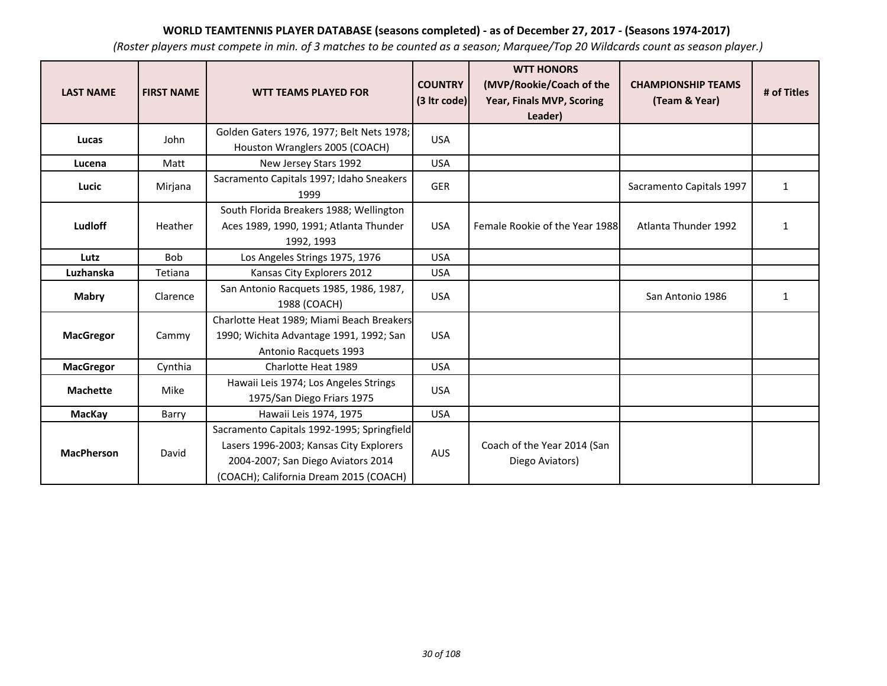**WORLD TEAMTENNIS PLAYER DATABASE (seasons completed) - as of December 27, 2017 - (Seasons 1974-2017)**

*(Roster players must compete in min. of 3 matches to be counted as a season; Marquee/Top 20 Wildcards count as season player.)*

| LAST NAME | FIRST NAME | WTT TEAMS PLAYED FOR | COUNTRY (3 ltr code) | WTT HONORS (MVP/Rookie/Coach of the Year, Finals MVP, Scoring Leader) | CHAMPIONSHIP TEAMS (Team & Year) | # of Titles |
|---|---|---|---|---|---|---|
| **Lucas** | John | Golden Gaters 1976, 1977; Belt Nets 1978; Houston Wranglers 2005 (COACH) | USA | | | |
| **Lucena** | Matt | New Jersey Stars 1992 | USA | | | |
| **Lucic** | Mirjana | Sacramento Capitals 1997; Idaho Sneakers 1999 | GER | | Sacramento Capitals 1997 | 1 |
| **Ludloff** | Heather | South Florida Breakers 1988; Wellington Aces 1989, 1990, 1991; Atlanta Thunder 1992, 1993 | USA | Female Rookie of the Year 1988 | Atlanta Thunder 1992 | 1 |
| **Lutz** | Bob | Los Angeles Strings 1975, 1976 | USA | | | |
| **Luzhanska** | Tetiana | Kansas City Explorers 2012 | USA | | | |
| **Mabry** | Clarence | San Antonio Racquets 1985, 1986, 1987, 1988 (COACH) | USA | | San Antonio 1986 | 1 |
| **MacGregor** | Cammy | Charlotte Heat 1989; Miami Beach Breakers 1990; Wichita Advantage 1991, 1992; San Antonio Racquets 1993 | USA | | | |
| **MacGregor** | Cynthia | Charlotte Heat 1989 | USA | | | |
| **Machette** | Mike | Hawaii Leis 1974; Los Angeles Strings 1975/San Diego Friars 1975 | USA | | | |
| **MacKay** | Barry | Hawaii Leis 1974, 1975 | USA | | | |
| **MacPherson** | David | Sacramento Capitals 1992-1995; Springfield Lasers 1996-2003; Kansas City Explorers 2004-2007; San Diego Aviators 2014 (COACH); California Dream 2015 (COACH) | AUS | Coach of the Year 2014 (San Diego Aviators) | | |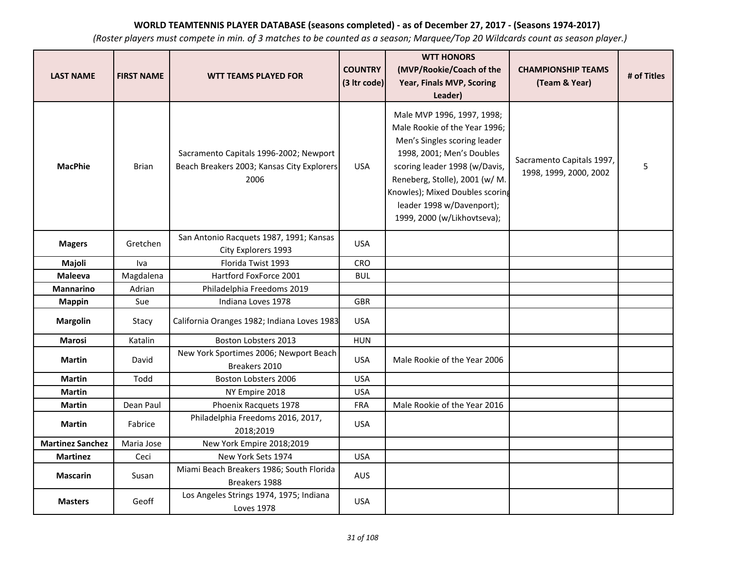**WORLD TEAMTENNIS PLAYER DATABASE (seasons completed) - as of December 27, 2017 - (Seasons 1974-2017)**

*(Roster players must compete in min. of 3 matches to be counted as a season; Marquee/Top 20 Wildcards count as season player.)*

| LAST NAME | FIRST NAME | WTT TEAMS PLAYED FOR | COUNTRY (3 ltr code) | WTT HONORS (MVP/Rookie/Coach of the Year, Finals MVP, Scoring Leader) | CHAMPIONSHIP TEAMS (Team & Year) | # of Titles |
|---|---|---|---|---|---|---|
| **MacPhie** | Brian | Sacramento Capitals 1996-2002; Newport Beach Breakers 2003; Kansas City Explorers 2006 | USA | Male MVP 1996, 1997, 1998; Male Rookie of the Year 1996; Men's Singles scoring leader 1998, 2001; Men's Doubles scoring leader 1998 (w/Davis, Reneberg, Stolle), 2001 (w/ M. Knowles); Mixed Doubles scoring leader 1998 w/Davenport); 1999, 2000 (w/Likhovtseva); | Sacramento Capitals 1997, 1998, 1999, 2000, 2002 | 5 |
| **Magers** | Gretchen | San Antonio Racquets 1987, 1991; Kansas City Explorers 1993 | USA | | | |
| **Majoli** | Iva | Florida Twist 1993 | CRO | | | |
| **Maleeva** | Magdalena | Hartford FoxForce 2001 | BUL | | | |
| **Mannarino** | Adrian | Philadelphia Freedoms 2019 | | | | |
| **Mappin** | Sue | Indiana Loves 1978 | GBR | | | |
| **Margolin** | Stacy | California Oranges 1982; Indiana Loves 1983 | USA | | | |
| **Marosi** | Katalin | Boston Lobsters 2013 | HUN | | | |
| **Martin** | David | New York Sportimes 2006; Newport Beach Breakers 2010 | USA | Male Rookie of the Year 2006 | | |
| **Martin** | Todd | Boston Lobsters 2006 | USA | | | |
| **Martin** | | NY Empire 2018 | USA | | | |
| **Martin** | Dean Paul | Phoenix Racquets 1978 | FRA | Male Rookie of the Year 2016 | | |
| **Martin** | Fabrice | Philadelphia Freedoms 2016, 2017, 2018;2019 | USA | | | |
| **Martinez Sanchez** | Maria Jose | New York Empire 2018;2019 | | | | |
| **Martinez** | Ceci | New York Sets 1974 | USA | | | |
| **Mascarin** | Susan | Miami Beach Breakers 1986; South Florida Breakers 1988 | AUS | | | |
| **Masters** | Geoff | Los Angeles Strings 1974, 1975; Indiana Loves 1978 | USA | | | |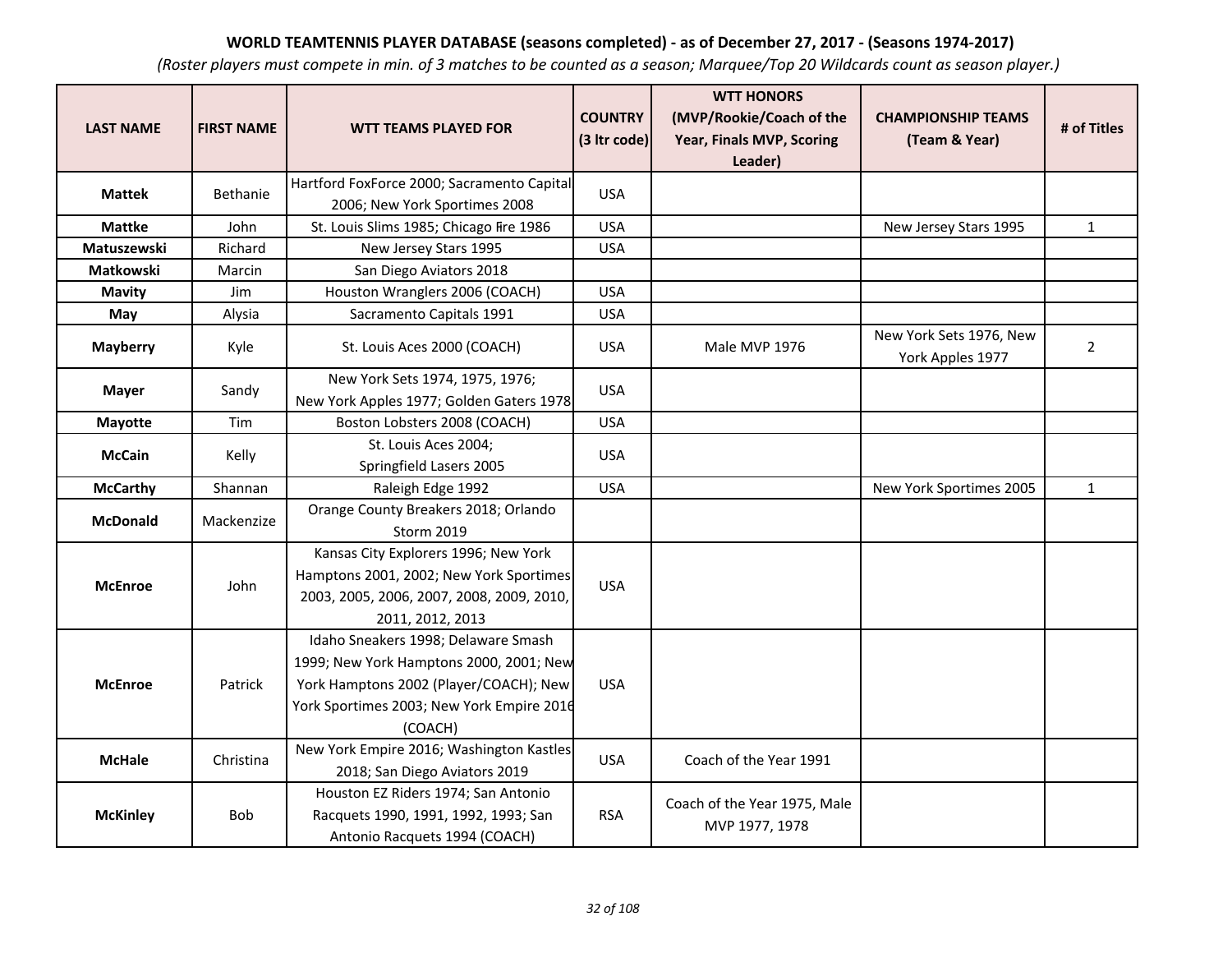**WORLD TEAMTENNIS PLAYER DATABASE (seasons completed) - as of December 27, 2017 - (Seasons 1974-2017)**

*(Roster players must compete in min. of 3 matches to be counted as a season; Marquee/Top 20 Wildcards count as season player.)*

| LAST NAME | FIRST NAME | WTT TEAMS PLAYED FOR | COUNTRY (3 ltr code) | WTT HONORS (MVP/Rookie/Coach of the Year, Finals MVP, Scoring Leader) | CHAMPIONSHIP TEAMS (Team & Year) | # of Titles |
|---|---|---|---|---|---|---|
| **Mattek** | Bethanie | Hartford FoxForce 2000; Sacramento Capital 2006; New York Sportimes 2008 | USA | | | |
| **Mattke** | John | St. Louis Slims 1985; Chicago Fire 1986 | USA | | New Jersey Stars 1995 | 1 |
| **Matuszewski** | Richard | New Jersey Stars 1995 | USA | | | |
| **Matkowski** | Marcin | San Diego Aviators 2018 | | | | |
| **Mavity** | Jim | Houston Wranglers 2006 (COACH) | USA | | | |
| **May** | Alysia | Sacramento Capitals 1991 | USA | | | |
| **Mayberry** | Kyle | St. Louis Aces 2000 (COACH) | USA | Male MVP 1976 | New York Sets 1976, New York Apples 1977 | 2 |
| **Mayer** | Sandy | New York Sets 1974, 1975, 1976; New York Apples 1977; Golden Gaters 1978 | USA | | | |
| **Mayotte** | Tim | Boston Lobsters 2008 (COACH) | USA | | | |
| **McCain** | Kelly | St. Louis Aces 2004; Springfield Lasers 2005 | USA | | | |
| **McCarthy** | Shannan | Raleigh Edge 1992 | USA | | New York Sportimes 2005 | 1 |
| **McDonald** | Mackenzize | Orange County Breakers 2018; Orlando Storm 2019 | | | | |
| **McEnroe** | John | Kansas City Explorers 1996; New York Hamptons 2001, 2002; New York Sportimes 2003, 2005, 2006, 2007, 2008, 2009, 2010, 2011, 2012, 2013 | USA | | | |
| **McEnroe** | Patrick | Idaho Sneakers 1998; Delaware Smash 1999; New York Hamptons 2000, 2001; New York Hamptons 2002 (Player/COACH); New York Sportimes 2003; New York Empire 2016 (COACH) | USA | | | |
| **McHale** | Christina | New York Empire 2016; Washington Kastles 2018; San Diego Aviators 2019 | USA | Coach of the Year 1991 | | |
| **McKinley** | Bob | Houston EZ Riders 1974; San Antonio Racquets 1990, 1991, 1992, 1993; San Antonio Racquets 1994 (COACH) | RSA | Coach of the Year 1975, Male MVP 1977, 1978 | | |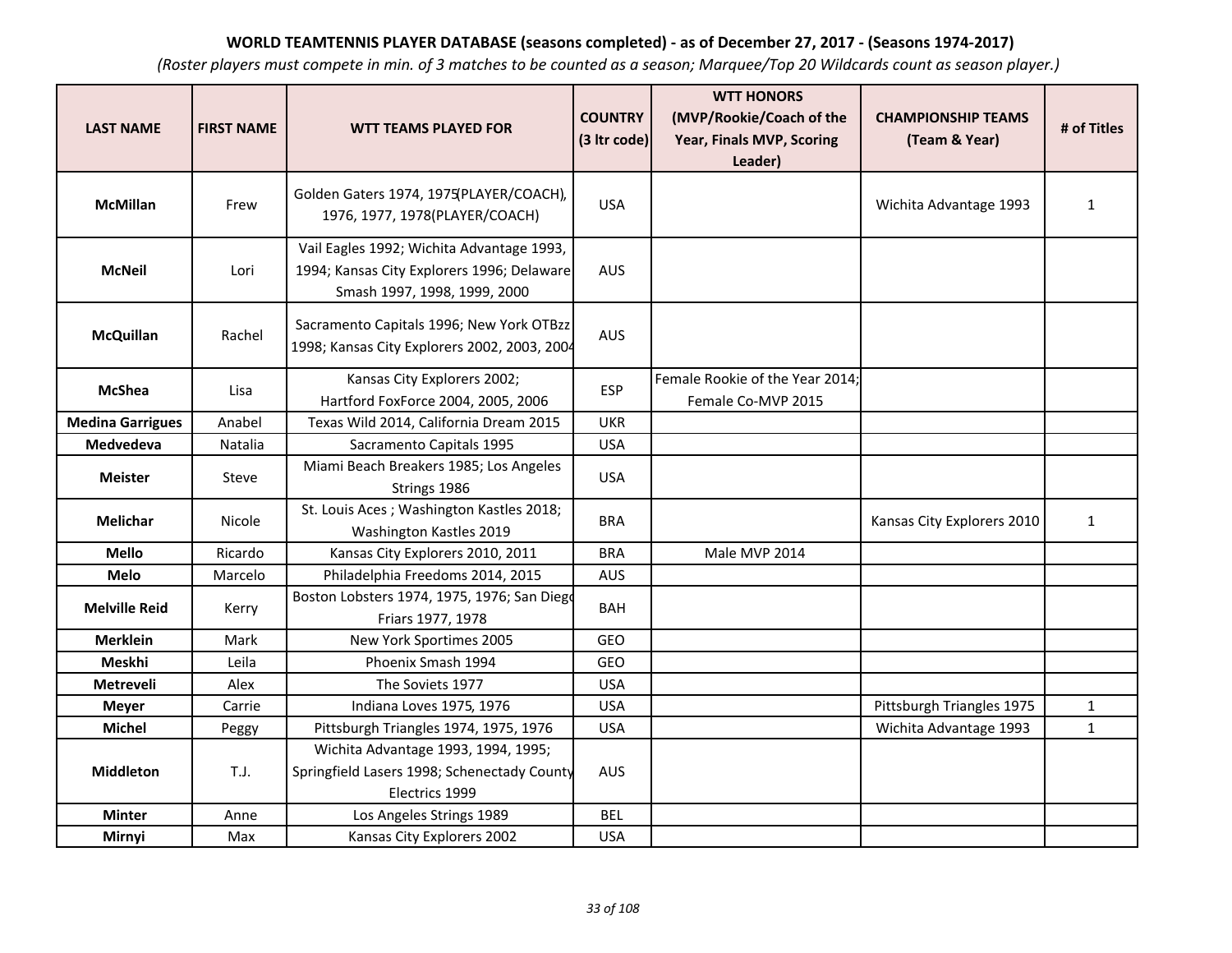**WORLD TEAMTENNIS PLAYER DATABASE (seasons completed) - as of December 27, 2017 - (Seasons 1974-2017)**

*(Roster players must compete in min. of 3 matches to be counted as a season; Marquee/Top 20 Wildcards count as season player.)*

| LAST NAME | FIRST NAME | WTT TEAMS PLAYED FOR | COUNTRY (3 ltr code) | WTT HONORS (MVP/Rookie/Coach of the Year, Finals MVP, Scoring Leader) | CHAMPIONSHIP TEAMS (Team & Year) | # of Titles |
|---|---|---|---|---|---|---|
| **McMillan** | Frew | Golden Gaters 1974, 1975(PLAYER/COACH), 1976, 1977, 1978(PLAYER/COACH) | USA | | Wichita Advantage 1993 | 1 |
| **McNeil** | Lori | Vail Eagles 1992; Wichita Advantage 1993, 1994; Kansas City Explorers 1996; Delaware Smash 1997, 1998, 1999, 2000 | AUS | | | |
| **McQuillan** | Rachel | Sacramento Capitals 1996; New York OTBzz 1998; Kansas City Explorers 2002, 2003, 2004 | AUS | | | |
| **McShea** | Lisa | Kansas City Explorers 2002; Hartford FoxForce 2004, 2005, 2006 | ESP | Female Rookie of the Year 2014; Female Co-MVP 2015 | | |
| **Medina Garrigues** | Anabel | Texas Wild 2014, California Dream 2015 | UKR | | | |
| **Medvedeva** | Natalia | Sacramento Capitals 1995 | USA | | | |
| **Meister** | Steve | Miami Beach Breakers 1985; Los Angeles Strings 1986 | USA | | | |
| **Melichar** | Nicole | St. Louis Aces ; Washington Kastles 2018; Washington Kastles 2019 | BRA | | Kansas City Explorers 2010 | 1 |
| **Mello** | Ricardo | Kansas City Explorers 2010, 2011 | BRA | Male MVP 2014 | | |
| **Melo** | Marcelo | Philadelphia Freedoms 2014, 2015 | AUS | | | |
| **Melville Reid** | Kerry | Boston Lobsters 1974, 1975, 1976; San Diego Friars 1977, 1978 | BAH | | | |
| **Merklein** | Mark | New York Sportimes 2005 | GEO | | | |
| **Meskhi** | Leila | Phoenix Smash 1994 | GEO | | | |
| **Metreveli** | Alex | The Soviets 1977 | USA | | | |
| **Meyer** | Carrie | Indiana Loves 1975, 1976 | USA | | Pittsburgh Triangles 1975 | 1 |
| **Michel** | Peggy | Pittsburgh Triangles 1974, 1975, 1976 | USA | | Wichita Advantage 1993 | 1 |
| **Middleton** | T.J. | Wichita Advantage 1993, 1994, 1995; Springfield Lasers 1998; Schenectady County Electrics 1999 | AUS | | | |
| **Minter** | Anne | Los Angeles Strings 1989 | BEL | | | |
| **Mirnyi** | Max | Kansas City Explorers 2002 | USA | | | |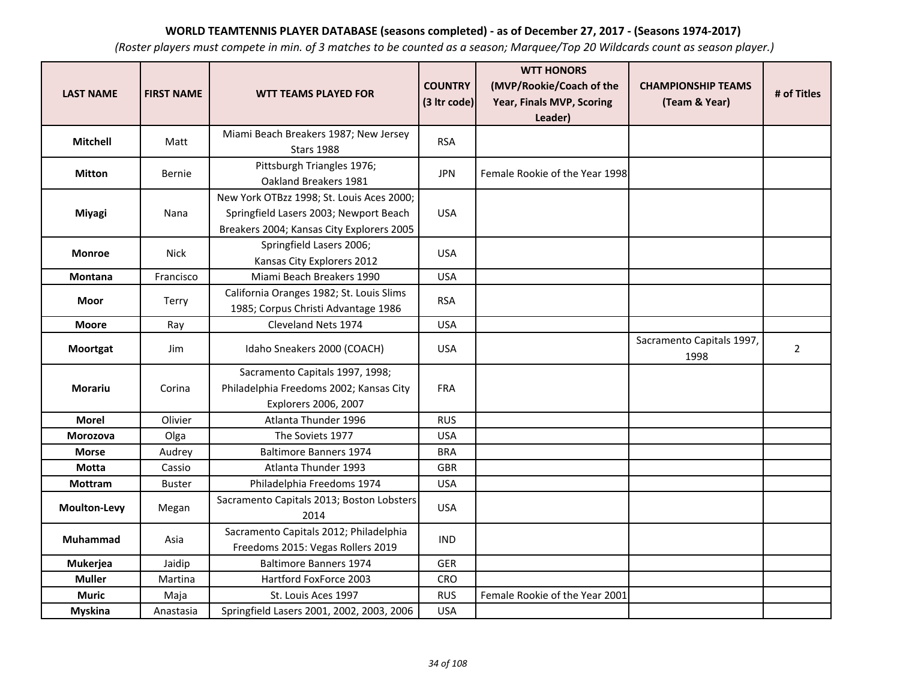**WORLD TEAMTENNIS PLAYER DATABASE (seasons completed) - as of December 27, 2017 - (Seasons 1974-2017)**

*(Roster players must compete in min. of 3 matches to be counted as a season; Marquee/Top 20 Wildcards count as season player.)*

| LAST NAME | FIRST NAME | WTT TEAMS PLAYED FOR | COUNTRY (3 ltr code) | WTT HONORS (MVP/Rookie/Coach of the Year, Finals MVP, Scoring Leader) | CHAMPIONSHIP TEAMS (Team & Year) | # of Titles |
|---|---|---|---|---|---|---|
| **Mitchell** | Matt | Miami Beach Breakers 1987; New Jersey Stars 1988 | RSA | | | |
| **Mitton** | Bernie | Pittsburgh Triangles 1976; Oakland Breakers 1981 | JPN | Female Rookie of the Year 1998 | | |
| **Miyagi** | Nana | New York OTBzz 1998; St. Louis Aces 2000; Springfield Lasers 2003; Newport Beach Breakers 2004; Kansas City Explorers 2005 | USA | | | |
| **Monroe** | Nick | Springfield Lasers 2006; Kansas City Explorers 2012 | USA | | | |
| **Montana** | Francisco | Miami Beach Breakers 1990 | USA | | | |
| **Moor** | Terry | California Oranges 1982; St. Louis Slims 1985; Corpus Christi Advantage 1986 | RSA | | | |
| **Moore** | Ray | Cleveland Nets 1974 | USA | | | |
| **Moortgat** | Jim | Idaho Sneakers 2000 (COACH) | USA | | Sacramento Capitals 1997, 1998 | 2 |
| **Morariu** | Corina | Sacramento Capitals 1997, 1998; Philadelphia Freedoms 2002; Kansas City Explorers 2006, 2007 | FRA | | | |
| **Morel** | Olivier | Atlanta Thunder 1996 | RUS | | | |
| **Morozova** | Olga | The Soviets 1977 | USA | | | |
| **Morse** | Audrey | Baltimore Banners 1974 | BRA | | | |
| **Motta** | Cassio | Atlanta Thunder 1993 | GBR | | | |
| **Mottram** | Buster | Philadelphia Freedoms 1974 | USA | | | |
| **Moulton-Levy** | Megan | Sacramento Capitals 2013; Boston Lobsters 2014 | USA | | | |
| **Muhammad** | Asia | Sacramento Capitals 2012; Philadelphia Freedoms 2015: Vegas Rollers 2019 | IND | | | |
| **Mukerjea** | Jaidip | Baltimore Banners 1974 | GER | | | |
| **Muller** | Martina | Hartford FoxForce 2003 | CRO | | | |
| **Muric** | Maja | St. Louis Aces 1997 | RUS | Female Rookie of the Year 2001 | | |
| **Myskina** | Anastasia | Springfield Lasers 2001, 2002, 2003, 2006 | USA | | | |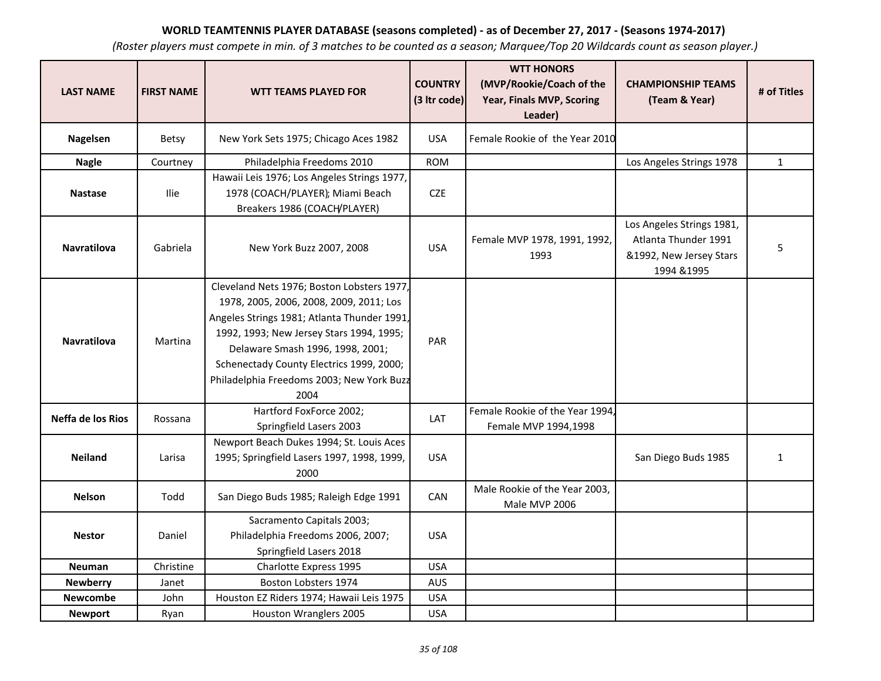**WORLD TEAMTENNIS PLAYER DATABASE (seasons completed) - as of December 27, 2017 - (Seasons 1974-2017)**

*(Roster players must compete in min. of 3 matches to be counted as a season; Marquee/Top 20 Wildcards count as season player.)*

| LAST NAME | FIRST NAME | WTT TEAMS PLAYED FOR | COUNTRY (3 ltr code) | WTT HONORS (MVP/Rookie/Coach of the Year, Finals MVP, Scoring Leader) | CHAMPIONSHIP TEAMS (Team & Year) | # of Titles |
|---|---|---|---|---|---|---|
| **Nagelsen** | Betsy | New York Sets 1975; Chicago Aces 1982 | USA | Female Rookie of the Year 2010 | | |
| **Nagle** | Courtney | Philadelphia Freedoms 2010 | ROM | | Los Angeles Strings 1978 | 1 |
| **Nastase** | Ilie | Hawaii Leis 1976; Los Angeles Strings 1977, 1978 (COACH/PLAYER); Miami Beach Breakers 1986 (COACH/PLAYER) | CZE | | | |
| **Navratilova** | Gabriela | New York Buzz 2007, 2008 | USA | Female MVP 1978, 1991, 1992, 1993 | Los Angeles Strings 1981, Atlanta Thunder 1991 &1992, New Jersey Stars 1994 &1995 | 5 |
| **Navratilova** | Martina | Cleveland Nets 1976; Boston Lobsters 1977, 1978, 2005, 2006, 2008, 2009, 2011; Los Angeles Strings 1981; Atlanta Thunder 1991, 1992, 1993; New Jersey Stars 1994, 1995; Delaware Smash 1996, 1998, 2001; Schenectady County Electrics 1999, 2000; Philadelphia Freedoms 2003; New York Buzz 2004 | PAR | | | |
| **Neffa de los Rios** | Rossana | Hartford FoxForce 2002; Springfield Lasers 2003 | LAT | Female Rookie of the Year 1994, Female MVP 1994,1998 | | |
| **Neiland** | Larisa | Newport Beach Dukes 1994; St. Louis Aces 1995; Springfield Lasers 1997, 1998, 1999, 2000 | USA | | San Diego Buds 1985 | 1 |
| **Nelson** | Todd | San Diego Buds 1985; Raleigh Edge 1991 | CAN | Male Rookie of the Year 2003, Male MVP 2006 | | |
| **Nestor** | Daniel | Sacramento Capitals 2003; Philadelphia Freedoms 2006, 2007; Springfield Lasers 2018 | USA | | | |
| **Neuman** | Christine | Charlotte Express 1995 | USA | | | |
| **Newberry** | Janet | Boston Lobsters 1974 | AUS | | | |
| **Newcombe** | John | Houston EZ Riders 1974; Hawaii Leis 1975 | USA | | | |
| **Newport** | Ryan | Houston Wranglers 2005 | USA | | | |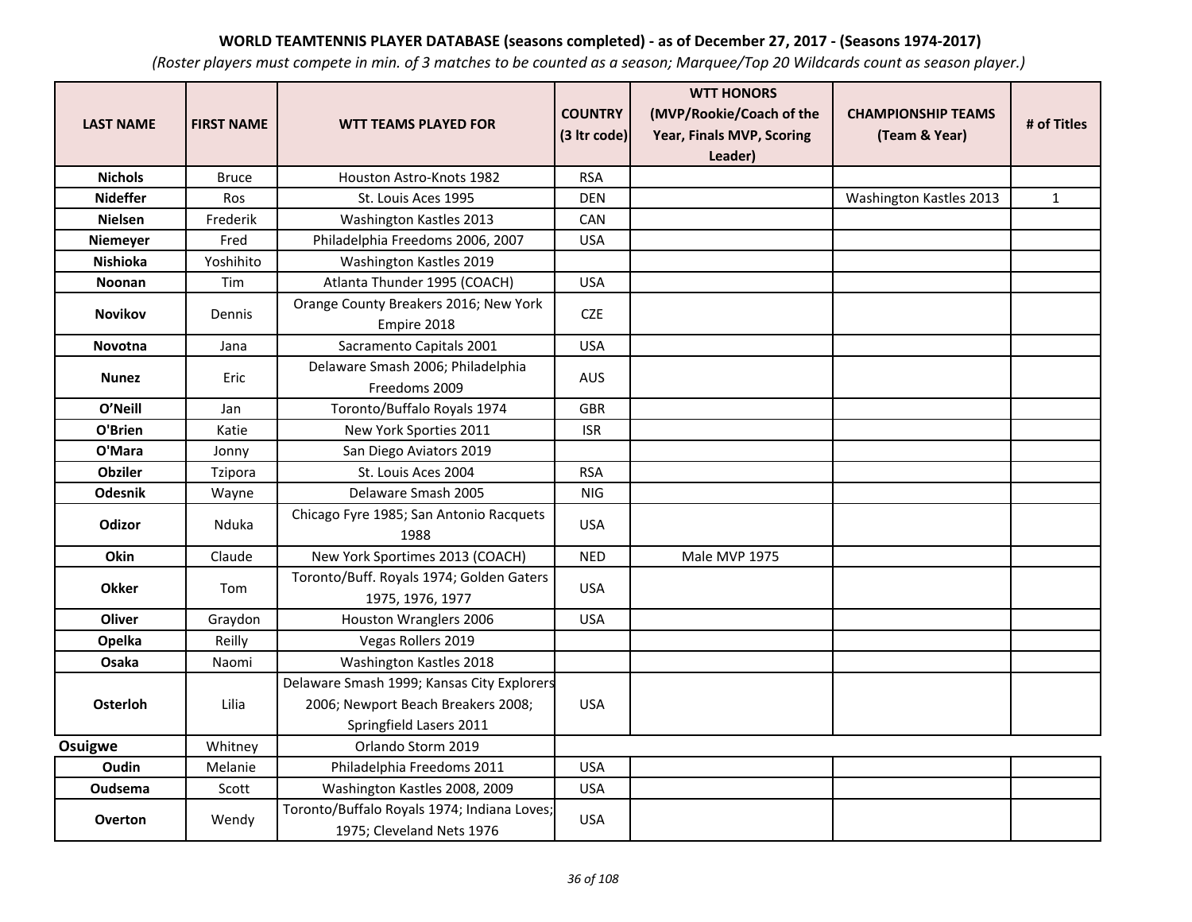**WORLD TEAMTENNIS PLAYER DATABASE (seasons completed) - as of December 27, 2017 - (Seasons 1974-2017)**

*(Roster players must compete in min. of 3 matches to be counted as a season; Marquee/Top 20 Wildcards count as season player.)*

| LAST NAME | FIRST NAME | WTT TEAMS PLAYED FOR | COUNTRY (3 ltr code) | WTT HONORS (MVP/Rookie/Coach of the Year, Finals MVP, Scoring Leader) | CHAMPIONSHIP TEAMS (Team & Year) | # of Titles |
|---|---|---|---|---|---|---|
| **Nichols** | Bruce | Houston Astro-Knots 1982 | RSA | | | |
| **Nideffer** | Ros | St. Louis Aces 1995 | DEN | | Washington Kastles 2013 | 1 |
| **Nielsen** | Frederik | Washington Kastles 2013 | CAN | | | |
| **Niemeyer** | Fred | Philadelphia Freedoms 2006, 2007 | USA | | | |
| **Nishioka** | Yoshihito | Washington Kastles 2019 | | | | |
| **Noonan** | Tim | Atlanta Thunder 1995 (COACH) | USA | | | |
| **Novikov** | Dennis | Orange County Breakers 2016; New York Empire 2018 | CZE | | | |
| **Novotna** | Jana | Sacramento Capitals 2001 | USA | | | |
| **Nunez** | Eric | Delaware Smash 2006; Philadelphia Freedoms 2009 | AUS | | | |
| **O'Neill** | Jan | Toronto/Buffalo Royals 1974 | GBR | | | |
| **O'Brien** | Katie | New York Sporties 2011 | ISR | | | |
| **O'Mara** | Jonny | San Diego Aviators 2019 | | | | |
| **Obziler** | Tzipora | St. Louis Aces 2004 | RSA | | | |
| **Odesnik** | Wayne | Delaware Smash 2005 | NIG | | | |
| **Odizor** | Nduka | Chicago Fyre 1985; San Antonio Racquets 1988 | USA | | | |
| **Okin** | Claude | New York Sportimes 2013 (COACH) | NED | Male MVP 1975 | | |
| **Okker** | Tom | Toronto/Buff. Royals 1974; Golden Gaters 1975, 1976, 1977 | USA | | | |
| **Oliver** | Graydon | Houston Wranglers 2006 | USA | | | |
| **Opelka** | Reilly | Vegas Rollers 2019 | | | | |
| **Osaka** | Naomi | Washington Kastles 2018 | | | | |
| **Osterloh** | Lilia | Delaware Smash 1999; Kansas City Explorers 2006; Newport Beach Breakers 2008; Springfield Lasers 2011 | USA | | | |
| **Osuigwe** | Whitney | Orlando Storm 2019 | | | | |
| **Oudin** | Melanie | Philadelphia Freedoms 2011 | USA | | | |
| **Oudsema** | Scott | Washington Kastles 2008, 2009 | USA | | | |
| **Overton** | Wendy | Toronto/Buffalo Royals 1974; Indiana Loves; 1975; Cleveland Nets 1976 | USA | | | |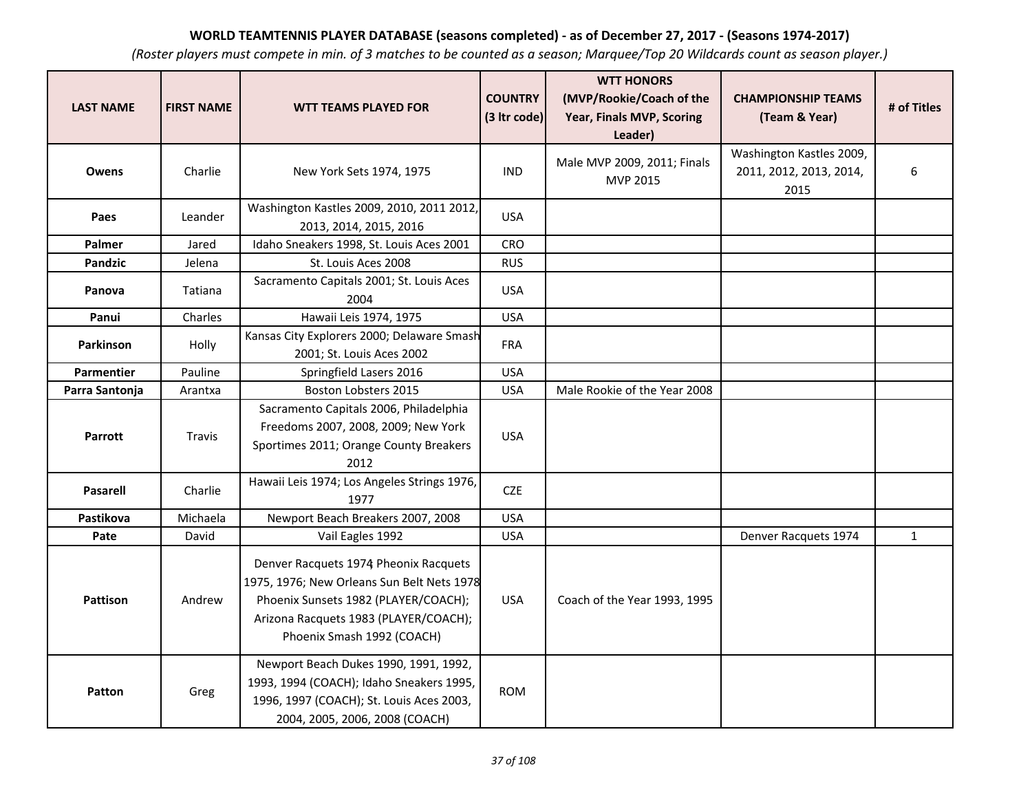**WORLD TEAMTENNIS PLAYER DATABASE (seasons completed) - as of December 27, 2017 - (Seasons 1974-2017)**

*(Roster players must compete in min. of 3 matches to be counted as a season; Marquee/Top 20 Wildcards count as season player.)*

| LAST NAME | FIRST NAME | WTT TEAMS PLAYED FOR | COUNTRY (3 ltr code) | WTT HONORS (MVP/Rookie/Coach of the Year, Finals MVP, Scoring Leader) | CHAMPIONSHIP TEAMS (Team & Year) | # of Titles |
|---|---|---|---|---|---|---|
| **Owens** | Charlie | New York Sets 1974, 1975 | IND | Male MVP 2009, 2011; Finals MVP 2015 | Washington Kastles 2009, 2011, 2012, 2013, 2014, 2015 | 6 |
| **Paes** | Leander | Washington Kastles 2009, 2010, 2011 2012, 2013, 2014, 2015, 2016 | USA | | | |
| **Palmer** | Jared | Idaho Sneakers 1998, St. Louis Aces 2001 | CRO | | | |
| **Pandzic** | Jelena | St. Louis Aces 2008 | RUS | | | |
| **Panova** | Tatiana | Sacramento Capitals 2001; St. Louis Aces 2004 | USA | | | |
| **Panui** | Charles | Hawaii Leis 1974, 1975 | USA | | | |
| **Parkinson** | Holly | Kansas City Explorers 2000; Delaware Smash 2001; St. Louis Aces 2002 | FRA | | | |
| **Parmentier** | Pauline | Springfield Lasers 2016 | USA | | | |
| **Parra Santonja** | Arantxa | Boston Lobsters 2015 | USA | Male Rookie of the Year 2008 | | |
| **Parrott** | Travis | Sacramento Capitals 2006, Philadelphia Freedoms 2007, 2008, 2009; New York Sportimes 2011; Orange County Breakers 2012 | USA | | | |
| **Pasarell** | Charlie | Hawaii Leis 1974; Los Angeles Strings 1976, 1977 | CZE | | | |
| **Pastikova** | Michaela | Newport Beach Breakers 2007, 2008 | USA | | | |
| **Pate** | David | Vail Eagles 1992 | USA | | Denver Racquets 1974 | 1 |
| **Pattison** | Andrew | Denver Racquets 1974; Pheonix Racquets 1975, 1976; New Orleans Sun Belt Nets 1978; Phoenix Sunsets 1982 (PLAYER/COACH); Arizona Racquets 1983 (PLAYER/COACH); Phoenix Smash 1992 (COACH) | USA | Coach of the Year 1993, 1995 | | |
| **Patton** | Greg | Newport Beach Dukes 1990, 1991, 1992, 1993, 1994 (COACH); Idaho Sneakers 1995, 1996, 1997 (COACH); St. Louis Aces 2003, 2004, 2005, 2006, 2008 (COACH) | ROM | | | |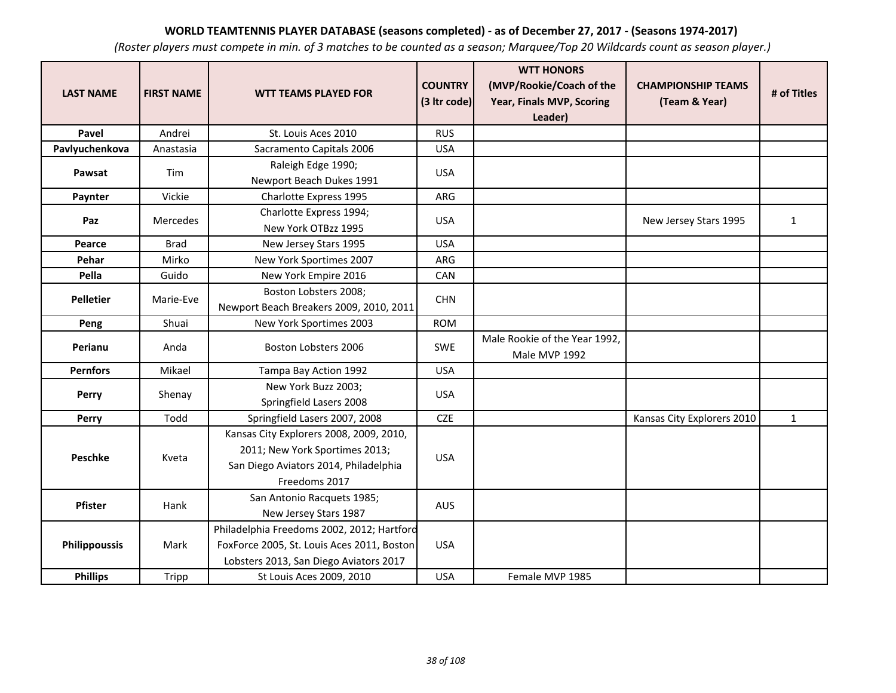**WORLD TEAMTENNIS PLAYER DATABASE (seasons completed) - as of December 27, 2017 - (Seasons 1974-2017)**

*(Roster players must compete in min. of 3 matches to be counted as a season; Marquee/Top 20 Wildcards count as season player.)*

| LAST NAME | FIRST NAME | WTT TEAMS PLAYED FOR | COUNTRY (3 ltr code) | WTT HONORS (MVP/Rookie/Coach of the Year, Finals MVP, Scoring Leader) | CHAMPIONSHIP TEAMS (Team & Year) | # of Titles |
|---|---|---|---|---|---|---|
| **Pavel** | Andrei | St. Louis Aces 2010 | RUS | | | |
| **Pavlyuchenkova** | Anastasia | Sacramento Capitals 2006 | USA | | | |
| **Pawsat** | Tim | Raleigh Edge 1990; Newport Beach Dukes 1991 | USA | | | |
| **Paynter** | Vickie | Charlotte Express 1995 | ARG | | | |
| **Paz** | Mercedes | Charlotte Express 1994; New York OTBzz 1995 | USA | | New Jersey Stars 1995 | 1 |
| **Pearce** | Brad | New Jersey Stars 1995 | USA | | | |
| **Pehar** | Mirko | New York Sportimes 2007 | ARG | | | |
| **Pella** | Guido | New York Empire 2016 | CAN | | | |
| **Pelletier** | Marie-Eve | Boston Lobsters 2008; Newport Beach Breakers 2009, 2010, 2011 | CHN | | | |
| **Peng** | Shuai | New York Sportimes 2003 | ROM | | | |
| **Perianu** | Anda | Boston Lobsters 2006 | SWE | Male Rookie of the Year 1992, Male MVP 1992 | | |
| **Pernfors** | Mikael | Tampa Bay Action 1992 | USA | | | |
| **Perry** | Shenay | New York Buzz 2003; Springfield Lasers 2008 | USA | | | |
| **Perry** | Todd | Springfield Lasers 2007, 2008 | CZE | | Kansas City Explorers 2010 | 1 |
| **Peschke** | Kveta | Kansas City Explorers 2008, 2009, 2010, 2011; New York Sportimes 2013; San Diego Aviators 2014, Philadelphia Freedoms 2017 | USA | | | |
| **Pfister** | Hank | San Antonio Racquets 1985; New Jersey Stars 1987 | AUS | | | |
| **Philippoussis** | Mark | Philadelphia Freedoms 2002, 2012; Hartford FoxForce 2005, St. Louis Aces 2011, Boston Lobsters 2013, San Diego Aviators 2017 | USA | | | |
| **Phillips** | Tripp | St Louis Aces 2009, 2010 | USA | Female MVP 1985 | | |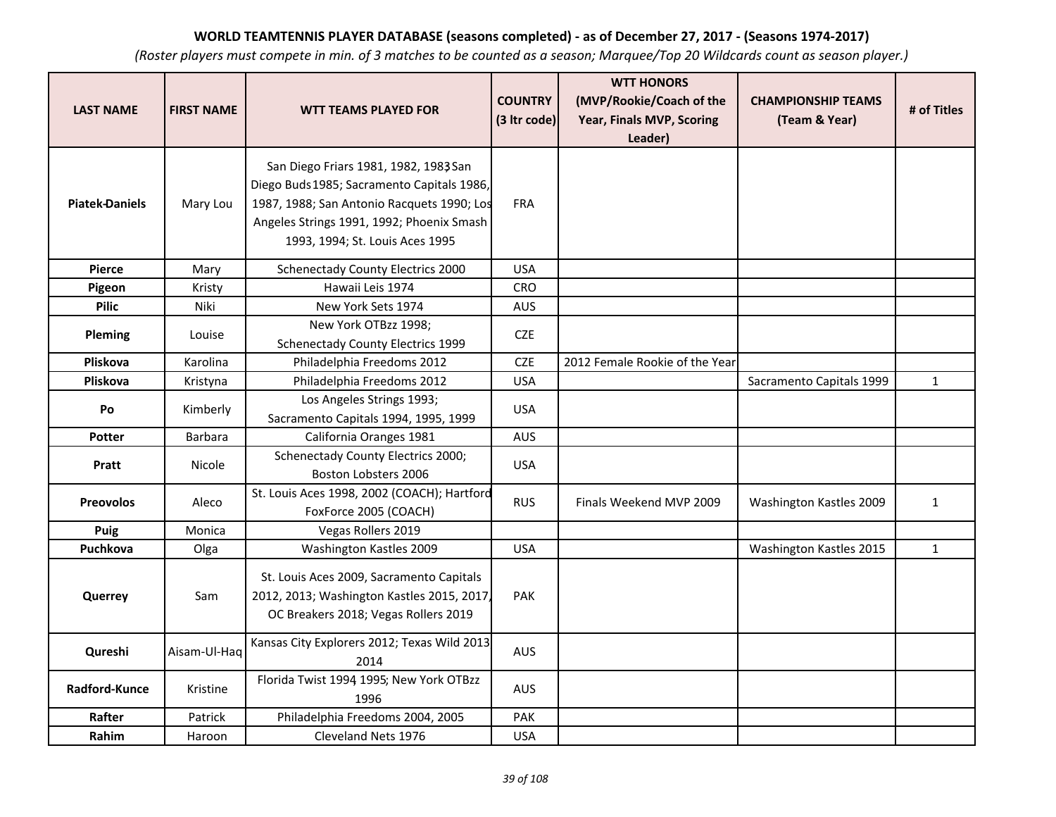**WORLD TEAMTENNIS PLAYER DATABASE (seasons completed) - as of December 27, 2017 - (Seasons 1974-2017)**

*(Roster players must compete in min. of 3 matches to be counted as a season; Marquee/Top 20 Wildcards count as season player.)*

| LAST NAME | FIRST NAME | WTT TEAMS PLAYED FOR | COUNTRY (3 ltr code) | WTT HONORS (MVP/Rookie/Coach of the Year, Finals MVP, Scoring Leader) | CHAMPIONSHIP TEAMS (Team & Year) | # of Titles |
|---|---|---|---|---|---|---|
| **Piatek-Daniels** | Mary Lou | San Diego Friars 1981, 1982, 1983; San Diego Buds 1985; Sacramento Capitals 1986, 1987, 1988; San Antonio Racquets 1990; Los Angeles Strings 1991, 1992; Phoenix Smash 1993, 1994; St. Louis Aces 1995 | FRA | | | |
| **Pierce** | Mary | Schenectady County Electrics 2000 | USA | | | |
| **Pigeon** | Kristy | Hawaii Leis 1974 | CRO | | | |
| **Pilic** | Niki | New York Sets 1974 | AUS | | | |
| **Pleming** | Louise | New York OTBzz 1998; Schenectady County Electrics 1999 | CZE | | | |
| **Pliskova** | Karolina | Philadelphia Freedoms 2012 | CZE | 2012 Female Rookie of the Year | | |
| **Pliskova** | Kristyna | Philadelphia Freedoms 2012 | USA | | Sacramento Capitals 1999 | 1 |
| **Po** | Kimberly | Los Angeles Strings 1993; Sacramento Capitals 1994, 1995, 1999 | USA | | | |
| **Potter** | Barbara | California Oranges 1981 | AUS | | | |
| **Pratt** | Nicole | Schenectady County Electrics 2000; Boston Lobsters 2006 | USA | | | |
| **Preovolos** | Aleco | St. Louis Aces 1998, 2002 (COACH); Hartford FoxForce 2005 (COACH) | RUS | Finals Weekend MVP 2009 | Washington Kastles 2009 | 1 |
| **Puig** | Monica | Vegas Rollers 2019 | | | | |
| **Puchkova** | Olga | Washington Kastles 2009 | USA | | Washington Kastles 2015 | 1 |
| **Querrey** | Sam | St. Louis Aces 2009, Sacramento Capitals 2012, 2013; Washington Kastles 2015, 2017, OC Breakers 2018; Vegas Rollers 2019 | PAK | | | |
| **Qureshi** | Aisam-Ul-Haq | Kansas City Explorers 2012; Texas Wild 2013, 2014 | AUS | | | |
| **Radford-Kunce** | Kristine | Florida Twist 1994, 1995; New York OTBzz 1996 | AUS | | | |
| **Rafter** | Patrick | Philadelphia Freedoms 2004, 2005 | PAK | | | |
| **Rahim** | Haroon | Cleveland Nets 1976 | USA | | | |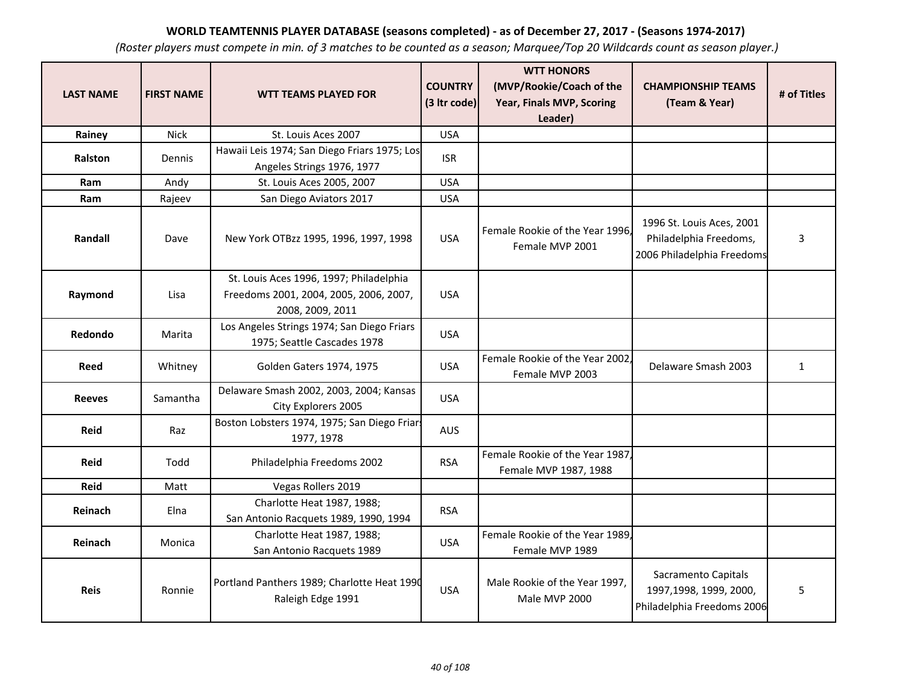**WORLD TEAMTENNIS PLAYER DATABASE (seasons completed) - as of December 27, 2017 - (Seasons 1974-2017)**

*(Roster players must compete in min. of 3 matches to be counted as a season; Marquee/Top 20 Wildcards count as season player.)*

| LAST NAME | FIRST NAME | WTT TEAMS PLAYED FOR | COUNTRY (3 ltr code) | WTT HONORS (MVP/Rookie/Coach of the Year, Finals MVP, Scoring Leader) | CHAMPIONSHIP TEAMS (Team & Year) | # of Titles |
|---|---|---|---|---|---|---|
| **Rainey** | Nick | St. Louis Aces 2007 | USA | | | |
| **Ralston** | Dennis | Hawaii Leis 1974; San Diego Friars 1975; Los Angeles Strings 1976, 1977 | ISR | | | |
| **Ram** | Andy | St. Louis Aces 2005, 2007 | USA | | | |
| **Ram** | Rajeev | San Diego Aviators 2017 | USA | | | |
| **Randall** | Dave | New York OTBzz 1995, 1996, 1997, 1998 | USA | Female Rookie of the Year 1996, Female MVP 2001 | 1996 St. Louis Aces, 2001 Philadelphia Freedoms, 2006 Philadelphia Freedoms | 3 |
| **Raymond** | Lisa | St. Louis Aces 1996, 1997; Philadelphia Freedoms 2001, 2004, 2005, 2006, 2007, 2008, 2009, 2011 | USA | | | |
| **Redondo** | Marita | Los Angeles Strings 1974; San Diego Friars 1975; Seattle Cascades 1978 | USA | | | |
| **Reed** | Whitney | Golden Gaters 1974, 1975 | USA | Female Rookie of the Year 2002, Female MVP 2003 | Delaware Smash 2003 | 1 |
| **Reeves** | Samantha | Delaware Smash 2002, 2003, 2004; Kansas City Explorers 2005 | USA | | | |
| **Reid** | Raz | Boston Lobsters 1974, 1975; San Diego Friars 1977, 1978 | AUS | | | |
| **Reid** | Todd | Philadelphia Freedoms 2002 | RSA | Female Rookie of the Year 1987, Female MVP 1987, 1988 | | |
| **Reid** | Matt | Vegas Rollers 2019 | | | | |
| **Reinach** | Elna | Charlotte Heat 1987, 1988; San Antonio Racquets 1989, 1990, 1994 | RSA | | | |
| **Reinach** | Monica | Charlotte Heat 1987, 1988; San Antonio Racquets 1989 | USA | Female Rookie of the Year 1989, Female MVP 1989 | | |
| **Reis** | Ronnie | Portland Panthers 1989; Charlotte Heat 1990 Raleigh Edge 1991 | USA | Male Rookie of the Year 1997, Male MVP 2000 | Sacramento Capitals 1997,1998, 1999, 2000, Philadelphia Freedoms 2006 | 5 |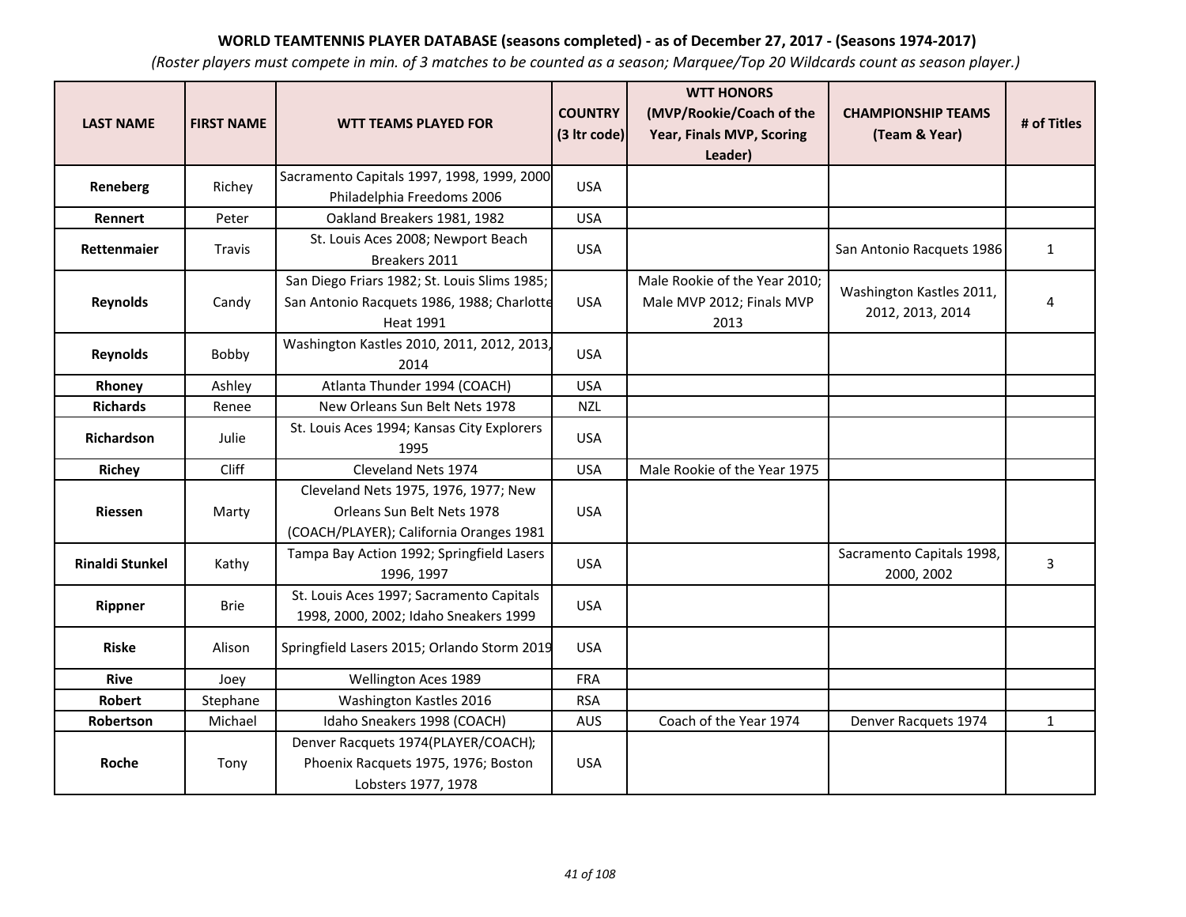**WORLD TEAMTENNIS PLAYER DATABASE (seasons completed) - as of December 27, 2017 - (Seasons 1974-2017)**

*(Roster players must compete in min. of 3 matches to be counted as a season; Marquee/Top 20 Wildcards count as season player.)*

| LAST NAME | FIRST NAME | WTT TEAMS PLAYED FOR | COUNTRY (3 ltr code) | WTT HONORS (MVP/Rookie/Coach of the Year, Finals MVP, Scoring Leader) | CHAMPIONSHIP TEAMS (Team & Year) | # of Titles |
|---|---|---|---|---|---|---|
| **Reneberg** | Richey | Sacramento Capitals 1997, 1998, 1999, 2000 Philadelphia Freedoms 2006 | USA | | | |
| **Rennert** | Peter | Oakland Breakers 1981, 1982 | USA | | | |
| **Rettenmaier** | Travis | St. Louis Aces 2008; Newport Beach Breakers 2011 | USA | | San Antonio Racquets 1986 | 1 |
| **Reynolds** | Candy | San Diego Friars 1982; St. Louis Slims 1985; San Antonio Racquets 1986, 1988; Charlotte Heat 1991 | USA | Male Rookie of the Year 2010; Male MVP 2012; Finals MVP 2013 | Washington Kastles 2011, 2012, 2013, 2014 | 4 |
| **Reynolds** | Bobby | Washington Kastles 2010, 2011, 2012, 2013, 2014 | USA | | | |
| **Rhoney** | Ashley | Atlanta Thunder 1994 (COACH) | USA | | | |
| **Richards** | Renee | New Orleans Sun Belt Nets 1978 | NZL | | | |
| **Richardson** | Julie | St. Louis Aces 1994; Kansas City Explorers 1995 | USA | | | |
| **Richey** | Cliff | Cleveland Nets 1974 | USA | Male Rookie of the Year 1975 | | |
| **Riessen** | Marty | Cleveland Nets 1975, 1976, 1977; New Orleans Sun Belt Nets 1978 (COACH/PLAYER); California Oranges 1981 | USA | | | |
| **Rinaldi Stunkel** | Kathy | Tampa Bay Action 1992; Springfield Lasers 1996, 1997 | USA | | Sacramento Capitals 1998, 2000, 2002 | 3 |
| **Rippner** | Brie | St. Louis Aces 1997; Sacramento Capitals 1998, 2000, 2002; Idaho Sneakers 1999 | USA | | | |
| **Riske** | Alison | Springfield Lasers 2015; Orlando Storm 2019 | USA | | | |
| **Rive** | Joey | Wellington Aces 1989 | FRA | | | |
| **Robert** | Stephane | Washington Kastles 2016 | RSA | | | |
| **Robertson** | Michael | Idaho Sneakers 1998 (COACH) | AUS | Coach of the Year 1974 | Denver Racquets 1974 | 1 |
| **Roche** | Tony | Denver Racquets 1974(PLAYER/COACH); Phoenix Racquets 1975, 1976; Boston Lobsters 1977, 1978 | USA | | | |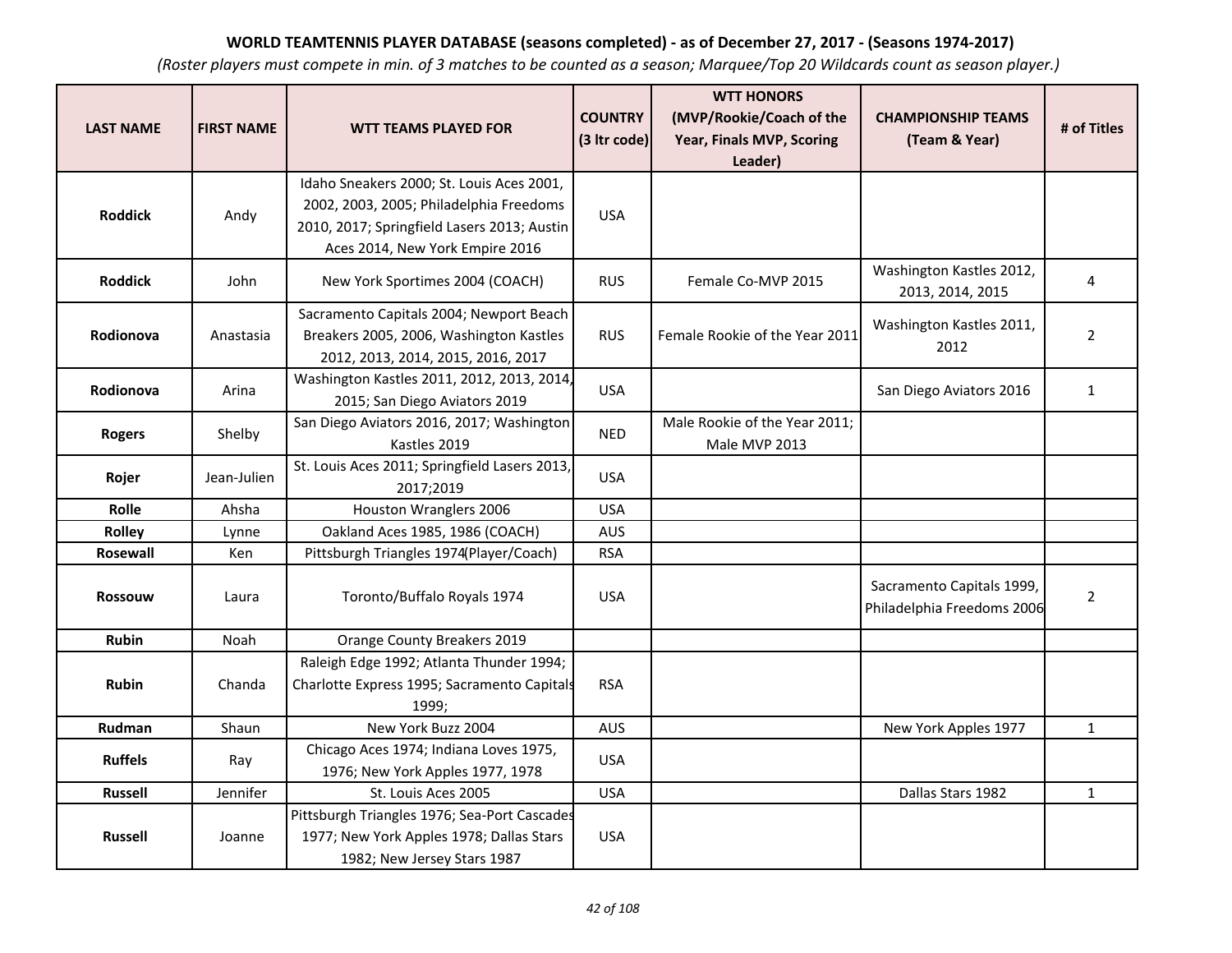**WORLD TEAMTENNIS PLAYER DATABASE (seasons completed) - as of December 27, 2017 - (Seasons 1974-2017)**

*(Roster players must compete in min. of 3 matches to be counted as a season; Marquee/Top 20 Wildcards count as season player.)*

| LAST NAME | FIRST NAME | WTT TEAMS PLAYED FOR | COUNTRY (3 ltr code) | WTT HONORS (MVP/Rookie/Coach of the Year, Finals MVP, Scoring Leader) | CHAMPIONSHIP TEAMS (Team & Year) | # of Titles |
|---|---|---|---|---|---|---|
| **Roddick** | Andy | Idaho Sneakers 2000; St. Louis Aces 2001, 2002, 2003, 2005; Philadelphia Freedoms 2010, 2017; Springfield Lasers 2013; Austin Aces 2014, New York Empire 2016 | USA | | | |
| **Roddick** | John | New York Sportimes 2004 (COACH) | RUS | Female Co-MVP 2015 | Washington Kastles 2012, 2013, 2014, 2015 | 4 |
| **Rodionova** | Anastasia | Sacramento Capitals 2004; Newport Beach Breakers 2005, 2006, Washington Kastles 2012, 2013, 2014, 2015, 2016, 2017 | RUS | Female Rookie of the Year 2011 | Washington Kastles 2011, 2012 | 2 |
| **Rodionova** | Arina | Washington Kastles 2011, 2012, 2013, 2014, 2015; San Diego Aviators 2019 | USA | | San Diego Aviators 2016 | 1 |
| **Rogers** | Shelby | San Diego Aviators 2016, 2017; Washington Kastles 2019 | NED | Male Rookie of the Year 2011; Male MVP 2013 | | |
| **Rojer** | Jean-Julien | St. Louis Aces 2011; Springfield Lasers 2013, 2017;2019 | USA | | | |
| **Rolle** | Ahsha | Houston Wranglers 2006 | USA | | | |
| **Rolley** | Lynne | Oakland Aces 1985, 1986 (COACH) | AUS | | | |
| **Rosewall** | Ken | Pittsburgh Triangles 1974(Player/Coach) | RSA | | | |
| **Rossouw** | Laura | Toronto/Buffalo Royals 1974 | USA | | Sacramento Capitals 1999, Philadelphia Freedoms 2006 | 2 |
| **Rubin** | Noah | Orange County Breakers 2019 | | | | |
| **Rubin** | Chanda | Raleigh Edge 1992; Atlanta Thunder 1994; Charlotte Express 1995; Sacramento Capitals 1999; | RSA | | | |
| **Rudman** | Shaun | New York Buzz 2004 | AUS | | New York Apples 1977 | 1 |
| **Ruffels** | Ray | Chicago Aces 1974; Indiana Loves 1975, 1976; New York Apples 1977, 1978 | USA | | | |
| **Russell** | Jennifer | St. Louis Aces 2005 | USA | | Dallas Stars 1982 | 1 |
| **Russell** | Joanne | Pittsburgh Triangles 1976; Sea-Port Cascades 1977; New York Apples 1978; Dallas Stars 1982; New Jersey Stars 1987 | USA | | | |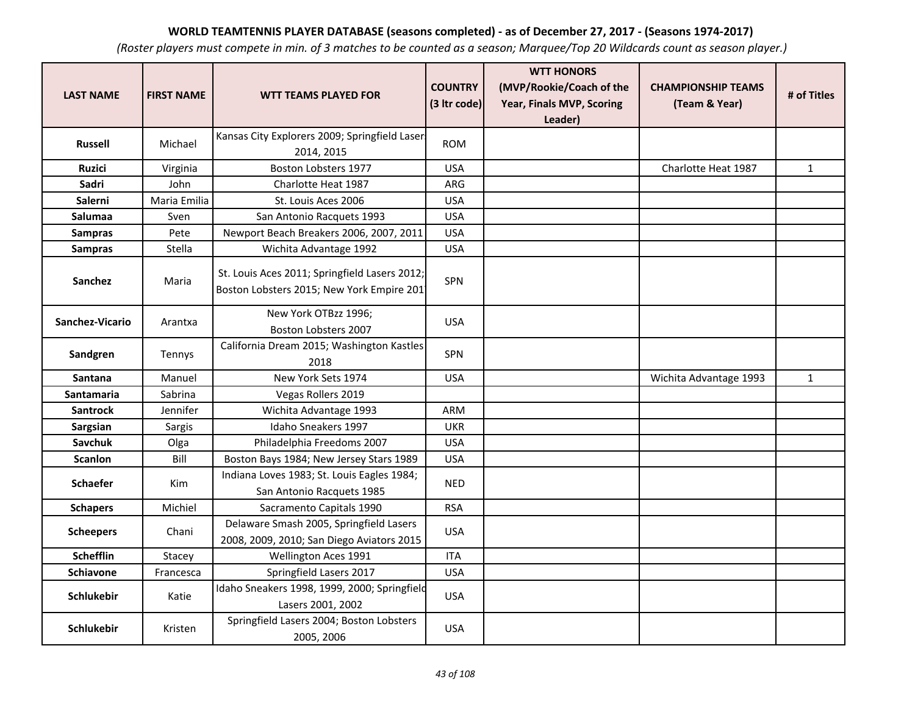**WORLD TEAMTENNIS PLAYER DATABASE (seasons completed) - as of December 27, 2017 - (Seasons 1974-2017)**

*(Roster players must compete in min. of 3 matches to be counted as a season; Marquee/Top 20 Wildcards count as season player.)*

| LAST NAME | FIRST NAME | WTT TEAMS PLAYED FOR | COUNTRY (3 ltr code) | WTT HONORS (MVP/Rookie/Coach of the Year, Finals MVP, Scoring Leader) | CHAMPIONSHIP TEAMS (Team & Year) | # of Titles |
|---|---|---|---|---|---|---|
| **Russell** | Michael | Kansas City Explorers 2009; Springfield Lasers 2014, 2015 | ROM | | | |
| **Ruzici** | Virginia | Boston Lobsters 1977 | USA | | Charlotte Heat 1987 | 1 |
| **Sadri** | John | Charlotte Heat 1987 | ARG | | | |
| **Salerni** | Maria Emilia | St. Louis Aces 2006 | USA | | | |
| **Salumaa** | Sven | San Antonio Racquets 1993 | USA | | | |
| **Sampras** | Pete | Newport Beach Breakers 2006, 2007, 2011 | USA | | | |
| **Sampras** | Stella | Wichita Advantage 1992 | USA | | | |
| **Sanchez** | Maria | St. Louis Aces 2011; Springfield Lasers 2012; Boston Lobsters 2015; New York Empire 2017 | SPN | | | |
| **Sanchez-Vicario** | Arantxa | New York OTBzz 1996; Boston Lobsters 2007 | USA | | | |
| **Sandgren** | Tennys | California Dream 2015; Washington Kastles 2018 | SPN | | | |
| **Santana** | Manuel | New York Sets 1974 | USA | | Wichita Advantage 1993 | 1 |
| **Santamaria** | Sabrina | Vegas Rollers 2019 | | | | |
| **Santrock** | Jennifer | Wichita Advantage 1993 | ARM | | | |
| **Sargsian** | Sargis | Idaho Sneakers 1997 | UKR | | | |
| **Savchuk** | Olga | Philadelphia Freedoms 2007 | USA | | | |
| **Scanlon** | Bill | Boston Bays 1984; New Jersey Stars 1989 | USA | | | |
| **Schaefer** | Kim | Indiana Loves 1983; St. Louis Eagles 1984; San Antonio Racquets 1985 | NED | | | |
| **Schapers** | Michiel | Sacramento Capitals 1990 | RSA | | | |
| **Scheepers** | Chani | Delaware Smash 2005, Springfield Lasers 2008, 2009, 2010; San Diego Aviators 2015 | USA | | | |
| **Schefflin** | Stacey | Wellington Aces 1991 | ITA | | | |
| **Schiavone** | Francesca | Springfield Lasers 2017 | USA | | | |
| **Schlukebir** | Katie | Idaho Sneakers 1998, 1999, 2000; Springfield Lasers 2001, 2002 | USA | | | |
| **Schlukebir** | Kristen | Springfield Lasers 2004; Boston Lobsters 2005, 2006 | USA | | | |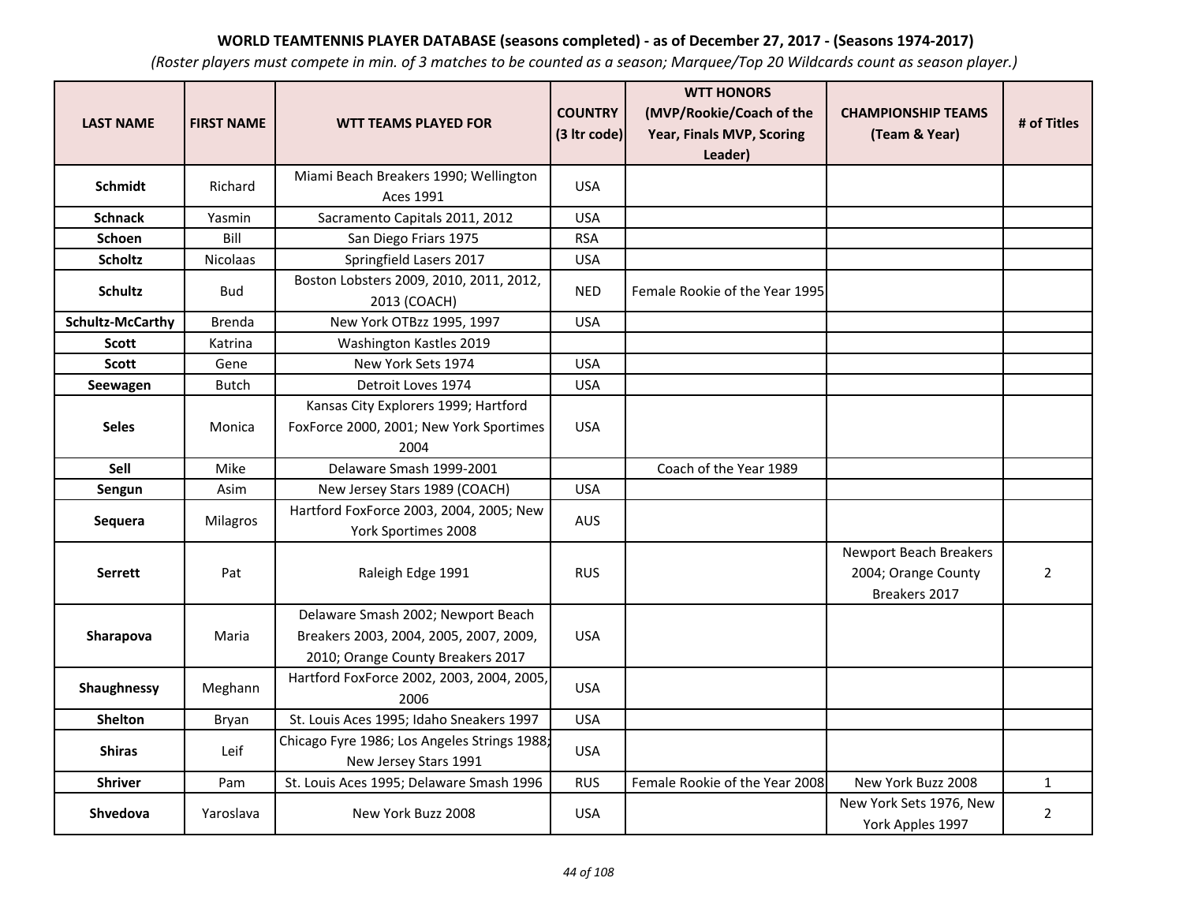**WORLD TEAMTENNIS PLAYER DATABASE (seasons completed) - as of December 27, 2017 - (Seasons 1974-2017)**

*(Roster players must compete in min. of 3 matches to be counted as a season; Marquee/Top 20 Wildcards count as season player.)*

| LAST NAME | FIRST NAME | WTT TEAMS PLAYED FOR | COUNTRY (3 ltr code) | WTT HONORS (MVP/Rookie/Coach of the Year, Finals MVP, Scoring Leader) | CHAMPIONSHIP TEAMS (Team & Year) | # of Titles |
|---|---|---|---|---|---|---|
| **Schmidt** | Richard | Miami Beach Breakers 1990; Wellington Aces 1991 | USA | | | |
| **Schnack** | Yasmin | Sacramento Capitals 2011, 2012 | USA | | | |
| **Schoen** | Bill | San Diego Friars 1975 | RSA | | | |
| **Scholtz** | Nicolaas | Springfield Lasers 2017 | USA | | | |
| **Schultz** | Bud | Boston Lobsters 2009, 2010, 2011, 2012, 2013 (COACH) | NED | Female Rookie of the Year 1995 | | |
| **Schultz-McCarthy** | Brenda | New York OTBzz 1995, 1997 | USA | | | |
| **Scott** | Katrina | Washington Kastles 2019 | | | | |
| **Scott** | Gene | New York Sets 1974 | USA | | | |
| **Seewagen** | Butch | Detroit Loves 1974 | USA | | | |
| **Seles** | Monica | Kansas City Explorers 1999; Hartford FoxForce 2000, 2001; New York Sportimes 2004 | USA | | | |
| **Sell** | Mike | Delaware Smash 1999-2001 | | Coach of the Year 1989 | | |
| **Sengun** | Asim | New Jersey Stars 1989 (COACH) | USA | | | |
| **Sequera** | Milagros | Hartford FoxForce 2003, 2004, 2005; New York Sportimes 2008 | AUS | | | |
| **Serrett** | Pat | Raleigh Edge 1991 | RUS | | Newport Beach Breakers 2004; Orange County Breakers 2017 | 2 |
| **Sharapova** | Maria | Delaware Smash 2002; Newport Beach Breakers 2003, 2004, 2005, 2007, 2009, 2010; Orange County Breakers 2017 | USA | | | |
| **Shaughnessy** | Meghann | Hartford FoxForce 2002, 2003, 2004, 2005, 2006 | USA | | | |
| **Shelton** | Bryan | St. Louis Aces 1995; Idaho Sneakers 1997 | USA | | | |
| **Shiras** | Leif | Chicago Fyre 1986; Los Angeles Strings 1988; New Jersey Stars 1991 | USA | | | |
| **Shriver** | Pam | St. Louis Aces 1995; Delaware Smash 1996 | RUS | Female Rookie of the Year 2008 | New York Buzz 2008 | 1 |
| **Shvedova** | Yaroslava | New York Buzz 2008 | USA | | New York Sets 1976, New York Apples 1997 | 2 |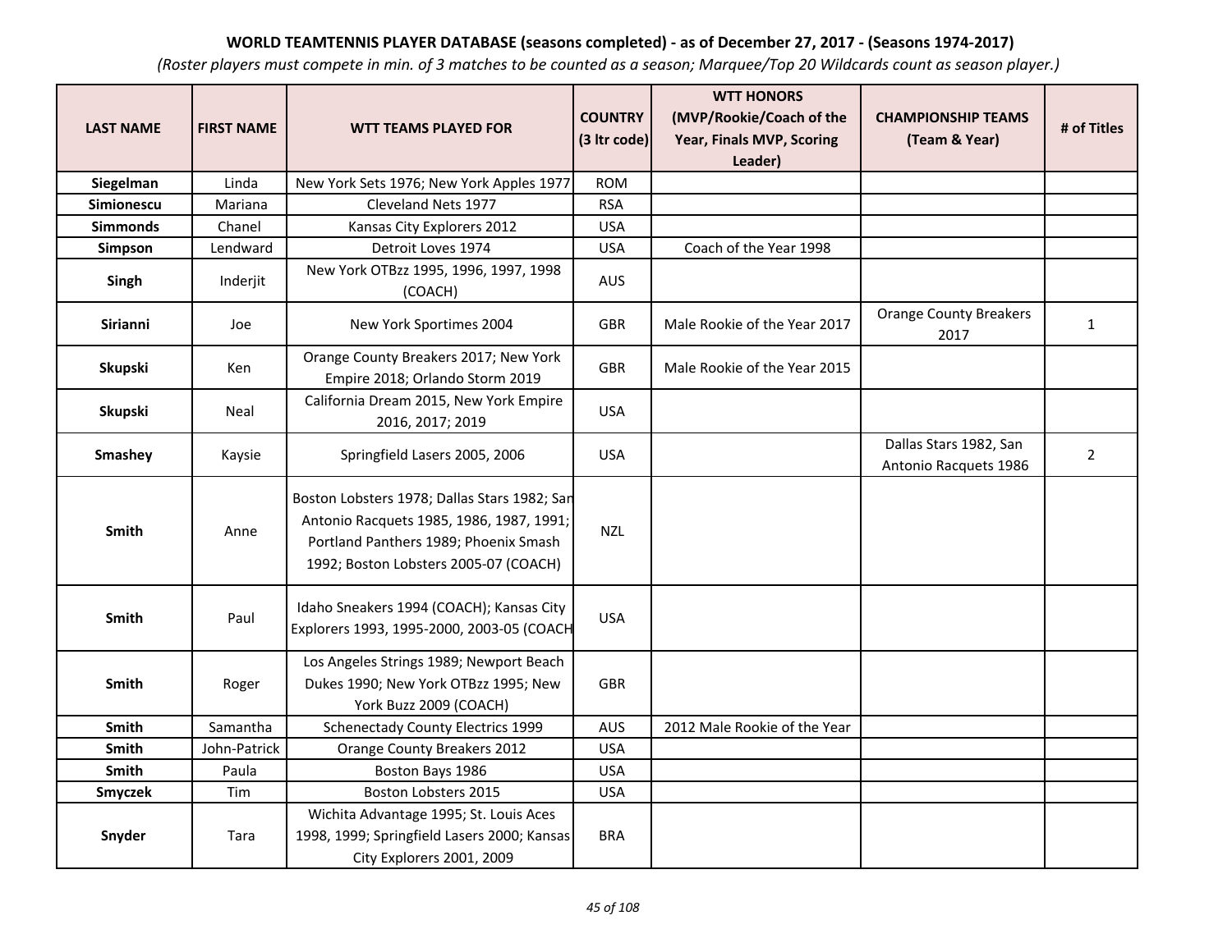**WORLD TEAMTENNIS PLAYER DATABASE (seasons completed) - as of December 27, 2017 - (Seasons 1974-2017)**

*(Roster players must compete in min. of 3 matches to be counted as a season; Marquee/Top 20 Wildcards count as season player.)*

| LAST NAME | FIRST NAME | WTT TEAMS PLAYED FOR | COUNTRY (3 ltr code) | WTT HONORS (MVP/Rookie/Coach of the Year, Finals MVP, Scoring Leader) | CHAMPIONSHIP TEAMS (Team & Year) | # of Titles |
|---|---|---|---|---|---|---|
| **Siegelman** | Linda | New York Sets 1976; New York Apples 1977 | ROM | | | |
| **Simionescu** | Mariana | Cleveland Nets 1977 | RSA | | | |
| **Simmonds** | Chanel | Kansas City Explorers 2012 | USA | | | |
| **Simpson** | Lendward | Detroit Loves 1974 | USA | Coach of the Year 1998 | | |
| **Singh** | Inderjit | New York OTBzz 1995, 1996, 1997, 1998 (COACH) | AUS | | | |
| **Sirianni** | Joe | New York Sportimes 2004 | GBR | Male Rookie of the Year 2017 | Orange County Breakers 2017 | 1 |
| **Skupski** | Ken | Orange County Breakers 2017; New York Empire 2018; Orlando Storm 2019 | GBR | Male Rookie of the Year 2015 | | |
| **Skupski** | Neal | California Dream 2015, New York Empire 2016, 2017; 2019 | USA | | | |
| **Smashey** | Kaysie | Springfield Lasers 2005, 2006 | USA | | Dallas Stars 1982, San Antonio Racquets 1986 | 2 |
| **Smith** | Anne | Boston Lobsters 1978; Dallas Stars 1982; San Antonio Racquets 1985, 1986, 1987, 1991; Portland Panthers 1989; Phoenix Smash 1992; Boston Lobsters 2005-07 (COACH) | NZL | | | |
| **Smith** | Paul | Idaho Sneakers 1994 (COACH); Kansas City Explorers 1993, 1995-2000, 2003-05 (COACH | USA | | | |
| **Smith** | Roger | Los Angeles Strings 1989; Newport Beach Dukes 1990; New York OTBzz 1995; New York Buzz 2009 (COACH) | GBR | | | |
| **Smith** | Samantha | Schenectady County Electrics 1999 | AUS | 2012 Male Rookie of the Year | | |
| **Smith** | John-Patrick | Orange County Breakers 2012 | USA | | | |
| **Smith** | Paula | Boston Bays 1986 | USA | | | |
| **Smyczek** | Tim | Boston Lobsters 2015 | USA | | | |
| **Snyder** | Tara | Wichita Advantage 1995; St. Louis Aces 1998, 1999; Springfield Lasers 2000; Kansas City Explorers 2001, 2009 | BRA | | | |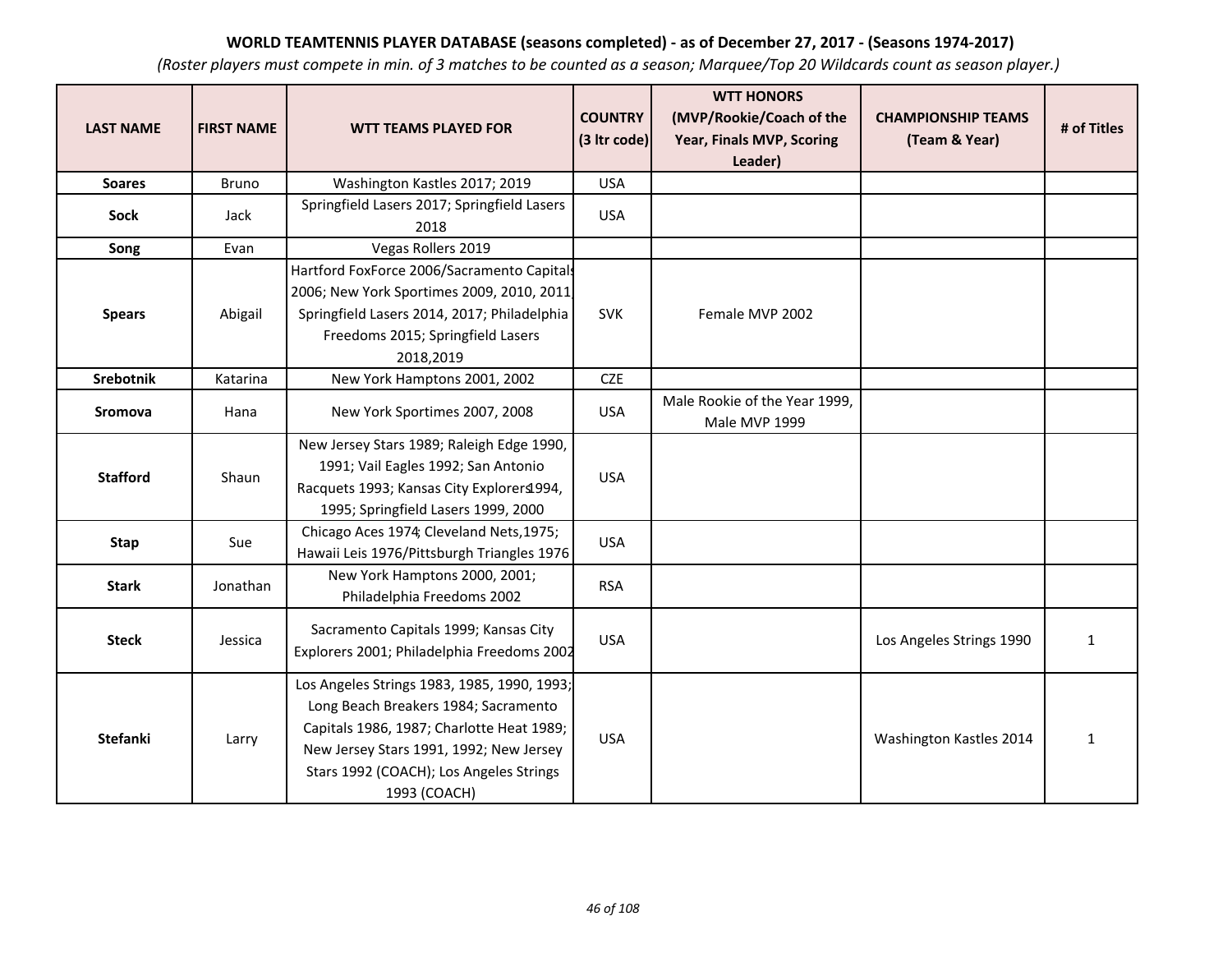**WORLD TEAMTENNIS PLAYER DATABASE (seasons completed) - as of December 27, 2017 - (Seasons 1974-2017)**

*(Roster players must compete in min. of 3 matches to be counted as a season; Marquee/Top 20 Wildcards count as season player.)*

| LAST NAME | FIRST NAME | WTT TEAMS PLAYED FOR | COUNTRY (3 ltr code) | WTT HONORS (MVP/Rookie/Coach of the Year, Finals MVP, Scoring Leader) | CHAMPIONSHIP TEAMS (Team & Year) | # of Titles |
|---|---|---|---|---|---|---|
| **Soares** | Bruno | Washington Kastles 2017; 2019 | USA | | | |
| **Sock** | Jack | Springfield Lasers 2017; Springfield Lasers 2018 | USA | | | |
| **Song** | Evan | Vegas Rollers 2019 | | | | |
| **Spears** | Abigail | Hartford FoxForce 2006/Sacramento Capitals 2006; New York Sportimes 2009, 2010, 2011, Springfield Lasers 2014, 2017; Philadelphia Freedoms 2015; Springfield Lasers 2018,2019 | SVK | Female MVP 2002 | | |
| **Srebotnik** | Katarina | New York Hamptons 2001, 2002 | CZE | | | |
| **Sromova** | Hana | New York Sportimes 2007, 2008 | USA | Male Rookie of the Year 1999, Male MVP 1999 | | |
| **Stafford** | Shaun | New Jersey Stars 1989; Raleigh Edge 1990, 1991; Vail Eagles 1992; San Antonio Racquets 1993; Kansas City Explorers 1994, 1995; Springfield Lasers 1999, 2000 | USA | | | |
| **Stap** | Sue | Chicago Aces 1974; Cleveland Nets,1975; Hawaii Leis 1976/Pittsburgh Triangles 1976 | USA | | | |
| **Stark** | Jonathan | New York Hamptons 2000, 2001; Philadelphia Freedoms 2002 | RSA | | | |
| **Steck** | Jessica | Sacramento Capitals 1999; Kansas City Explorers 2001; Philadelphia Freedoms 2002 | USA | | Los Angeles Strings 1990 | 1 |
| **Stefanki** | Larry | Los Angeles Strings 1983, 1985, 1990, 1993; Long Beach Breakers 1984; Sacramento Capitals 1986, 1987; Charlotte Heat 1989; New Jersey Stars 1991, 1992; New Jersey Stars 1992 (COACH); Los Angeles Strings 1993 (COACH) | USA | | Washington Kastles 2014 | 1 |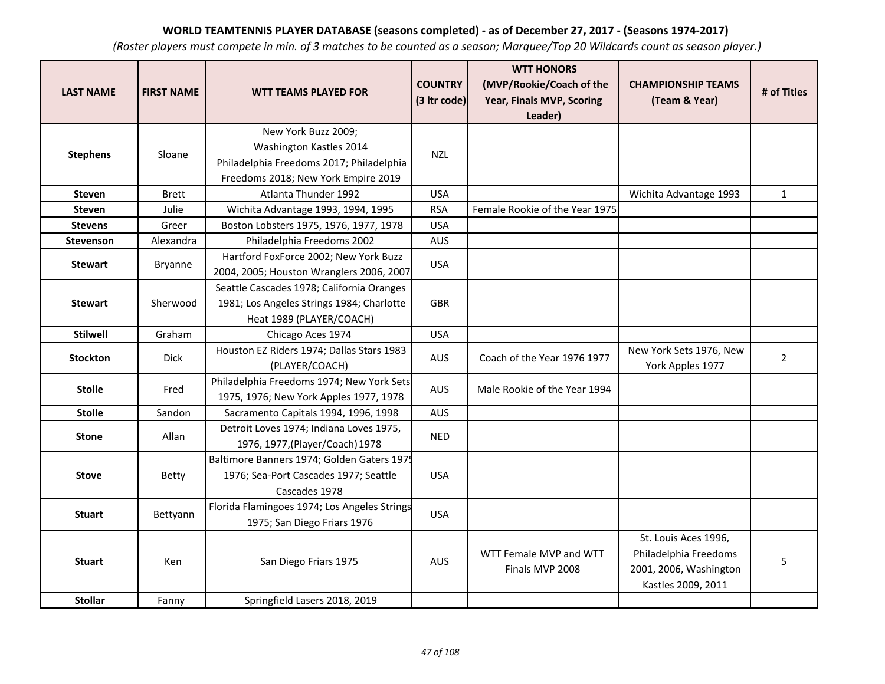**WORLD TEAMTENNIS PLAYER DATABASE (seasons completed) - as of December 27, 2017 - (Seasons 1974-2017)**

*(Roster players must compete in min. of 3 matches to be counted as a season; Marquee/Top 20 Wildcards count as season player.)*

| LAST NAME | FIRST NAME | WTT TEAMS PLAYED FOR | COUNTRY (3 ltr code) | WTT HONORS (MVP/Rookie/Coach of the Year, Finals MVP, Scoring Leader) | CHAMPIONSHIP TEAMS (Team & Year) | # of Titles |
|---|---|---|---|---|---|---|
| **Stephens** | Sloane | New York Buzz 2009; Washington Kastles 2014 Philadelphia Freedoms 2017; Philadelphia Freedoms 2018; New York Empire 2019 | NZL | | | |
| **Steven** | Brett | Atlanta Thunder 1992 | USA | | Wichita Advantage 1993 | 1 |
| **Steven** | Julie | Wichita Advantage 1993, 1994, 1995 | RSA | Female Rookie of the Year 1975 | | |
| **Stevens** | Greer | Boston Lobsters 1975, 1976, 1977, 1978 | USA | | | |
| **Stevenson** | Alexandra | Philadelphia Freedoms 2002 | AUS | | | |
| **Stewart** | Bryanne | Hartford FoxForce 2002; New York Buzz 2004, 2005; Houston Wranglers 2006, 2007 | USA | | | |
| **Stewart** | Sherwood | Seattle Cascades 1978; California Oranges 1981; Los Angeles Strings 1984; Charlotte Heat 1989 (PLAYER/COACH) | GBR | | | |
| **Stilwell** | Graham | Chicago Aces 1974 | USA | | | |
| **Stockton** | Dick | Houston EZ Riders 1974; Dallas Stars 1983 (PLAYER/COACH) | AUS | Coach of the Year 1976 1977 | New York Sets 1976, New York Apples 1977 | 2 |
| **Stolle** | Fred | Philadelphia Freedoms 1974; New York Sets 1975, 1976; New York Apples 1977, 1978 | AUS | Male Rookie of the Year 1994 | | |
| **Stolle** | Sandon | Sacramento Capitals 1994, 1996, 1998 | AUS | | | |
| **Stone** | Allan | Detroit Loves 1974; Indiana Loves 1975, 1976, 1977,(Player/Coach) 1978 | NED | | | |
| **Stove** | Betty | Baltimore Banners 1974; Golden Gaters 1975 1976; Sea-Port Cascades 1977; Seattle Cascades 1978 | USA | | | |
| **Stuart** | Bettyann | Florida Flamingoes 1974; Los Angeles Strings 1975; San Diego Friars 1976 | USA | | | |
| **Stuart** | Ken | San Diego Friars 1975 | AUS | WTT Female MVP and WTT Finals MVP 2008 | St. Louis Aces 1996, Philadelphia Freedoms 2001, 2006, Washington Kastles 2009, 2011 | 5 |
| **Stollar** | Fanny | Springfield Lasers 2018, 2019 | | | | |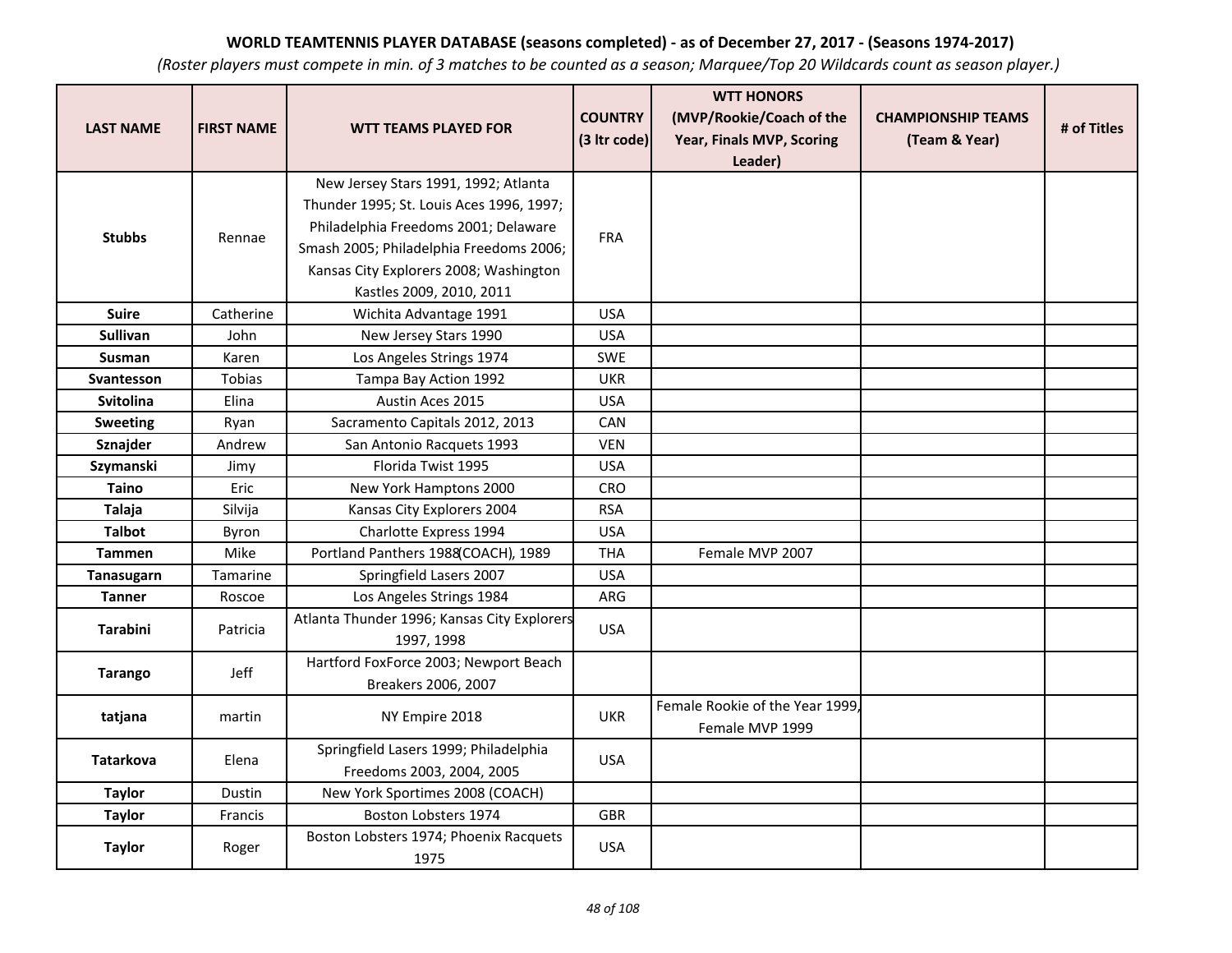**WORLD TEAMTENNIS PLAYER DATABASE (seasons completed) - as of December 27, 2017 - (Seasons 1974-2017)**

*(Roster players must compete in min. of 3 matches to be counted as a season; Marquee/Top 20 Wildcards count as season player.)*

| LAST NAME | FIRST NAME | WTT TEAMS PLAYED FOR | COUNTRY (3 ltr code) | WTT HONORS (MVP/Rookie/Coach of the Year, Finals MVP, Scoring Leader) | CHAMPIONSHIP TEAMS (Team & Year) | # of Titles |
|---|---|---|---|---|---|---|
| **Stubbs** | Rennae | New Jersey Stars 1991, 1992; Atlanta Thunder 1995; St. Louis Aces 1996, 1997; Philadelphia Freedoms 2001; Delaware Smash 2005; Philadelphia Freedoms 2006; Kansas City Explorers 2008; Washington Kastles 2009, 2010, 2011 | FRA | | | |
| **Suire** | Catherine | Wichita Advantage 1991 | USA | | | |
| **Sullivan** | John | New Jersey Stars 1990 | USA | | | |
| **Susman** | Karen | Los Angeles Strings 1974 | SWE | | | |
| **Svantesson** | Tobias | Tampa Bay Action 1992 | UKR | | | |
| **Svitolina** | Elina | Austin Aces 2015 | USA | | | |
| **Sweeting** | Ryan | Sacramento Capitals 2012, 2013 | CAN | | | |
| **Sznajder** | Andrew | San Antonio Racquets 1993 | VEN | | | |
| **Szymanski** | Jimy | Florida Twist 1995 | USA | | | |
| **Taino** | Eric | New York Hamptons 2000 | CRO | | | |
| **Talaja** | Silvija | Kansas City Explorers 2004 | RSA | | | |
| **Talbot** | Byron | Charlotte Express 1994 | USA | | | |
| **Tammen** | Mike | Portland Panthers 1988(COACH), 1989 | THA | Female MVP 2007 | | |
| **Tanasugarn** | Tamarine | Springfield Lasers 2007 | USA | | | |
| **Tanner** | Roscoe | Los Angeles Strings 1984 | ARG | | | |
| **Tarabini** | Patricia | Atlanta Thunder 1996; Kansas City Explorers 1997, 1998 | USA | | | |
| **Tarango** | Jeff | Hartford FoxForce 2003; Newport Beach Breakers 2006, 2007 | | | | |
| **tatjana** | martin | NY Empire 2018 | UKR | Female Rookie of the Year 1999, Female MVP 1999 | | |
| **Tatarkova** | Elena | Springfield Lasers 1999; Philadelphia Freedoms 2003, 2004, 2005 | USA | | | |
| **Taylor** | Dustin | New York Sportimes 2008 (COACH) | | | | |
| **Taylor** | Francis | Boston Lobsters 1974 | GBR | | | |
| **Taylor** | Roger | Boston Lobsters 1974; Phoenix Racquets 1975 | USA | | | |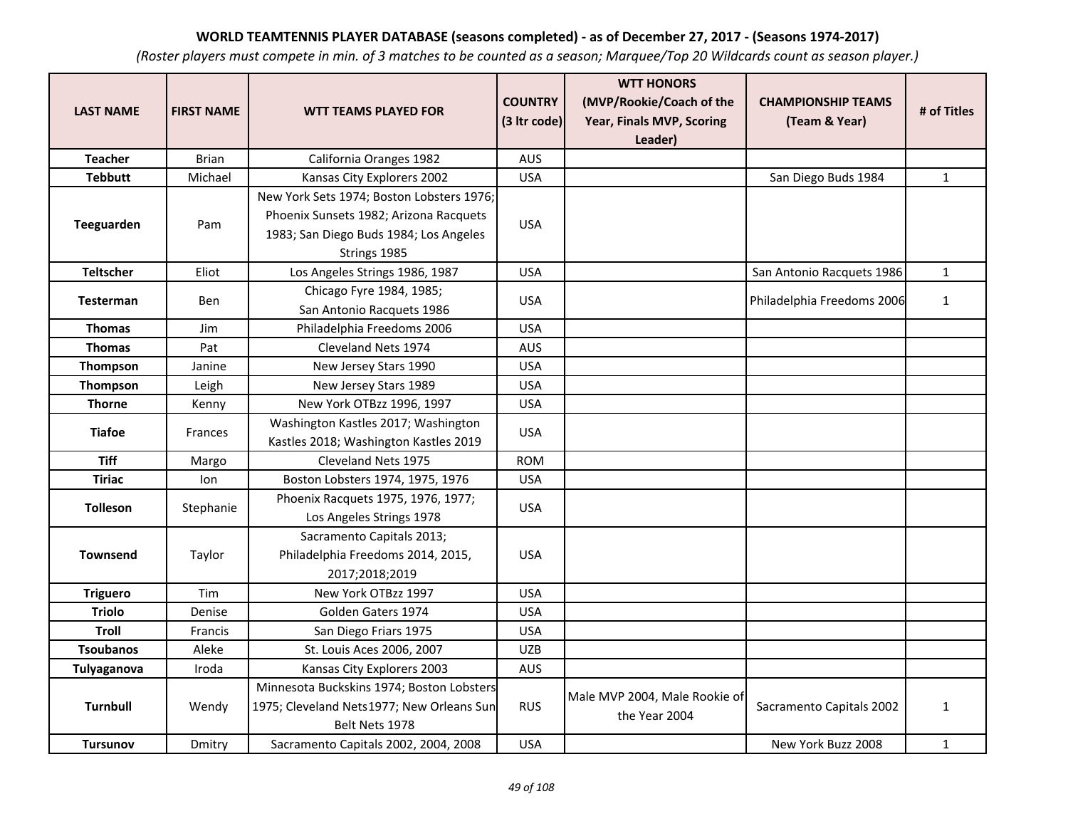**WORLD TEAMTENNIS PLAYER DATABASE (seasons completed) - as of December 27, 2017 - (Seasons 1974-2017)**

*(Roster players must compete in min. of 3 matches to be counted as a season; Marquee/Top 20 Wildcards count as season player.)*

| LAST NAME | FIRST NAME | WTT TEAMS PLAYED FOR | COUNTRY (3 ltr code) | WTT HONORS (MVP/Rookie/Coach of the Year, Finals MVP, Scoring Leader) | CHAMPIONSHIP TEAMS (Team & Year) | # of Titles |
|---|---|---|---|---|---|---|
| **Teacher** | Brian | California Oranges 1982 | AUS | | | |
| **Tebbutt** | Michael | Kansas City Explorers 2002 | USA | | San Diego Buds 1984 | 1 |
| **Teeguarden** | Pam | New York Sets 1974; Boston Lobsters 1976; Phoenix Sunsets 1982; Arizona Racquets 1983; San Diego Buds 1984; Los Angeles Strings 1985 | USA | | | |
| **Teltscher** | Eliot | Los Angeles Strings 1986, 1987 | USA | | San Antonio Racquets 1986 | 1 |
| **Testerman** | Ben | Chicago Fyre 1984, 1985; San Antonio Racquets 1986 | USA | | Philadelphia Freedoms 2006 | 1 |
| **Thomas** | Jim | Philadelphia Freedoms 2006 | USA | | | |
| **Thomas** | Pat | Cleveland Nets 1974 | AUS | | | |
| **Thompson** | Janine | New Jersey Stars 1990 | USA | | | |
| **Thompson** | Leigh | New Jersey Stars 1989 | USA | | | |
| **Thorne** | Kenny | New York OTBzz 1996, 1997 | USA | | | |
| **Tiafoe** | Frances | Washington Kastles 2017; Washington Kastles 2018; Washington Kastles 2019 | USA | | | |
| **Tiff** | Margo | Cleveland Nets 1975 | ROM | | | |
| **Tiriac** | Ion | Boston Lobsters 1974, 1975, 1976 | USA | | | |
| **Tolleson** | Stephanie | Phoenix Racquets 1975, 1976, 1977; Los Angeles Strings 1978 | USA | | | |
| **Townsend** | Taylor | Sacramento Capitals 2013; Philadelphia Freedoms 2014, 2015, 2017;2018;2019 | USA | | | |
| **Triguero** | Tim | New York OTBzz 1997 | USA | | | |
| **Triolo** | Denise | Golden Gaters 1974 | USA | | | |
| **Troll** | Francis | San Diego Friars 1975 | USA | | | |
| **Tsoubanos** | Aleke | St. Louis Aces 2006, 2007 | UZB | | | |
| **Tulyaganova** | Iroda | Kansas City Explorers 2003 | AUS | | | |
| **Turnbull** | Wendy | Minnesota Buckskins 1974; Boston Lobsters 1975; Cleveland Nets1977; New Orleans Sun Belt Nets 1978 | RUS | Male MVP 2004, Male Rookie of the Year 2004 | Sacramento Capitals 2002 | 1 |
| **Tursunov** | Dmitry | Sacramento Capitals 2002, 2004, 2008 | USA | | New York Buzz 2008 | 1 |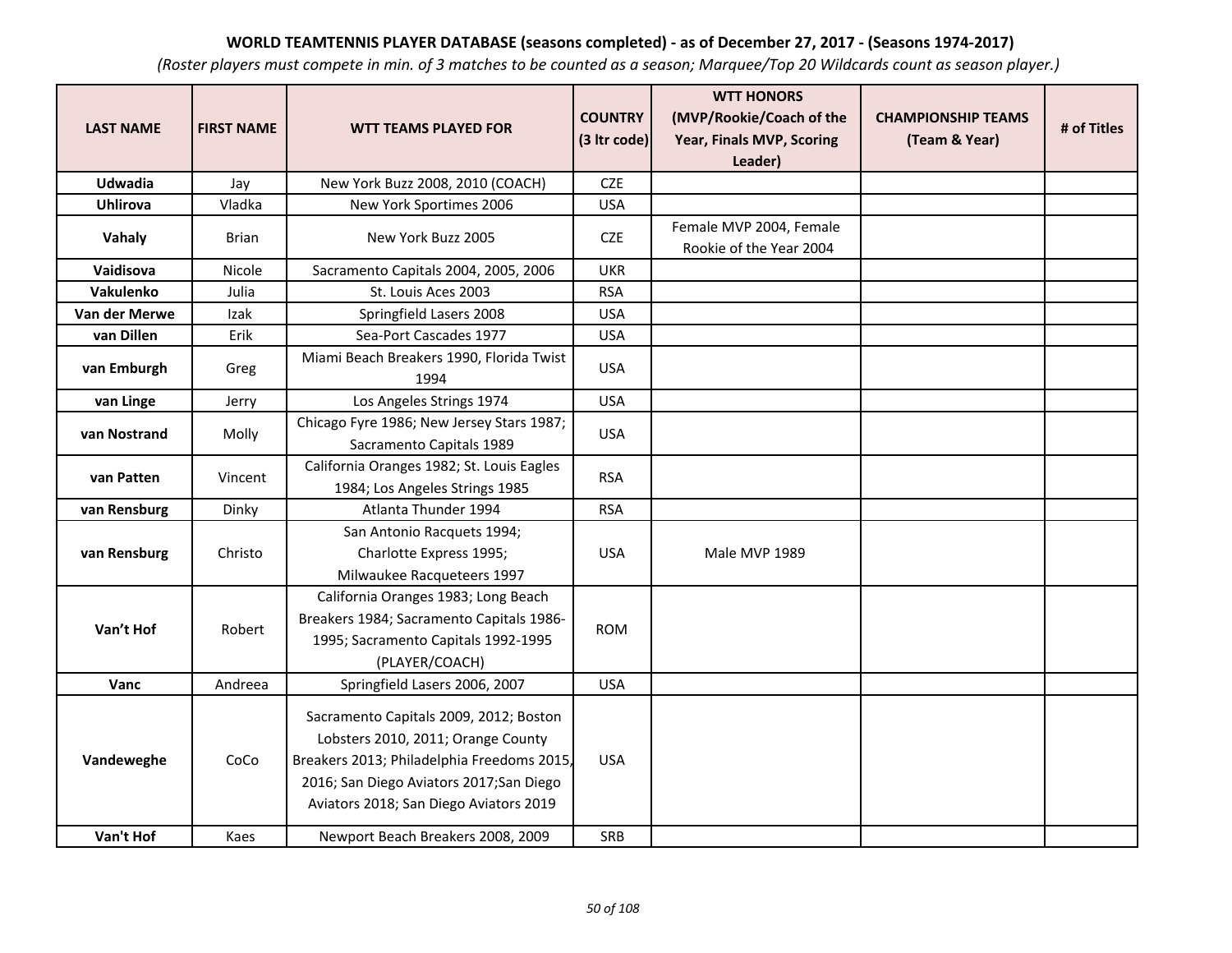**WORLD TEAMTENNIS PLAYER DATABASE (seasons completed) - as of December 27, 2017 - (Seasons 1974-2017)**

*(Roster players must compete in min. of 3 matches to be counted as a season; Marquee/Top 20 Wildcards count as season player.)*

| LAST NAME | FIRST NAME | WTT TEAMS PLAYED FOR | COUNTRY (3 ltr code) | WTT HONORS (MVP/Rookie/Coach of the Year, Finals MVP, Scoring Leader) | CHAMPIONSHIP TEAMS (Team & Year) | # of Titles |
|---|---|---|---|---|---|---|
| **Udwadia** | Jay | New York Buzz 2008, 2010 (COACH) | CZE | | | |
| **Uhlirova** | Vladka | New York Sportimes 2006 | USA | | | |
| **Vahaly** | Brian | New York Buzz 2005 | CZE | Female MVP 2004, Female Rookie of the Year 2004 | | |
| **Vaidisova** | Nicole | Sacramento Capitals 2004, 2005, 2006 | UKR | | | |
| **Vakulenko** | Julia | St. Louis Aces 2003 | RSA | | | |
| **Van der Merwe** | Izak | Springfield Lasers 2008 | USA | | | |
| **van Dillen** | Erik | Sea-Port Cascades 1977 | USA | | | |
| **van Emburgh** | Greg | Miami Beach Breakers 1990, Florida Twist 1994 | USA | | | |
| **van Linge** | Jerry | Los Angeles Strings 1974 | USA | | | |
| **van Nostrand** | Molly | Chicago Fyre 1986; New Jersey Stars 1987; Sacramento Capitals 1989 | USA | | | |
| **van Patten** | Vincent | California Oranges 1982; St. Louis Eagles 1984; Los Angeles Strings 1985 | RSA | | | |
| **van Rensburg** | Dinky | Atlanta Thunder 1994 | RSA | | | |
| **van Rensburg** | Christo | San Antonio Racquets 1994; Charlotte Express 1995; Milwaukee Racqueteers 1997 | USA | Male MVP 1989 | | |
| **Van't Hof** | Robert | California Oranges 1983; Long Beach Breakers 1984; Sacramento Capitals 1986-1995; Sacramento Capitals 1992-1995 (PLAYER/COACH) | ROM | | | |
| **Vanc** | Andreea | Springfield Lasers 2006, 2007 | USA | | | |
| **Vandeweghe** | CoCo | Sacramento Capitals 2009, 2012; Boston Lobsters 2010, 2011; Orange County Breakers 2013; Philadelphia Freedoms 2015, 2016; San Diego Aviators 2017;San Diego Aviators 2018; San Diego Aviators 2019 | USA | | | |
| **Van't Hof** | Kaes | Newport Beach Breakers 2008, 2009 | SRB | | | |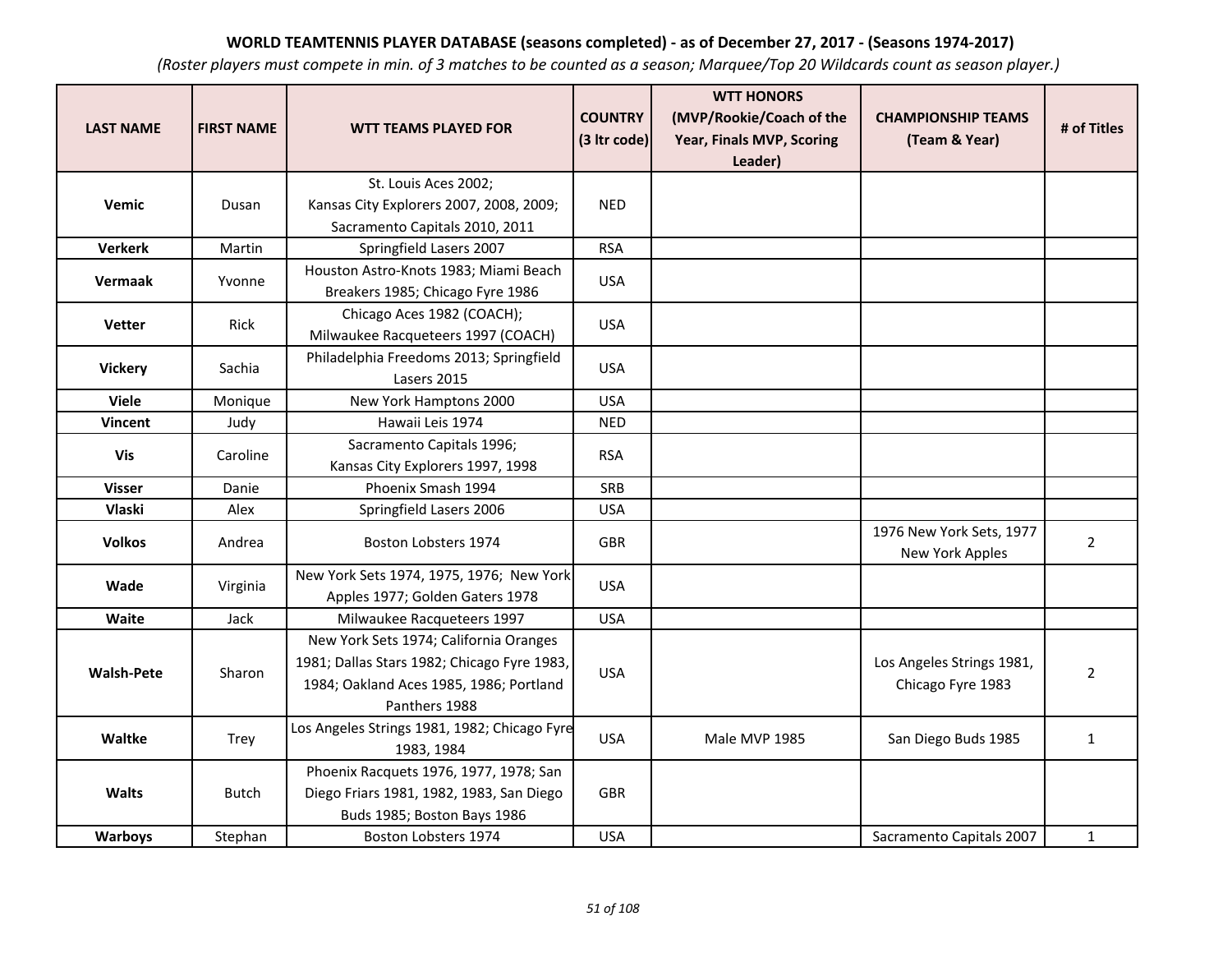**WORLD TEAMTENNIS PLAYER DATABASE (seasons completed) - as of December 27, 2017 - (Seasons 1974-2017)**

*(Roster players must compete in min. of 3 matches to be counted as a season; Marquee/Top 20 Wildcards count as season player.)*

| LAST NAME | FIRST NAME | WTT TEAMS PLAYED FOR | COUNTRY (3 ltr code) | WTT HONORS (MVP/Rookie/Coach of the Year, Finals MVP, Scoring Leader) | CHAMPIONSHIP TEAMS (Team & Year) | # of Titles |
|---|---|---|---|---|---|---|
| **Vemic** | Dusan | St. Louis Aces 2002; Kansas City Explorers 2007, 2008, 2009; Sacramento Capitals 2010, 2011 | NED | | | |
| **Verkerk** | Martin | Springfield Lasers 2007 | RSA | | | |
| **Vermaak** | Yvonne | Houston Astro-Knots 1983; Miami Beach Breakers 1985; Chicago Fyre 1986 | USA | | | |
| **Vetter** | Rick | Chicago Aces 1982 (COACH); Milwaukee Racqueteers 1997 (COACH) | USA | | | |
| **Vickery** | Sachia | Philadelphia Freedoms 2013; Springfield Lasers 2015 | USA | | | |
| **Viele** | Monique | New York Hamptons 2000 | USA | | | |
| **Vincent** | Judy | Hawaii Leis 1974 | NED | | | |
| **Vis** | Caroline | Sacramento Capitals 1996; Kansas City Explorers 1997, 1998 | RSA | | | |
| **Visser** | Danie | Phoenix Smash 1994 | SRB | | | |
| **Vlaski** | Alex | Springfield Lasers 2006 | USA | | | |
| **Volkos** | Andrea | Boston Lobsters 1974 | GBR | | 1976 New York Sets, 1977 New York Apples | 2 |
| **Wade** | Virginia | New York Sets 1974, 1975, 1976; New York Apples 1977; Golden Gaters 1978 | USA | | | |
| **Waite** | Jack | Milwaukee Racqueteers 1997 | USA | | | |
| **Walsh-Pete** | Sharon | New York Sets 1974; California Oranges 1981; Dallas Stars 1982; Chicago Fyre 1983, 1984; Oakland Aces 1985, 1986; Portland Panthers 1988 | USA | | Los Angeles Strings 1981, Chicago Fyre 1983 | 2 |
| **Waltke** | Trey | Los Angeles Strings 1981, 1982; Chicago Fyre 1983, 1984 | USA | Male MVP 1985 | San Diego Buds 1985 | 1 |
| **Walts** | Butch | Phoenix Racquets 1976, 1977, 1978; San Diego Friars 1981, 1982, 1983, San Diego Buds 1985; Boston Bays 1986 | GBR | | | |
| **Warboys** | Stephan | Boston Lobsters 1974 | USA | | Sacramento Capitals 2007 | 1 |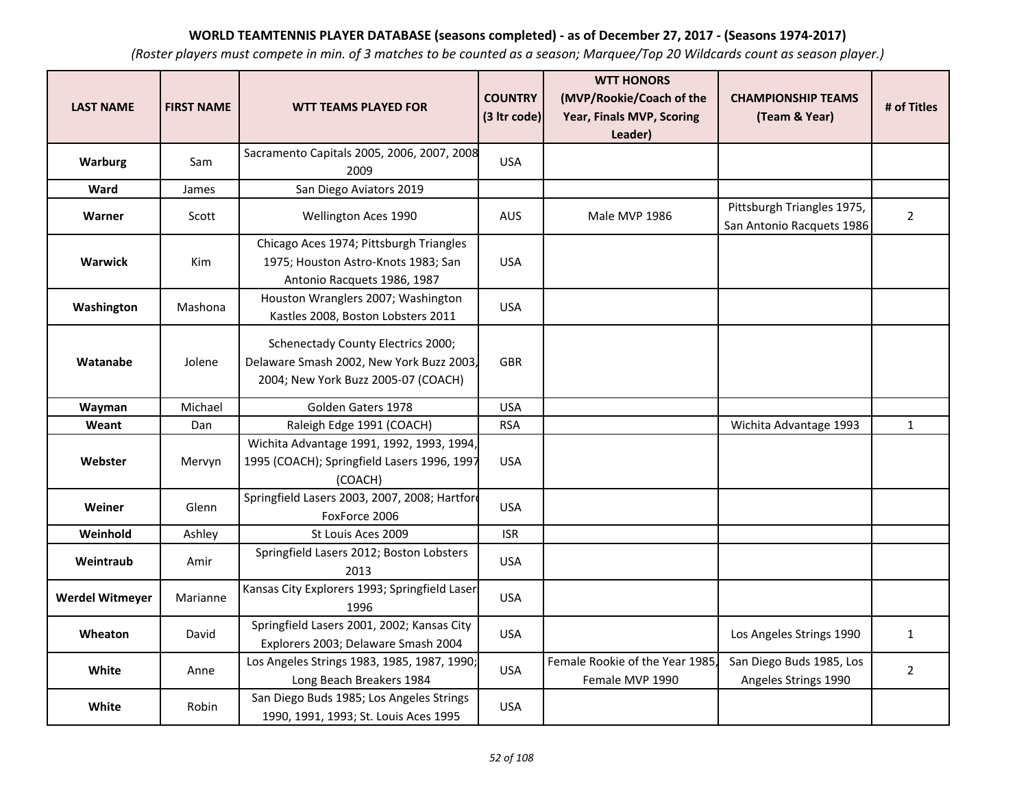**WORLD TEAMTENNIS PLAYER DATABASE (seasons completed) - as of December 27, 2017 - (Seasons 1974-2017)**

*(Roster players must compete in min. of 3 matches to be counted as a season; Marquee/Top 20 Wildcards count as season player.)*

| LAST NAME | FIRST NAME | WTT TEAMS PLAYED FOR | COUNTRY (3 ltr code) | WTT HONORS (MVP/Rookie/Coach of the Year, Finals MVP, Scoring Leader) | CHAMPIONSHIP TEAMS (Team & Year) | # of Titles |
|---|---|---|---|---|---|---|
| **Warburg** | Sam | Sacramento Capitals 2005, 2006, 2007, 2008, 2009 | USA | | | |
| **Ward** | James | San Diego Aviators 2019 | | | | |
| **Warner** | Scott | Wellington Aces 1990 | AUS | Male MVP 1986 | Pittsburgh Triangles 1975, San Antonio Racquets 1986 | 2 |
| **Warwick** | Kim | Chicago Aces 1974; Pittsburgh Triangles 1975; Houston Astro-Knots 1983; San Antonio Racquets 1986, 1987 | USA | | | |
| **Washington** | Mashona | Houston Wranglers 2007; Washington Kastles 2008, Boston Lobsters 2011 | USA | | | |
| **Watanabe** | Jolene | Schenectady County Electrics 2000; Delaware Smash 2002, New York Buzz 2003, 2004; New York Buzz 2005-07 (COACH) | GBR | | | |
| **Wayman** | Michael | Golden Gaters 1978 | USA | | | |
| **Weant** | Dan | Raleigh Edge 1991 (COACH) | RSA | | Wichita Advantage 1993 | 1 |
| **Webster** | Mervyn | Wichita Advantage 1991, 1992, 1993, 1994, 1995 (COACH); Springfield Lasers 1996, 1997 (COACH) | USA | | | |
| **Weiner** | Glenn | Springfield Lasers 2003, 2007, 2008; Hartford FoxForce 2006 | USA | | | |
| **Weinhold** | Ashley | St Louis Aces 2009 | ISR | | | |
| **Weintraub** | Amir | Springfield Lasers 2012; Boston Lobsters 2013 | USA | | | |
| **Werdel Witmeyer** | Marianne | Kansas City Explorers 1993; Springfield Lasers 1996 | USA | | | |
| **Wheaton** | David | Springfield Lasers 2001, 2002; Kansas City Explorers 2003; Delaware Smash 2004 | USA | | Los Angeles Strings 1990 | 1 |
| **White** | Anne | Los Angeles Strings 1983, 1985, 1987, 1990; Long Beach Breakers 1984 | USA | Female Rookie of the Year 1985, Female MVP 1990 | San Diego Buds 1985, Los Angeles Strings 1990 | 2 |
| **White** | Robin | San Diego Buds 1985; Los Angeles Strings 1990, 1991, 1993; St. Louis Aces 1995 | USA | | | |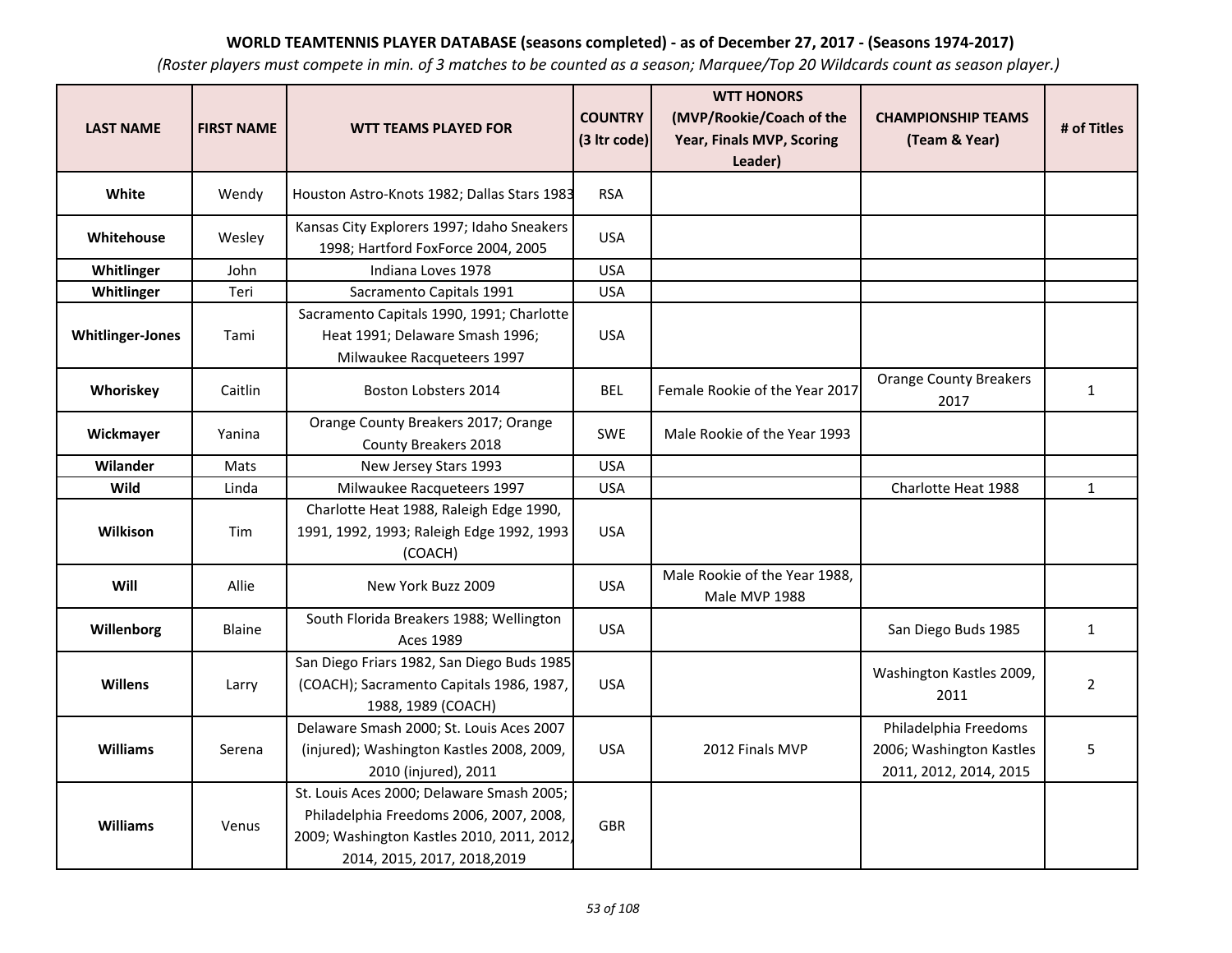**WORLD TEAMTENNIS PLAYER DATABASE (seasons completed) - as of December 27, 2017 - (Seasons 1974-2017)**

*(Roster players must compete in min. of 3 matches to be counted as a season; Marquee/Top 20 Wildcards count as season player.)*

| LAST NAME | FIRST NAME | WTT TEAMS PLAYED FOR | COUNTRY (3 ltr code) | WTT HONORS (MVP/Rookie/Coach of the Year, Finals MVP, Scoring Leader) | CHAMPIONSHIP TEAMS (Team & Year) | # of Titles |
|---|---|---|---|---|---|---|
| **White** | Wendy | Houston Astro-Knots 1982; Dallas Stars 1983 | RSA | | | |
| **Whitehouse** | Wesley | Kansas City Explorers 1997; Idaho Sneakers 1998; Hartford FoxForce 2004, 2005 | USA | | | |
| **Whitlinger** | John | Indiana Loves 1978 | USA | | | |
| **Whitlinger** | Teri | Sacramento Capitals 1991 | USA | | | |
| **Whitlinger-Jones** | Tami | Sacramento Capitals 1990, 1991; Charlotte Heat 1991; Delaware Smash 1996; Milwaukee Racqueteers 1997 | USA | | | |
| **Whoriskey** | Caitlin | Boston Lobsters 2014 | BEL | Female Rookie of the Year 2017 | Orange County Breakers 2017 | 1 |
| **Wickmayer** | Yanina | Orange County Breakers 2017; Orange County Breakers 2018 | SWE | Male Rookie of the Year 1993 | | |
| **Wilander** | Mats | New Jersey Stars 1993 | USA | | | |
| **Wild** | Linda | Milwaukee Racqueteers 1997 | USA | | Charlotte Heat 1988 | 1 |
| **Wilkison** | Tim | Charlotte Heat 1988, Raleigh Edge 1990, 1991, 1992, 1993; Raleigh Edge 1992, 1993 (COACH) | USA | | | |
| **Will** | Allie | New York Buzz 2009 | USA | Male Rookie of the Year 1988, Male MVP 1988 | | |
| **Willenborg** | Blaine | South Florida Breakers 1988; Wellington Aces 1989 | USA | | San Diego Buds 1985 | 1 |
| **Willens** | Larry | San Diego Friars 1982, San Diego Buds 1985 (COACH); Sacramento Capitals 1986, 1987, 1988, 1989 (COACH) | USA | | Washington Kastles 2009, 2011 | 2 |
| **Williams** | Serena | Delaware Smash 2000; St. Louis Aces 2007 (injured); Washington Kastles 2008, 2009, 2010 (injured), 2011 | USA | 2012 Finals MVP | Philadelphia Freedoms 2006; Washington Kastles 2011, 2012, 2014, 2015 | 5 |
| **Williams** | Venus | St. Louis Aces 2000; Delaware Smash 2005; Philadelphia Freedoms 2006, 2007, 2008, 2009; Washington Kastles 2010, 2011, 2012, 2014, 2015, 2017, 2018,2019 | GBR | | | |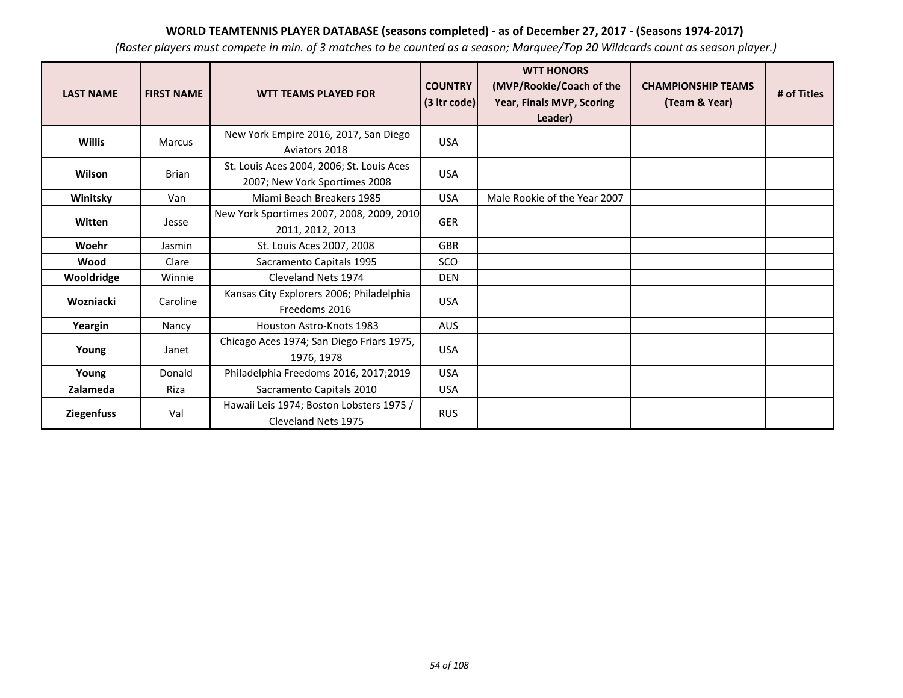**WORLD TEAMTENNIS PLAYER DATABASE (seasons completed) - as of December 27, 2017 - (Seasons 1974-2017)**

*(Roster players must compete in min. of 3 matches to be counted as a season; Marquee/Top 20 Wildcards count as season player.)*

| LAST NAME | FIRST NAME | WTT TEAMS PLAYED FOR | COUNTRY (3 ltr code) | WTT HONORS (MVP/Rookie/Coach of the Year, Finals MVP, Scoring Leader) | CHAMPIONSHIP TEAMS (Team & Year) | # of Titles |
|---|---|---|---|---|---|---|
| **Willis** | Marcus | New York Empire 2016, 2017, San Diego Aviators 2018 | USA | | | |
| **Wilson** | Brian | St. Louis Aces 2004, 2006; St. Louis Aces 2007; New York Sportimes 2008 | USA | | | |
| **Winitsky** | Van | Miami Beach Breakers 1985 | USA | Male Rookie of the Year 2007 | | |
| **Witten** | Jesse | New York Sportimes 2007, 2008, 2009, 2010 2011, 2012, 2013 | GER | | | |
| **Woehr** | Jasmin | St. Louis Aces 2007, 2008 | GBR | | | |
| **Wood** | Clare | Sacramento Capitals 1995 | SCO | | | |
| **Wooldridge** | Winnie | Cleveland Nets 1974 | DEN | | | |
| **Wozniacki** | Caroline | Kansas City Explorers 2006; Philadelphia Freedoms 2016 | USA | | | |
| **Yeargin** | Nancy | Houston Astro-Knots 1983 | AUS | | | |
| **Young** | Janet | Chicago Aces 1974; San Diego Friars 1975, 1976, 1978 | USA | | | |
| **Young** | Donald | Philadelphia Freedoms 2016, 2017;2019 | USA | | | |
| **Zalameda** | Riza | Sacramento Capitals 2010 | USA | | | |
| **Ziegenfuss** | Val | Hawaii Leis 1974; Boston Lobsters 1975 / Cleveland Nets 1975 | RUS | | | |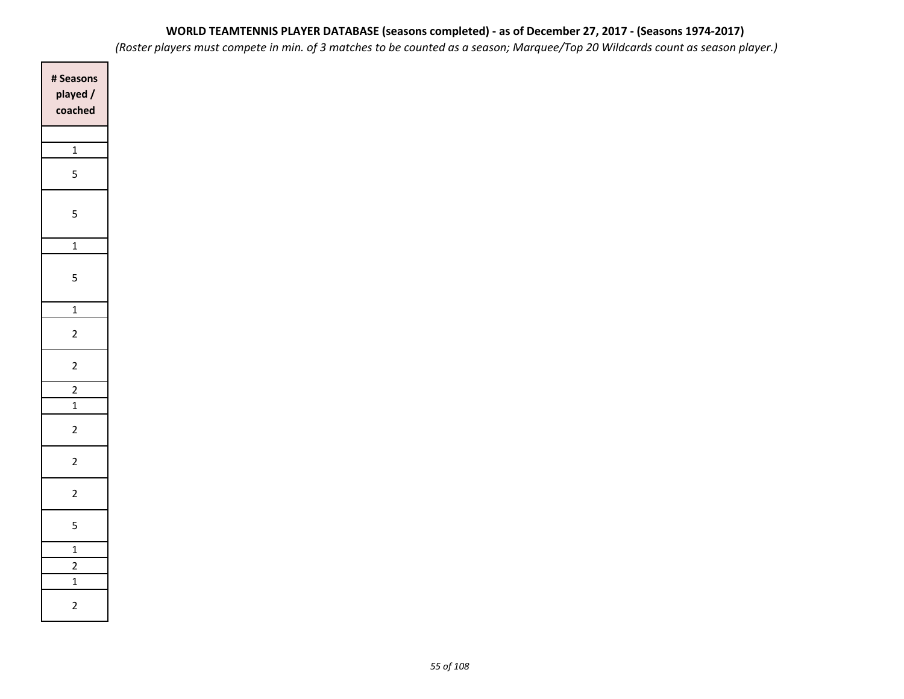**WORLD TEAMTENNIS PLAYER DATABASE (seasons completed) - as of December 27, 2017 - (Seasons 1974-2017)**

*(Roster players must compete in min. of 3 matches to be counted as a season; Marquee/Top 20 Wildcards count as season player.)*

| # Seasons played / coached |
|---|
| |
| 1 |
| 5 |
| 5 |
| 1 |
| 5 |
| 1 |
| 2 |
| 2 |
| 2 |
| 1 |
| 2 |
| 2 |
| 2 |
| 5 |
| 1 |
| 2 |
| 1 |
| 2 |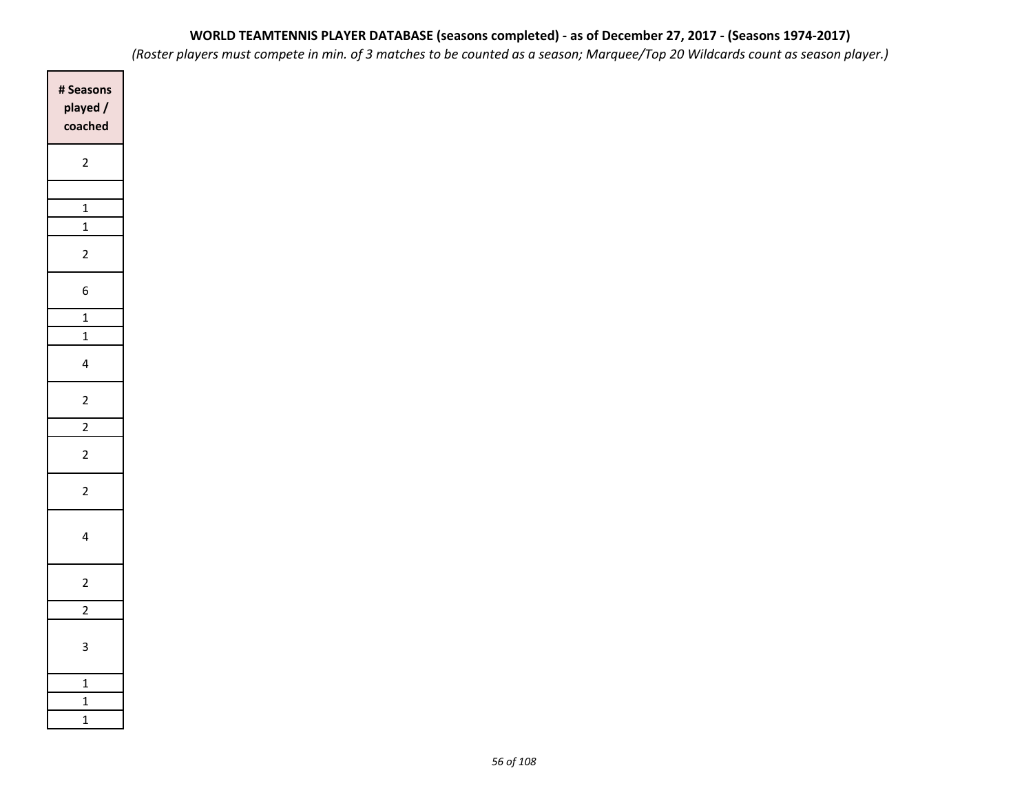**WORLD TEAMTENNIS PLAYER DATABASE (seasons completed) - as of December 27, 2017 - (Seasons 1974-2017)**

*(Roster players must compete in min. of 3 matches to be counted as a season; Marquee/Top 20 Wildcards count as season player.)*

| # Seasons played / coached |
|---|
| 2 |
| |
| 1 |
| 1 |
| 2 |
| 6 |
| 1 |
| 1 |
| 4 |
| 2 |
| 2 |
| 2 |
| 2 |
| 4 |
| 2 |
| 2 |
| 3 |
| 1 |
| 1 |
| 1 |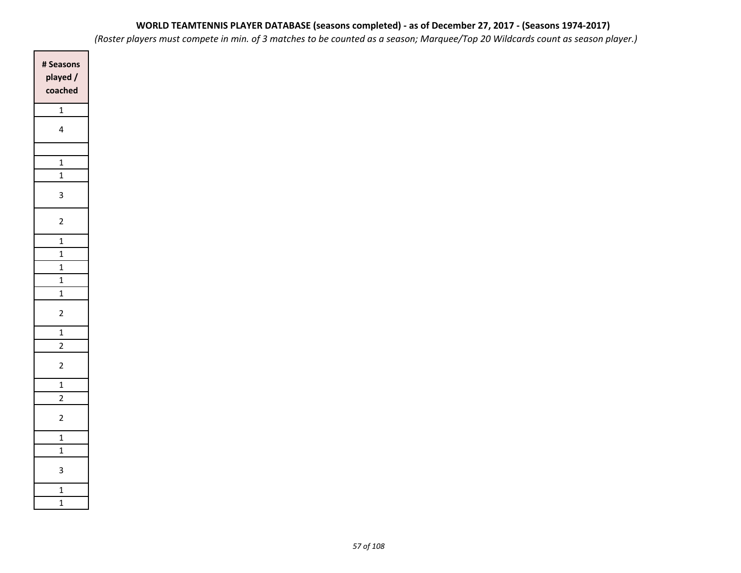**WORLD TEAMTENNIS PLAYER DATABASE (seasons completed) - as of December 27, 2017 - (Seasons 1974-2017)**

*(Roster players must compete in min. of 3 matches to be counted as a season; Marquee/Top 20 Wildcards count as season player.)*

| # Seasons played / coached |
|---|
| 1 |
| 4 |
| |
| 1 |
| 1 |
| 3 |
| 2 |
| 1 |
| 1 |
| 1 |
| 1 |
| 1 |
| 2 |
| 1 |
| 2 |
| 2 |
| 1 |
| 2 |
| 2 |
| 1 |
| 1 |
| 3 |
| 1 |
| 1 |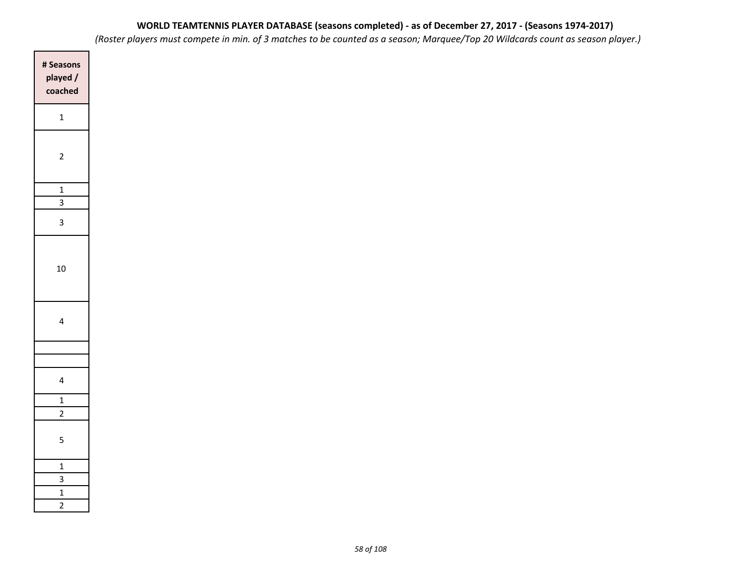**WORLD TEAMTENNIS PLAYER DATABASE (seasons completed) - as of December 27, 2017 - (Seasons 1974-2017)**

*(Roster players must compete in min. of 3 matches to be counted as a season; Marquee/Top 20 Wildcards count as season player.)*

| # Seasons played / coached |
|---|
| 1 |
| 2 |
| 1 |
| 3 |
| 3 |
| 10 |
| 4 |
| |
| |
| 4 |
| 1 |
| 2 |
| 5 |
| 1 |
| 3 |
| 1 |
| 2 |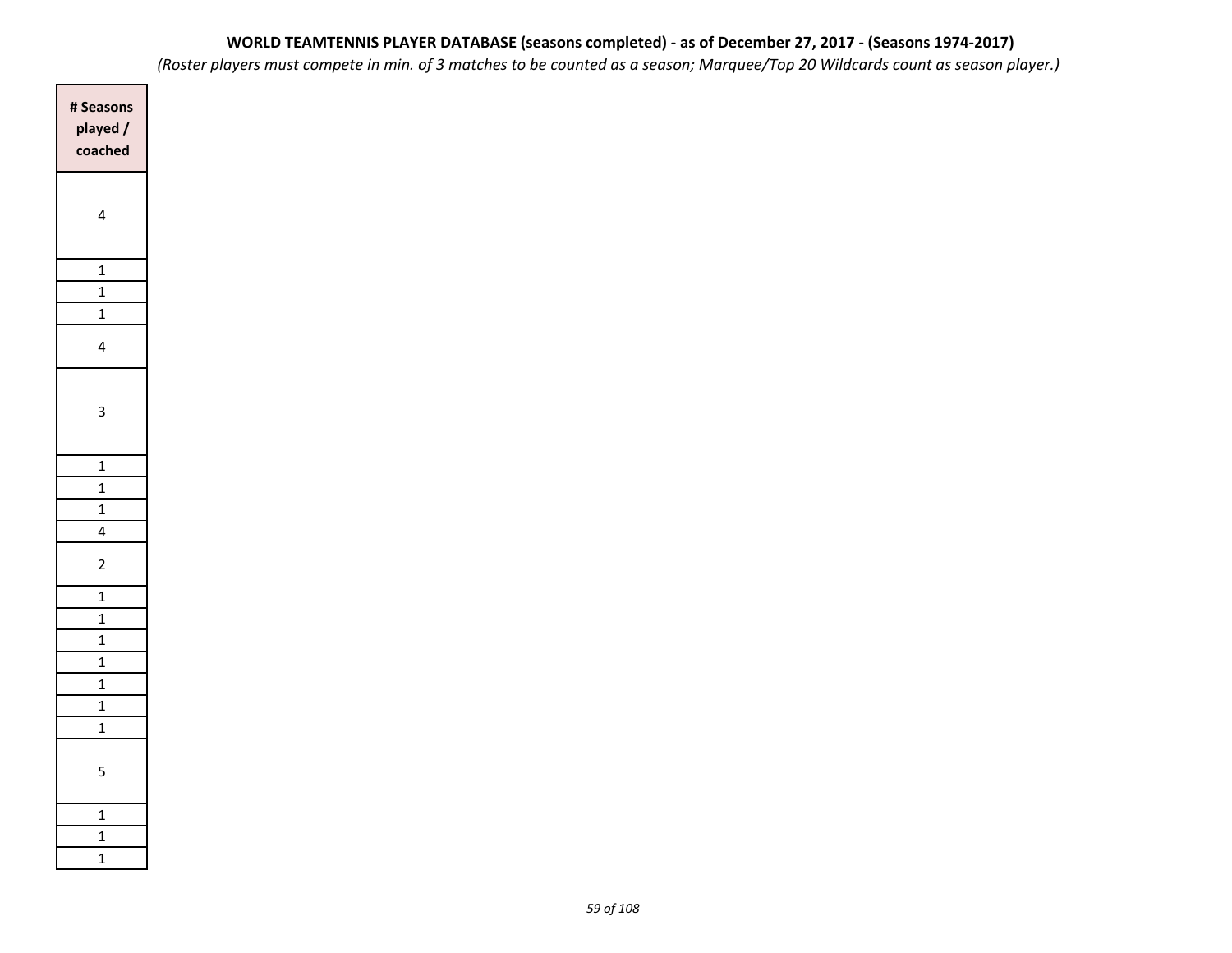**WORLD TEAMTENNIS PLAYER DATABASE (seasons completed) - as of December 27, 2017 - (Seasons 1974-2017)**

*(Roster players must compete in min. of 3 matches to be counted as a season; Marquee/Top 20 Wildcards count as season player.)*

| # Seasons played / coached |
|---|
| 4 |
| 1 |
| 1 |
| 1 |
| 4 |
| 3 |
| 1 |
| 1 |
| 1 |
| 4 |
| 2 |
| 1 |
| 1 |
| 1 |
| 1 |
| 1 |
| 1 |
| 1 |
| 5 |
| 1 |
| 1 |
| 1 |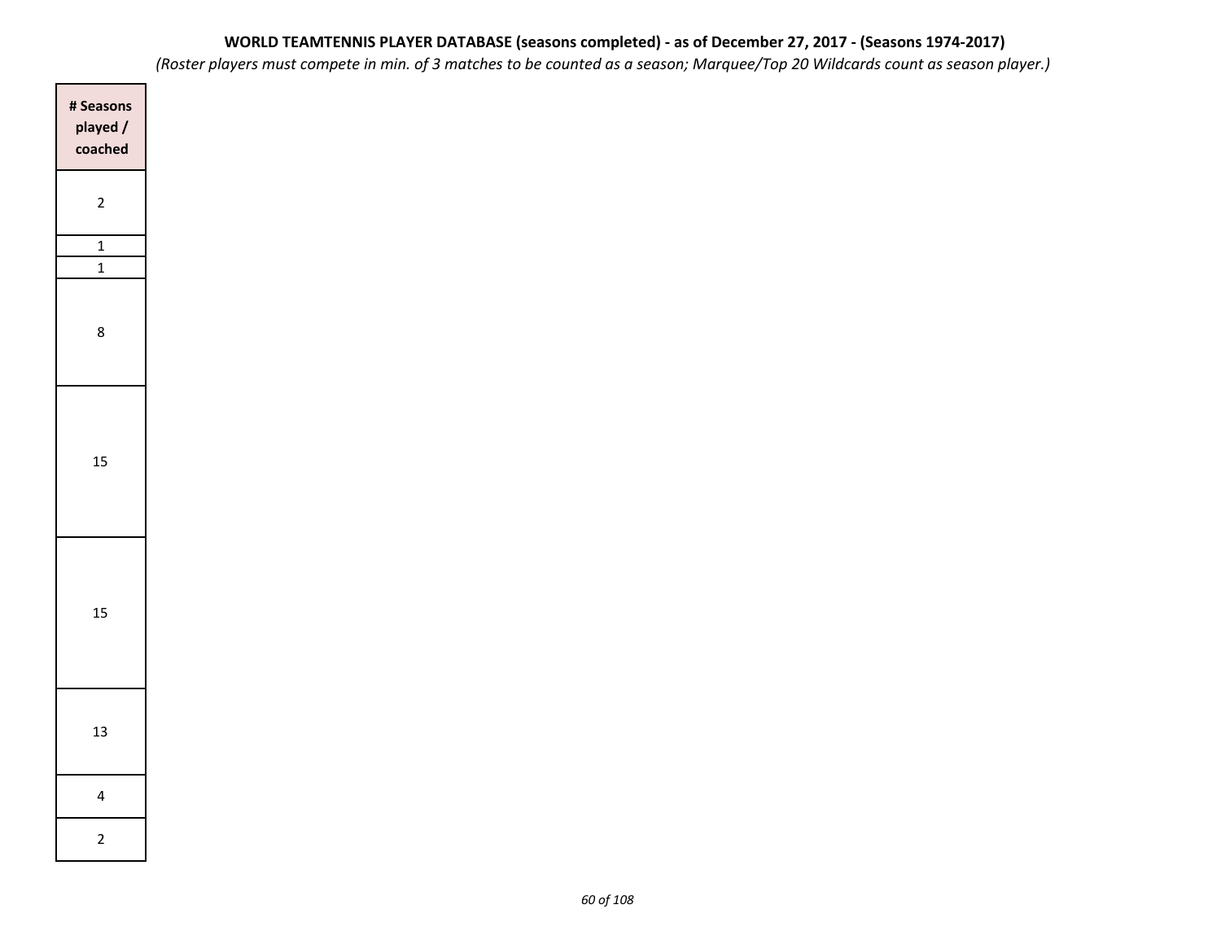**WORLD TEAMTENNIS PLAYER DATABASE (seasons completed) - as of December 27, 2017 - (Seasons 1974-2017)**

*(Roster players must compete in min. of 3 matches to be counted as a season; Marquee/Top 20 Wildcards count as season player.)*

| # Seasons played / coached |
|---|
| 2 |
| 1 |
| 1 |
| 8 |
| 15 |
| 15 |
| 13 |
| 4 |
| 2 |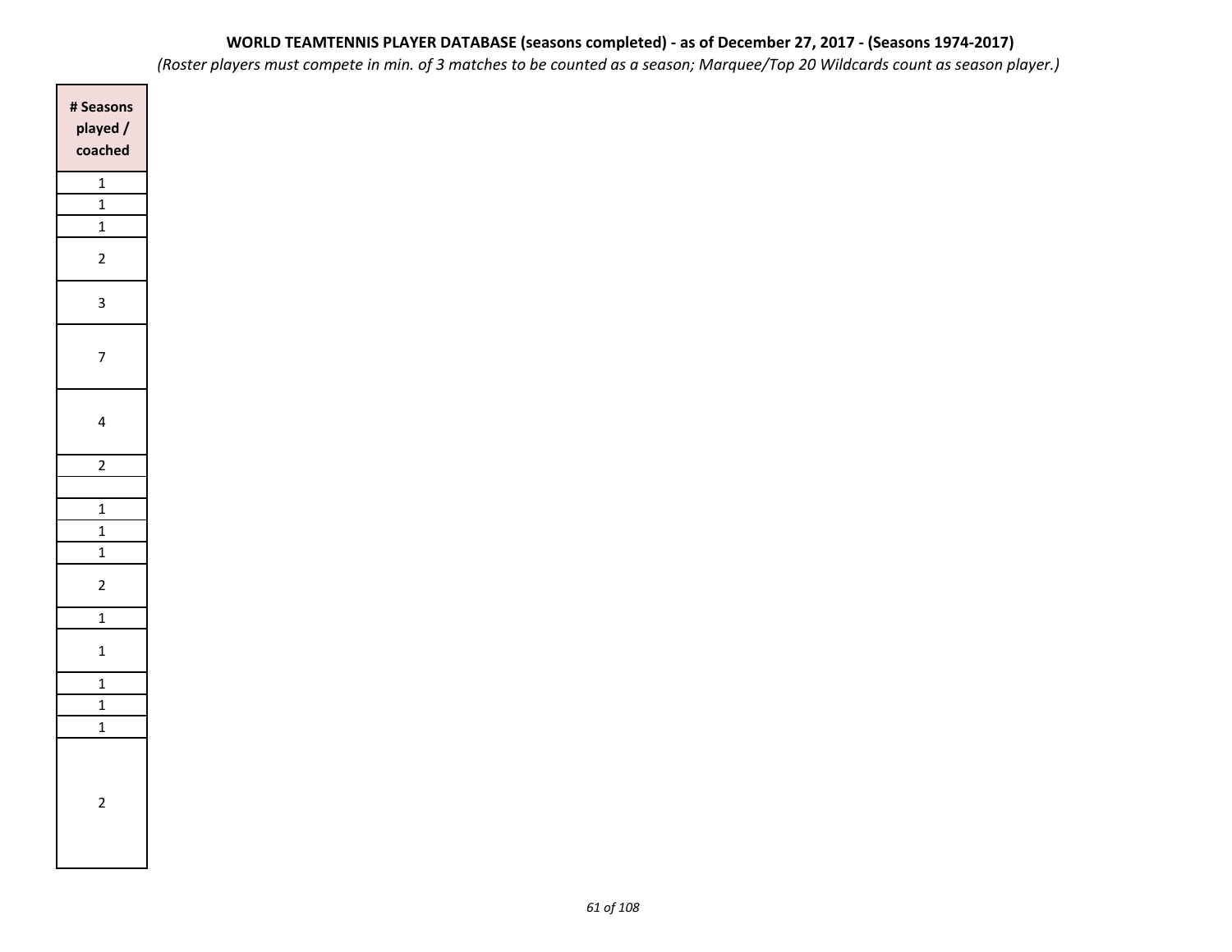**WORLD TEAMTENNIS PLAYER DATABASE (seasons completed) - as of December 27, 2017 - (Seasons 1974-2017)**

*(Roster players must compete in min. of 3 matches to be counted as a season; Marquee/Top 20 Wildcards count as season player.)*

| # Seasons played / coached |
|---|
| 1 |
| 1 |
| 1 |
| 2 |
| 3 |
| 7 |
| 4 |
| 2 |
| |
| 1 |
| 1 |
| 1 |
| 2 |
| 1 |
| 1 |
| 1 |
| 1 |
| 1 |
| 2 |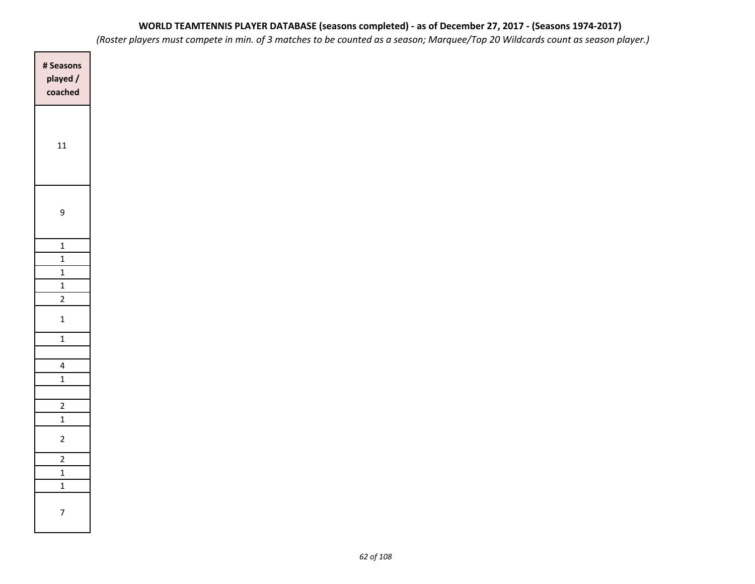**WORLD TEAMTENNIS PLAYER DATABASE (seasons completed) - as of December 27, 2017 - (Seasons 1974-2017)**

*(Roster players must compete in min. of 3 matches to be counted as a season; Marquee/Top 20 Wildcards count as season player.)*

| # Seasons played / coached |
|---|
| 11 |
| 9 |
| 1 |
| 1 |
| 1 |
| 1 |
| 2 |
| 1 |
| 1 |
| |
| 4 |
| 1 |
| |
| 2 |
| 1 |
| 2 |
| 2 |
| 1 |
| 1 |
| 7 |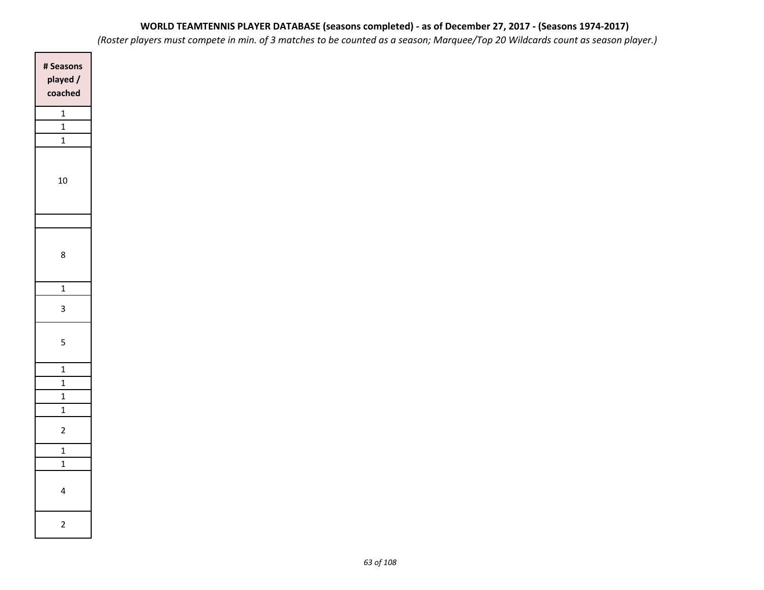**WORLD TEAMTENNIS PLAYER DATABASE (seasons completed) - as of December 27, 2017 - (Seasons 1974-2017)**

*(Roster players must compete in min. of 3 matches to be counted as a season; Marquee/Top 20 Wildcards count as season player.)*

| # Seasons played / coached |
|---|
| 1 |
| 1 |
| 1 |
| 10 |
| |
| 8 |
| 1 |
| 3 |
| 5 |
| 1 |
| 1 |
| 1 |
| 1 |
| 2 |
| 1 |
| 1 |
| 4 |
| 2 |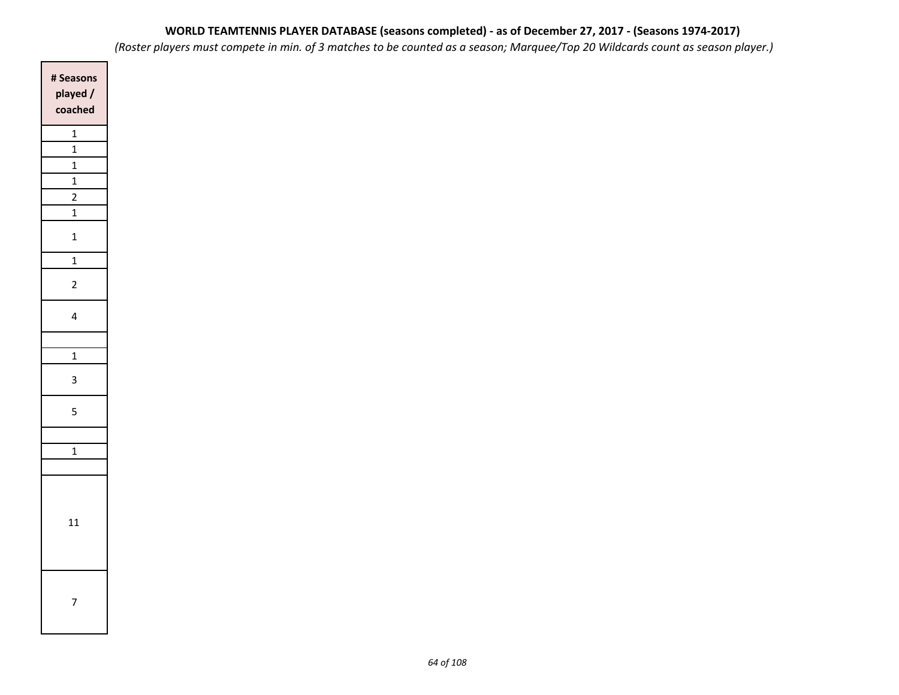**WORLD TEAMTENNIS PLAYER DATABASE (seasons completed) - as of December 27, 2017 - (Seasons 1974-2017)**

*(Roster players must compete in min. of 3 matches to be counted as a season; Marquee/Top 20 Wildcards count as season player.)*

| # Seasons played / coached |
|---|
| 1 |
| 1 |
| 1 |
| 1 |
| 2 |
| 1 |
| 1 |
| 1 |
| 2 |
| 4 |
| |
| 1 |
| 3 |
| 5 |
| |
| 1 |
| |
| 11 |
| 7 |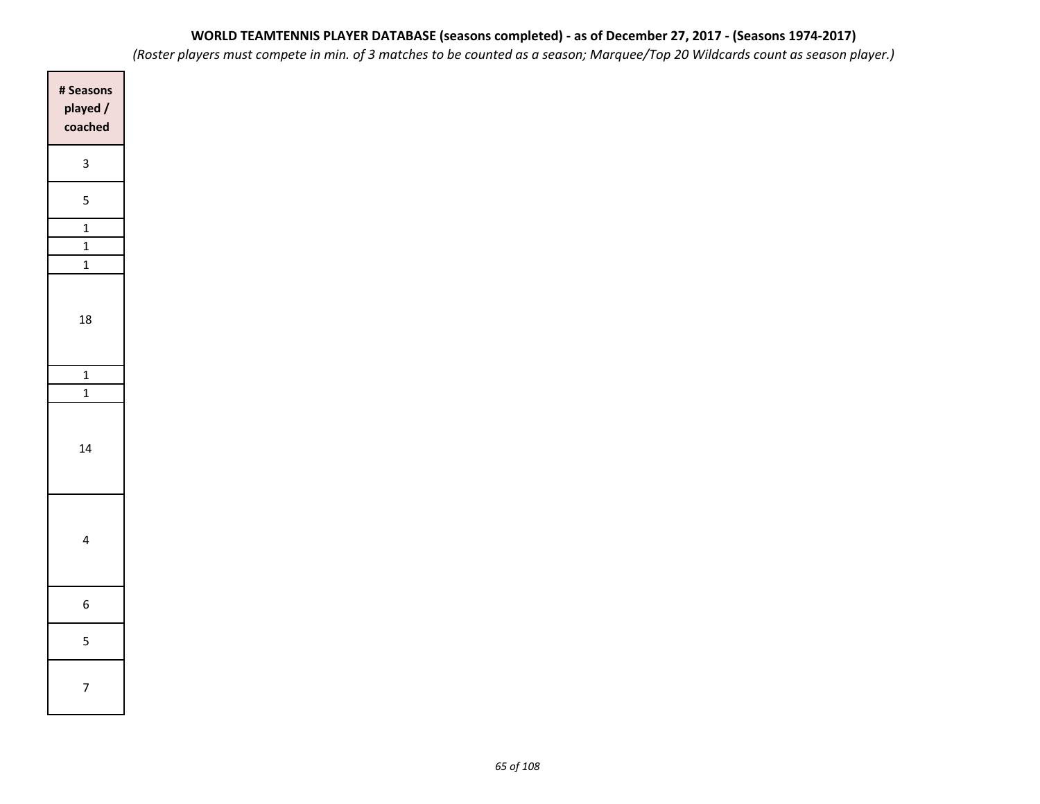**WORLD TEAMTENNIS PLAYER DATABASE (seasons completed) - as of December 27, 2017 - (Seasons 1974-2017)**

*(Roster players must compete in min. of 3 matches to be counted as a season; Marquee/Top 20 Wildcards count as season player.)*

| # Seasons played / coached |
|---|
| 3 |
| 5 |
| 1 |
| 1 |
| 1 |
| 18 |
| 1 |
| 1 |
| 14 |
| 4 |
| 6 |
| 5 |
| 7 |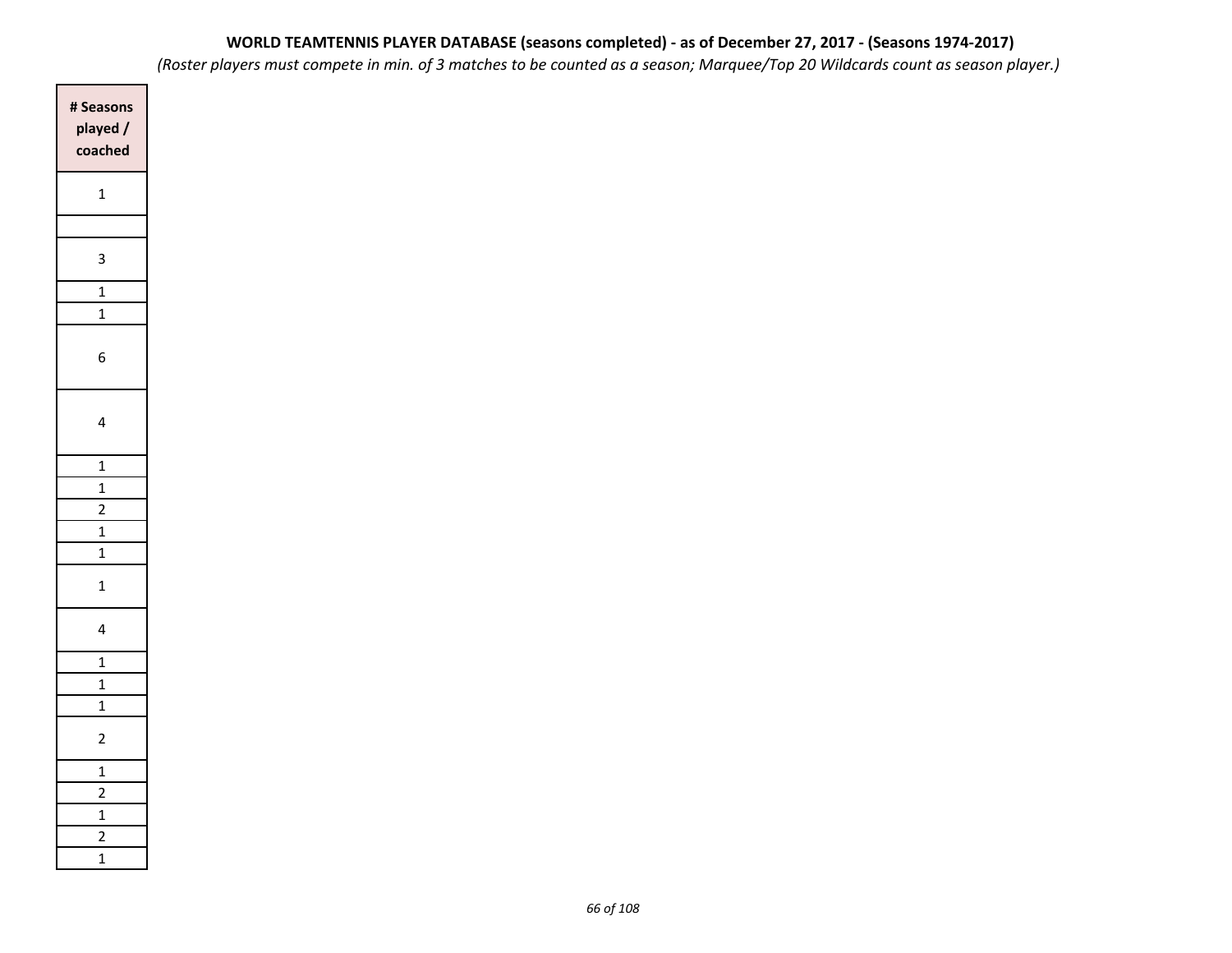**WORLD TEAMTENNIS PLAYER DATABASE (seasons completed) - as of December 27, 2017 - (Seasons 1974-2017)**

*(Roster players must compete in min. of 3 matches to be counted as a season; Marquee/Top 20 Wildcards count as season player.)*

| # Seasons played / coached |
|---|
| 1 |
| |
| 3 |
| 1 |
| 1 |
| 6 |
| 4 |
| 1 |
| 1 |
| 2 |
| 1 |
| 1 |
| 1 |
| 4 |
| 1 |
| 1 |
| 1 |
| 2 |
| 1 |
| 2 |
| 1 |
| 2 |
| 1 |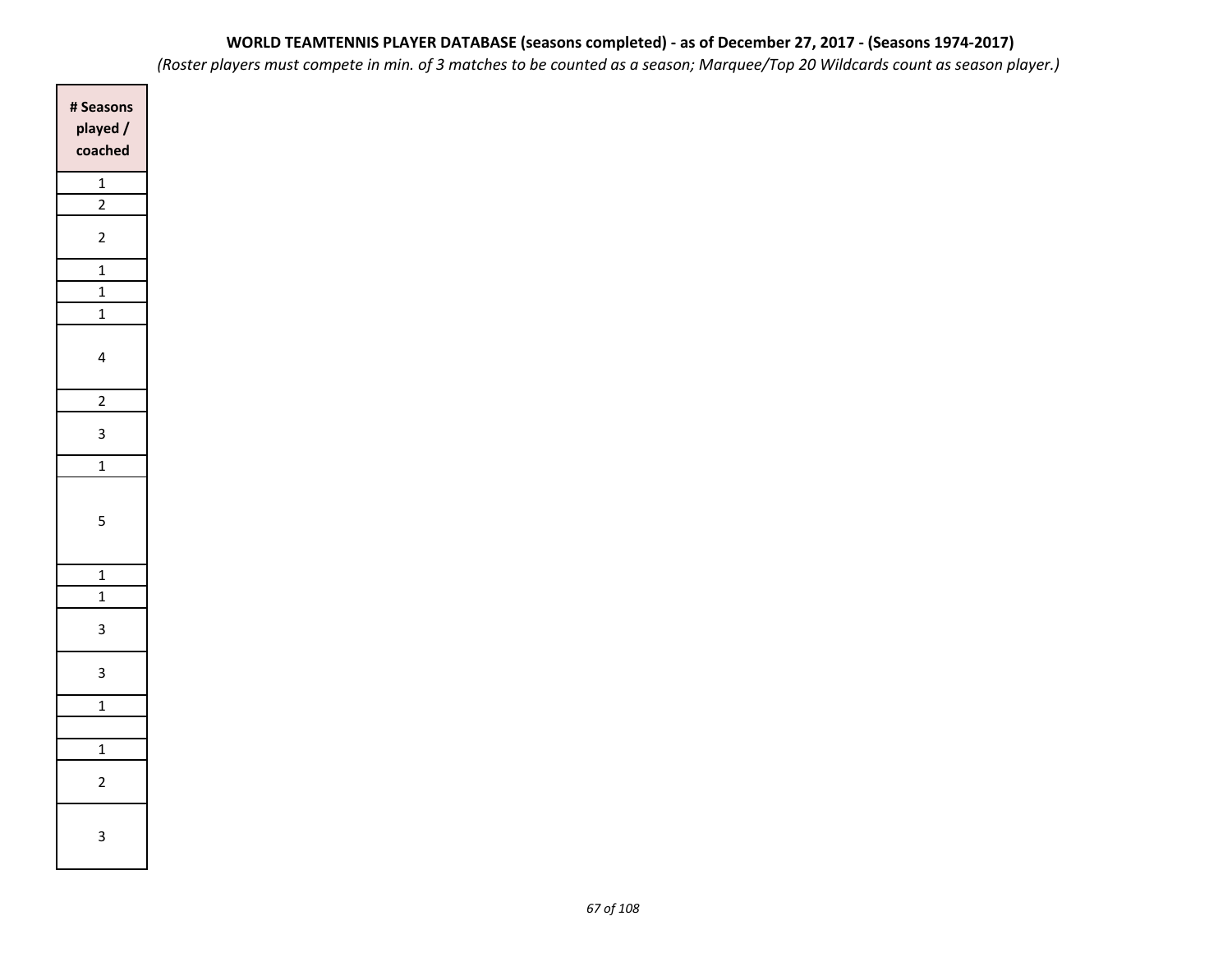**WORLD TEAMTENNIS PLAYER DATABASE (seasons completed) - as of December 27, 2017 - (Seasons 1974-2017)**

*(Roster players must compete in min. of 3 matches to be counted as a season; Marquee/Top 20 Wildcards count as season player.)*

| # Seasons played / coached |
|---|
| 1 |
| 2 |
| 2 |
| 1 |
| 1 |
| 1 |
| 4 |
| 2 |
| 3 |
| 1 |
| 5 |
| 1 |
| 1 |
| 3 |
| 3 |
| 1 |
| |
| 1 |
| 2 |
| 3 |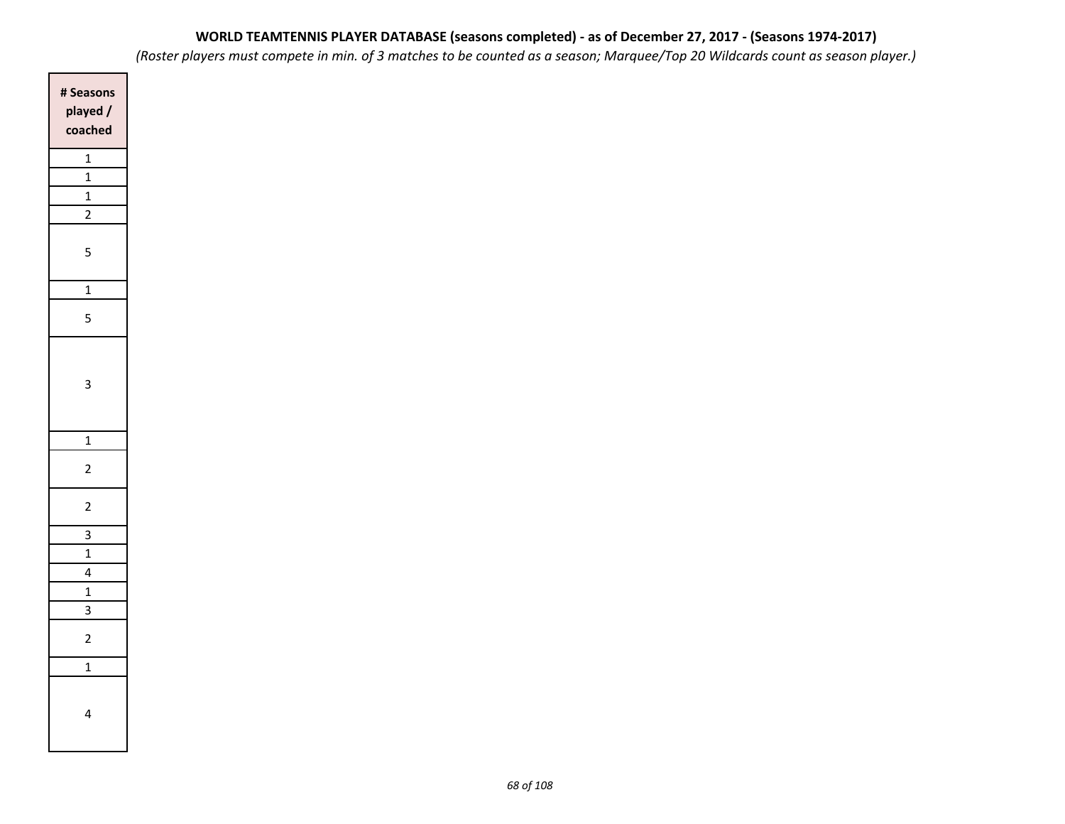**WORLD TEAMTENNIS PLAYER DATABASE (seasons completed) - as of December 27, 2017 - (Seasons 1974-2017)**

*(Roster players must compete in min. of 3 matches to be counted as a season; Marquee/Top 20 Wildcards count as season player.)*

| # Seasons played / coached |
|---|
| 1 |
| 1 |
| 1 |
| 2 |
| 5 |
| 1 |
| 5 |
| 3 |
| 1 |
| 2 |
| 2 |
| 3 |
| 1 |
| 4 |
| 1 |
| 3 |
| 2 |
| 1 |
| 4 |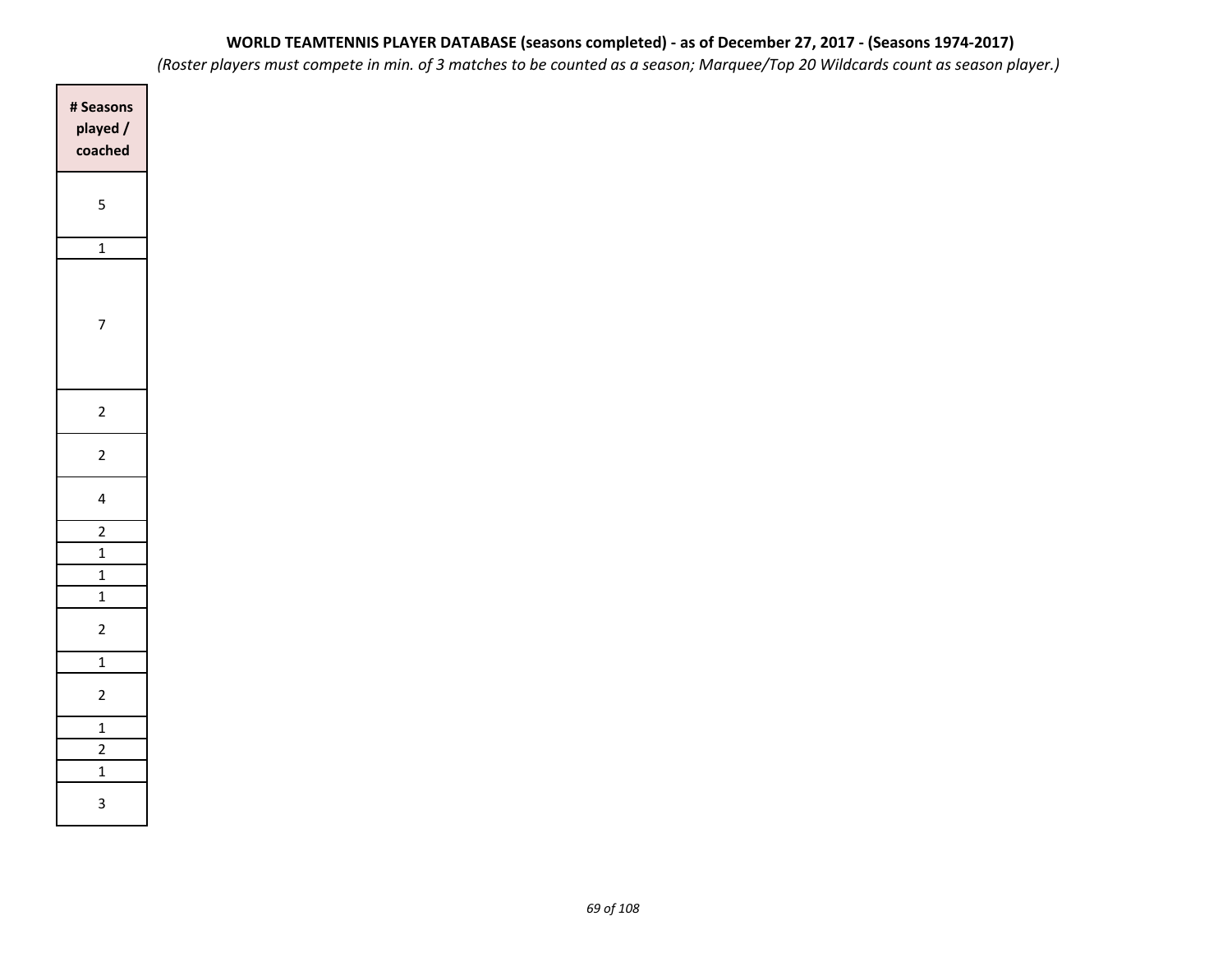**WORLD TEAMTENNIS PLAYER DATABASE (seasons completed) - as of December 27, 2017 - (Seasons 1974-2017)**

*(Roster players must compete in min. of 3 matches to be counted as a season; Marquee/Top 20 Wildcards count as season player.)*

| # Seasons played / coached |
|---|
| 5 |
| 1 |
| 7 |
| 2 |
| 2 |
| 4 |
| 2 |
| 1 |
| 1 |
| 1 |
| 2 |
| 1 |
| 2 |
| 1 |
| 2 |
| 1 |
| 3 |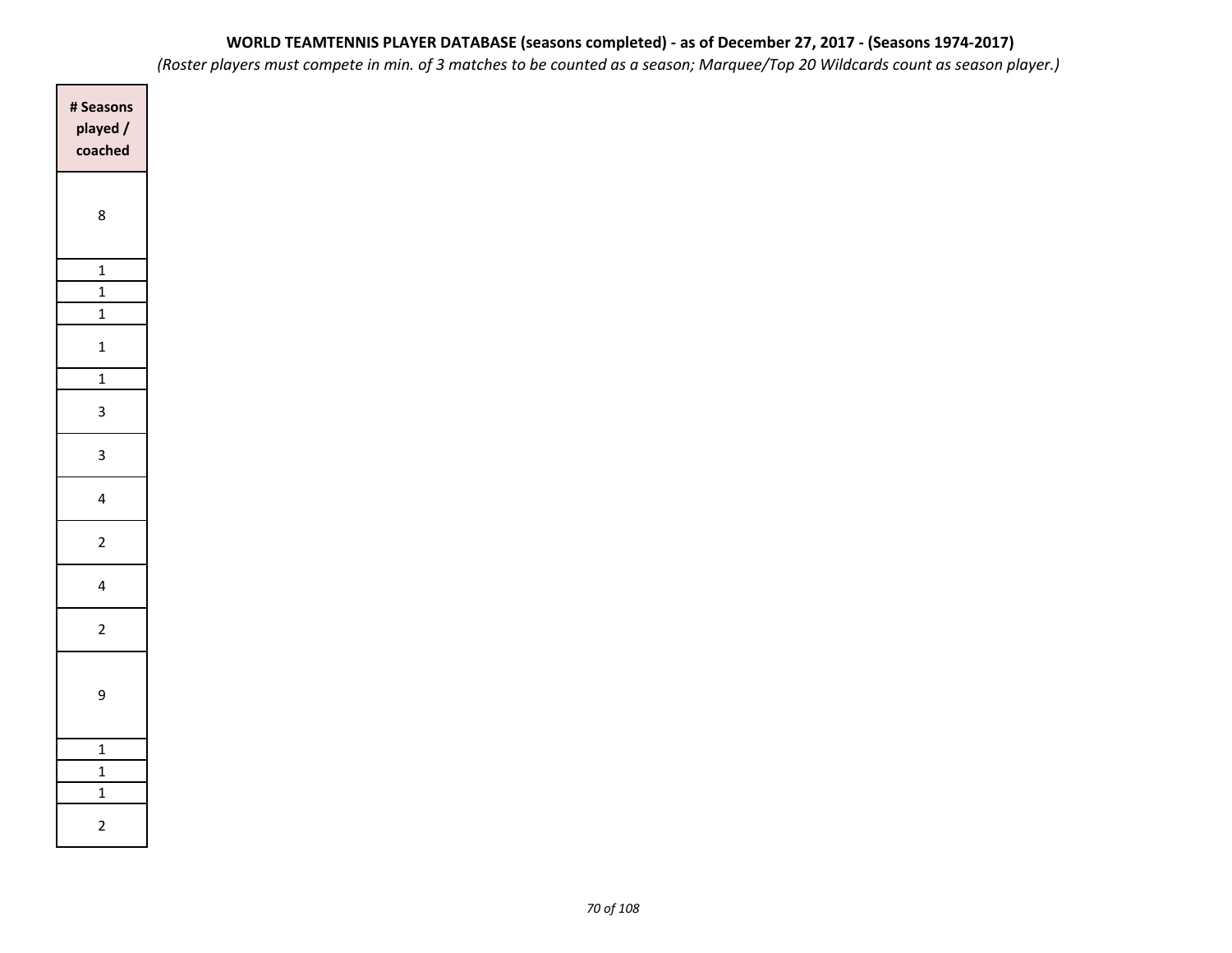**WORLD TEAMTENNIS PLAYER DATABASE (seasons completed) - as of December 27, 2017 - (Seasons 1974-2017)**

*(Roster players must compete in min. of 3 matches to be counted as a season; Marquee/Top 20 Wildcards count as season player.)*

| # Seasons played / coached |
|---|
| 8 |
| 1 |
| 1 |
| 1 |
| 1 |
| 1 |
| 3 |
| 3 |
| 4 |
| 2 |
| 4 |
| 2 |
| 9 |
| 1 |
| 1 |
| 1 |
| 2 |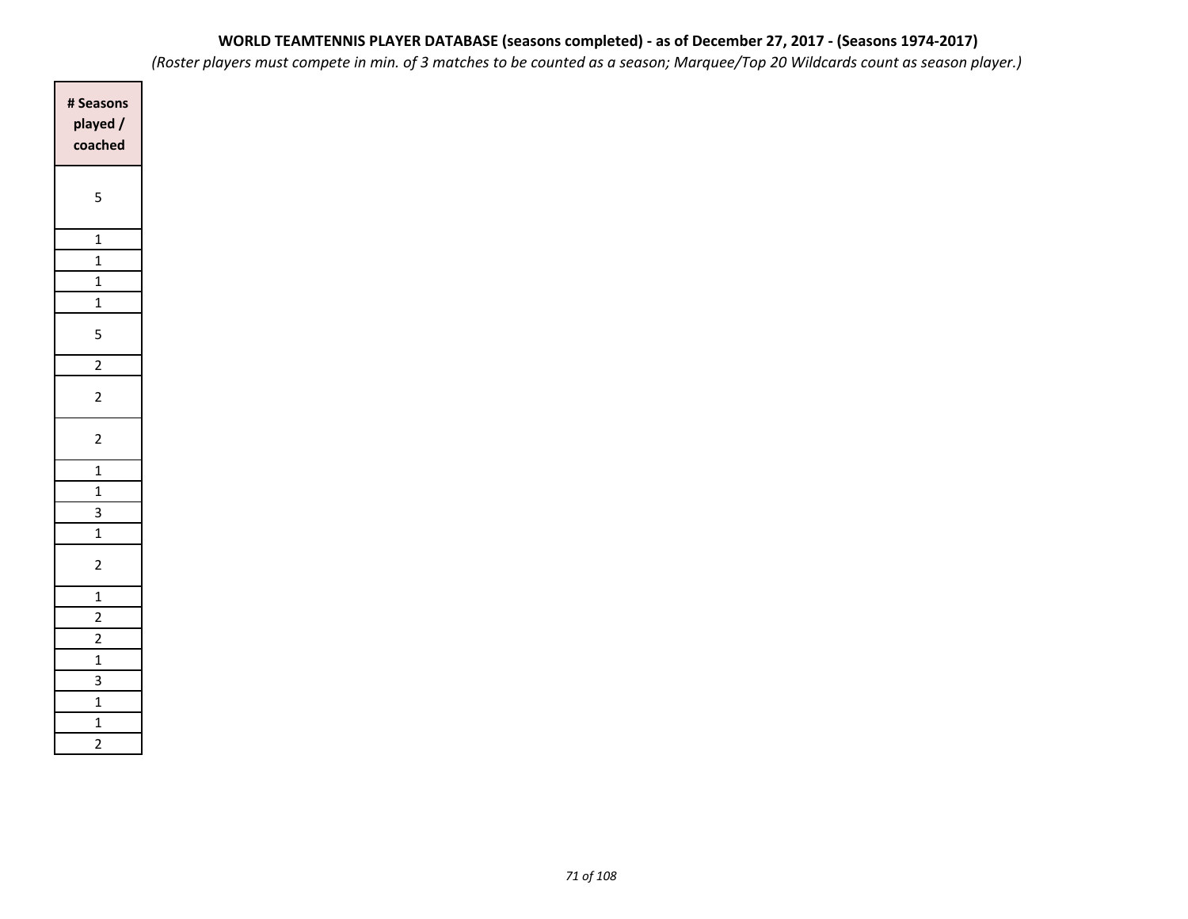**WORLD TEAMTENNIS PLAYER DATABASE (seasons completed) - as of December 27, 2017 - (Seasons 1974-2017)**

*(Roster players must compete in min. of 3 matches to be counted as a season; Marquee/Top 20 Wildcards count as season player.)*

| # Seasons played / coached |
|---|
| 5 |
| 1 |
| 1 |
| 1 |
| 1 |
| 5 |
| 2 |
| 2 |
| 2 |
| 1 |
| 1 |
| 3 |
| 1 |
| 2 |
| 1 |
| 2 |
| 2 |
| 1 |
| 3 |
| 1 |
| 1 |
| 2 |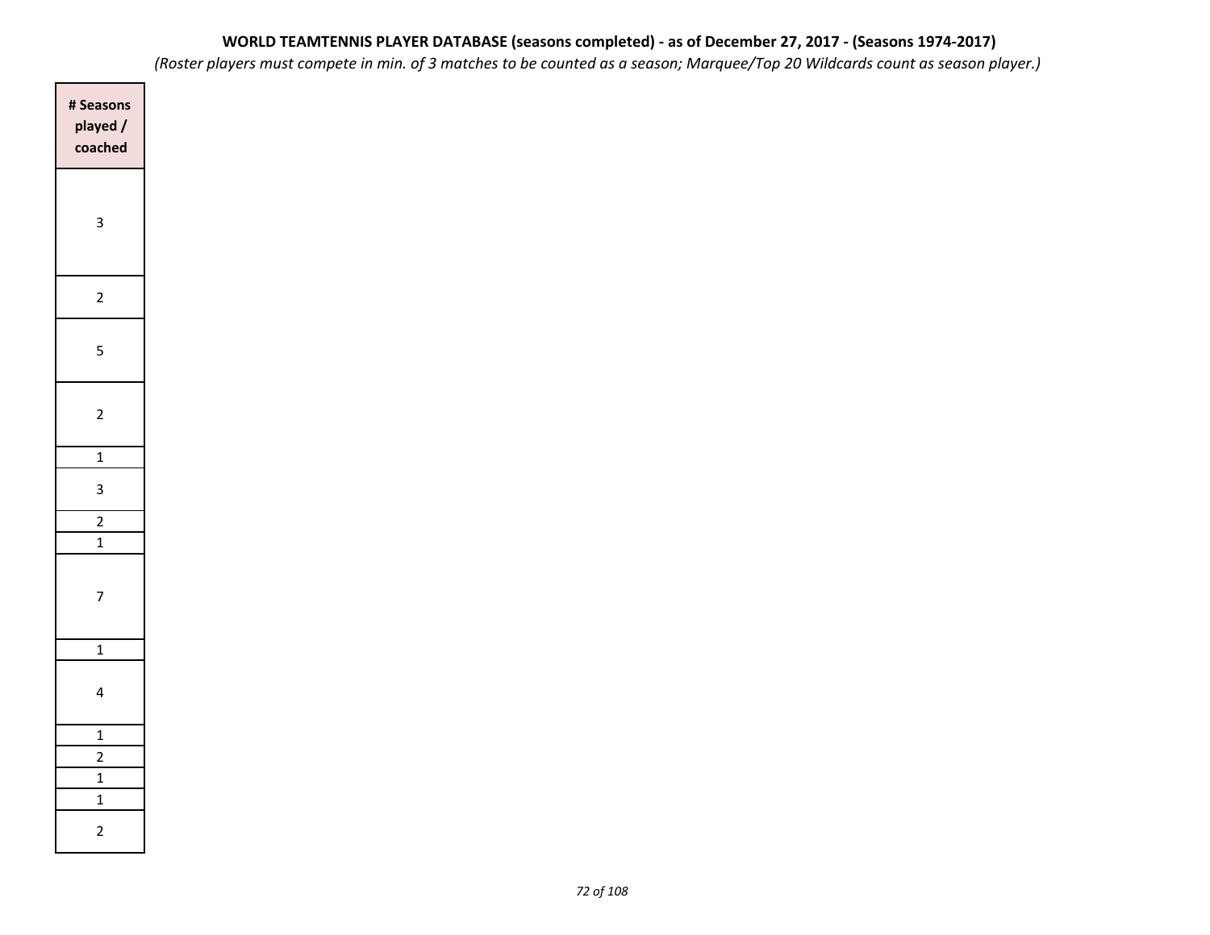**WORLD TEAMTENNIS PLAYER DATABASE (seasons completed) - as of December 27, 2017 - (Seasons 1974-2017)**

*(Roster players must compete in min. of 3 matches to be counted as a season; Marquee/Top 20 Wildcards count as season player.)*

| # Seasons played / coached |
|---|
| 3 |
| 2 |
| 5 |
| 2 |
| 1 |
| 3 |
| 2 |
| 1 |
| 7 |
| 1 |
| 4 |
| 1 |
| 2 |
| 1 |
| 1 |
| 2 |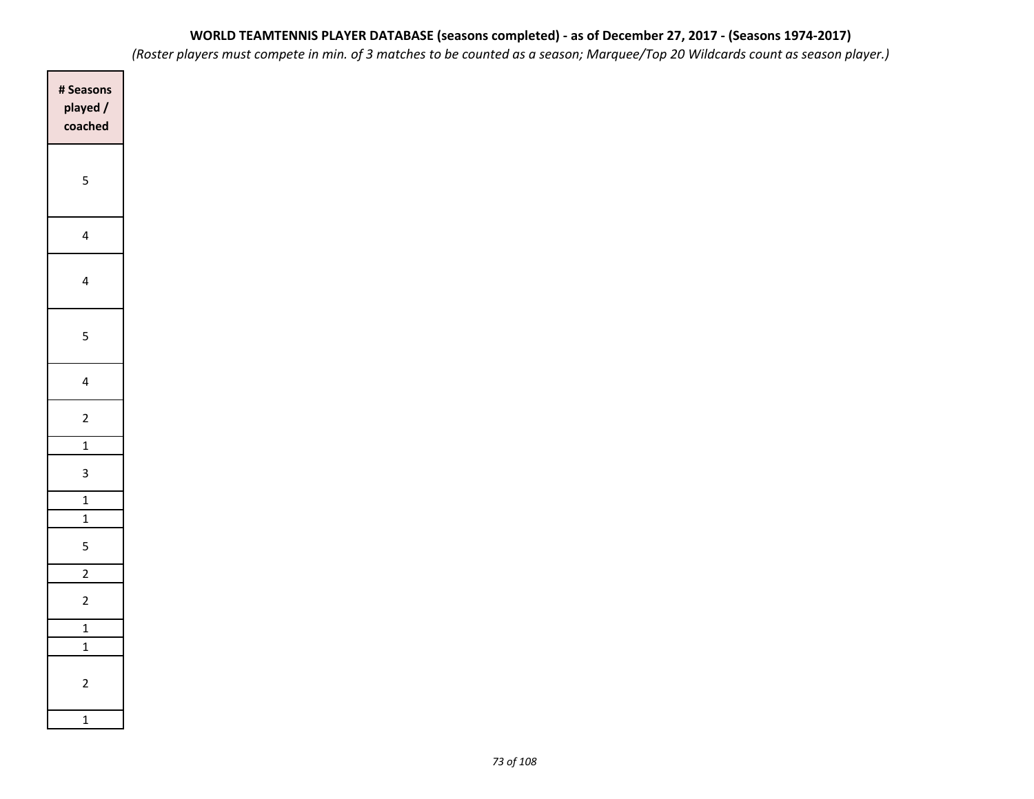**WORLD TEAMTENNIS PLAYER DATABASE (seasons completed) - as of December 27, 2017 - (Seasons 1974-2017)**

*(Roster players must compete in min. of 3 matches to be counted as a season; Marquee/Top 20 Wildcards count as season player.)*

| # Seasons played / coached |
|---|
| 5 |
| 4 |
| 4 |
| 5 |
| 4 |
| 2 |
| 1 |
| 3 |
| 1 |
| 1 |
| 5 |
| 2 |
| 2 |
| 1 |
| 1 |
| 2 |
| 1 |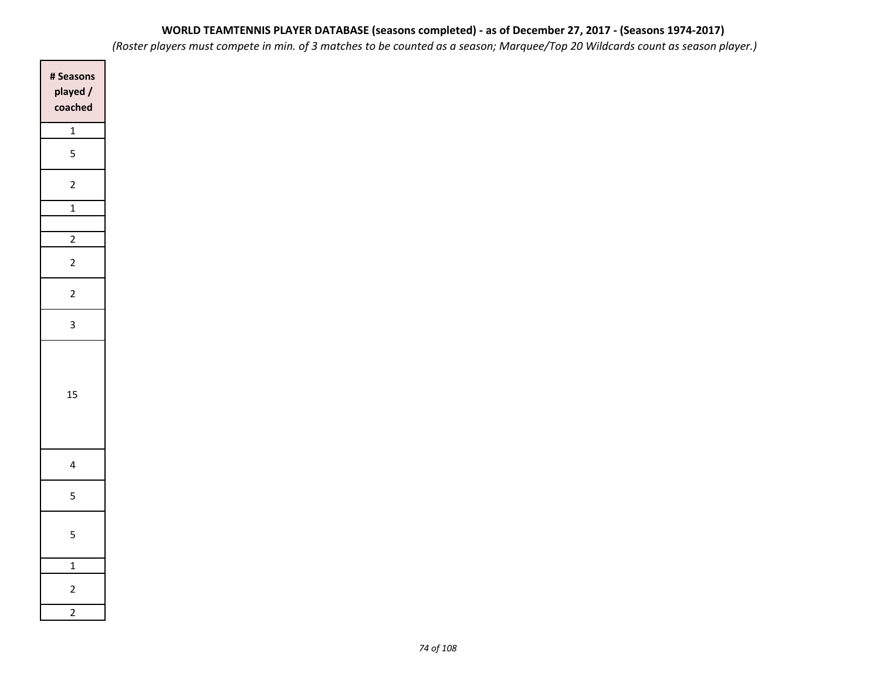**WORLD TEAMTENNIS PLAYER DATABASE (seasons completed) - as of December 27, 2017 - (Seasons 1974-2017)**

*(Roster players must compete in min. of 3 matches to be counted as a season; Marquee/Top 20 Wildcards count as season player.)*

| # Seasons played / coached |
|---|
| 1 |
| 5 |
| 2 |
| 1 |
| |
| 2 |
| 2 |
| 2 |
| 3 |
| 15 |
| 4 |
| 5 |
| 5 |
| 1 |
| 2 |
| 2 |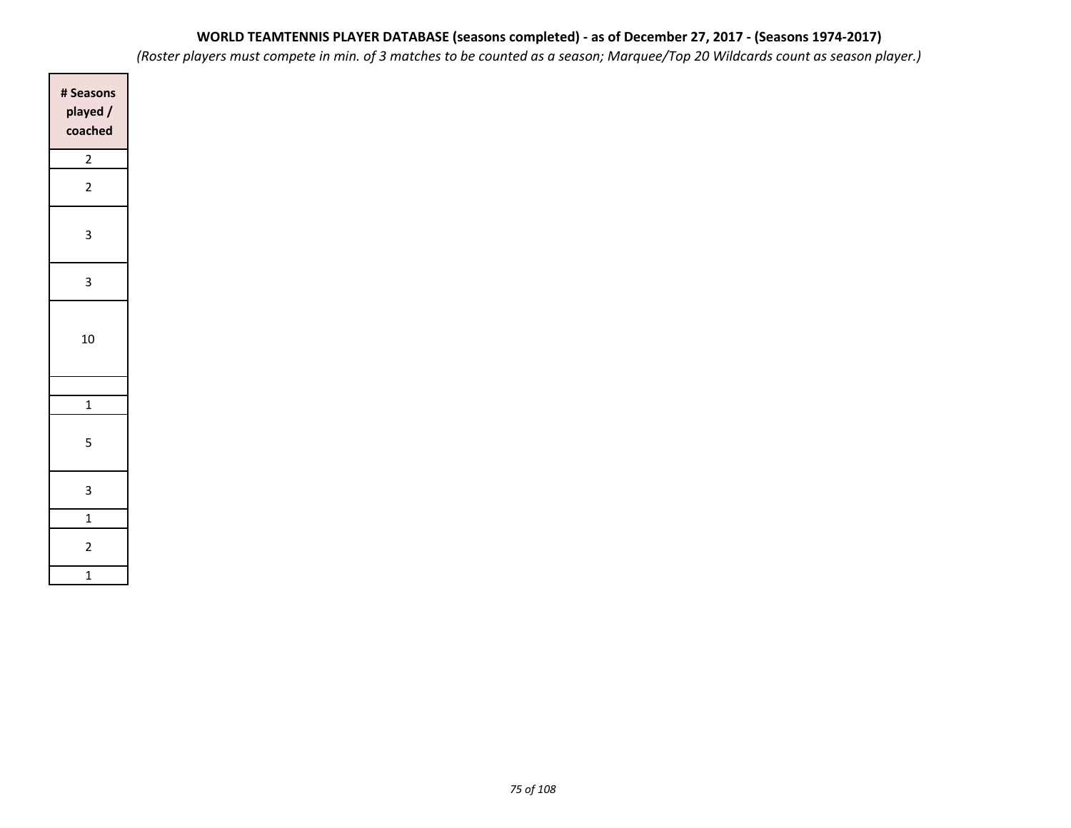**WORLD TEAMTENNIS PLAYER DATABASE (seasons completed) - as of December 27, 2017 - (Seasons 1974-2017)**

*(Roster players must compete in min. of 3 matches to be counted as a season; Marquee/Top 20 Wildcards count as season player.)*

| # Seasons played / coached |
|---|
| 2 |
| 2 |
| 3 |
| 3 |
| 10 |
| |
| 1 |
| 5 |
| 3 |
| 1 |
| 2 |
| 1 |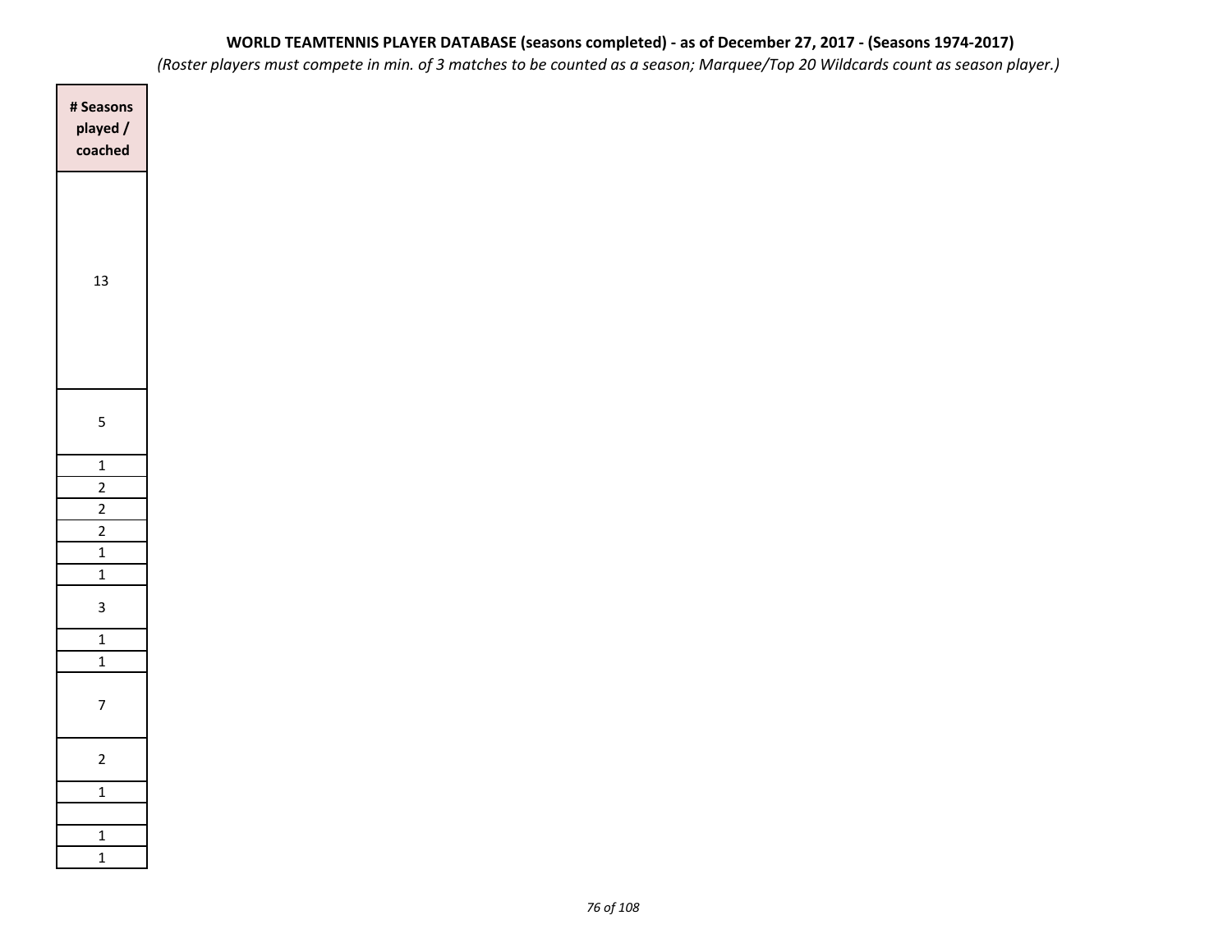**WORLD TEAMTENNIS PLAYER DATABASE (seasons completed) - as of December 27, 2017 - (Seasons 1974-2017)**

*(Roster players must compete in min. of 3 matches to be counted as a season; Marquee/Top 20 Wildcards count as season player.)*

| # Seasons played / coached |
|---|
| 13 |
| 5 |
| 1 |
| 2 |
| 2 |
| 2 |
| 1 |
| 1 |
| 3 |
| 1 |
| 1 |
| 7 |
| 2 |
| 1 |
| |
| 1 |
| 1 |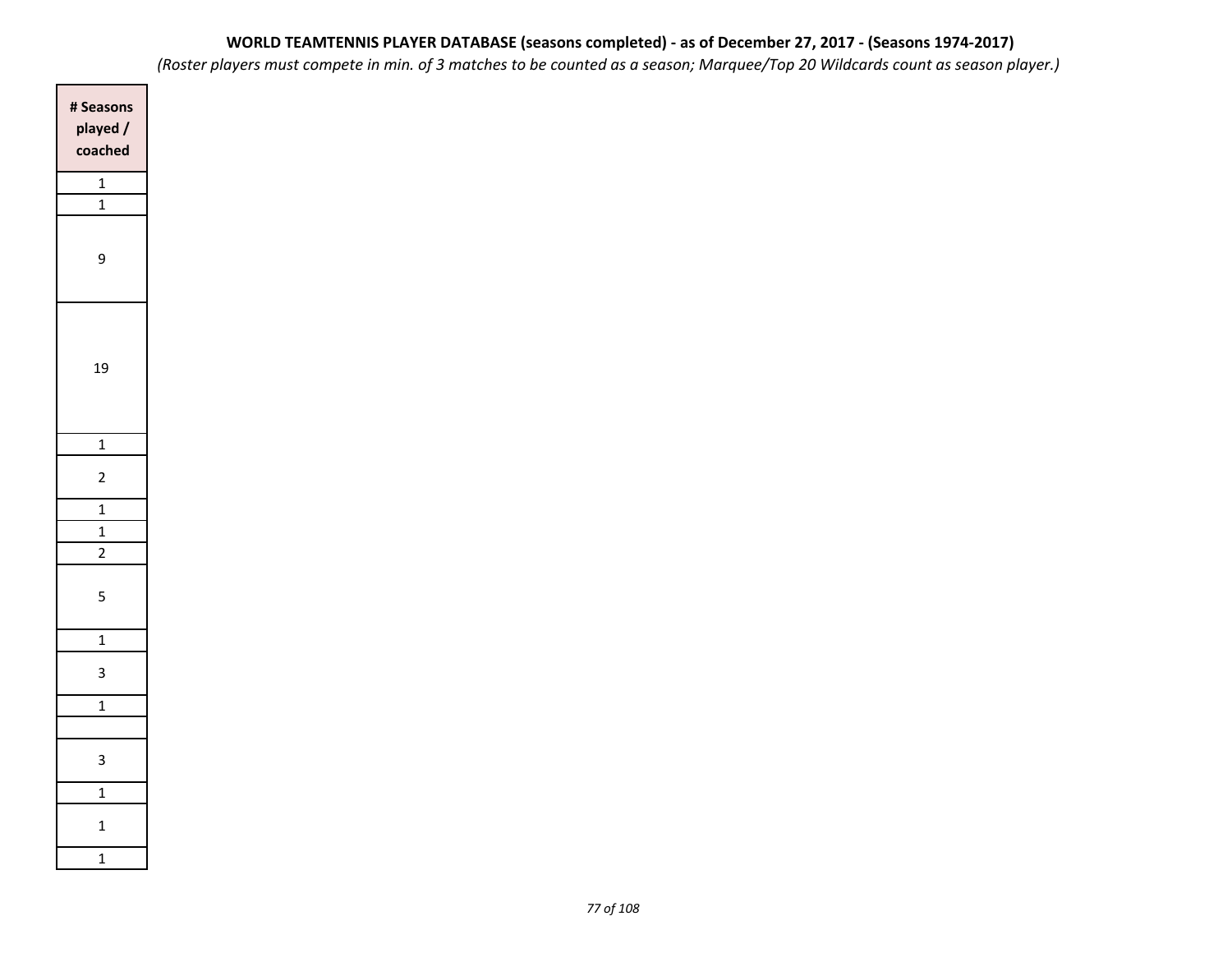**WORLD TEAMTENNIS PLAYER DATABASE (seasons completed) - as of December 27, 2017 - (Seasons 1974-2017)**

*(Roster players must compete in min. of 3 matches to be counted as a season; Marquee/Top 20 Wildcards count as season player.)*

| # Seasons played / coached |
|---|
| 1 |
| 1 |
| 9 |
| 19 |
| 1 |
| 2 |
| 1 |
| 1 |
| 2 |
| 5 |
| 1 |
| 3 |
| 1 |
| |
| 3 |
| 1 |
| 1 |
| 1 |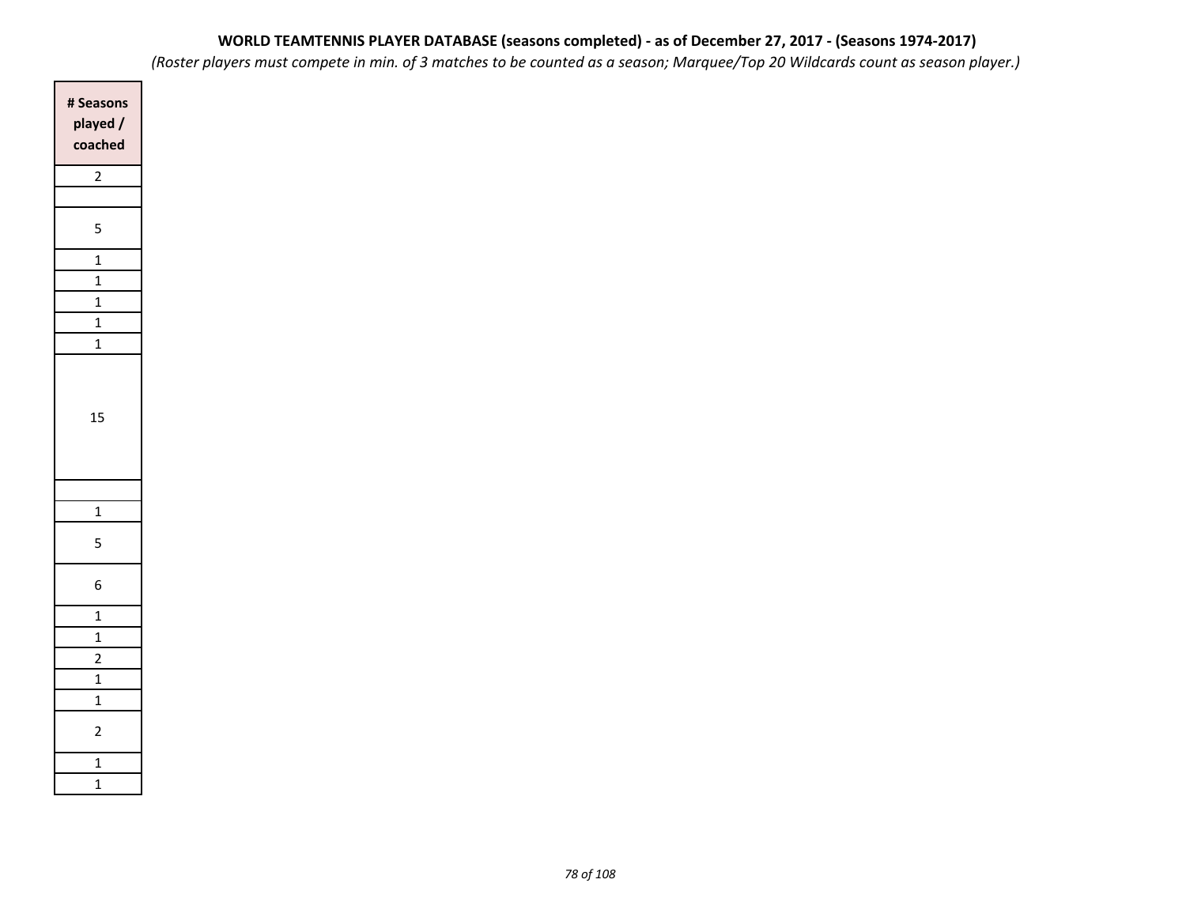**WORLD TEAMTENNIS PLAYER DATABASE (seasons completed) - as of December 27, 2017 - (Seasons 1974-2017)**

*(Roster players must compete in min. of 3 matches to be counted as a season; Marquee/Top 20 Wildcards count as season player.)*

| # Seasons played / coached |
|---|
| 2 |
| |
| 5 |
| 1 |
| 1 |
| 1 |
| 1 |
| 1 |
| 15 |
| |
| 1 |
| 5 |
| 6 |
| 1 |
| 1 |
| 2 |
| 1 |
| 1 |
| 2 |
| 1 |
| 1 |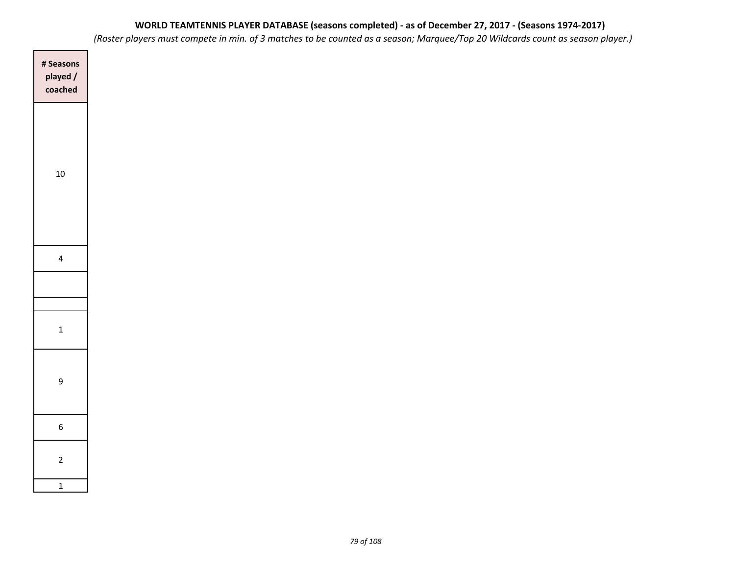**WORLD TEAMTENNIS PLAYER DATABASE (seasons completed) - as of December 27, 2017 - (Seasons 1974-2017)**

*(Roster players must compete in min. of 3 matches to be counted as a season; Marquee/Top 20 Wildcards count as season player.)*

| # Seasons played / coached |
|---|
| 10 |
| 4 |
| |
| |
| 1 |
| 9 |
| 6 |
| 2 |
| 1 |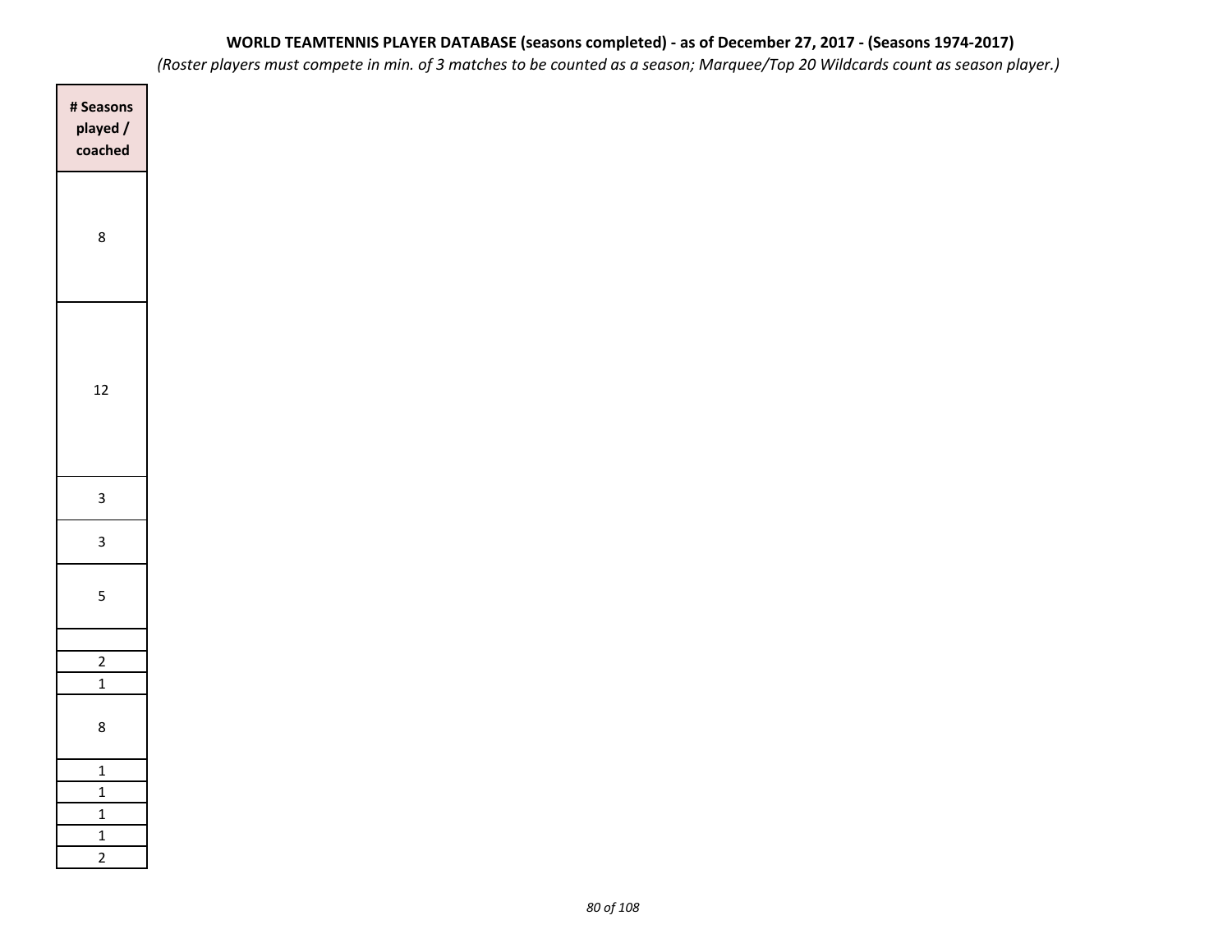**WORLD TEAMTENNIS PLAYER DATABASE (seasons completed) - as of December 27, 2017 - (Seasons 1974-2017)**

*(Roster players must compete in min. of 3 matches to be counted as a season; Marquee/Top 20 Wildcards count as season player.)*

| # Seasons played / coached |
|---|
| 8 |
| 12 |
| 3 |
| 3 |
| 5 |
| |
| 2 |
| 1 |
| 8 |
| 1 |
| 1 |
| 1 |
| 1 |
| 2 |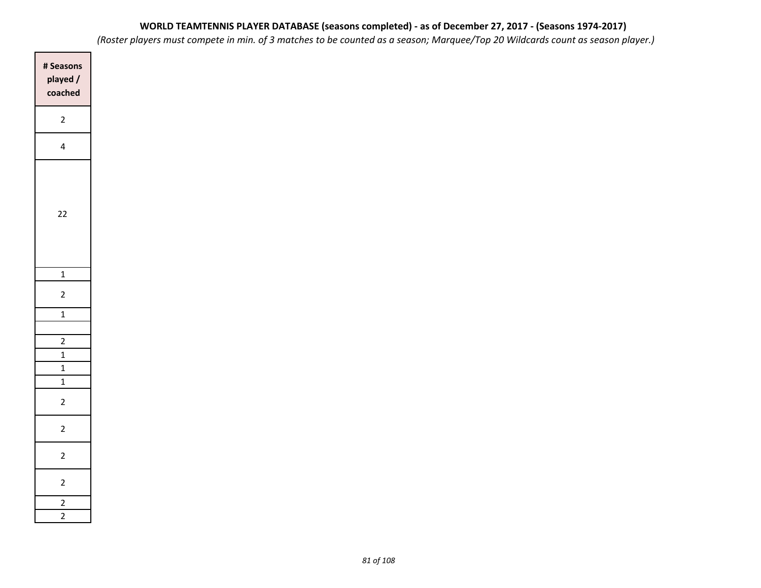**WORLD TEAMTENNIS PLAYER DATABASE (seasons completed) - as of December 27, 2017 - (Seasons 1974-2017)**

*(Roster players must compete in min. of 3 matches to be counted as a season; Marquee/Top 20 Wildcards count as season player.)*

| # Seasons played / coached |
|---|
| 2 |
| 4 |
| 22 |
| 1 |
| 2 |
| 1 |
| |
| 2 |
| 1 |
| 1 |
| 1 |
| 2 |
| 2 |
| 2 |
| 2 |
| 2 |
| 2 |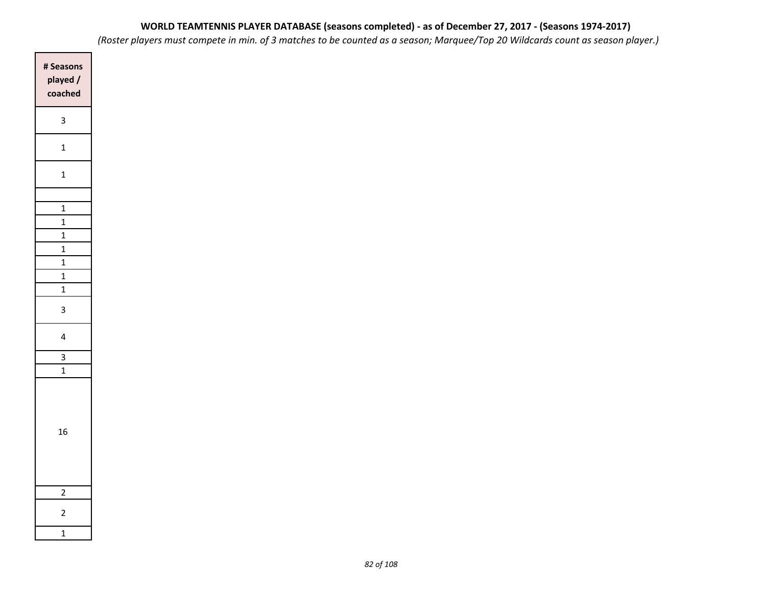**WORLD TEAMTENNIS PLAYER DATABASE (seasons completed) - as of December 27, 2017 - (Seasons 1974-2017)**

*(Roster players must compete in min. of 3 matches to be counted as a season; Marquee/Top 20 Wildcards count as season player.)*

| # Seasons played / coached |
|---|
| 3 |
| 1 |
| 1 |
| |
| 1 |
| 1 |
| 1 |
| 1 |
| 1 |
| 1 |
| 1 |
| 3 |
| 4 |
| 3 |
| 1 |
| 16 |
| 2 |
| 2 |
| 1 |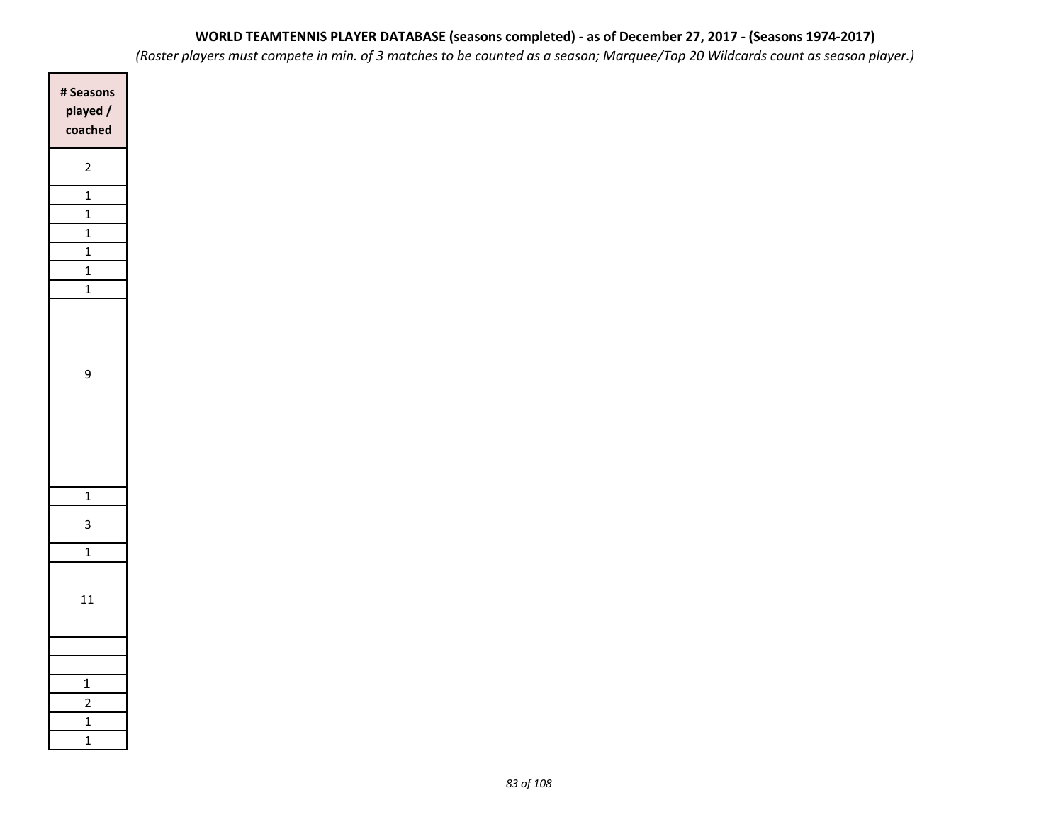**WORLD TEAMTENNIS PLAYER DATABASE (seasons completed) - as of December 27, 2017 - (Seasons 1974-2017)**

*(Roster players must compete in min. of 3 matches to be counted as a season; Marquee/Top 20 Wildcards count as season player.)*

| # Seasons played / coached |
|---|
| 2 |
| 1 |
| 1 |
| 1 |
| 1 |
| 1 |
| 1 |
| 9 |
| |
| 1 |
| 3 |
| 1 |
| 11 |
| |
| |
| 1 |
| 2 |
| 1 |
| 1 |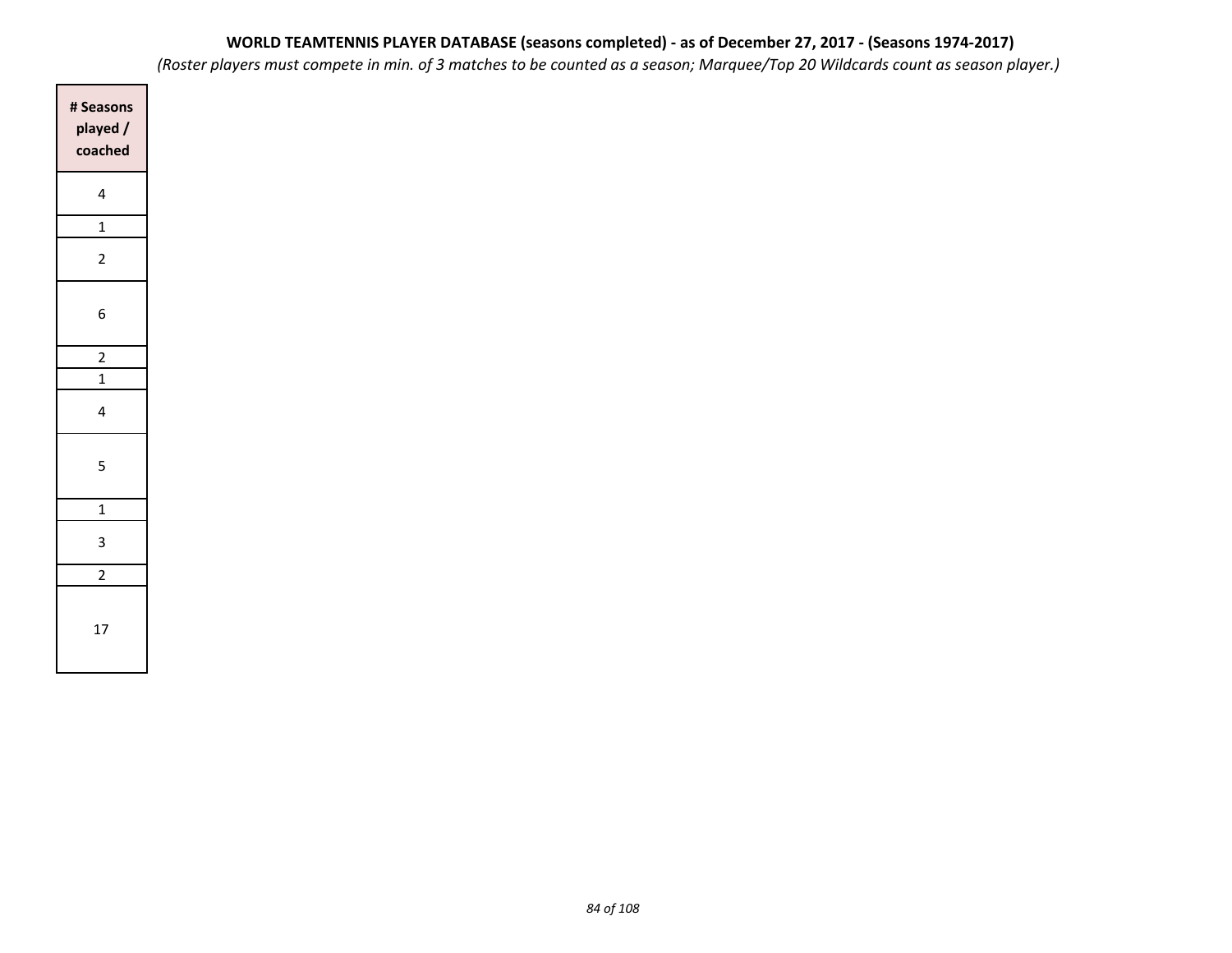**WORLD TEAMTENNIS PLAYER DATABASE (seasons completed) - as of December 27, 2017 - (Seasons 1974-2017)**

*(Roster players must compete in min. of 3 matches to be counted as a season; Marquee/Top 20 Wildcards count as season player.)*

| # Seasons played / coached |
|---|
| 4 |
| 1 |
| 2 |
| 6 |
| 2 |
| 1 |
| 4 |
| 5 |
| 1 |
| 3 |
| 2 |
| 17 |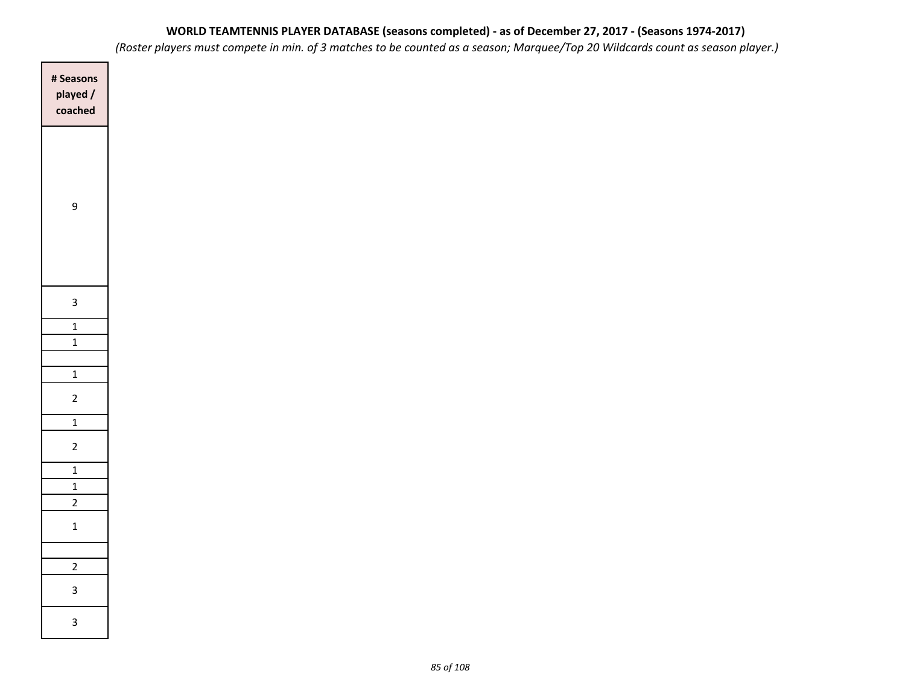**WORLD TEAMTENNIS PLAYER DATABASE (seasons completed) - as of December 27, 2017 - (Seasons 1974-2017)**

*(Roster players must compete in min. of 3 matches to be counted as a season; Marquee/Top 20 Wildcards count as season player.)*

| # Seasons played / coached |
|---|
| 9 |
| 3 |
| 1 |
| 1 |
| |
| 1 |
| 2 |
| 1 |
| 2 |
| 1 |
| 1 |
| 2 |
| 1 |
| |
| 2 |
| 3 |
| 3 |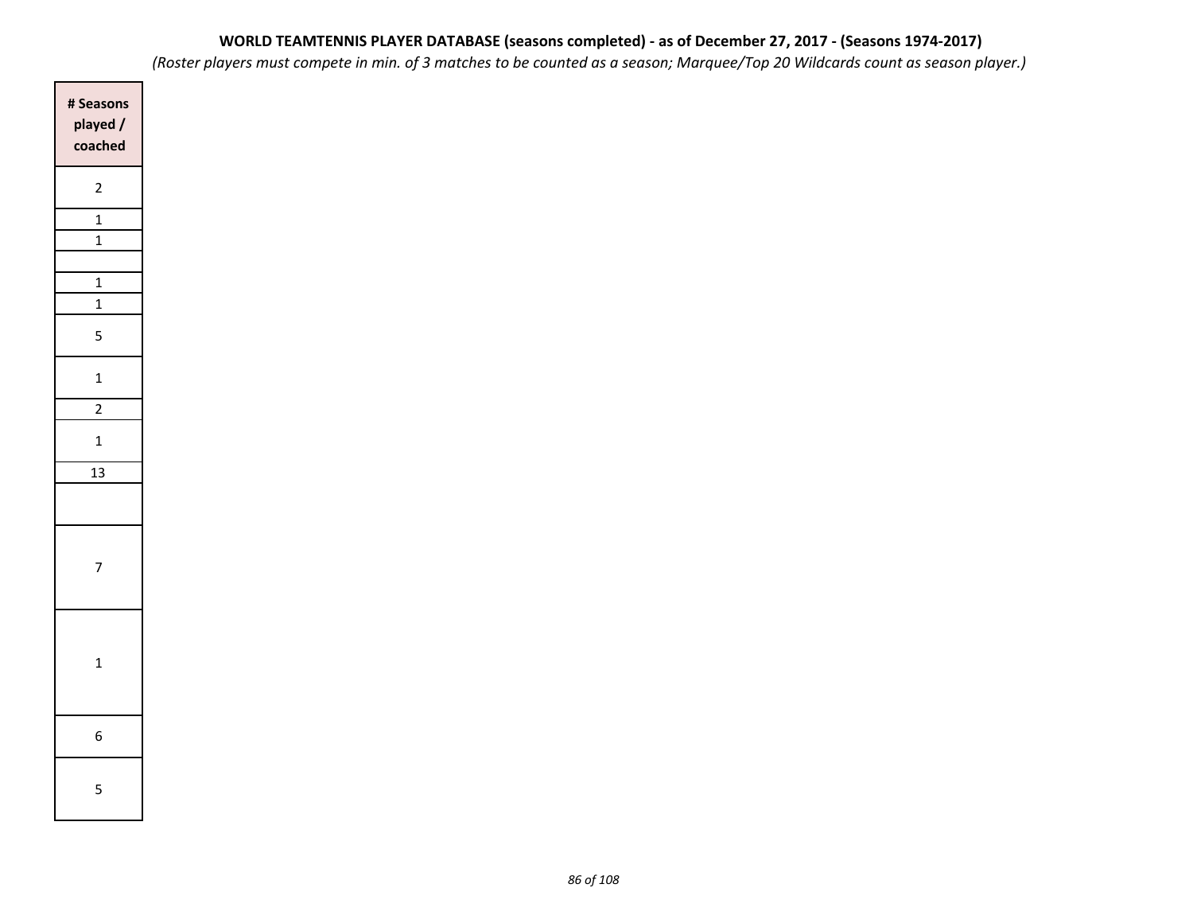**WORLD TEAMTENNIS PLAYER DATABASE (seasons completed) - as of December 27, 2017 - (Seasons 1974-2017)**

*(Roster players must compete in min. of 3 matches to be counted as a season; Marquee/Top 20 Wildcards count as season player.)*

| # Seasons played / coached |
|---|
| 2 |
| 1 |
| 1 |
| |
| 1 |
| 1 |
| 5 |
| 1 |
| 2 |
| 1 |
| 13 |
| |
| 7 |
| 1 |
| 6 |
| 5 |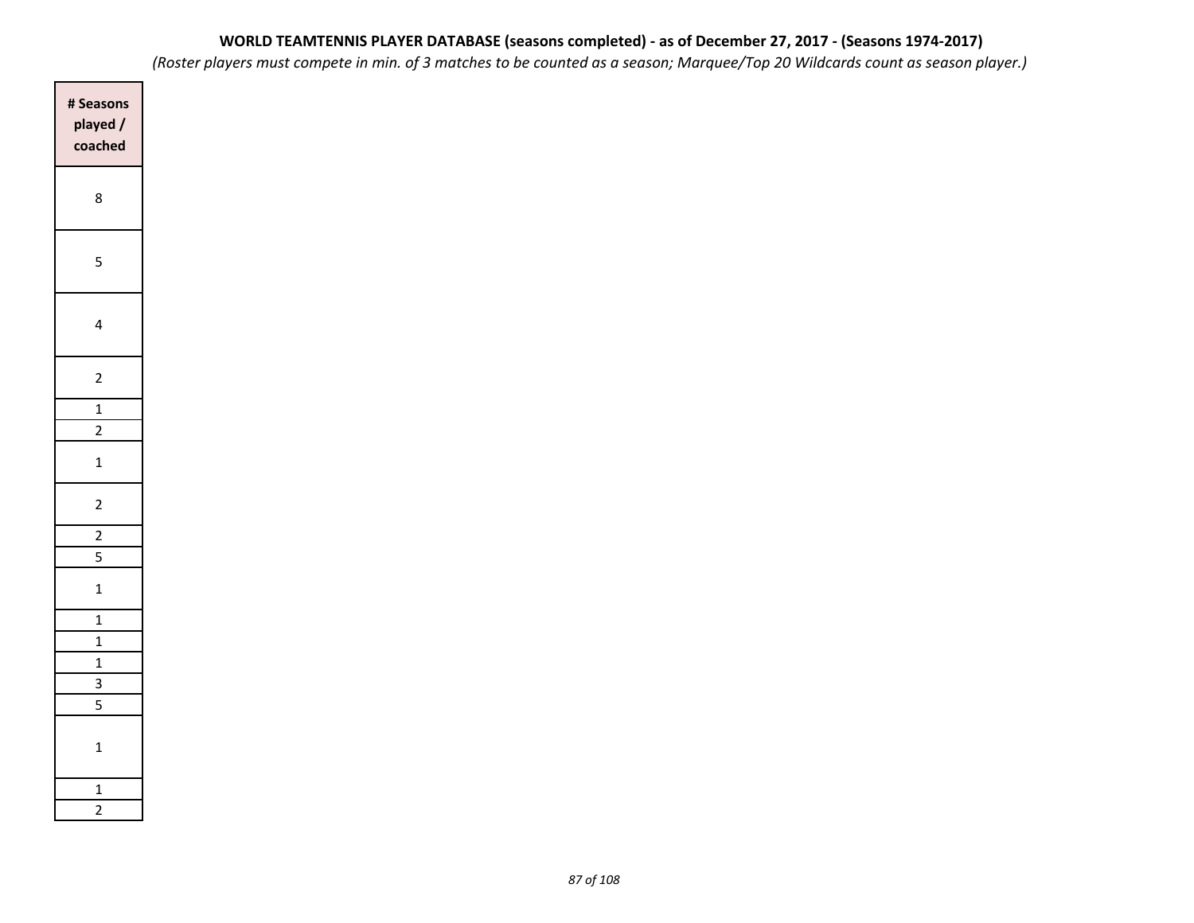**WORLD TEAMTENNIS PLAYER DATABASE (seasons completed) - as of December 27, 2017 - (Seasons 1974-2017)**

*(Roster players must compete in min. of 3 matches to be counted as a season; Marquee/Top 20 Wildcards count as season player.)*

| # Seasons played / coached |
|---|
| 8 |
| 5 |
| 4 |
| 2 |
| 1 |
| 2 |
| 1 |
| 2 |
| 2 |
| 5 |
| 1 |
| 1 |
| 1 |
| 1 |
| 3 |
| 5 |
| 1 |
| 1 |
| 2 |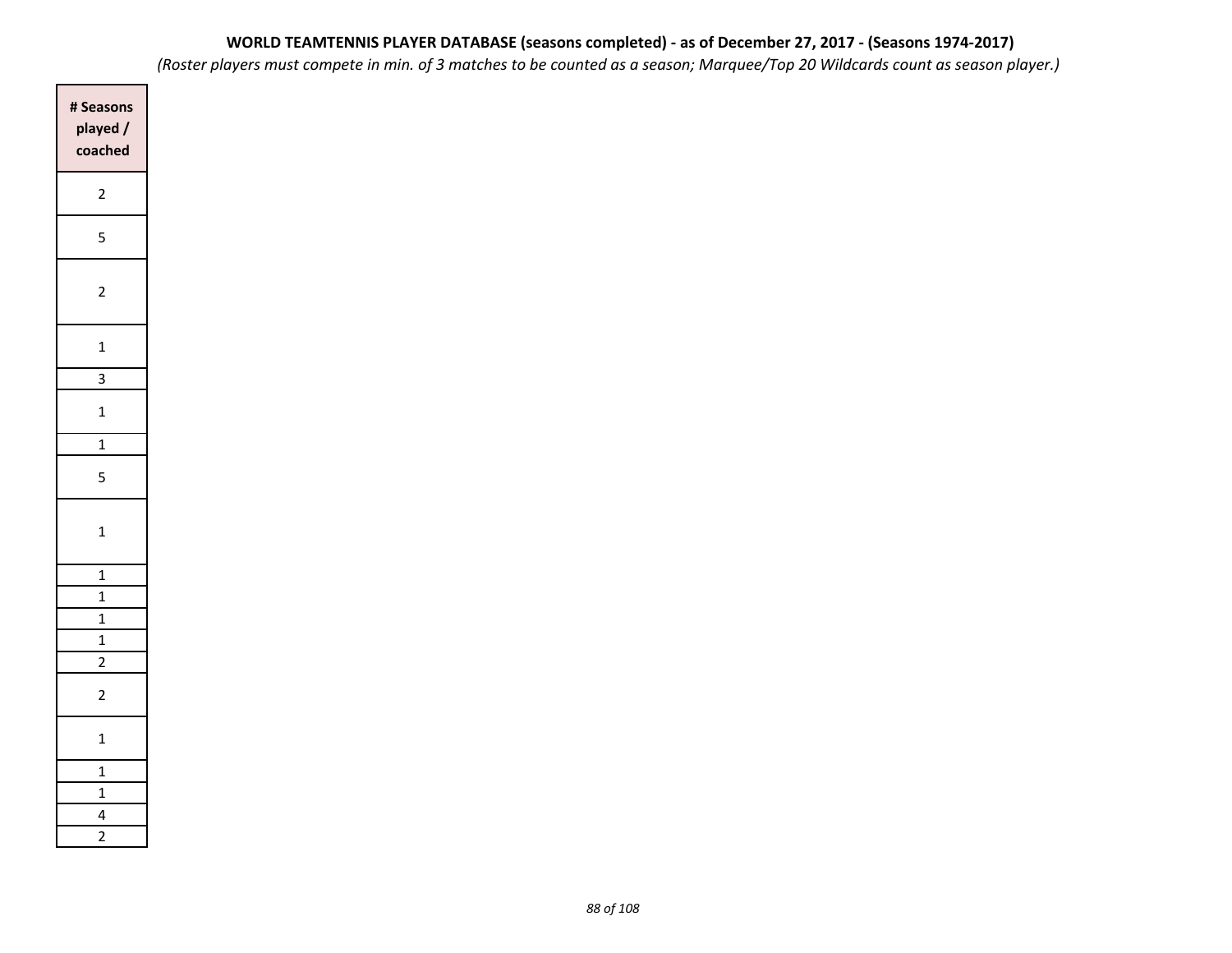**WORLD TEAMTENNIS PLAYER DATABASE (seasons completed) - as of December 27, 2017 - (Seasons 1974-2017)**

*(Roster players must compete in min. of 3 matches to be counted as a season; Marquee/Top 20 Wildcards count as season player.)*

| # Seasons played / coached |
|---|
| 2 |
| 5 |
| 2 |
| 1 |
| 3 |
| 1 |
| 1 |
| 5 |
| 1 |
| 1 |
| 1 |
| 1 |
| 1 |
| 2 |
| 2 |
| 1 |
| 1 |
| 1 |
| 4 |
| 2 |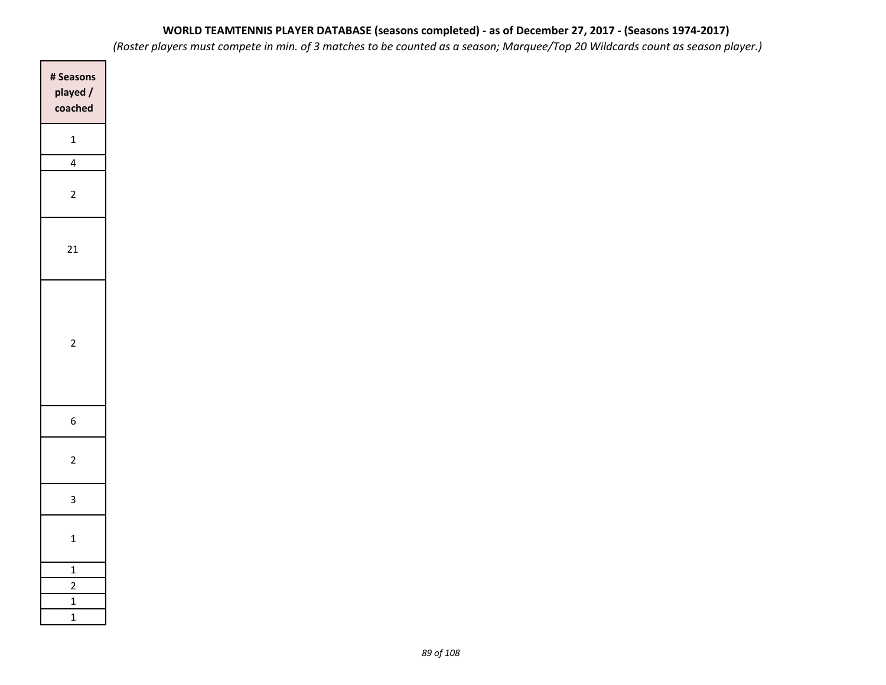**WORLD TEAMTENNIS PLAYER DATABASE (seasons completed) - as of December 27, 2017 - (Seasons 1974-2017)**

*(Roster players must compete in min. of 3 matches to be counted as a season; Marquee/Top 20 Wildcards count as season player.)*

| # Seasons played / coached |
|---|
| 1 |
| 4 |
| 2 |
| 21 |
| 2 |
| 6 |
| 2 |
| 3 |
| 1 |
| 1 |
| 2 |
| 1 |
| 1 |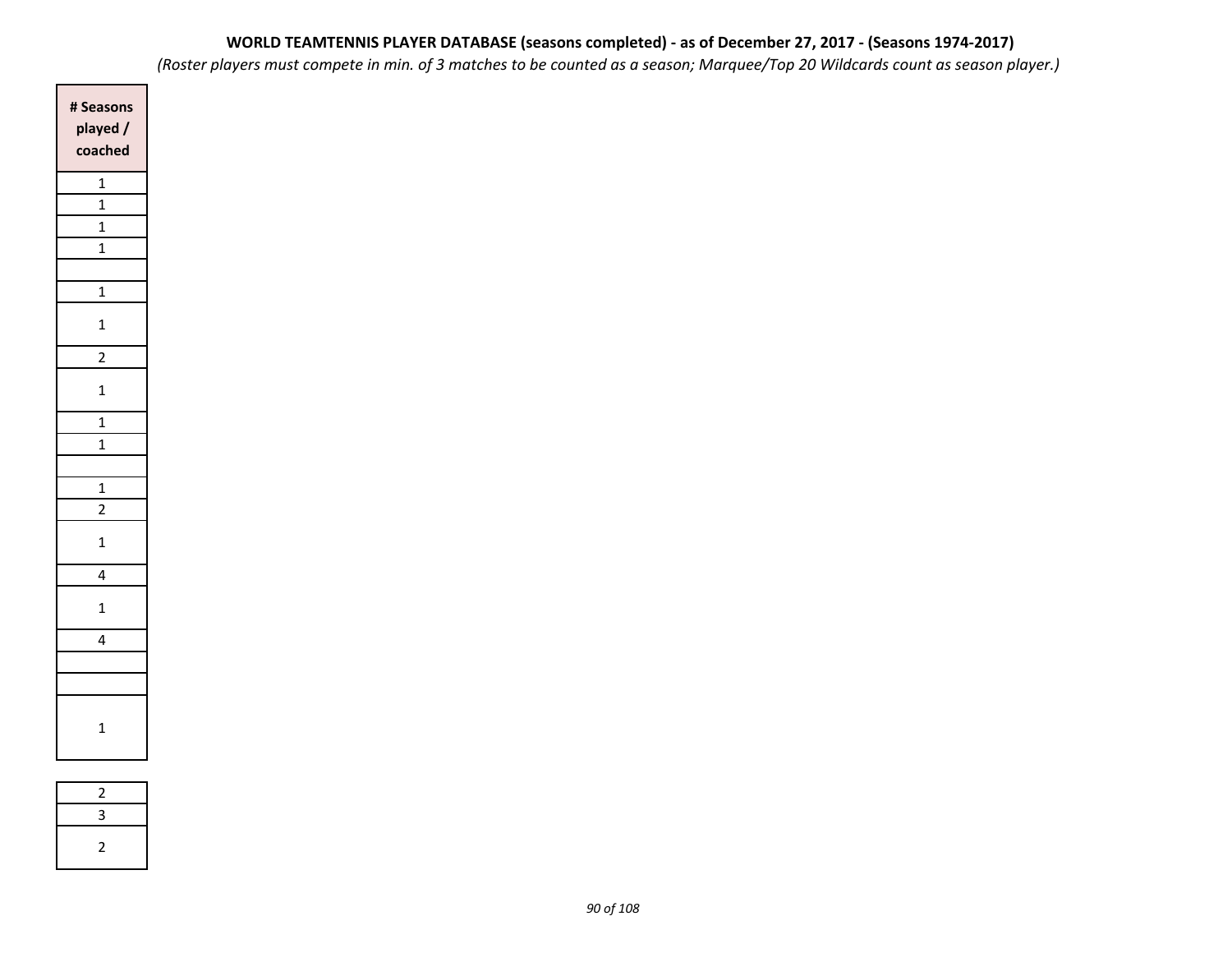**WORLD TEAMTENNIS PLAYER DATABASE (seasons completed) - as of December 27, 2017 - (Seasons 1974-2017)**

*(Roster players must compete in min. of 3 matches to be counted as a season; Marquee/Top 20 Wildcards count as season player.)*

| # Seasons played / coached |
|---|
| 1 |
| 1 |
| 1 |
| 1 |
| |
| 1 |
| 1 |
| 2 |
| 1 |
| 1 |
| 1 |
| |
| 1 |
| 2 |
| 1 |
| 4 |
| 1 |
| 4 |
| |
| |
| 1 |

| |
|---|
| 2 |
| 3 |
| 2 |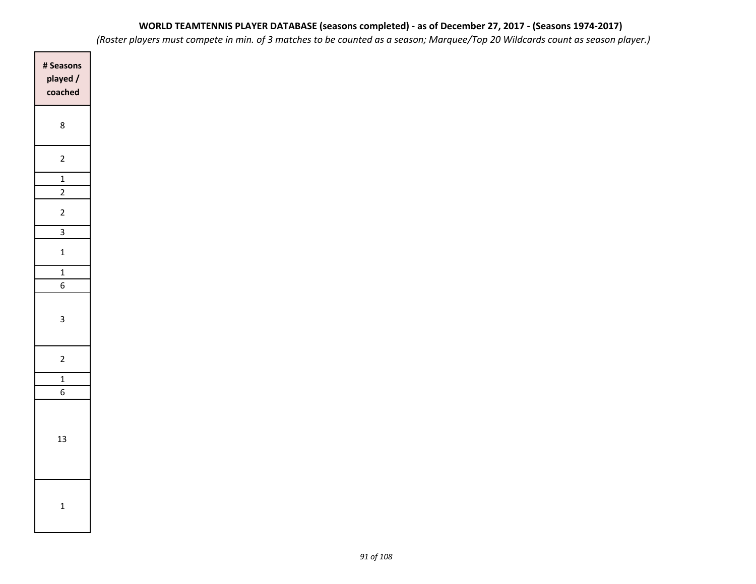**WORLD TEAMTENNIS PLAYER DATABASE (seasons completed) - as of December 27, 2017 - (Seasons 1974-2017)**

*(Roster players must compete in min. of 3 matches to be counted as a season; Marquee/Top 20 Wildcards count as season player.)*

| # Seasons played / coached |
| --- |
| 8 |
| 2 |
| 1 |
| 2 |
| 2 |
| 3 |
| 1 |
| 1 |
| 6 |
| 3 |
| 2 |
| 1 |
| 6 |
| 13 |
| 1 |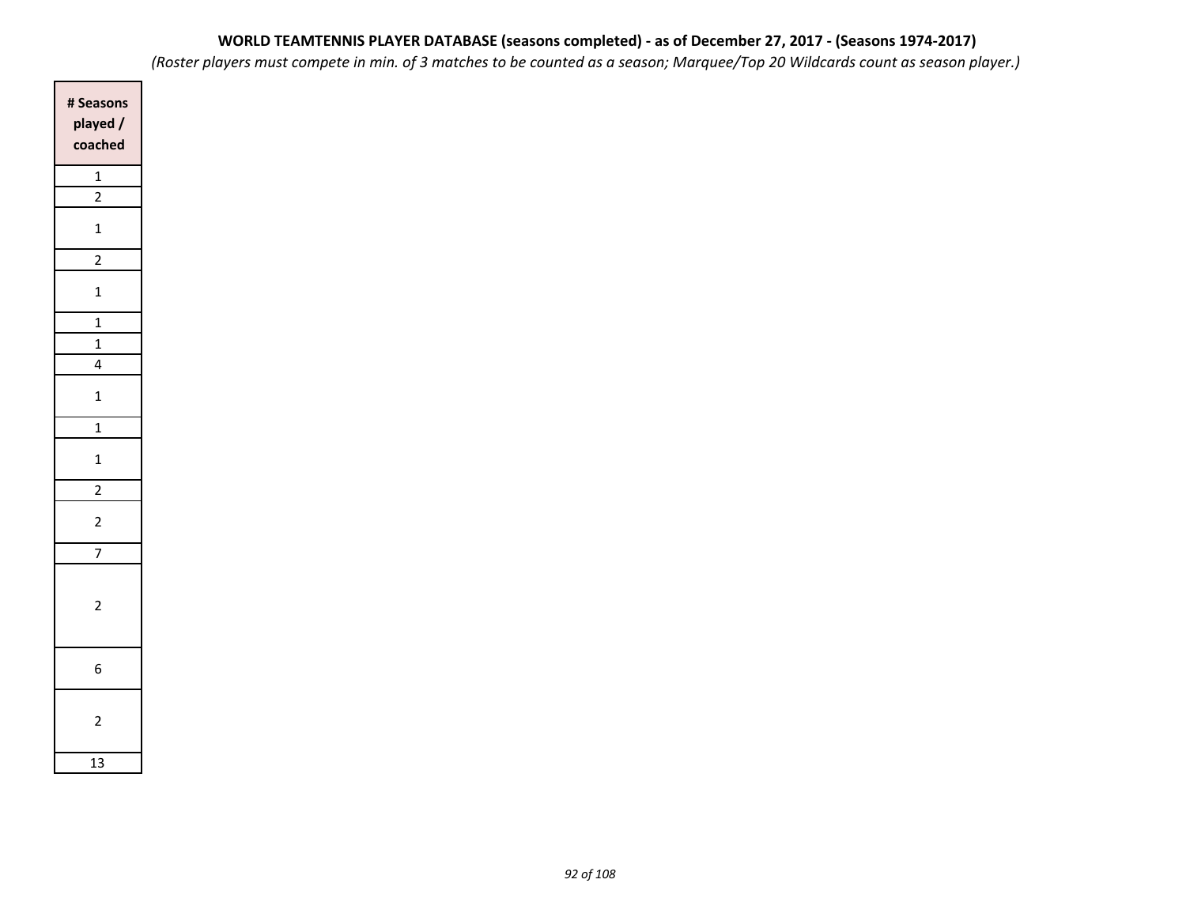**WORLD TEAMTENNIS PLAYER DATABASE (seasons completed) - as of December 27, 2017 - (Seasons 1974-2017)**

*(Roster players must compete in min. of 3 matches to be counted as a season; Marquee/Top 20 Wildcards count as season player.)*

| # Seasons played / coached |
|---|
| 1 |
| 2 |
| 1 |
| 2 |
| 1 |
| 1 |
| 1 |
| 4 |
| 1 |
| 1 |
| 1 |
| 2 |
| 2 |
| 7 |
| 2 |
| 6 |
| 2 |
| 13 |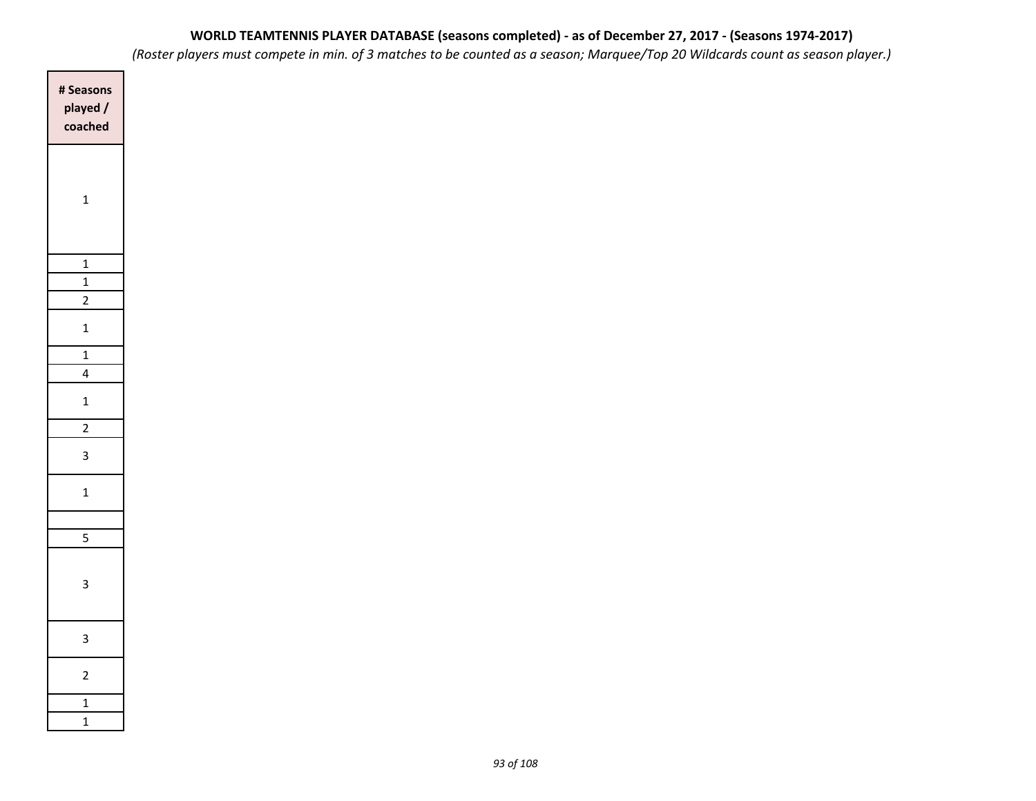**WORLD TEAMTENNIS PLAYER DATABASE (seasons completed) - as of December 27, 2017 - (Seasons 1974-2017)**

*(Roster players must compete in min. of 3 matches to be counted as a season; Marquee/Top 20 Wildcards count as season player.)*

| # Seasons played / coached |
|---|
| 1 |
| 1 |
| 1 |
| 2 |
| 1 |
| 1 |
| 4 |
| 1 |
| 2 |
| 3 |
| 1 |
| |
| 5 |
| 3 |
| 3 |
| 2 |
| 1 |
| 1 |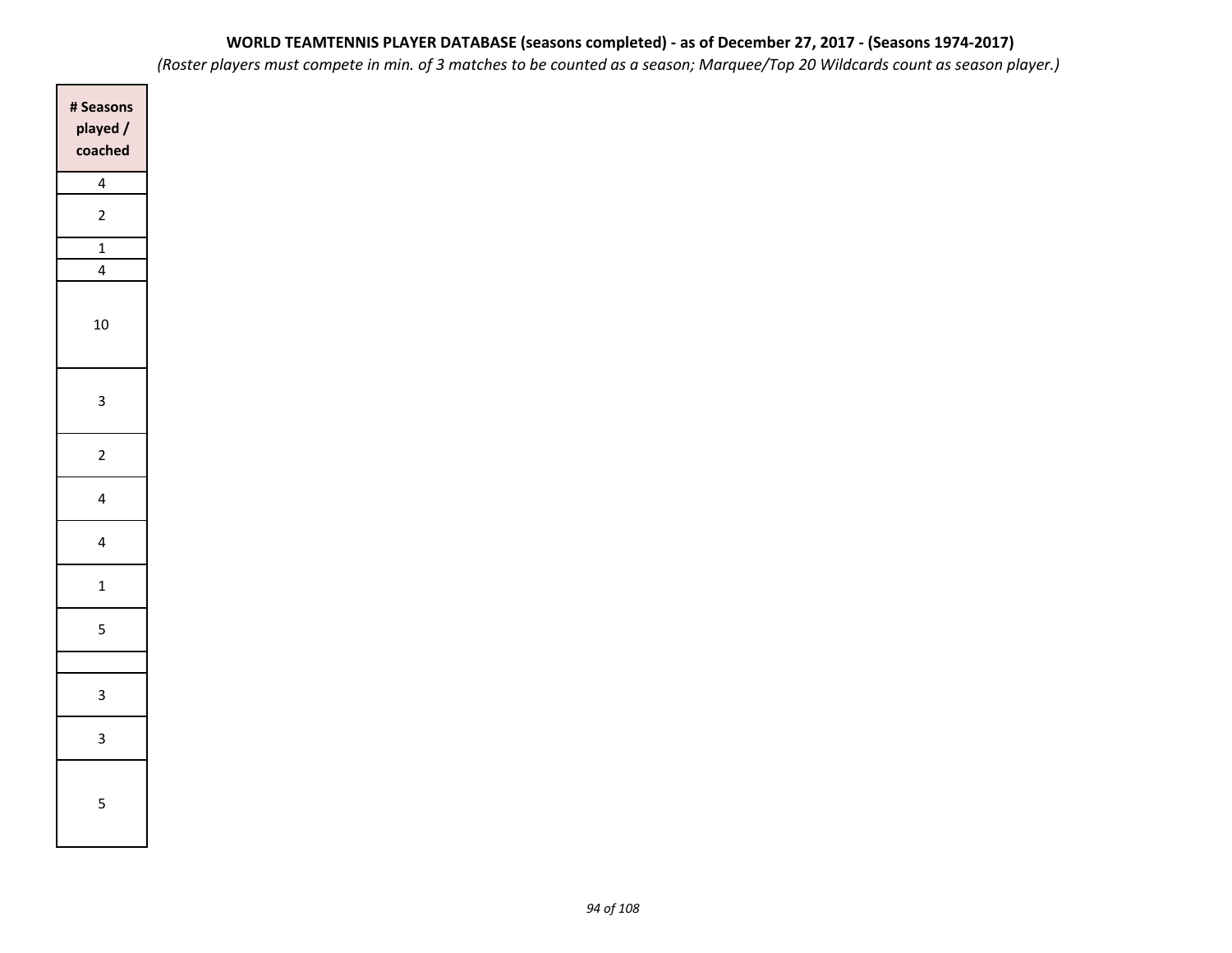**WORLD TEAMTENNIS PLAYER DATABASE (seasons completed) - as of December 27, 2017 - (Seasons 1974-2017)**

*(Roster players must compete in min. of 3 matches to be counted as a season; Marquee/Top 20 Wildcards count as season player.)*

| # Seasons played / coached |
|---|
| 4 |
| 2 |
| 1 |
| 4 |
| 10 |
| 3 |
| 2 |
| 4 |
| 4 |
| 1 |
| 5 |
| |
| 3 |
| 3 |
| 5 |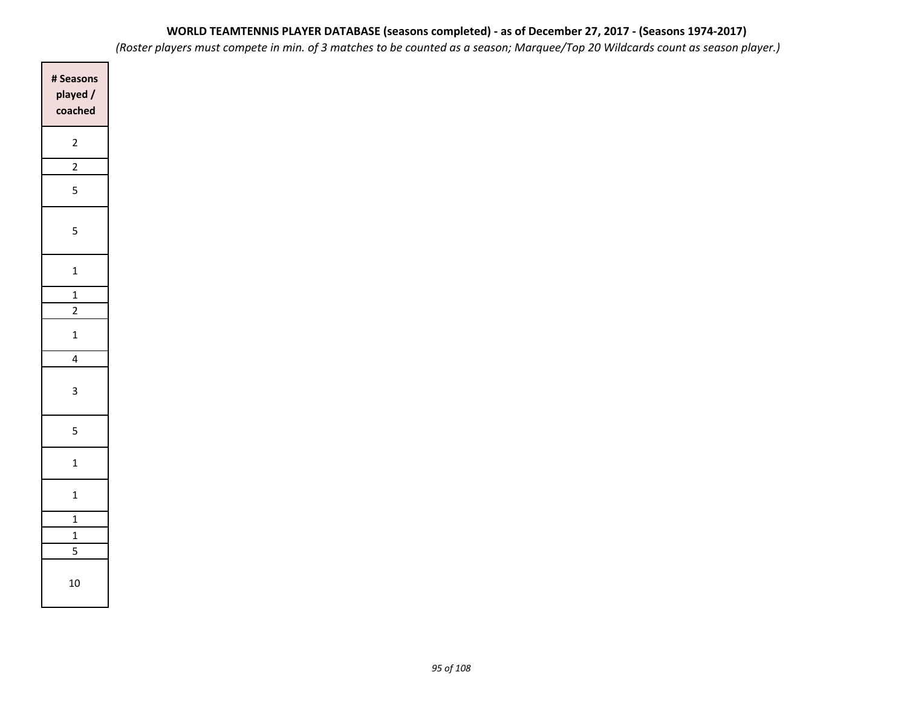**WORLD TEAMTENNIS PLAYER DATABASE (seasons completed) - as of December 27, 2017 - (Seasons 1974-2017)**

*(Roster players must compete in min. of 3 matches to be counted as a season; Marquee/Top 20 Wildcards count as season player.)*

| # Seasons played / coached |
|---|
| 2 |
| 2 |
| 5 |
| 5 |
| 1 |
| 1 |
| 2 |
| 1 |
| 4 |
| 3 |
| 5 |
| 1 |
| 1 |
| 1 |
| 1 |
| 5 |
| 10 |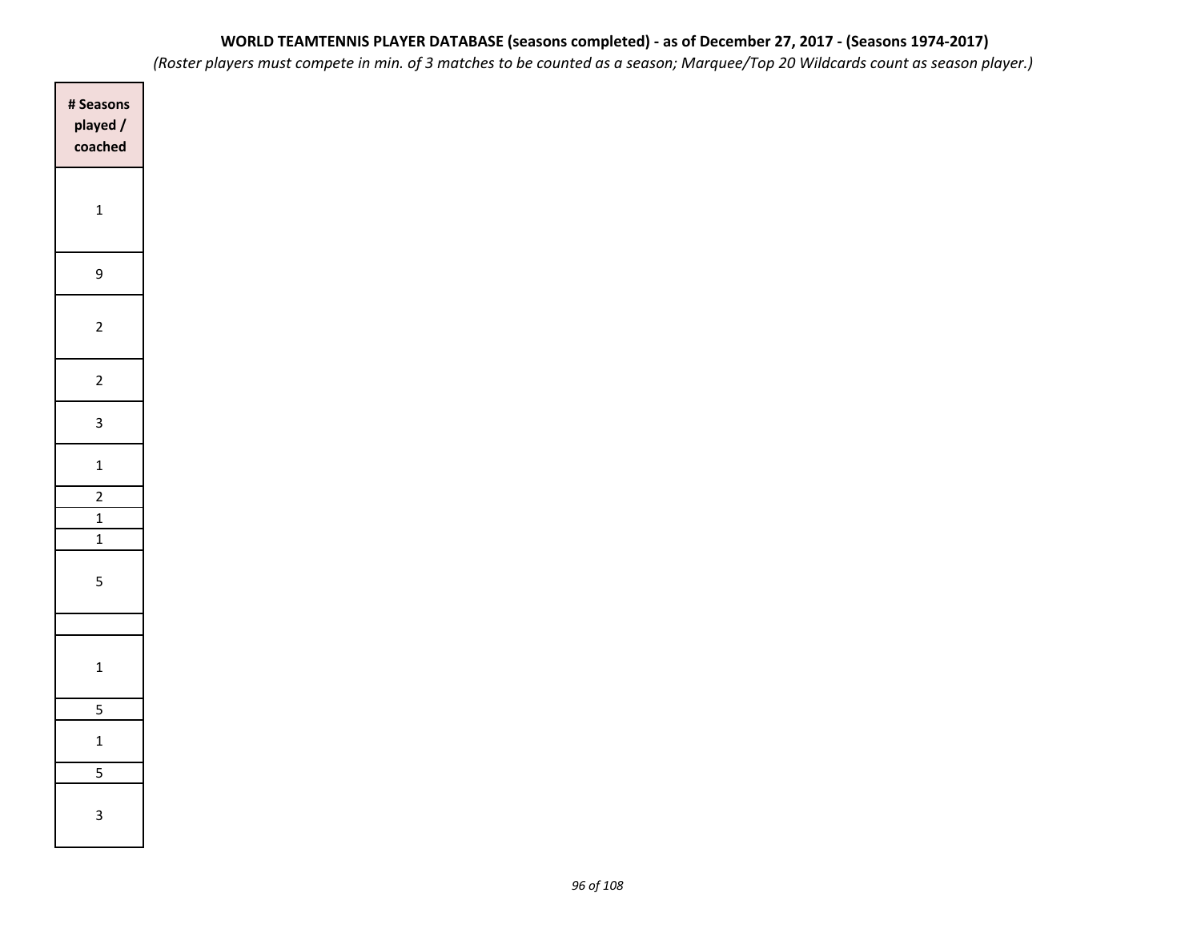**WORLD TEAMTENNIS PLAYER DATABASE (seasons completed) - as of December 27, 2017 - (Seasons 1974-2017)**

*(Roster players must compete in min. of 3 matches to be counted as a season; Marquee/Top 20 Wildcards count as season player.)*

| # Seasons played / coached |
|---|
| 1 |
| 9 |
| 2 |
| 2 |
| 3 |
| 1 |
| 2 |
| 1 |
| 1 |
| 5 |
| |
| 1 |
| 5 |
| 1 |
| 5 |
| 3 |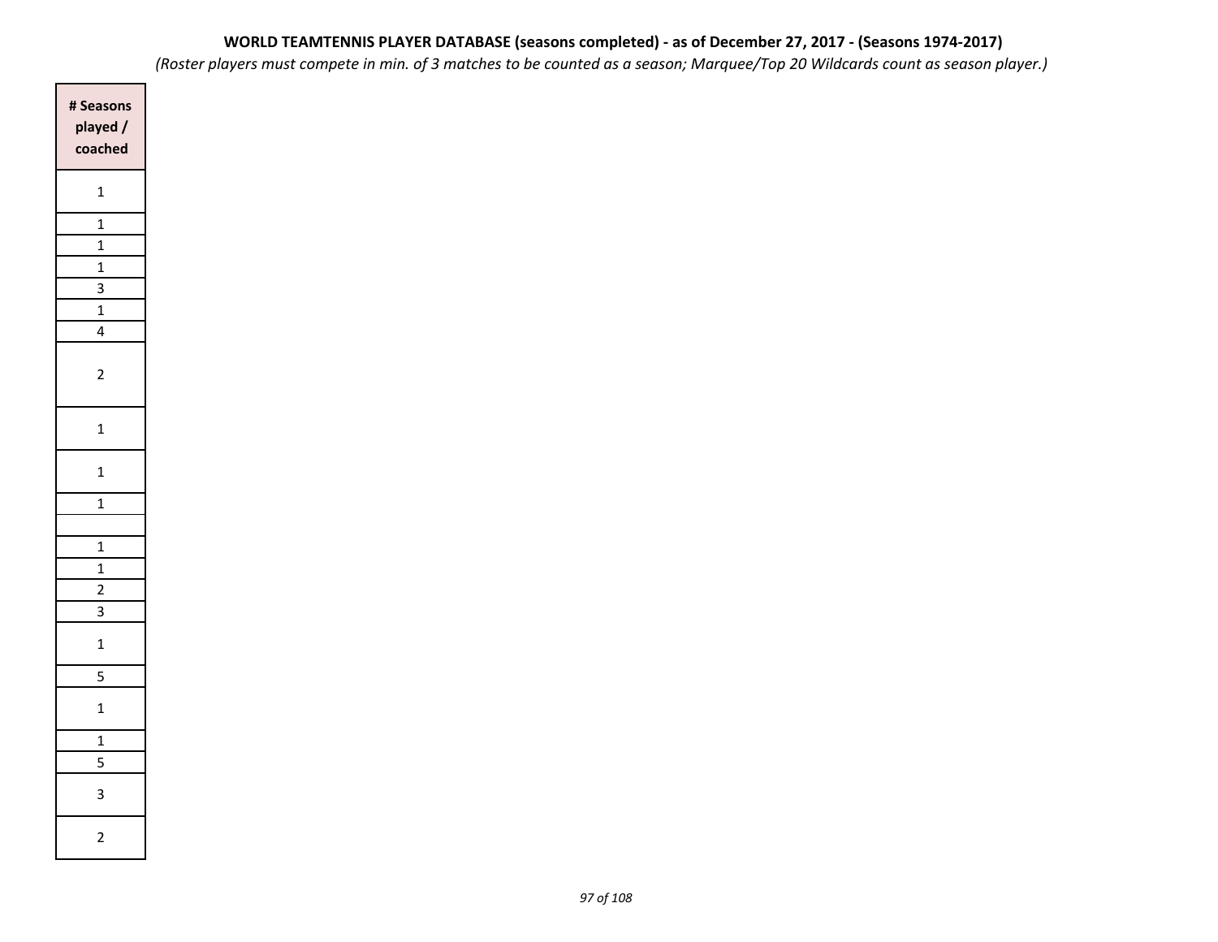**WORLD TEAMTENNIS PLAYER DATABASE (seasons completed) - as of December 27, 2017 - (Seasons 1974-2017)**

*(Roster players must compete in min. of 3 matches to be counted as a season; Marquee/Top 20 Wildcards count as season player.)*

| # Seasons played / coached |
|---|
| 1 |
| 1 |
| 1 |
| 1 |
| 3 |
| 1 |
| 4 |
| 2 |
| 1 |
| 1 |
| 1 |
| |
| 1 |
| 1 |
| 2 |
| 3 |
| 1 |
| 5 |
| 1 |
| 1 |
| 5 |
| 3 |
| 2 |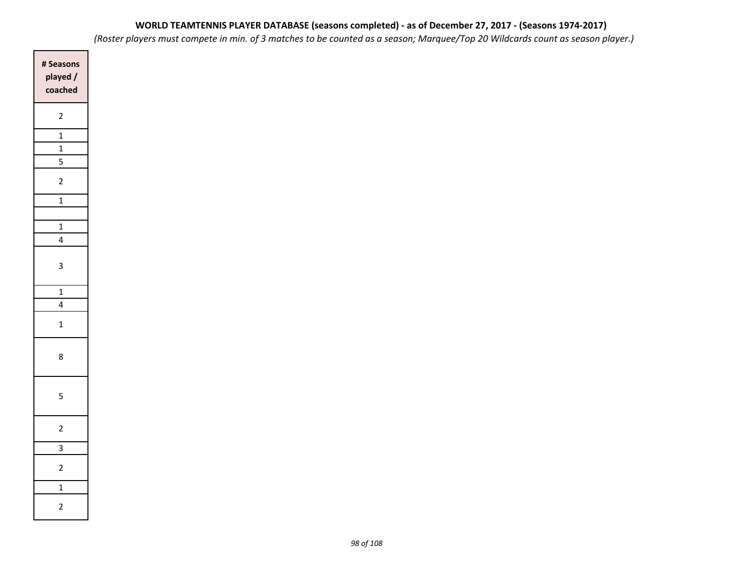**WORLD TEAMTENNIS PLAYER DATABASE (seasons completed) - as of December 27, 2017 - (Seasons 1974-2017)**

*(Roster players must compete in min. of 3 matches to be counted as a season; Marquee/Top 20 Wildcards count as season player.)*

| # Seasons played / coached |
| --- |
| 2 |
| 1 |
| 1 |
| 5 |
| 2 |
| 1 |
| |
| 1 |
| 4 |
| 3 |
| 1 |
| 4 |
| 1 |
| 8 |
| 5 |
| 2 |
| 3 |
| 2 |
| 1 |
| 2 |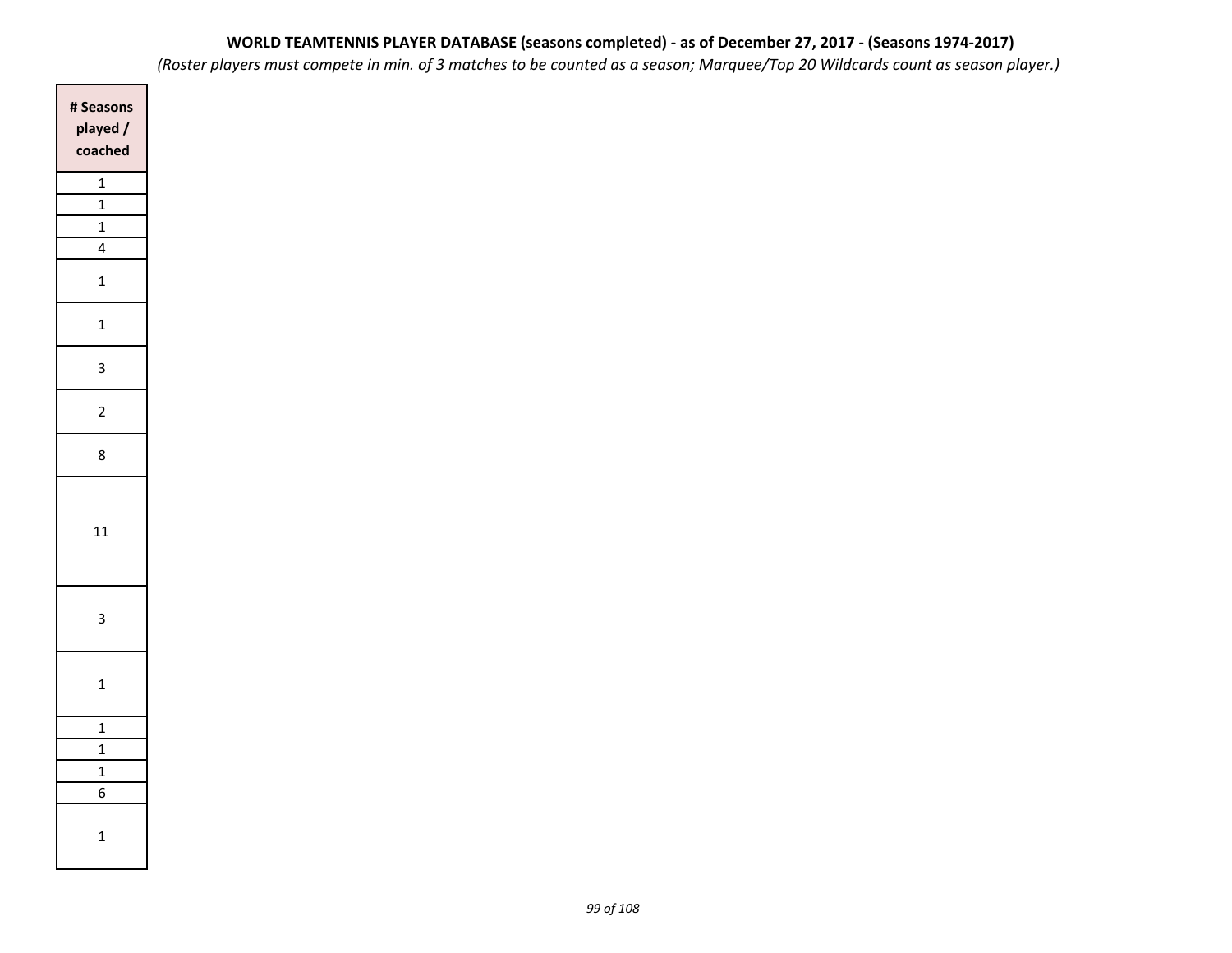**WORLD TEAMTENNIS PLAYER DATABASE (seasons completed) - as of December 27, 2017 - (Seasons 1974-2017)**

*(Roster players must compete in min. of 3 matches to be counted as a season; Marquee/Top 20 Wildcards count as season player.)*

| # Seasons played / coached |
|---|
| 1 |
| 1 |
| 1 |
| 4 |
| 1 |
| 1 |
| 3 |
| 2 |
| 8 |
| 11 |
| 3 |
| 1 |
| 1 |
| 1 |
| 1 |
| 6 |
| 1 |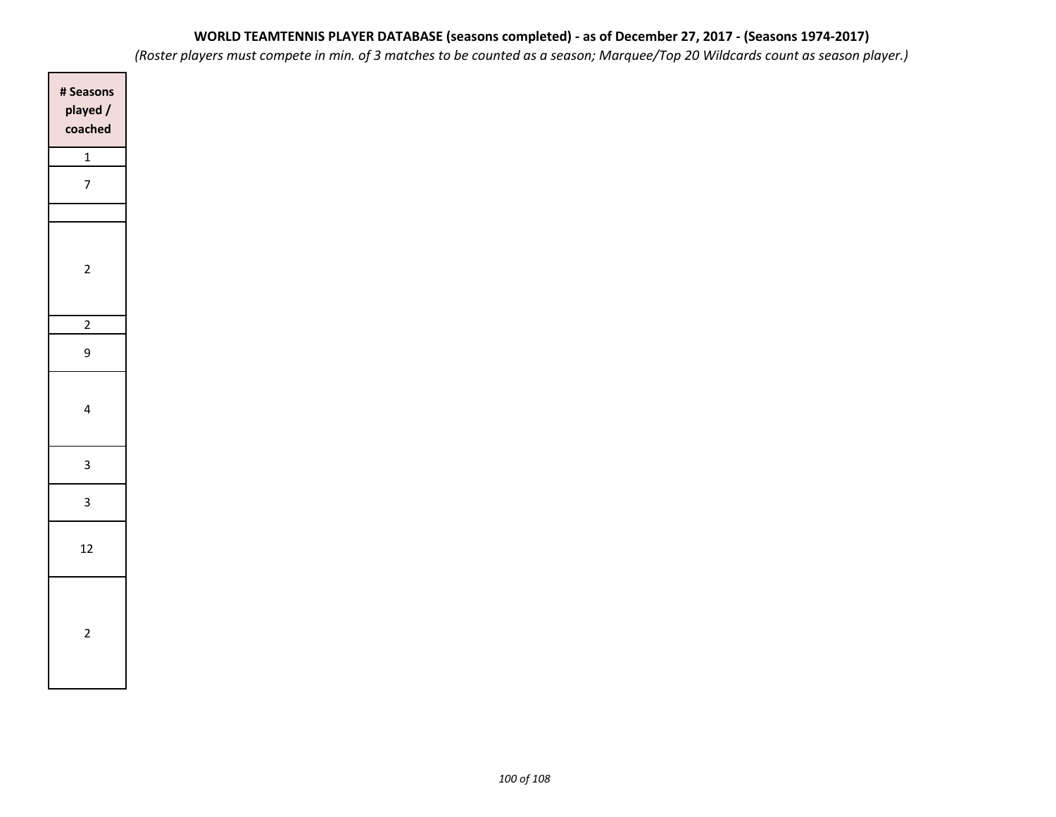**WORLD TEAMTENNIS PLAYER DATABASE (seasons completed) - as of December 27, 2017 - (Seasons 1974-2017)**

*(Roster players must compete in min. of 3 matches to be counted as a season; Marquee/Top 20 Wildcards count as season player.)*

| # Seasons played / coached |
|---|
| 1 |
| 7 |
| |
| 2 |
| 2 |
| 9 |
| 4 |
| 3 |
| 3 |
| 12 |
| 2 |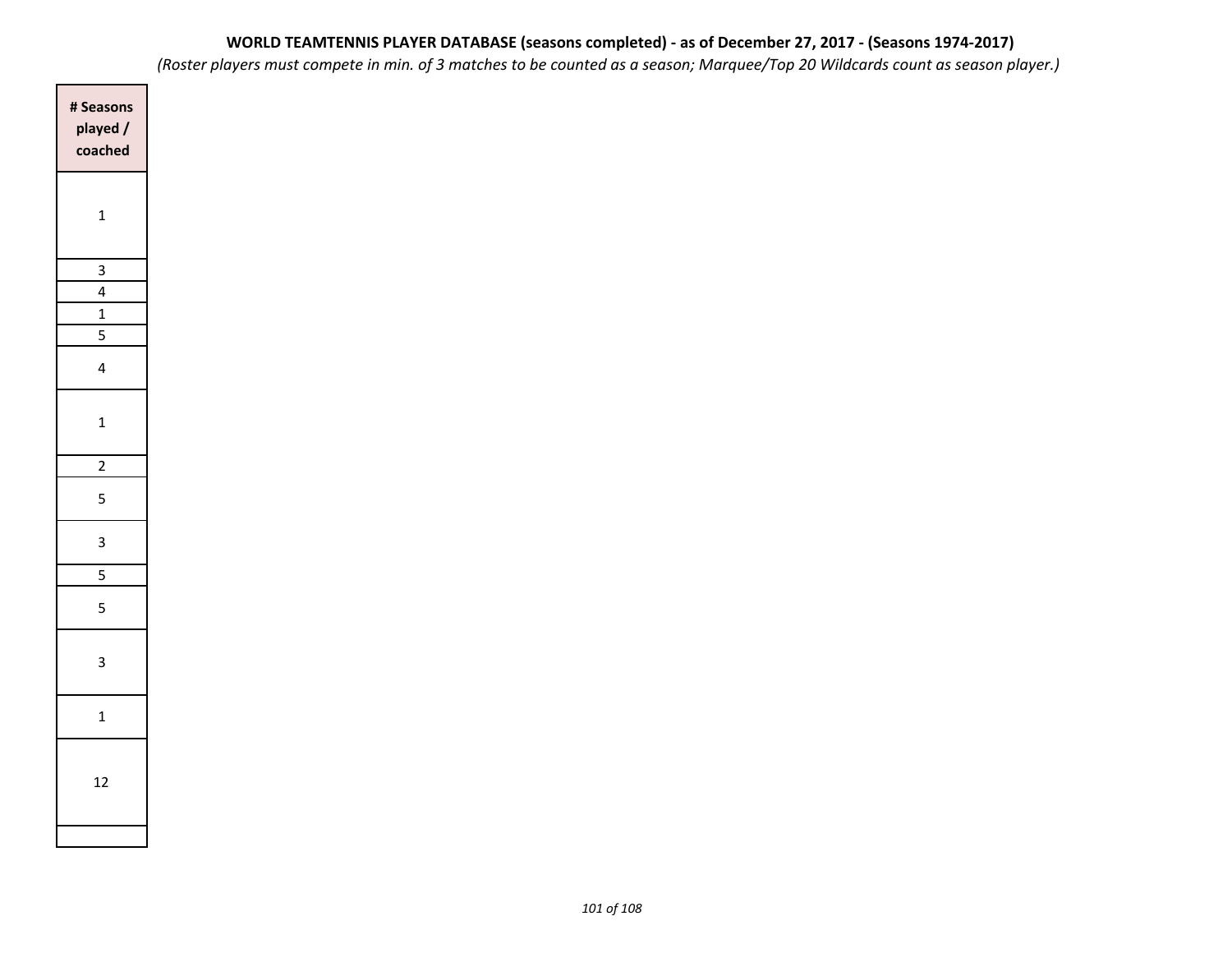**WORLD TEAMTENNIS PLAYER DATABASE (seasons completed) - as of December 27, 2017 - (Seasons 1974-2017)**

*(Roster players must compete in min. of 3 matches to be counted as a season; Marquee/Top 20 Wildcards count as season player.)*

| # Seasons played / coached |
|---|
| 1 |
| 3 |
| 4 |
| 1 |
| 5 |
| 4 |
| 1 |
| 2 |
| 5 |
| 3 |
| 5 |
| 5 |
| 3 |
| 1 |
| 12 |
| |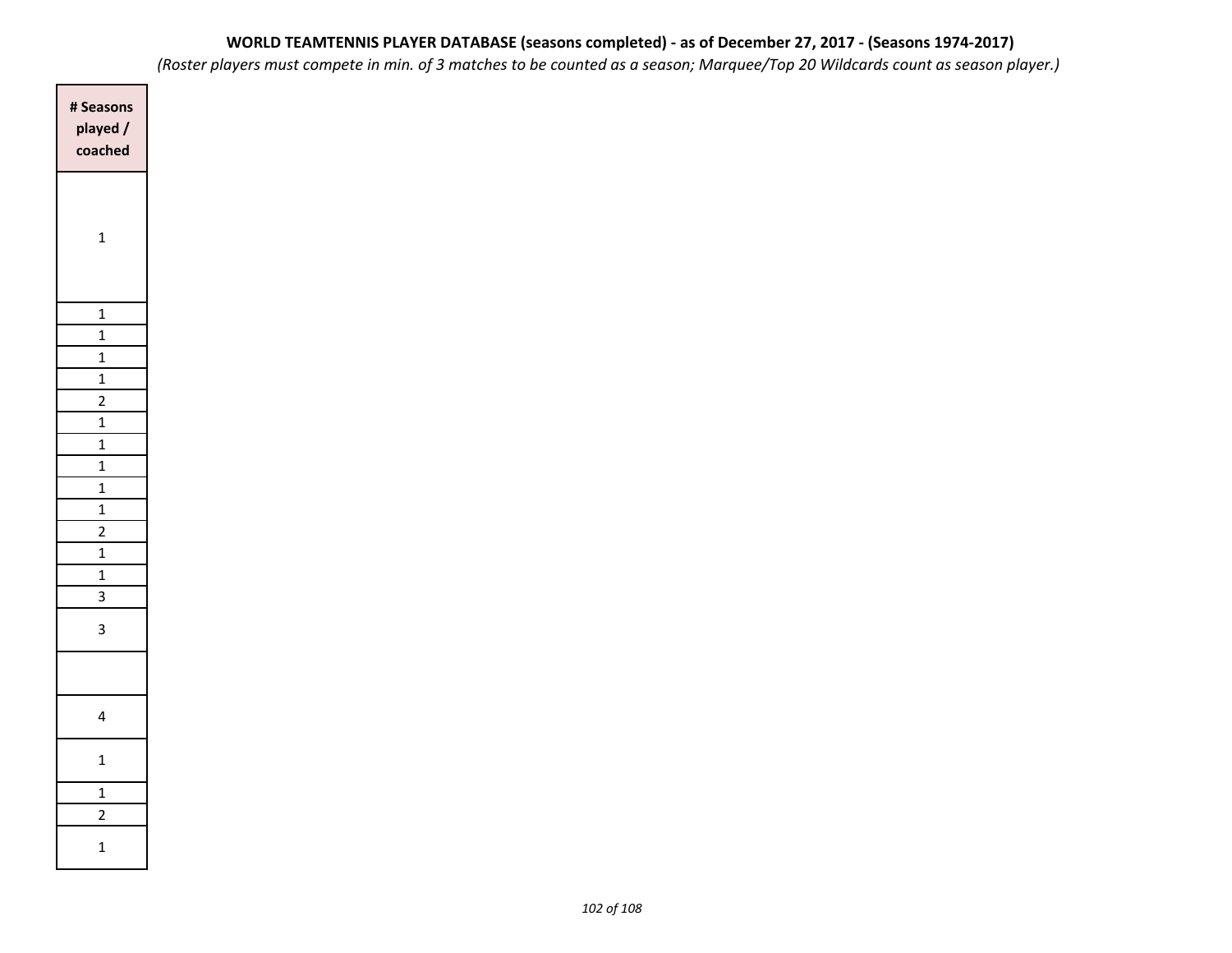**WORLD TEAMTENNIS PLAYER DATABASE (seasons completed) - as of December 27, 2017 - (Seasons 1974-2017)**

*(Roster players must compete in min. of 3 matches to be counted as a season; Marquee/Top 20 Wildcards count as season player.)*

| # Seasons played / coached |
|---|
| 1 |
| 1 |
| 1 |
| 1 |
| 1 |
| 2 |
| 1 |
| 1 |
| 1 |
| 1 |
| 1 |
| 2 |
| 1 |
| 1 |
| 3 |
| 3 |
| |
| 4 |
| 1 |
| 1 |
| 2 |
| 1 |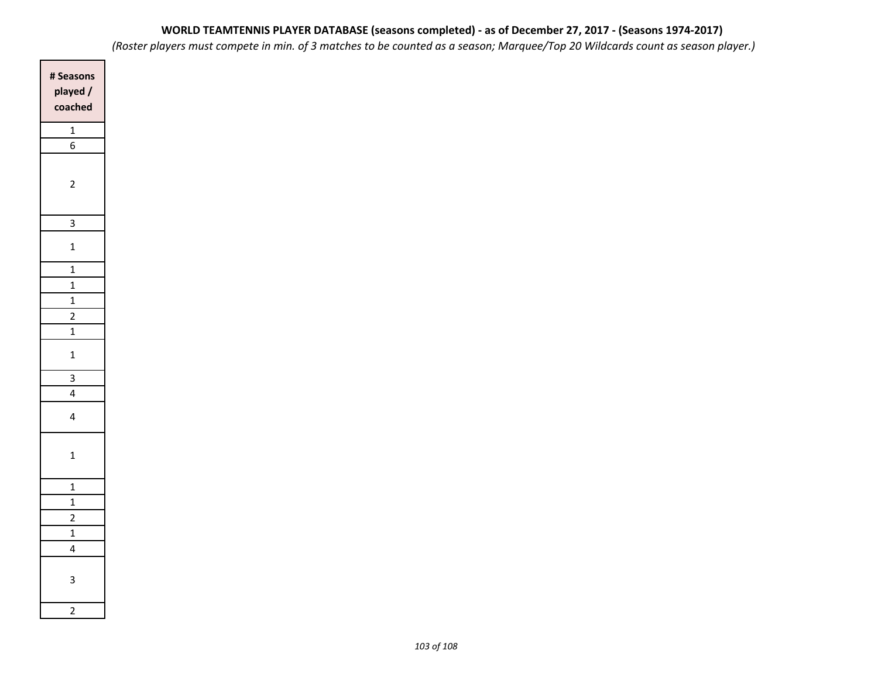**WORLD TEAMTENNIS PLAYER DATABASE (seasons completed) - as of December 27, 2017 - (Seasons 1974-2017)**

*(Roster players must compete in min. of 3 matches to be counted as a season; Marquee/Top 20 Wildcards count as season player.)*

| # Seasons played / coached |
|---|
| 1 |
| 6 |
| 2 |
| 3 |
| 1 |
| 1 |
| 1 |
| 1 |
| 2 |
| 1 |
| 1 |
| 3 |
| 4 |
| 4 |
| 1 |
| 1 |
| 1 |
| 2 |
| 1 |
| 4 |
| 3 |
| 2 |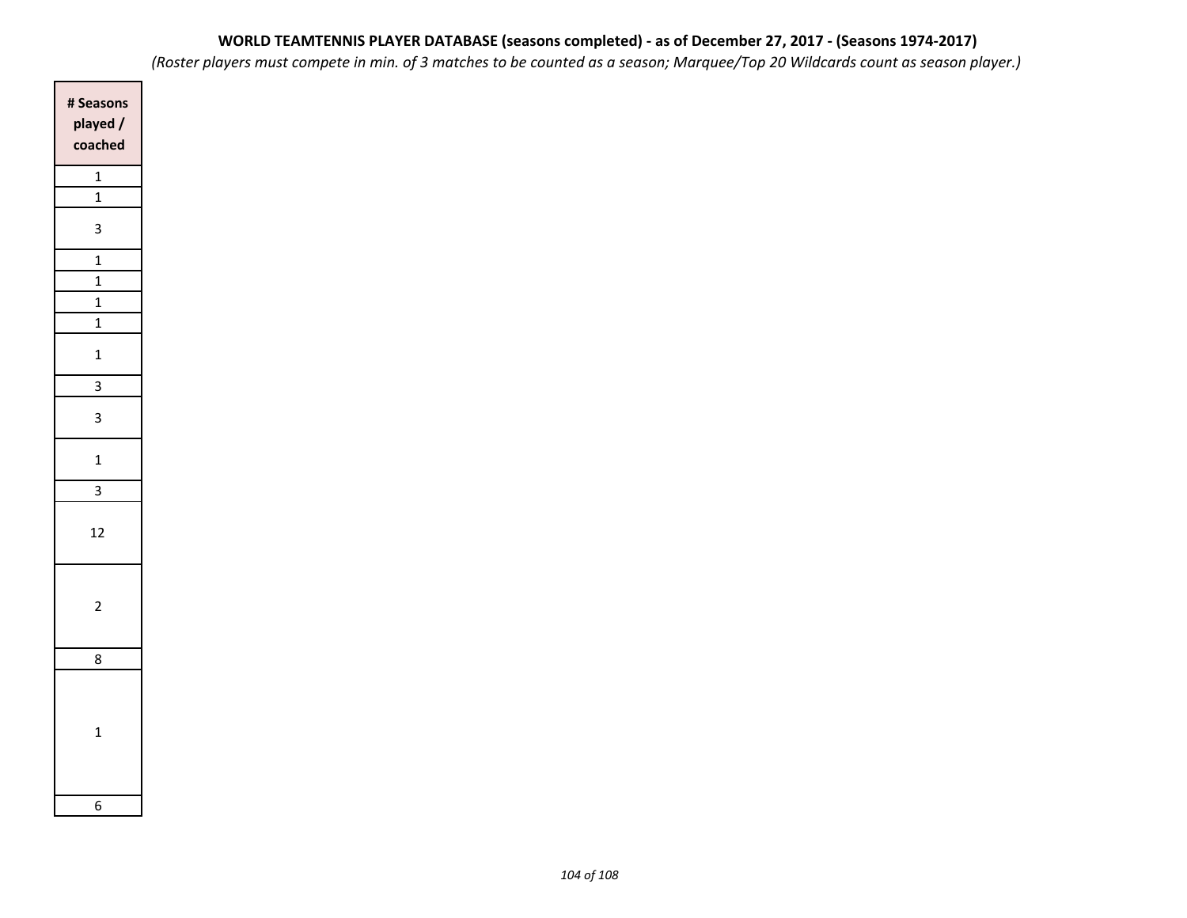**WORLD TEAMTENNIS PLAYER DATABASE (seasons completed) - as of December 27, 2017 - (Seasons 1974-2017)**

*(Roster players must compete in min. of 3 matches to be counted as a season; Marquee/Top 20 Wildcards count as season player.)*

| # Seasons played / coached |
|---|
| 1 |
| 1 |
| 3 |
| 1 |
| 1 |
| 1 |
| 1 |
| 1 |
| 3 |
| 3 |
| 1 |
| 3 |
| 12 |
| 2 |
| 8 |
| 1 |
| 6 |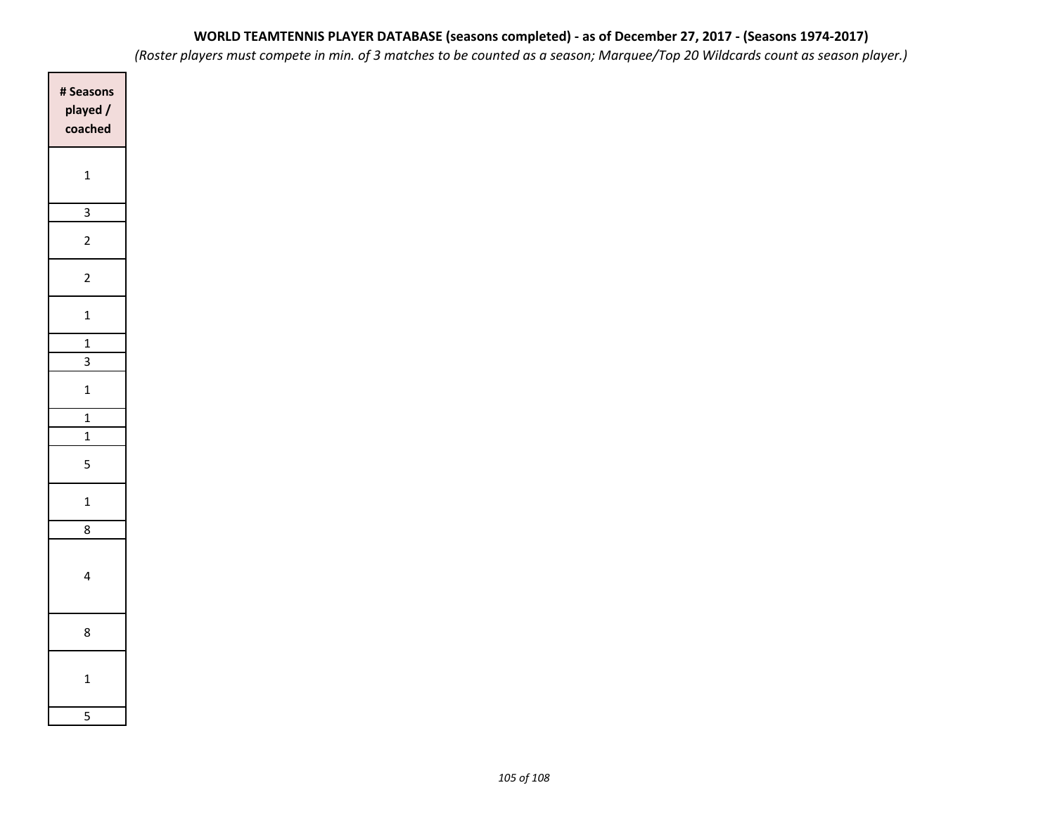**WORLD TEAMTENNIS PLAYER DATABASE (seasons completed) - as of December 27, 2017 - (Seasons 1974-2017)**

*(Roster players must compete in min. of 3 matches to be counted as a season; Marquee/Top 20 Wildcards count as season player.)*

| # Seasons played / coached |
|---|
| 1 |
| 3 |
| 2 |
| 2 |
| 1 |
| 1 |
| 3 |
| 1 |
| 1 |
| 1 |
| 5 |
| 1 |
| 8 |
| 4 |
| 8 |
| 1 |
| 5 |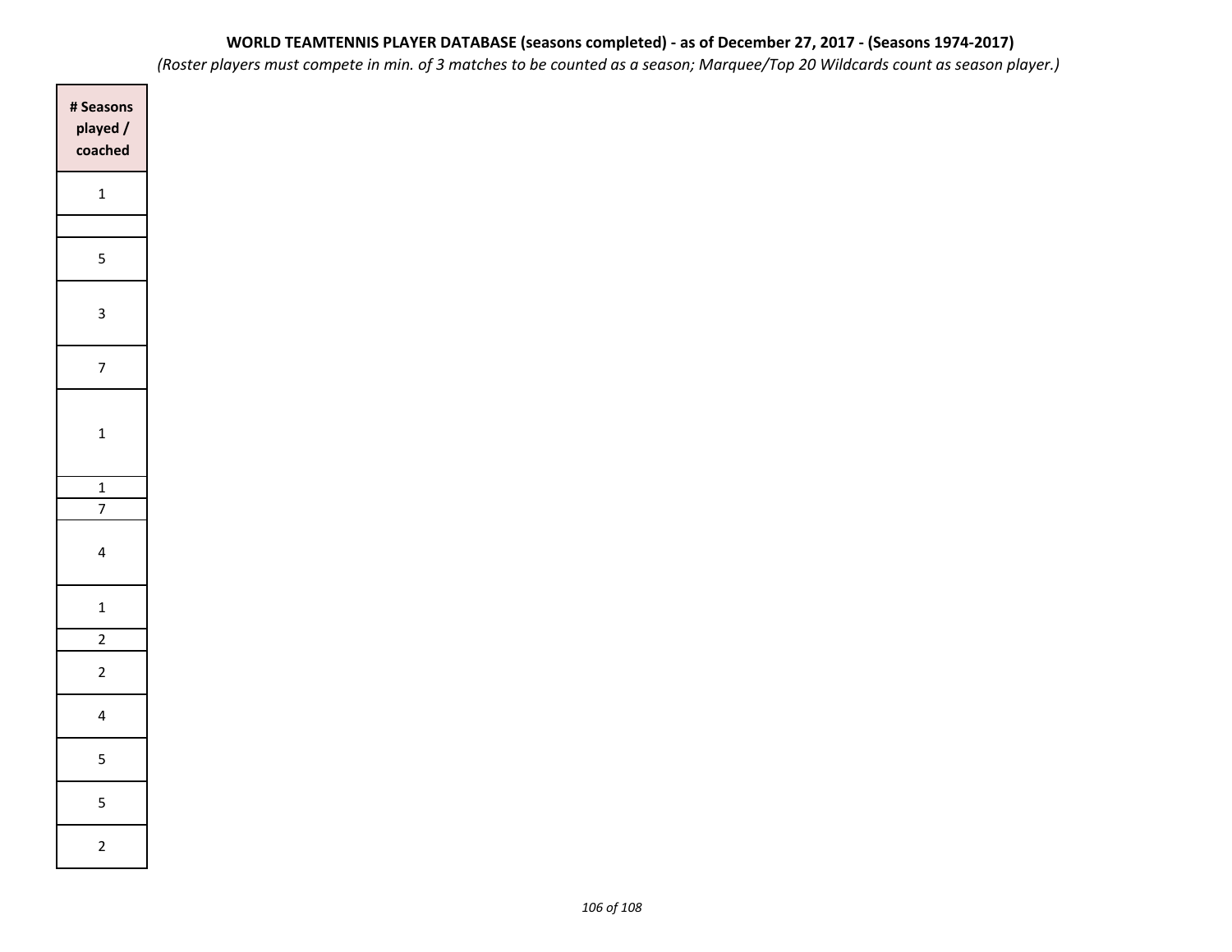**WORLD TEAMTENNIS PLAYER DATABASE (seasons completed) - as of December 27, 2017 - (Seasons 1974-2017)**

*(Roster players must compete in min. of 3 matches to be counted as a season; Marquee/Top 20 Wildcards count as season player.)*

| # Seasons played / coached |
|---|
| 1 |
| |
| 5 |
| 3 |
| 7 |
| 1 |
| 1 |
| 7 |
| 4 |
| 1 |
| 2 |
| 2 |
| 4 |
| 5 |
| 5 |
| 2 |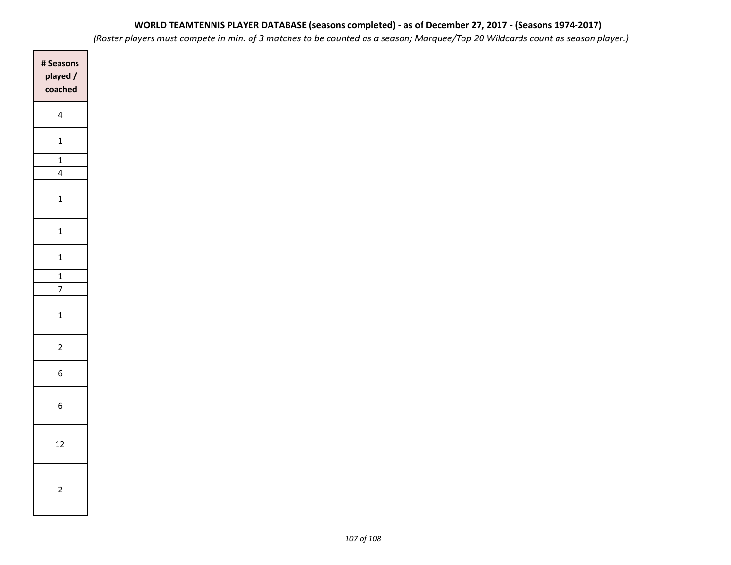**WORLD TEAMTENNIS PLAYER DATABASE (seasons completed) - as of December 27, 2017 - (Seasons 1974-2017)**

*(Roster players must compete in min. of 3 matches to be counted as a season; Marquee/Top 20 Wildcards count as season player.)*

| # Seasons played / coached |
|---|
| 4 |
| 1 |
| 1 |
| 4 |
| 1 |
| 1 |
| 1 |
| 1 |
| 7 |
| 1 |
| 2 |
| 6 |
| 6 |
| 12 |
| 2 |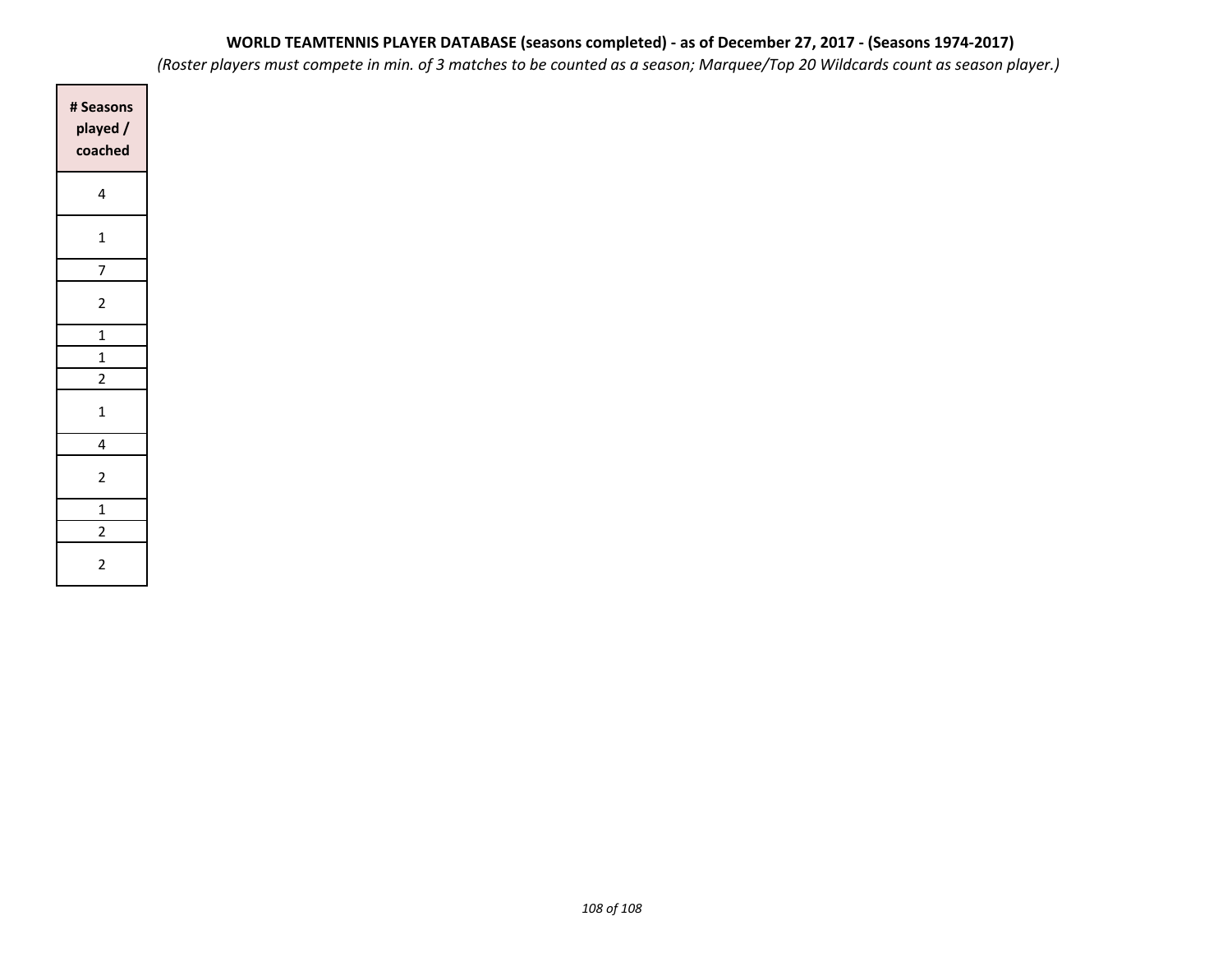**WORLD TEAMTENNIS PLAYER DATABASE (seasons completed) - as of December 27, 2017 - (Seasons 1974-2017)**

*(Roster players must compete in min. of 3 matches to be counted as a season; Marquee/Top 20 Wildcards count as season player.)*

| # Seasons played / coached |
| --- |
| 4 |
| 1 |
| 7 |
| 2 |
| 1 |
| 1 |
| 2 |
| 1 |
| 4 |
| 2 |
| 1 |
| 2 |
| 2 |